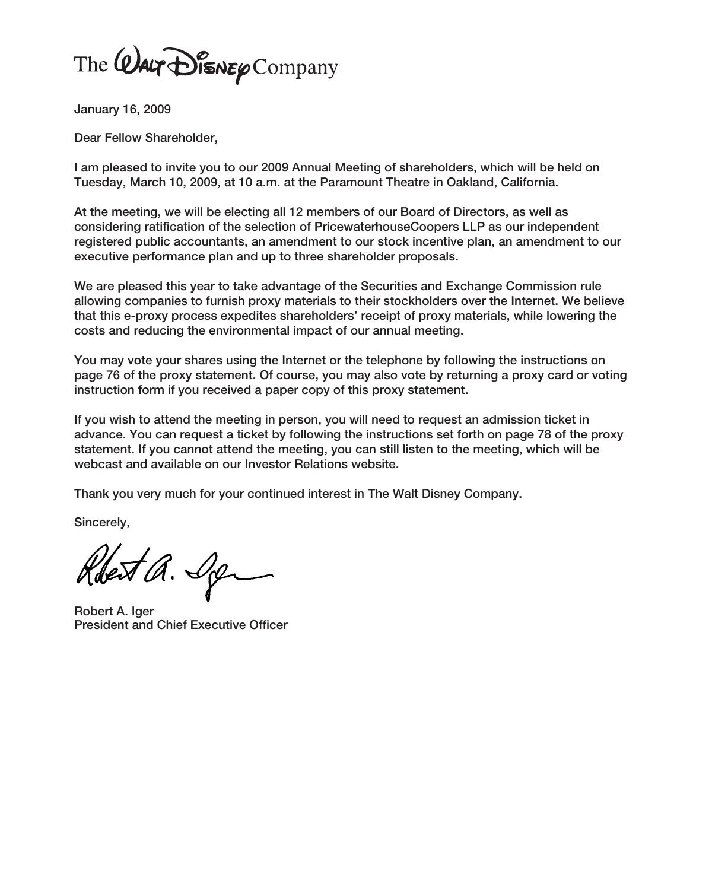The Walt Disney Company

January 16, 2009

Dear Fellow Shareholder,

I am pleased to invite you to our 2009 Annual Meeting of shareholders, which will be held on Tuesday, March 10, 2009, at 10 a.m. at the Paramount Theatre in Oakland, California.

At the meeting, we will be electing all 12 members of our Board of Directors, as well as considering ratification of the selection of PricewaterhouseCoopers LLP as our independent registered public accountants, an amendment to our stock incentive plan, an amendment to our executive performance plan and up to three shareholder proposals.

We are pleased this year to take advantage of the Securities and Exchange Commission rule allowing companies to furnish proxy materials to their stockholders over the Internet. We believe that this e-proxy process expedites shareholders' receipt of proxy materials, while lowering the costs and reducing the environmental impact of our annual meeting.

You may vote your shares using the Internet or the telephone by following the instructions on page 76 of the proxy statement. Of course, you may also vote by returning a proxy card or voting instruction form if you received a paper copy of this proxy statement.

If you wish to attend the meeting in person, you will need to request an admission ticket in advance. You can request a ticket by following the instructions set forth on page 78 of the proxy statement. If you cannot attend the meeting, you can still listen to the meeting, which will be webcast and available on our Investor Relations website.

Thank you very much for your continued interest in The Walt Disney Company.

Sincerely,

Robert A. Iger
President and Chief Executive Officer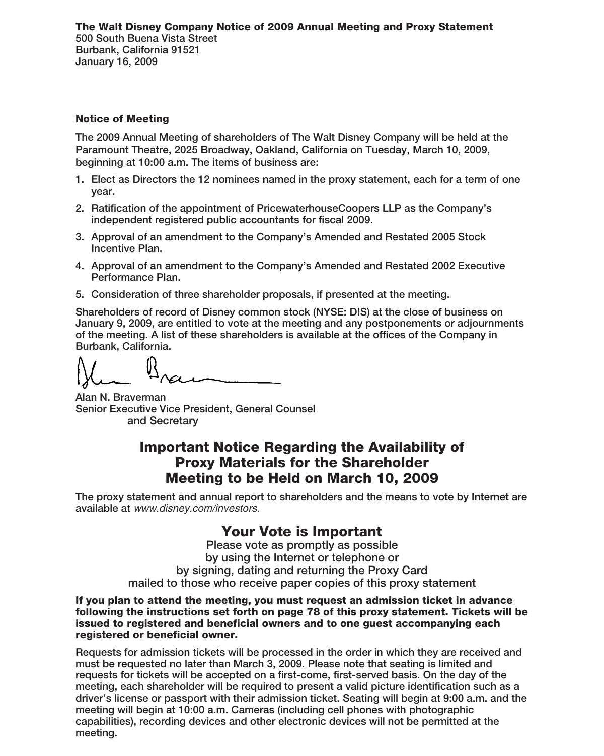**The Walt Disney Company Notice of 2009 Annual Meeting and Proxy Statement**
500 South Buena Vista Street
Burbank, California 91521
January 16, 2009

**Notice of Meeting**

The 2009 Annual Meeting of shareholders of The Walt Disney Company will be held at the Paramount Theatre, 2025 Broadway, Oakland, California on Tuesday, March 10, 2009, beginning at 10:00 a.m. The items of business are:

1. Elect as Directors the 12 nominees named in the proxy statement, each for a term of one year.
2. Ratification of the appointment of PricewaterhouseCoopers LLP as the Company's independent registered public accountants for fiscal 2009.
3. Approval of an amendment to the Company's Amended and Restated 2005 Stock Incentive Plan.
4. Approval of an amendment to the Company's Amended and Restated 2002 Executive Performance Plan.
5. Consideration of three shareholder proposals, if presented at the meeting.

Shareholders of record of Disney common stock (NYSE: DIS) at the close of business on January 9, 2009, are entitled to vote at the meeting and any postponements or adjournments of the meeting. A list of these shareholders is available at the offices of the Company in Burbank, California.

Alan N. Braverman
Senior Executive Vice President, General Counsel
and Secretary

## Important Notice Regarding the Availability of Proxy Materials for the Shareholder Meeting to be Held on March 10, 2009

The proxy statement and annual report to shareholders and the means to vote by Internet are available at *www.disney.com/investors.*

## Your Vote is Important

Please vote as promptly as possible
by using the Internet or telephone or
by signing, dating and returning the Proxy Card
mailed to those who receive paper copies of this proxy statement

**If you plan to attend the meeting, you must request an admission ticket in advance following the instructions set forth on page 78 of this proxy statement. Tickets will be issued to registered and beneficial owners and to one guest accompanying each registered or beneficial owner.**

Requests for admission tickets will be processed in the order in which they are received and must be requested no later than March 3, 2009. Please note that seating is limited and requests for tickets will be accepted on a first-come, first-served basis. On the day of the meeting, each shareholder will be required to present a valid picture identification such as a driver's license or passport with their admission ticket. Seating will begin at 9:00 a.m. and the meeting will begin at 10:00 a.m. Cameras (including cell phones with photographic capabilities), recording devices and other electronic devices will not be permitted at the meeting.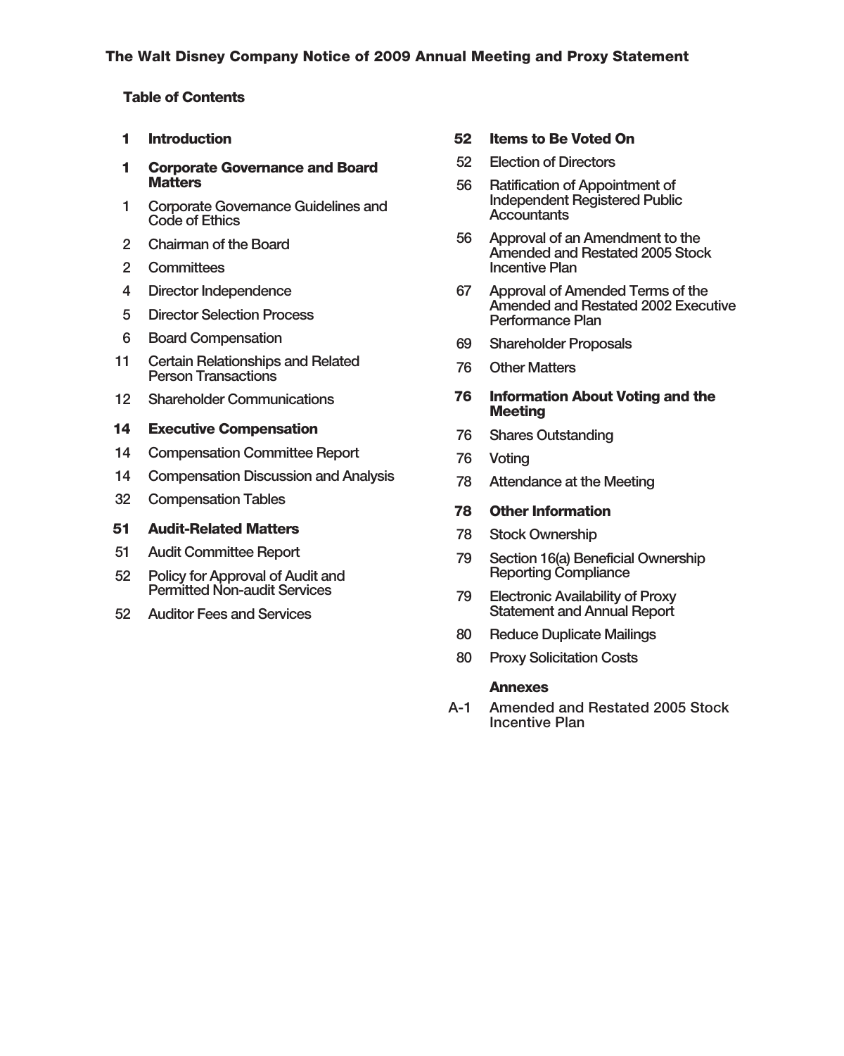# The Walt Disney Company Notice of 2009 Annual Meeting and Proxy Statement

## Table of Contents

**1 Introduction**

**1 Corporate Governance and Board Matters**

- 1 Corporate Governance Guidelines and Code of Ethics
- 2 Chairman of the Board
- 2 Committees
- 4 Director Independence
- 5 Director Selection Process
- 6 Board Compensation
- 11 Certain Relationships and Related Person Transactions
- 12 Shareholder Communications

**14 Executive Compensation**

- 14 Compensation Committee Report
- 14 Compensation Discussion and Analysis
- 32 Compensation Tables

**51 Audit-Related Matters**

- 51 Audit Committee Report
- 52 Policy for Approval of Audit and Permitted Non-audit Services
- 52 Auditor Fees and Services

**52 Items to Be Voted On**

- 52 Election of Directors
- 56 Ratification of Appointment of Independent Registered Public Accountants
- 56 Approval of an Amendment to the Amended and Restated 2005 Stock Incentive Plan
- 67 Approval of Amended Terms of the Amended and Restated 2002 Executive Performance Plan
- 69 Shareholder Proposals
- 76 Other Matters

**76 Information About Voting and the Meeting**

- 76 Shares Outstanding
- 76 Voting
- 78 Attendance at the Meeting

**78 Other Information**

- 78 Stock Ownership
- 79 Section 16(a) Beneficial Ownership Reporting Compliance
- 79 Electronic Availability of Proxy Statement and Annual Report
- 80 Reduce Duplicate Mailings
- 80 Proxy Solicitation Costs

**Annexes**

- A-1 Amended and Restated 2005 Stock Incentive Plan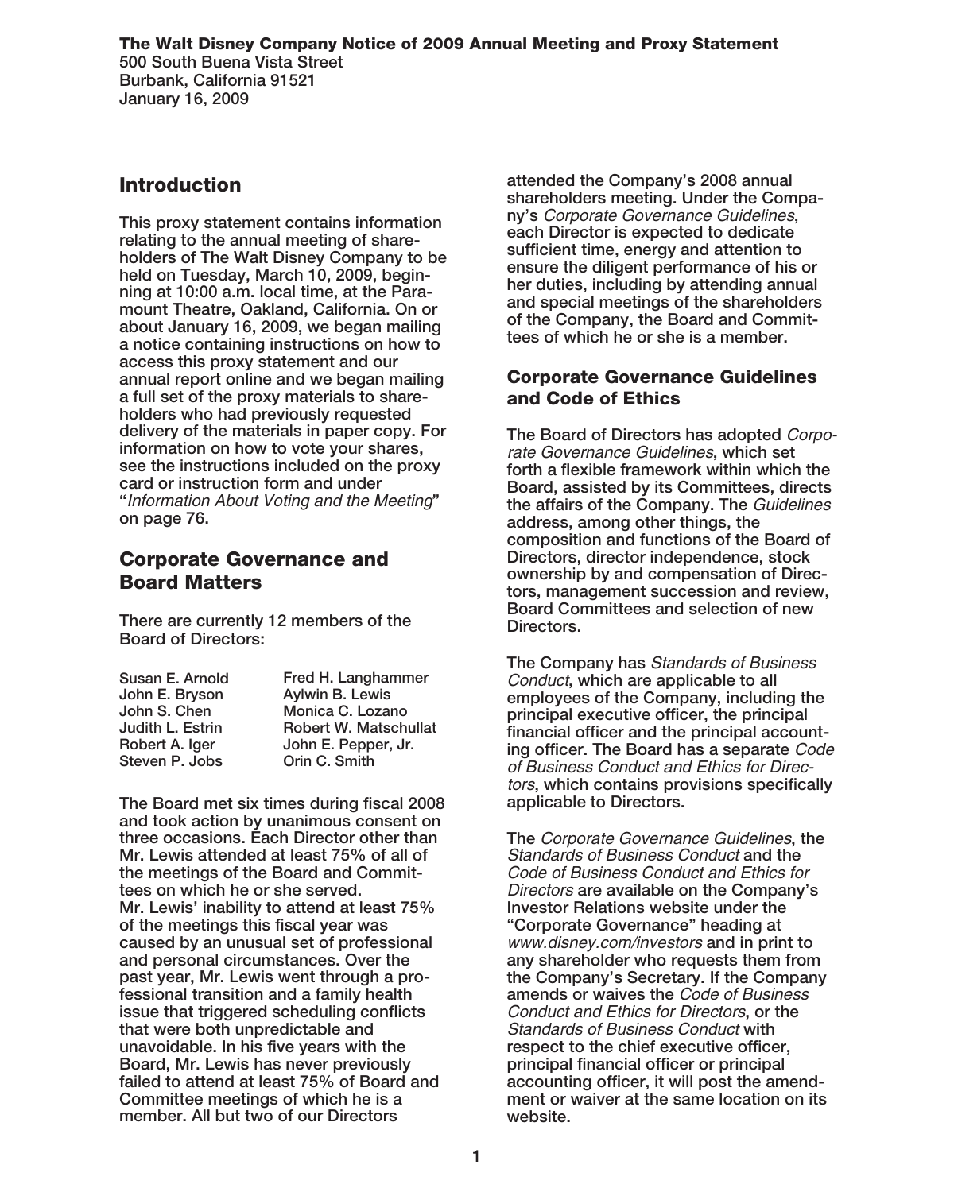**The Walt Disney Company Notice of 2009 Annual Meeting and Proxy Statement**
500 South Buena Vista Street
Burbank, California 91521
January 16, 2009

## Introduction

This proxy statement contains information relating to the annual meeting of shareholders of The Walt Disney Company to be held on Tuesday, March 10, 2009, beginning at 10:00 a.m. local time, at the Paramount Theatre, Oakland, California. On or about January 16, 2009, we began mailing a notice containing instructions on how to access this proxy statement and our annual report online and we began mailing a full set of the proxy materials to shareholders who had previously requested delivery of the materials in paper copy. For information on how to vote your shares, see the instructions included on the proxy card or instruction form and under "*Information About Voting and the Meeting*" on page 76.

## Corporate Governance and Board Matters

There are currently 12 members of the Board of Directors:

| | |
|---|---|
| Susan E. Arnold | Fred H. Langhammer |
| John E. Bryson | Aylwin B. Lewis |
| John S. Chen | Monica C. Lozano |
| Judith L. Estrin | Robert W. Matschullat |
| Robert A. Iger | John E. Pepper, Jr. |
| Steven P. Jobs | Orin C. Smith |

The Board met six times during fiscal 2008 and took action by unanimous consent on three occasions. Each Director other than Mr. Lewis attended at least 75% of all of the meetings of the Board and Committees on which he or she served. Mr. Lewis' inability to attend at least 75% of the meetings this fiscal year was caused by an unusual set of professional and personal circumstances. Over the past year, Mr. Lewis went through a professional transition and a family health issue that triggered scheduling conflicts that were both unpredictable and unavoidable. In his five years with the Board, Mr. Lewis has never previously failed to attend at least 75% of Board and Committee meetings of which he is a member. All but two of our Directors attended the Company's 2008 annual shareholders meeting. Under the Company's *Corporate Governance Guidelines*, each Director is expected to dedicate sufficient time, energy and attention to ensure the diligent performance of his or her duties, including by attending annual and special meetings of the shareholders of the Company, the Board and Committees of which he or she is a member.

### Corporate Governance Guidelines and Code of Ethics

The Board of Directors has adopted *Corporate Governance Guidelines*, which set forth a flexible framework within which the Board, assisted by its Committees, directs the affairs of the Company. The *Guidelines* address, among other things, the composition and functions of the Board of Directors, director independence, stock ownership by and compensation of Directors, management succession and review, Board Committees and selection of new Directors.

The Company has *Standards of Business Conduct*, which are applicable to all employees of the Company, including the principal executive officer, the principal financial officer and the principal accounting officer. The Board has a separate *Code of Business Conduct and Ethics for Directors*, which contains provisions specifically applicable to Directors.

The *Corporate Governance Guidelines*, the *Standards of Business Conduct* and the *Code of Business Conduct and Ethics for Directors* are available on the Company's Investor Relations website under the "Corporate Governance" heading at *www.disney.com/investors* and in print to any shareholder who requests them from the Company's Secretary. If the Company amends or waives the *Code of Business Conduct and Ethics for Directors*, or the *Standards of Business Conduct* with respect to the chief executive officer, principal financial officer or principal accounting officer, it will post the amendment or waiver at the same location on its website.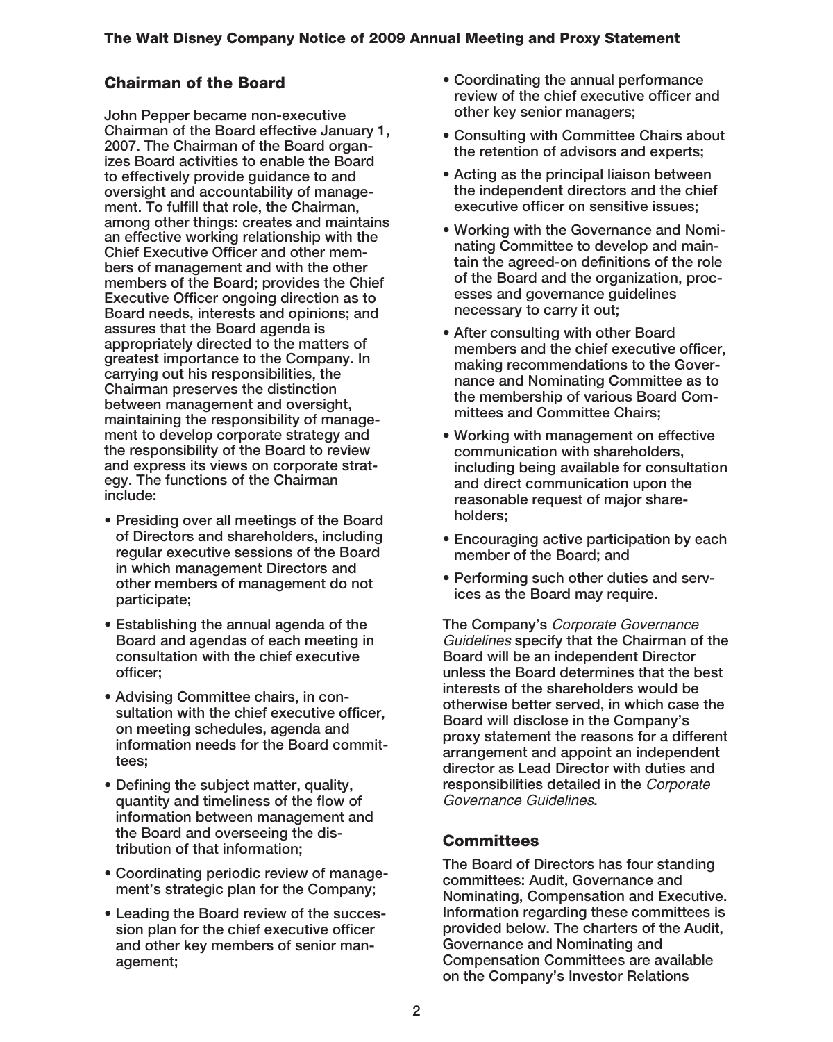## Chairman of the Board

John Pepper became non-executive Chairman of the Board effective January 1, 2007. The Chairman of the Board organizes Board activities to enable the Board to effectively provide guidance to and oversight and accountability of management. To fulfill that role, the Chairman, among other things: creates and maintains an effective working relationship with the Chief Executive Officer and other members of management and with the other members of the Board; provides the Chief Executive Officer ongoing direction as to Board needs, interests and opinions; and assures that the Board agenda is appropriately directed to the matters of greatest importance to the Company. In carrying out his responsibilities, the Chairman preserves the distinction between management and oversight, maintaining the responsibility of management to develop corporate strategy and the responsibility of the Board to review and express its views on corporate strategy. The functions of the Chairman include:

- Presiding over all meetings of the Board of Directors and shareholders, including regular executive sessions of the Board in which management Directors and other members of management do not participate;
- Establishing the annual agenda of the Board and agendas of each meeting in consultation with the chief executive officer;
- Advising Committee chairs, in consultation with the chief executive officer, on meeting schedules, agenda and information needs for the Board committees;
- Defining the subject matter, quality, quantity and timeliness of the flow of information between management and the Board and overseeing the distribution of that information;
- Coordinating periodic review of management's strategic plan for the Company;
- Leading the Board review of the succession plan for the chief executive officer and other key members of senior management;
- Coordinating the annual performance review of the chief executive officer and other key senior managers;
- Consulting with Committee Chairs about the retention of advisors and experts;
- Acting as the principal liaison between the independent directors and the chief executive officer on sensitive issues;
- Working with the Governance and Nominating Committee to develop and maintain the agreed-on definitions of the role of the Board and the organization, processes and governance guidelines necessary to carry it out;
- After consulting with other Board members and the chief executive officer, making recommendations to the Governance and Nominating Committee as to the membership of various Board Committees and Committee Chairs;
- Working with management on effective communication with shareholders, including being available for consultation and direct communication upon the reasonable request of major shareholders;
- Encouraging active participation by each member of the Board; and
- Performing such other duties and services as the Board may require.

The Company's *Corporate Governance Guidelines* specify that the Chairman of the Board will be an independent Director unless the Board determines that the best interests of the shareholders would be otherwise better served, in which case the Board will disclose in the Company's proxy statement the reasons for a different arrangement and appoint an independent director as Lead Director with duties and responsibilities detailed in the *Corporate Governance Guidelines*.

## Committees

The Board of Directors has four standing committees: Audit, Governance and Nominating, Compensation and Executive. Information regarding these committees is provided below. The charters of the Audit, Governance and Nominating and Compensation Committees are available on the Company's Investor Relations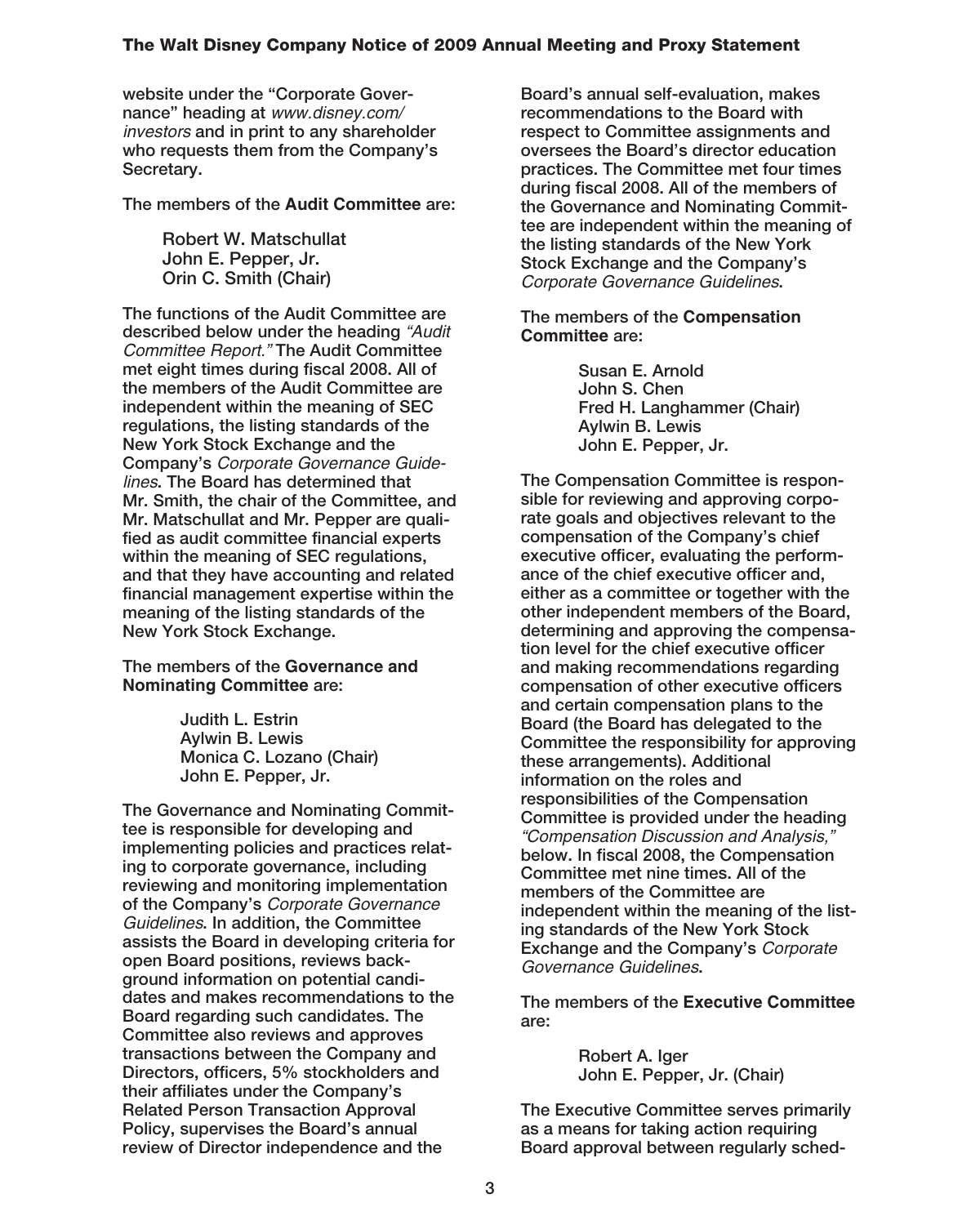website under the "Corporate Governance" heading at *www.disney.com/investors* and in print to any shareholder who requests them from the Company's Secretary.

The members of the **Audit Committee** are:

Robert W. Matschullat
John E. Pepper, Jr.
Orin C. Smith (Chair)

The functions of the Audit Committee are described below under the heading *"Audit Committee Report."* The Audit Committee met eight times during fiscal 2008. All of the members of the Audit Committee are independent within the meaning of SEC regulations, the listing standards of the New York Stock Exchange and the Company's *Corporate Governance Guidelines*. The Board has determined that Mr. Smith, the chair of the Committee, and Mr. Matschullat and Mr. Pepper are qualified as audit committee financial experts within the meaning of SEC regulations, and that they have accounting and related financial management expertise within the meaning of the listing standards of the New York Stock Exchange.

The members of the **Governance and Nominating Committee** are:

Judith L. Estrin
Aylwin B. Lewis
Monica C. Lozano (Chair)
John E. Pepper, Jr.

The Governance and Nominating Committee is responsible for developing and implementing policies and practices relating to corporate governance, including reviewing and monitoring implementation of the Company's *Corporate Governance Guidelines*. In addition, the Committee assists the Board in developing criteria for open Board positions, reviews background information on potential candidates and makes recommendations to the Board regarding such candidates. The Committee also reviews and approves transactions between the Company and Directors, officers, 5% stockholders and their affiliates under the Company's Related Person Transaction Approval Policy, supervises the Board's annual review of Director independence and the Board's annual self-evaluation, makes recommendations to the Board with respect to Committee assignments and oversees the Board's director education practices. The Committee met four times during fiscal 2008. All of the members of the Governance and Nominating Committee are independent within the meaning of the listing standards of the New York Stock Exchange and the Company's *Corporate Governance Guidelines*.

The members of the **Compensation Committee** are:

Susan E. Arnold
John S. Chen
Fred H. Langhammer (Chair)
Aylwin B. Lewis
John E. Pepper, Jr.

The Compensation Committee is responsible for reviewing and approving corporate goals and objectives relevant to the compensation of the Company's chief executive officer, evaluating the performance of the chief executive officer and, either as a committee or together with the other independent members of the Board, determining and approving the compensation level for the chief executive officer and making recommendations regarding compensation of other executive officers and certain compensation plans to the Board (the Board has delegated to the Committee the responsibility for approving these arrangements). Additional information on the roles and responsibilities of the Compensation Committee is provided under the heading *"Compensation Discussion and Analysis,"* below. In fiscal 2008, the Compensation Committee met nine times. All of the members of the Committee are independent within the meaning of the listing standards of the New York Stock Exchange and the Company's *Corporate Governance Guidelines*.

The members of the **Executive Committee** are:

Robert A. Iger
John E. Pepper, Jr. (Chair)

The Executive Committee serves primarily as a means for taking action requiring Board approval between regularly sched-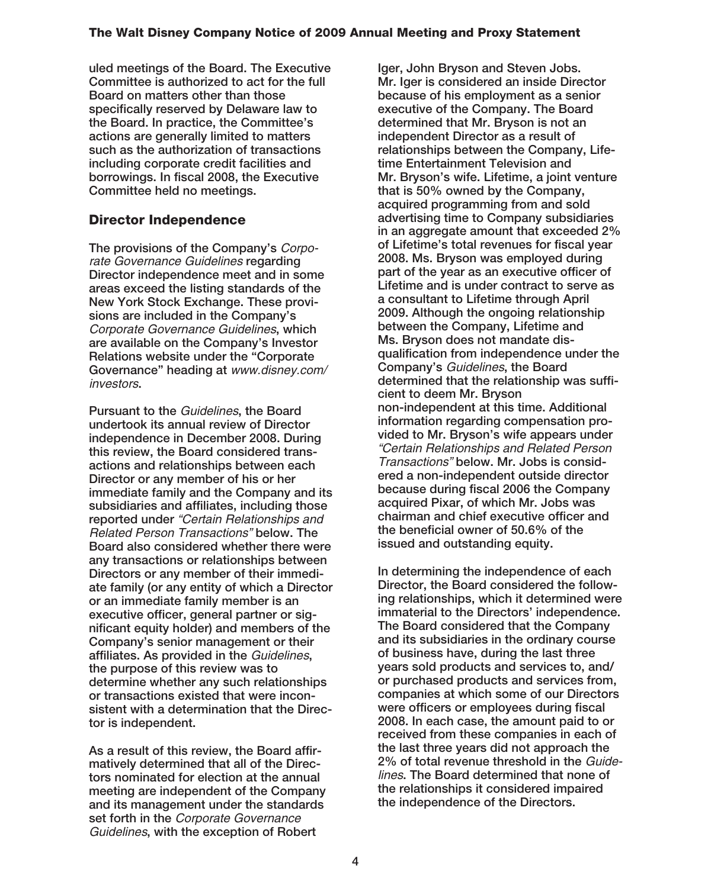uled meetings of the Board. The Executive Committee is authorized to act for the full Board on matters other than those specifically reserved by Delaware law to the Board. In practice, the Committee's actions are generally limited to matters such as the authorization of transactions including corporate credit facilities and borrowings. In fiscal 2008, the Executive Committee held no meetings.

## Director Independence

The provisions of the Company's *Corporate Governance Guidelines* regarding Director independence meet and in some areas exceed the listing standards of the New York Stock Exchange. These provisions are included in the Company's *Corporate Governance Guidelines*, which are available on the Company's Investor Relations website under the "Corporate Governance" heading at *www.disney.com/investors*.

Pursuant to the *Guidelines*, the Board undertook its annual review of Director independence in December 2008. During this review, the Board considered transactions and relationships between each Director or any member of his or her immediate family and the Company and its subsidiaries and affiliates, including those reported under *"Certain Relationships and Related Person Transactions"* below. The Board also considered whether there were any transactions or relationships between Directors or any member of their immediate family (or any entity of which a Director or an immediate family member is an executive officer, general partner or significant equity holder) and members of the Company's senior management or their affiliates. As provided in the *Guidelines*, the purpose of this review was to determine whether any such relationships or transactions existed that were inconsistent with a determination that the Director is independent.

As a result of this review, the Board affirmatively determined that all of the Directors nominated for election at the annual meeting are independent of the Company and its management under the standards set forth in the *Corporate Governance Guidelines*, with the exception of Robert Iger, John Bryson and Steven Jobs. Mr. Iger is considered an inside Director because of his employment as a senior executive of the Company. The Board determined that Mr. Bryson is not an independent Director as a result of relationships between the Company, Lifetime Entertainment Television and Mr. Bryson's wife. Lifetime, a joint venture that is 50% owned by the Company, acquired programming from and sold advertising time to Company subsidiaries in an aggregate amount that exceeded 2% of Lifetime's total revenues for fiscal year 2008. Ms. Bryson was employed during part of the year as an executive officer of Lifetime and is under contract to serve as a consultant to Lifetime through April 2009. Although the ongoing relationship between the Company, Lifetime and Ms. Bryson does not mandate disqualification from independence under the Company's *Guidelines*, the Board determined that the relationship was sufficient to deem Mr. Bryson non-independent at this time. Additional information regarding compensation provided to Mr. Bryson's wife appears under *"Certain Relationships and Related Person Transactions"* below. Mr. Jobs is considered a non-independent outside director because during fiscal 2006 the Company acquired Pixar, of which Mr. Jobs was chairman and chief executive officer and the beneficial owner of 50.6% of the issued and outstanding equity.

In determining the independence of each Director, the Board considered the following relationships, which it determined were immaterial to the Directors' independence. The Board considered that the Company and its subsidiaries in the ordinary course of business have, during the last three years sold products and services to, and/or purchased products and services from, companies at which some of our Directors were officers or employees during fiscal 2008. In each case, the amount paid to or received from these companies in each of the last three years did not approach the 2% of total revenue threshold in the *Guidelines*. The Board determined that none of the relationships it considered impaired the independence of the Directors.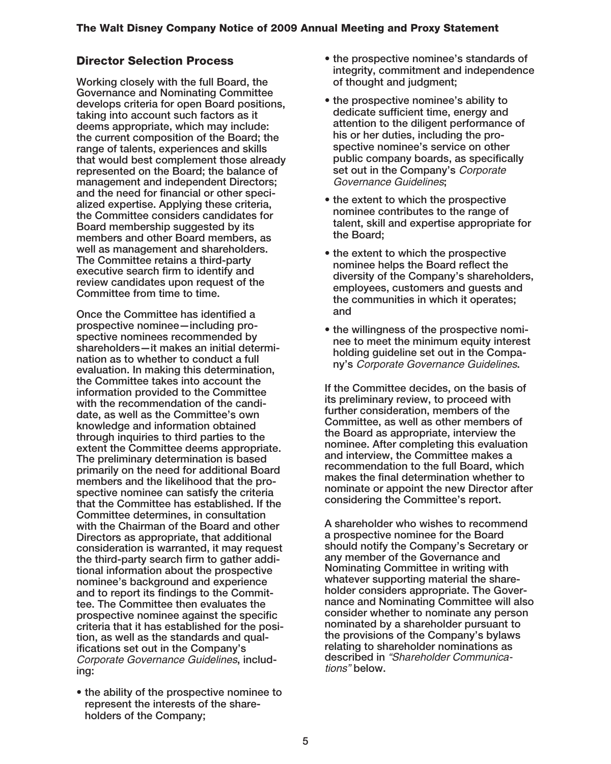## Director Selection Process

Working closely with the full Board, the Governance and Nominating Committee develops criteria for open Board positions, taking into account such factors as it deems appropriate, which may include: the current composition of the Board; the range of talents, experiences and skills that would best complement those already represented on the Board; the balance of management and independent Directors; and the need for financial or other specialized expertise. Applying these criteria, the Committee considers candidates for Board membership suggested by its members and other Board members, as well as management and shareholders. The Committee retains a third-party executive search firm to identify and review candidates upon request of the Committee from time to time.

Once the Committee has identified a prospective nominee—including prospective nominees recommended by shareholders—it makes an initial determination as to whether to conduct a full evaluation. In making this determination, the Committee takes into account the information provided to the Committee with the recommendation of the candidate, as well as the Committee's own knowledge and information obtained through inquiries to third parties to the extent the Committee deems appropriate. The preliminary determination is based primarily on the need for additional Board members and the likelihood that the prospective nominee can satisfy the criteria that the Committee has established. If the Committee determines, in consultation with the Chairman of the Board and other Directors as appropriate, that additional consideration is warranted, it may request the third-party search firm to gather additional information about the prospective nominee's background and experience and to report its findings to the Committee. The Committee then evaluates the prospective nominee against the specific criteria that it has established for the position, as well as the standards and qualifications set out in the Company's *Corporate Governance Guidelines*, including:

- the ability of the prospective nominee to represent the interests of the shareholders of the Company;
- the prospective nominee's standards of integrity, commitment and independence of thought and judgment;
- the prospective nominee's ability to dedicate sufficient time, energy and attention to the diligent performance of his or her duties, including the prospective nominee's service on other public company boards, as specifically set out in the Company's *Corporate Governance Guidelines*;
- the extent to which the prospective nominee contributes to the range of talent, skill and expertise appropriate for the Board;
- the extent to which the prospective nominee helps the Board reflect the diversity of the Company's shareholders, employees, customers and guests and the communities in which it operates; and
- the willingness of the prospective nominee to meet the minimum equity interest holding guideline set out in the Company's *Corporate Governance Guidelines*.

If the Committee decides, on the basis of its preliminary review, to proceed with further consideration, members of the Committee, as well as other members of the Board as appropriate, interview the nominee. After completing this evaluation and interview, the Committee makes a recommendation to the full Board, which makes the final determination whether to nominate or appoint the new Director after considering the Committee's report.

A shareholder who wishes to recommend a prospective nominee for the Board should notify the Company's Secretary or any member of the Governance and Nominating Committee in writing with whatever supporting material the shareholder considers appropriate. The Governance and Nominating Committee will also consider whether to nominate any person nominated by a shareholder pursuant to the provisions of the Company's bylaws relating to shareholder nominations as described in *"Shareholder Communications"* below.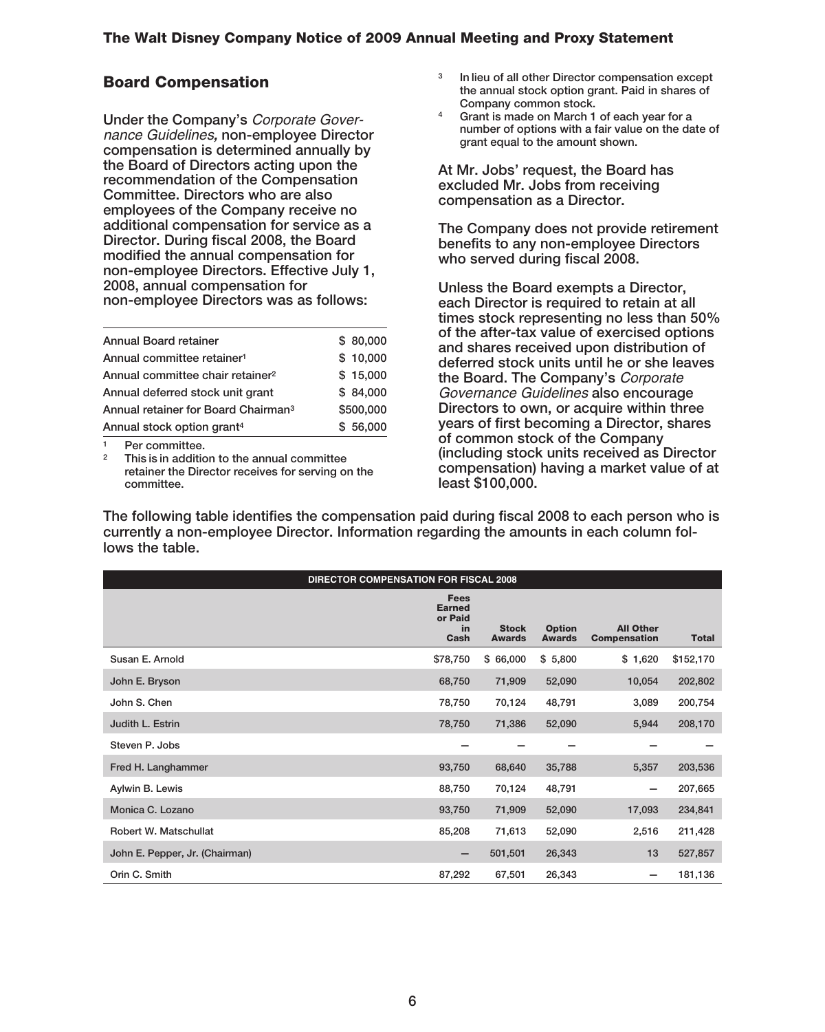## Board Compensation

Under the Company's *Corporate Governance Guidelines,* non-employee Director compensation is determined annually by the Board of Directors acting upon the recommendation of the Compensation Committee. Directors who are also employees of the Company receive no additional compensation for service as a Director. During fiscal 2008, the Board modified the annual compensation for non-employee Directors. Effective July 1, 2008, annual compensation for non-employee Directors was as follows:

| | |
|---|---|
| Annual Board retainer | $ 80,000 |
| Annual committee retainer[1] | $ 10,000 |
| Annual committee chair retainer[2] | $ 15,000 |
| Annual deferred stock unit grant | $ 84,000 |
| Annual retainer for Board Chairman[3] | $500,000 |
| Annual stock option grant[4] | $ 56,000 |

[1] Per committee.

[2] This is in addition to the annual committee retainer the Director receives for serving on the committee.

[3] In lieu of all other Director compensation except the annual stock option grant. Paid in shares of Company common stock.

[4] Grant is made on March 1 of each year for a number of options with a fair value on the date of grant equal to the amount shown.

At Mr. Jobs' request, the Board has excluded Mr. Jobs from receiving compensation as a Director.

The Company does not provide retirement benefits to any non-employee Directors who served during fiscal 2008.

Unless the Board exempts a Director, each Director is required to retain at all times stock representing no less than 50% of the after-tax value of exercised options and shares received upon distribution of deferred stock units until he or she leaves the Board. The Company's *Corporate Governance Guidelines* also encourage Directors to own, or acquire within three years of first becoming a Director, shares of common stock of the Company (including stock units received as Director compensation) having a market value of at least $100,000.

The following table identifies the compensation paid during fiscal 2008 to each person who is currently a non-employee Director. Information regarding the amounts in each column follows the table.

**DIRECTOR COMPENSATION FOR FISCAL 2008**

| | Fees Earned or Paid in Cash | Stock Awards | Option Awards | All Other Compensation | Total |
|---|---|---|---|---|---|
| Susan E. Arnold | $78,750 | $ 66,000 | $ 5,800 | $ 1,620 | $152,170 |
| John E. Bryson | 68,750 | 71,909 | 52,090 | 10,054 | 202,802 |
| John S. Chen | 78,750 | 70,124 | 48,791 | 3,089 | 200,754 |
| Judith L. Estrin | 78,750 | 71,386 | 52,090 | 5,944 | 208,170 |
| Steven P. Jobs | — | — | — | — | — |
| Fred H. Langhammer | 93,750 | 68,640 | 35,788 | 5,357 | 203,536 |
| Aylwin B. Lewis | 88,750 | 70,124 | 48,791 | — | 207,665 |
| Monica C. Lozano | 93,750 | 71,909 | 52,090 | 17,093 | 234,841 |
| Robert W. Matschullat | 85,208 | 71,613 | 52,090 | 2,516 | 211,428 |
| John E. Pepper, Jr. (Chairman) | — | 501,501 | 26,343 | 13 | 527,857 |
| Orin C. Smith | 87,292 | 67,501 | 26,343 | — | 181,136 |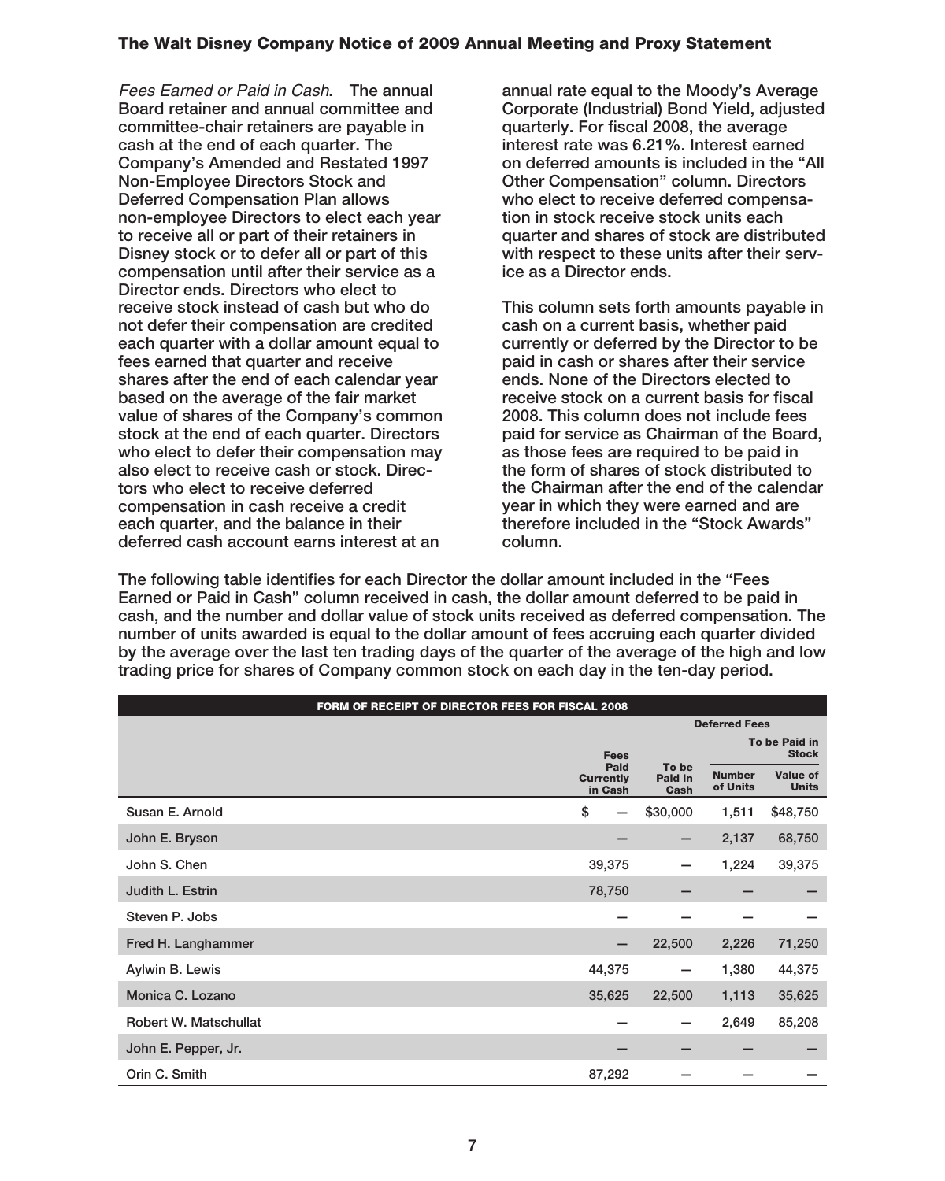*Fees Earned or Paid in Cash.* The annual Board retainer and annual committee and committee-chair retainers are payable in cash at the end of each quarter. The Company's Amended and Restated 1997 Non-Employee Directors Stock and Deferred Compensation Plan allows non-employee Directors to elect each year to receive all or part of their retainers in Disney stock or to defer all or part of this compensation until after their service as a Director ends. Directors who elect to receive stock instead of cash but who do not defer their compensation are credited each quarter with a dollar amount equal to fees earned that quarter and receive shares after the end of each calendar year based on the average of the fair market value of shares of the Company's common stock at the end of each quarter. Directors who elect to defer their compensation may also elect to receive cash or stock. Directors who elect to receive deferred compensation in cash receive a credit each quarter, and the balance in their deferred cash account earns interest at an annual rate equal to the Moody's Average Corporate (Industrial) Bond Yield, adjusted quarterly. For fiscal 2008, the average interest rate was 6.21%. Interest earned on deferred amounts is included in the "All Other Compensation" column. Directors who elect to receive deferred compensation in stock receive stock units each quarter and shares of stock are distributed with respect to these units after their service as a Director ends.

This column sets forth amounts payable in cash on a current basis, whether paid currently or deferred by the Director to be paid in cash or shares after their service ends. None of the Directors elected to receive stock on a current basis for fiscal 2008. This column does not include fees paid for service as Chairman of the Board, as those fees are required to be paid in the form of shares of stock distributed to the Chairman after the end of the calendar year in which they were earned and are therefore included in the "Stock Awards" column.

The following table identifies for each Director the dollar amount included in the "Fees Earned or Paid in Cash" column received in cash, the dollar amount deferred to be paid in cash, and the number and dollar value of stock units received as deferred compensation. The number of units awarded is equal to the dollar amount of fees accruing each quarter divided by the average over the last ten trading days of the quarter of the average of the high and low trading price for shares of Company common stock on each day in the ten-day period.

**FORM OF RECEIPT OF DIRECTOR FEES FOR FISCAL 2008**

| | | Deferred Fees | | |
|---|---|---|---|---|
| | | | To be Paid in Stock | |
| | Fees Paid Currently in Cash | To be Paid in Cash | Number of Units | Value of Units |
| Susan E. Arnold | $ — | $30,000 | 1,511 | $48,750 |
| John E. Bryson | — | — | 2,137 | 68,750 |
| John S. Chen | 39,375 | — | 1,224 | 39,375 |
| Judith L. Estrin | 78,750 | — | — | — |
| Steven P. Jobs | — | — | — | — |
| Fred H. Langhammer | — | 22,500 | 2,226 | 71,250 |
| Aylwin B. Lewis | 44,375 | — | 1,380 | 44,375 |
| Monica C. Lozano | 35,625 | 22,500 | 1,113 | 35,625 |
| Robert W. Matschullat | — | — | 2,649 | 85,208 |
| John E. Pepper, Jr. | — | — | — | — |
| Orin C. Smith | 87,292 | — | — | — |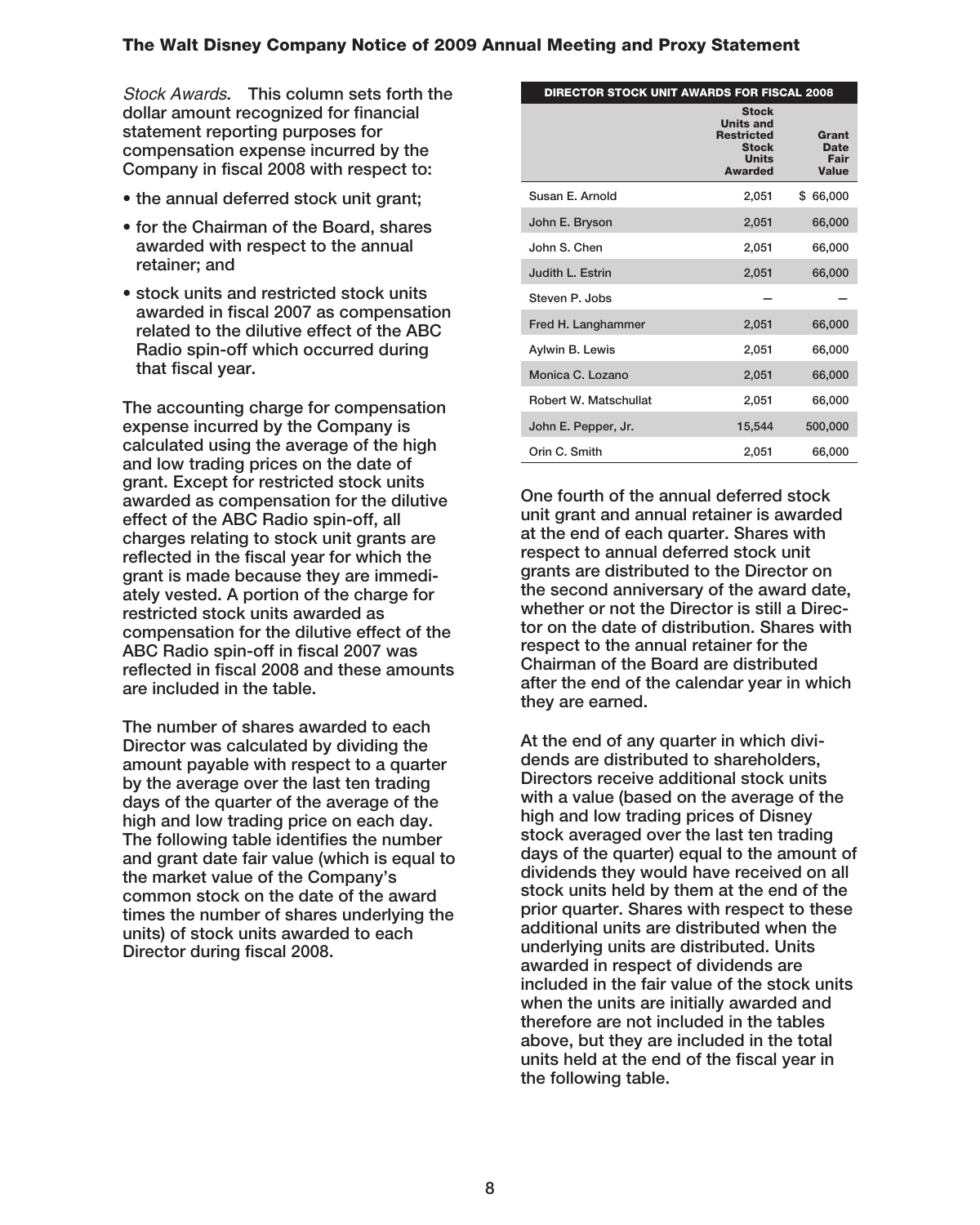*Stock Awards*. **This column sets forth the dollar amount recognized for financial statement reporting purposes for compensation expense incurred by the Company in fiscal 2008 with respect to:**

- **the annual deferred stock unit grant;**
- **for the Chairman of the Board, shares awarded with respect to the annual retainer; and**
- **stock units and restricted stock units awarded in fiscal 2007 as compensation related to the dilutive effect of the ABC Radio spin-off which occurred during that fiscal year.**

**The accounting charge for compensation expense incurred by the Company is calculated using the average of the high and low trading prices on the date of grant. Except for restricted stock units awarded as compensation for the dilutive effect of the ABC Radio spin-off, all charges relating to stock unit grants are reflected in the fiscal year for which the grant is made because they are immediately vested. A portion of the charge for restricted stock units awarded as compensation for the dilutive effect of the ABC Radio spin-off in fiscal 2007 was reflected in fiscal 2008 and these amounts are included in the table.**

**The number of shares awarded to each Director was calculated by dividing the amount payable with respect to a quarter by the average over the last ten trading days of the quarter of the average of the high and low trading price on each day. The following table identifies the number and grant date fair value (which is equal to the market value of the Company's common stock on the date of the award times the number of shares underlying the units) of stock units awarded to each Director during fiscal 2008.**

**DIRECTOR STOCK UNIT AWARDS FOR FISCAL 2008**

| | Stock Units and Restricted Stock Units Awarded | Grant Date Fair Value |
|---|---|---|
| Susan E. Arnold | 2,051 | $ 66,000 |
| John E. Bryson | 2,051 | 66,000 |
| John S. Chen | 2,051 | 66,000 |
| Judith L. Estrin | 2,051 | 66,000 |
| Steven P. Jobs | — | — |
| Fred H. Langhammer | 2,051 | 66,000 |
| Aylwin B. Lewis | 2,051 | 66,000 |
| Monica C. Lozano | 2,051 | 66,000 |
| Robert W. Matschullat | 2,051 | 66,000 |
| John E. Pepper, Jr. | 15,544 | 500,000 |
| Orin C. Smith | 2,051 | 66,000 |

**One fourth of the annual deferred stock unit grant and annual retainer is awarded at the end of each quarter. Shares with respect to annual deferred stock unit grants are distributed to the Director on the second anniversary of the award date, whether or not the Director is still a Director on the date of distribution. Shares with respect to the annual retainer for the Chairman of the Board are distributed after the end of the calendar year in which they are earned.**

**At the end of any quarter in which dividends are distributed to shareholders, Directors receive additional stock units with a value (based on the average of the high and low trading prices of Disney stock averaged over the last ten trading days of the quarter) equal to the amount of dividends they would have received on all stock units held by them at the end of the prior quarter. Shares with respect to these additional units are distributed when the underlying units are distributed. Units awarded in respect of dividends are included in the fair value of the stock units when the units are initially awarded and therefore are not included in the tables above, but they are included in the total units held at the end of the fiscal year in the following table.**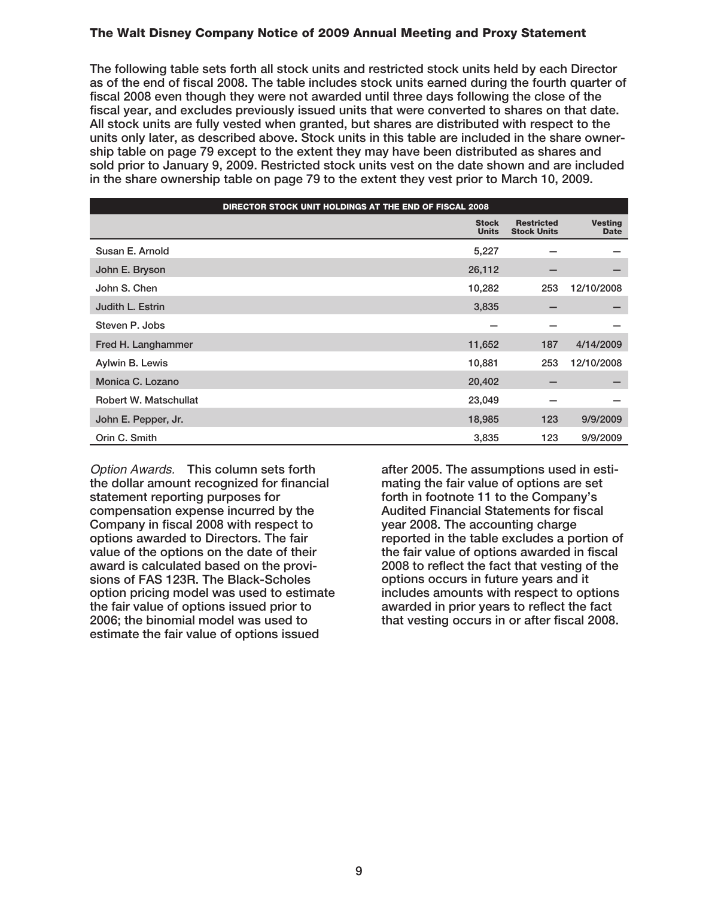The following table sets forth all stock units and restricted stock units held by each Director as of the end of fiscal 2008. The table includes stock units earned during the fourth quarter of fiscal 2008 even though they were not awarded until three days following the close of the fiscal year, and excludes previously issued units that were converted to shares on that date. All stock units are fully vested when granted, but shares are distributed with respect to the units only later, as described above. Stock units in this table are included in the share ownership table on page 79 except to the extent they may have been distributed as shares and sold prior to January 9, 2009. Restricted stock units vest on the date shown and are included in the share ownership table on page 79 to the extent they vest prior to March 10, 2009.

**DIRECTOR STOCK UNIT HOLDINGS AT THE END OF FISCAL 2008**

| | Stock Units | Restricted Stock Units | Vesting Date |
|---|---|---|---|
| Susan E. Arnold | 5,227 | — | — |
| John E. Bryson | 26,112 | — | — |
| John S. Chen | 10,282 | 253 | 12/10/2008 |
| Judith L. Estrin | 3,835 | — | — |
| Steven P. Jobs | — | — | — |
| Fred H. Langhammer | 11,652 | 187 | 4/14/2009 |
| Aylwin B. Lewis | 10,881 | 253 | 12/10/2008 |
| Monica C. Lozano | 20,402 | — | — |
| Robert W. Matschullat | 23,049 | — | — |
| John E. Pepper, Jr. | 18,985 | 123 | 9/9/2009 |
| Orin C. Smith | 3,835 | 123 | 9/9/2009 |

*Option Awards.* This column sets forth the dollar amount recognized for financial statement reporting purposes for compensation expense incurred by the Company in fiscal 2008 with respect to options awarded to Directors. The fair value of the options on the date of their award is calculated based on the provisions of FAS 123R. The Black-Scholes option pricing model was used to estimate the fair value of options issued prior to 2006; the binomial model was used to estimate the fair value of options issued after 2005. The assumptions used in estimating the fair value of options are set forth in footnote 11 to the Company's Audited Financial Statements for fiscal year 2008. The accounting charge reported in the table excludes a portion of the fair value of options awarded in fiscal 2008 to reflect the fact that vesting of the options occurs in future years and it includes amounts with respect to options awarded in prior years to reflect the fact that vesting occurs in or after fiscal 2008.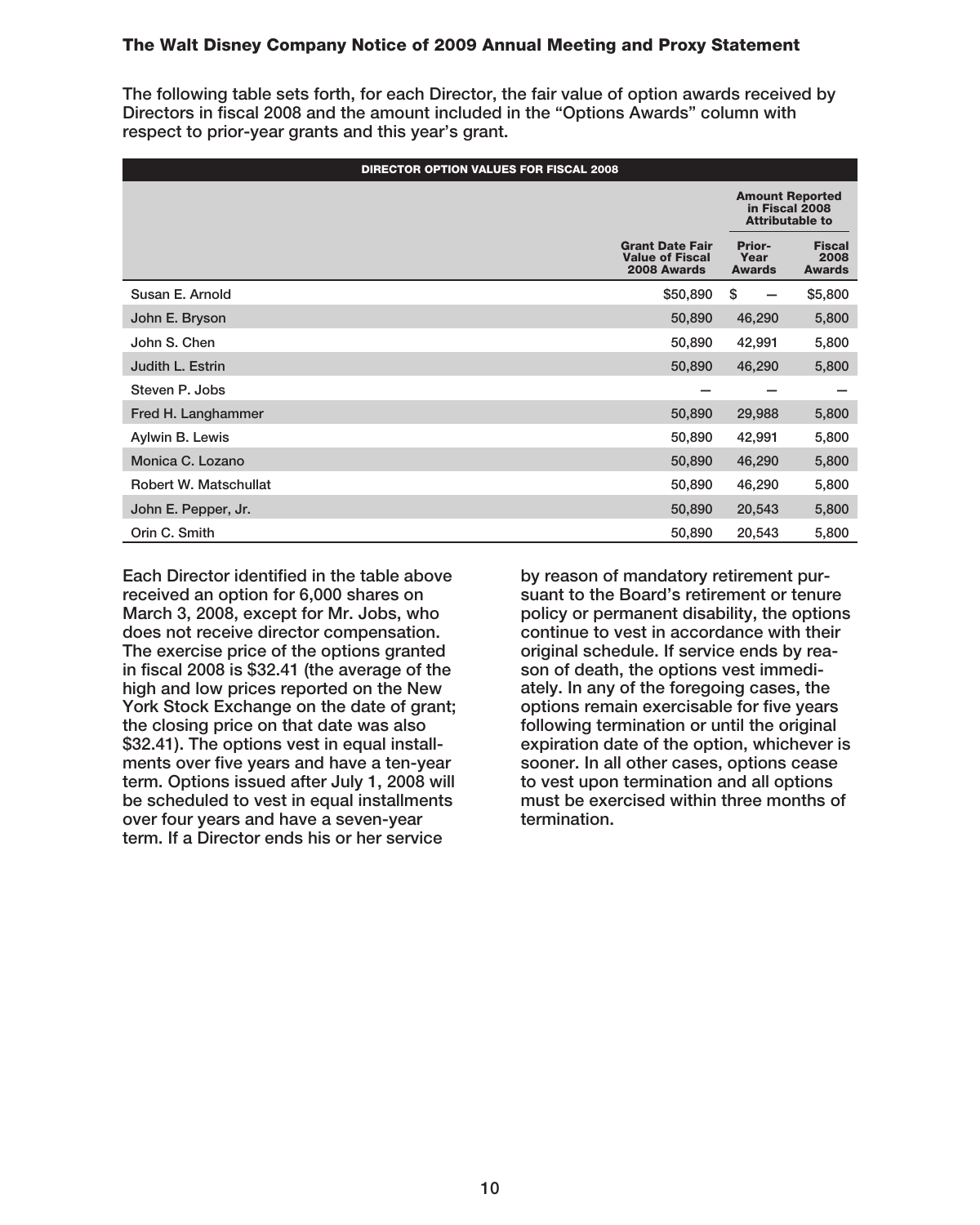The following table sets forth, for each Director, the fair value of option awards received by Directors in fiscal 2008 and the amount included in the "Options Awards" column with respect to prior-year grants and this year's grant.

**DIRECTOR OPTION VALUES FOR FISCAL 2008**

| | | Amount Reported in Fiscal 2008 Attributable to | |
|---|---|---|---|
| | Grant Date Fair Value of Fiscal 2008 Awards | Prior-Year Awards | Fiscal 2008 Awards |
| Susan E. Arnold | $50,890 | $ — | $5,800 |
| John E. Bryson | 50,890 | 46,290 | 5,800 |
| John S. Chen | 50,890 | 42,991 | 5,800 |
| Judith L. Estrin | 50,890 | 46,290 | 5,800 |
| Steven P. Jobs | — | — | — |
| Fred H. Langhammer | 50,890 | 29,988 | 5,800 |
| Aylwin B. Lewis | 50,890 | 42,991 | 5,800 |
| Monica C. Lozano | 50,890 | 46,290 | 5,800 |
| Robert W. Matschullat | 50,890 | 46,290 | 5,800 |
| John E. Pepper, Jr. | 50,890 | 20,543 | 5,800 |
| Orin C. Smith | 50,890 | 20,543 | 5,800 |

Each Director identified in the table above received an option for 6,000 shares on March 3, 2008, except for Mr. Jobs, who does not receive director compensation. The exercise price of the options granted in fiscal 2008 is $32.41 (the average of the high and low prices reported on the New York Stock Exchange on the date of grant; the closing price on that date was also $32.41). The options vest in equal installments over five years and have a ten-year term. Options issued after July 1, 2008 will be scheduled to vest in equal installments over four years and have a seven-year term. If a Director ends his or her service by reason of mandatory retirement pursuant to the Board's retirement or tenure policy or permanent disability, the options continue to vest in accordance with their original schedule. If service ends by reason of death, the options vest immediately. In any of the foregoing cases, the options remain exercisable for five years following termination or until the original expiration date of the option, whichever is sooner. In all other cases, options cease to vest upon termination and all options must be exercised within three months of termination.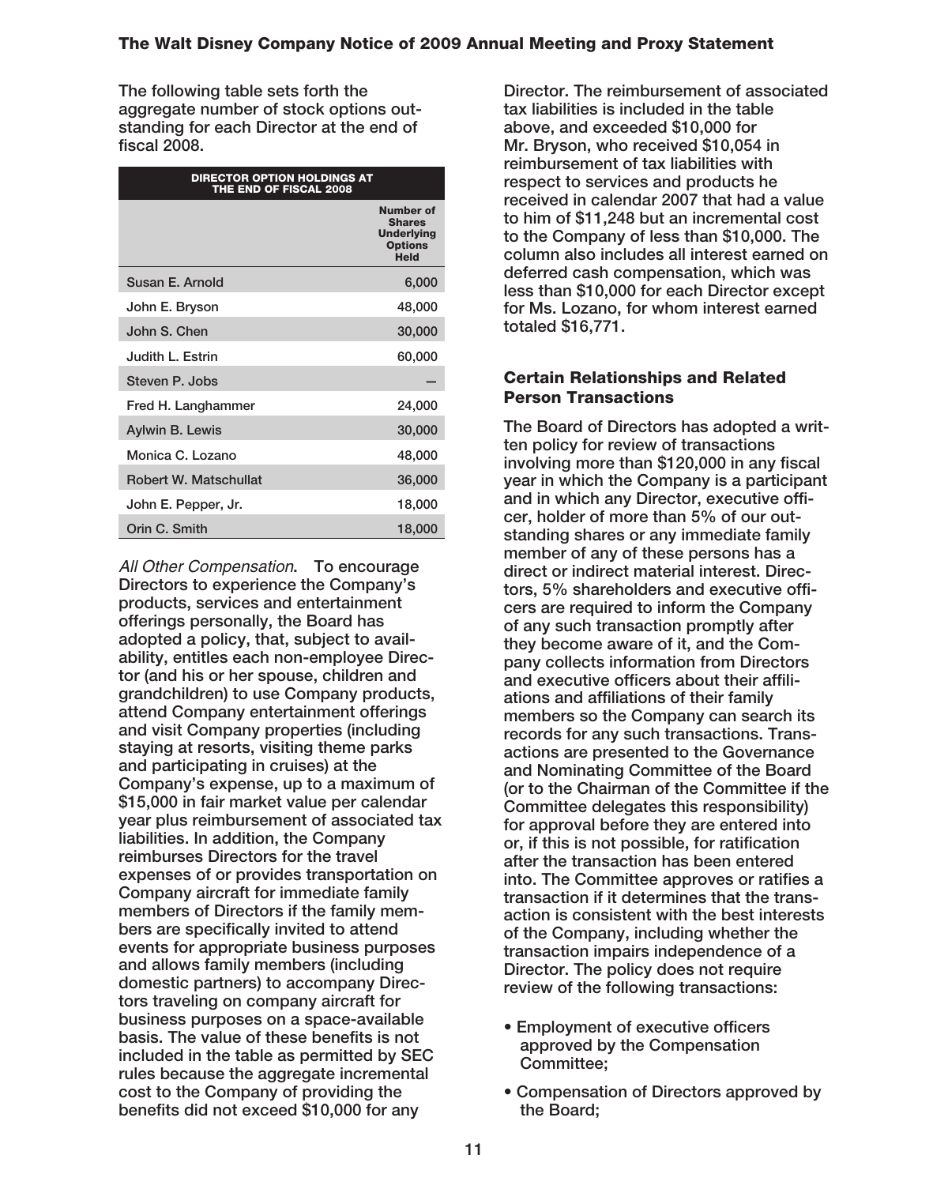The following table sets forth the aggregate number of stock options outstanding for each Director at the end of fiscal 2008.

| DIRECTOR OPTION HOLDINGS AT THE END OF FISCAL 2008 | |
|---|---|
| | Number of Shares Underlying Options Held |
| Susan E. Arnold | 6,000 |
| John E. Bryson | 48,000 |
| John S. Chen | 30,000 |
| Judith L. Estrin | 60,000 |
| Steven P. Jobs | — |
| Fred H. Langhammer | 24,000 |
| Aylwin B. Lewis | 30,000 |
| Monica C. Lozano | 48,000 |
| Robert W. Matschullat | 36,000 |
| John E. Pepper, Jr. | 18,000 |
| Orin C. Smith | 18,000 |

*All Other Compensation*. To encourage Directors to experience the Company's products, services and entertainment offerings personally, the Board has adopted a policy, that, subject to availability, entitles each non-employee Director (and his or her spouse, children and grandchildren) to use Company products, attend Company entertainment offerings and visit Company properties (including staying at resorts, visiting theme parks and participating in cruises) at the Company's expense, up to a maximum of \$15,000 in fair market value per calendar year plus reimbursement of associated tax liabilities. In addition, the Company reimburses Directors for the travel expenses of or provides transportation on Company aircraft for immediate family members of Directors if the family members are specifically invited to attend events for appropriate business purposes and allows family members (including domestic partners) to accompany Directors traveling on company aircraft for business purposes on a space-available basis. The value of these benefits is not included in the table as permitted by SEC rules because the aggregate incremental cost to the Company of providing the benefits did not exceed \$10,000 for any Director. The reimbursement of associated tax liabilities is included in the table above, and exceeded \$10,000 for Mr. Bryson, who received \$10,054 in reimbursement of tax liabilities with respect to services and products he received in calendar 2007 that had a value to him of \$11,248 but an incremental cost to the Company of less than \$10,000. The column also includes all interest earned on deferred cash compensation, which was less than \$10,000 for each Director except for Ms. Lozano, for whom interest earned totaled \$16,771.

## Certain Relationships and Related Person Transactions

The Board of Directors has adopted a written policy for review of transactions involving more than \$120,000 in any fiscal year in which the Company is a participant and in which any Director, executive officer, holder of more than 5% of our outstanding shares or any immediate family member of any of these persons has a direct or indirect material interest. Directors, 5% shareholders and executive officers are required to inform the Company of any such transaction promptly after they become aware of it, and the Company collects information from Directors and executive officers about their affiliations and affiliations of their family members so the Company can search its records for any such transactions. Transactions are presented to the Governance and Nominating Committee of the Board (or to the Chairman of the Committee if the Committee delegates this responsibility) for approval before they are entered into or, if this is not possible, for ratification after the transaction has been entered into. The Committee approves or ratifies a transaction if it determines that the transaction is consistent with the best interests of the Company, including whether the transaction impairs independence of a Director. The policy does not require review of the following transactions:

- Employment of executive officers approved by the Compensation Committee;
- Compensation of Directors approved by the Board;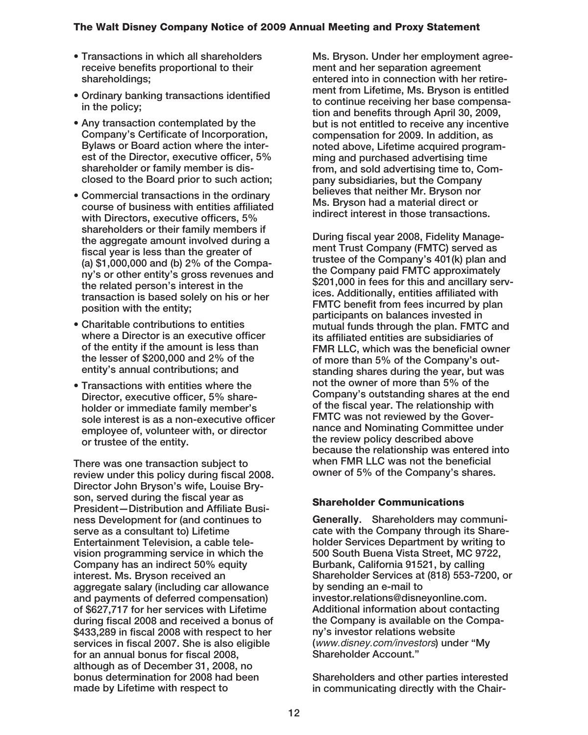- Transactions in which all shareholders receive benefits proportional to their shareholdings;
- Ordinary banking transactions identified in the policy;
- Any transaction contemplated by the Company's Certificate of Incorporation, Bylaws or Board action where the interest of the Director, executive officer, 5% shareholder or family member is disclosed to the Board prior to such action;
- Commercial transactions in the ordinary course of business with entities affiliated with Directors, executive officers, 5% shareholders or their family members if the aggregate amount involved during a fiscal year is less than the greater of (a) $1,000,000 and (b) 2% of the Company's or other entity's gross revenues and the related person's interest in the transaction is based solely on his or her position with the entity;
- Charitable contributions to entities where a Director is an executive officer of the entity if the amount is less than the lesser of $200,000 and 2% of the entity's annual contributions; and
- Transactions with entities where the Director, executive officer, 5% shareholder or immediate family member's sole interest is as a non-executive officer employee of, volunteer with, or director or trustee of the entity.

There was one transaction subject to review under this policy during fiscal 2008. Director John Bryson's wife, Louise Bryson, served during the fiscal year as President—Distribution and Affiliate Business Development for (and continues to serve as a consultant to) Lifetime Entertainment Television, a cable television programming service in which the Company has an indirect 50% equity interest. Ms. Bryson received an aggregate salary (including car allowance and payments of deferred compensation) of $627,717 for her services with Lifetime during fiscal 2008 and received a bonus of $433,289 in fiscal 2008 with respect to her services in fiscal 2007. She is also eligible for an annual bonus for fiscal 2008, although as of December 31, 2008, no bonus determination for 2008 had been made by Lifetime with respect to Ms. Bryson. Under her employment agreement and her separation agreement entered into in connection with her retirement from Lifetime, Ms. Bryson is entitled to continue receiving her base compensation and benefits through April 30, 2009, but is not entitled to receive any incentive compensation for 2009. In addition, as noted above, Lifetime acquired programming and purchased advertising time from, and sold advertising time to, Company subsidiaries, but the Company believes that neither Mr. Bryson nor Ms. Bryson had a material direct or indirect interest in those transactions.

During fiscal year 2008, Fidelity Management Trust Company (FMTC) served as trustee of the Company's 401(k) plan and the Company paid FMTC approximately $201,000 in fees for this and ancillary services. Additionally, entities affiliated with FMTC benefit from fees incurred by plan participants on balances invested in mutual funds through the plan. FMTC and its affiliated entities are subsidiaries of FMR LLC, which was the beneficial owner of more than 5% of the Company's outstanding shares during the year, but was not the owner of more than 5% of the Company's outstanding shares at the end of the fiscal year. The relationship with FMTC was not reviewed by the Governance and Nominating Committee under the review policy described above because the relationship was entered into when FMR LLC was not the beneficial owner of 5% of the Company's shares.

## Shareholder Communications

**Generally.** Shareholders may communicate with the Company through its Shareholder Services Department by writing to 500 South Buena Vista Street, MC 9722, Burbank, California 91521, by calling Shareholder Services at (818) 553-7200, or by sending an e-mail to investor.relations@disneyonline.com. Additional information about contacting the Company is available on the Company's investor relations website (*www.disney.com/investors*) under "My Shareholder Account."

Shareholders and other parties interested in communicating directly with the Chair-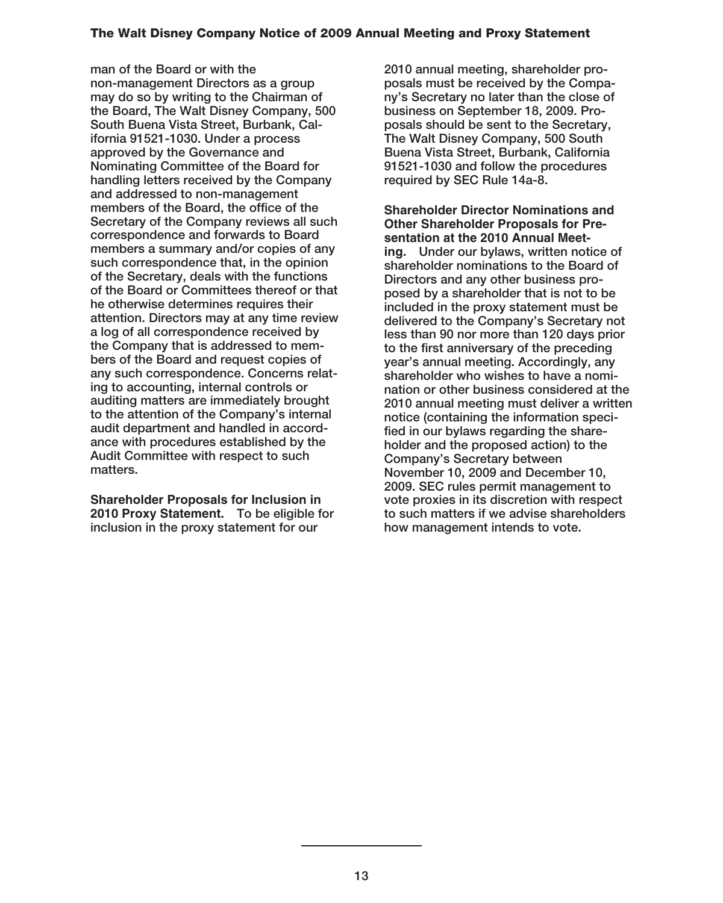man of the Board or with the non-management Directors as a group may do so by writing to the Chairman of the Board, The Walt Disney Company, 500 South Buena Vista Street, Burbank, California 91521-1030. Under a process approved by the Governance and Nominating Committee of the Board for handling letters received by the Company and addressed to non-management members of the Board, the office of the Secretary of the Company reviews all such correspondence and forwards to Board members a summary and/or copies of any such correspondence that, in the opinion of the Secretary, deals with the functions of the Board or Committees thereof or that he otherwise determines requires their attention. Directors may at any time review a log of all correspondence received by the Company that is addressed to members of the Board and request copies of any such correspondence. Concerns relating to accounting, internal controls or auditing matters are immediately brought to the attention of the Company's internal audit department and handled in accordance with procedures established by the Audit Committee with respect to such matters.

**Shareholder Proposals for Inclusion in 2010 Proxy Statement.** To be eligible for inclusion in the proxy statement for our 2010 annual meeting, shareholder proposals must be received by the Company's Secretary no later than the close of business on September 18, 2009. Proposals should be sent to the Secretary, The Walt Disney Company, 500 South Buena Vista Street, Burbank, California 91521-1030 and follow the procedures required by SEC Rule 14a-8.

**Shareholder Director Nominations and Other Shareholder Proposals for Presentation at the 2010 Annual Meeting.** Under our bylaws, written notice of shareholder nominations to the Board of Directors and any other business proposed by a shareholder that is not to be included in the proxy statement must be delivered to the Company's Secretary not less than 90 nor more than 120 days prior to the first anniversary of the preceding year's annual meeting. Accordingly, any shareholder who wishes to have a nomination or other business considered at the 2010 annual meeting must deliver a written notice (containing the information specified in our bylaws regarding the shareholder and the proposed action) to the Company's Secretary between November 10, 2009 and December 10, 2009. SEC rules permit management to vote proxies in its discretion with respect to such matters if we advise shareholders how management intends to vote.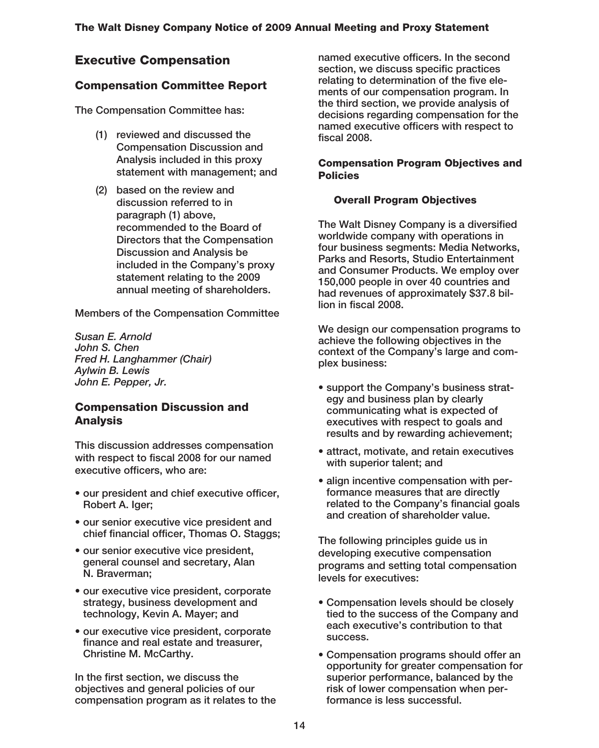# Executive Compensation

## Compensation Committee Report

The Compensation Committee has:

(1) reviewed and discussed the Compensation Discussion and Analysis included in this proxy statement with management; and

(2) based on the review and discussion referred to in paragraph (1) above, recommended to the Board of Directors that the Compensation Discussion and Analysis be included in the Company's proxy statement relating to the 2009 annual meeting of shareholders.

Members of the Compensation Committee

*Susan E. Arnold*
*John S. Chen*
*Fred H. Langhammer (Chair)*
*Aylwin B. Lewis*
*John E. Pepper, Jr.*

## Compensation Discussion and Analysis

This discussion addresses compensation with respect to fiscal 2008 for our named executive officers, who are:

- our president and chief executive officer, Robert A. Iger;
- our senior executive vice president and chief financial officer, Thomas O. Staggs;
- our senior executive vice president, general counsel and secretary, Alan N. Braverman;
- our executive vice president, corporate strategy, business development and technology, Kevin A. Mayer; and
- our executive vice president, corporate finance and real estate and treasurer, Christine M. McCarthy.

In the first section, we discuss the objectives and general policies of our compensation program as it relates to the named executive officers. In the second section, we discuss specific practices relating to determination of the five elements of our compensation program. In the third section, we provide analysis of decisions regarding compensation for the named executive officers with respect to fiscal 2008.

### Compensation Program Objectives and Policies

#### Overall Program Objectives

The Walt Disney Company is a diversified worldwide company with operations in four business segments: Media Networks, Parks and Resorts, Studio Entertainment and Consumer Products. We employ over 150,000 people in over 40 countries and had revenues of approximately $37.8 billion in fiscal 2008.

We design our compensation programs to achieve the following objectives in the context of the Company's large and complex business:

- support the Company's business strategy and business plan by clearly communicating what is expected of executives with respect to goals and results and by rewarding achievement;
- attract, motivate, and retain executives with superior talent; and
- align incentive compensation with performance measures that are directly related to the Company's financial goals and creation of shareholder value.

The following principles guide us in developing executive compensation programs and setting total compensation levels for executives:

- Compensation levels should be closely tied to the success of the Company and each executive's contribution to that success.
- Compensation programs should offer an opportunity for greater compensation for superior performance, balanced by the risk of lower compensation when performance is less successful.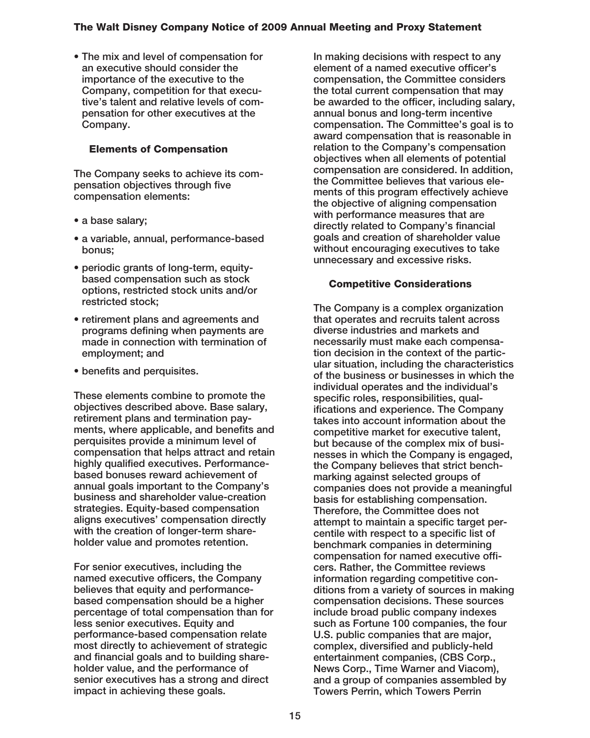- The mix and level of compensation for an executive should consider the importance of the executive to the Company, competition for that executive's talent and relative levels of compensation for other executives at the Company.

### Elements of Compensation

The Company seeks to achieve its compensation objectives through five compensation elements:

- a base salary;
- a variable, annual, performance-based bonus;
- periodic grants of long-term, equity-based compensation such as stock options, restricted stock units and/or restricted stock;
- retirement plans and agreements and programs defining when payments are made in connection with termination of employment; and
- benefits and perquisites.

These elements combine to promote the objectives described above. Base salary, retirement plans and termination payments, where applicable, and benefits and perquisites provide a minimum level of compensation that helps attract and retain highly qualified executives. Performance-based bonuses reward achievement of annual goals important to the Company's business and shareholder value-creation strategies. Equity-based compensation aligns executives' compensation directly with the creation of longer-term shareholder value and promotes retention.

For senior executives, including the named executive officers, the Company believes that equity and performance-based compensation should be a higher percentage of total compensation than for less senior executives. Equity and performance-based compensation relate most directly to achievement of strategic and financial goals and to building shareholder value, and the performance of senior executives has a strong and direct impact in achieving these goals.

In making decisions with respect to any element of a named executive officer's compensation, the Committee considers the total current compensation that may be awarded to the officer, including salary, annual bonus and long-term incentive compensation. The Committee's goal is to award compensation that is reasonable in relation to the Company's compensation objectives when all elements of potential compensation are considered. In addition, the Committee believes that various elements of this program effectively achieve the objective of aligning compensation with performance measures that are directly related to Company's financial goals and creation of shareholder value without encouraging executives to take unnecessary and excessive risks.

### Competitive Considerations

The Company is a complex organization that operates and recruits talent across diverse industries and markets and necessarily must make each compensation decision in the context of the particular situation, including the characteristics of the business or businesses in which the individual operates and the individual's specific roles, responsibilities, qualifications and experience. The Company takes into account information about the competitive market for executive talent, but because of the complex mix of businesses in which the Company is engaged, the Company believes that strict benchmarking against selected groups of companies does not provide a meaningful basis for establishing compensation. Therefore, the Committee does not attempt to maintain a specific target percentile with respect to a specific list of benchmark companies in determining compensation for named executive officers. Rather, the Committee reviews information regarding competitive conditions from a variety of sources in making compensation decisions. These sources include broad public company indexes such as Fortune 100 companies, the four U.S. public companies that are major, complex, diversified and publicly-held entertainment companies, (CBS Corp., News Corp., Time Warner and Viacom), and a group of companies assembled by Towers Perrin, which Towers Perrin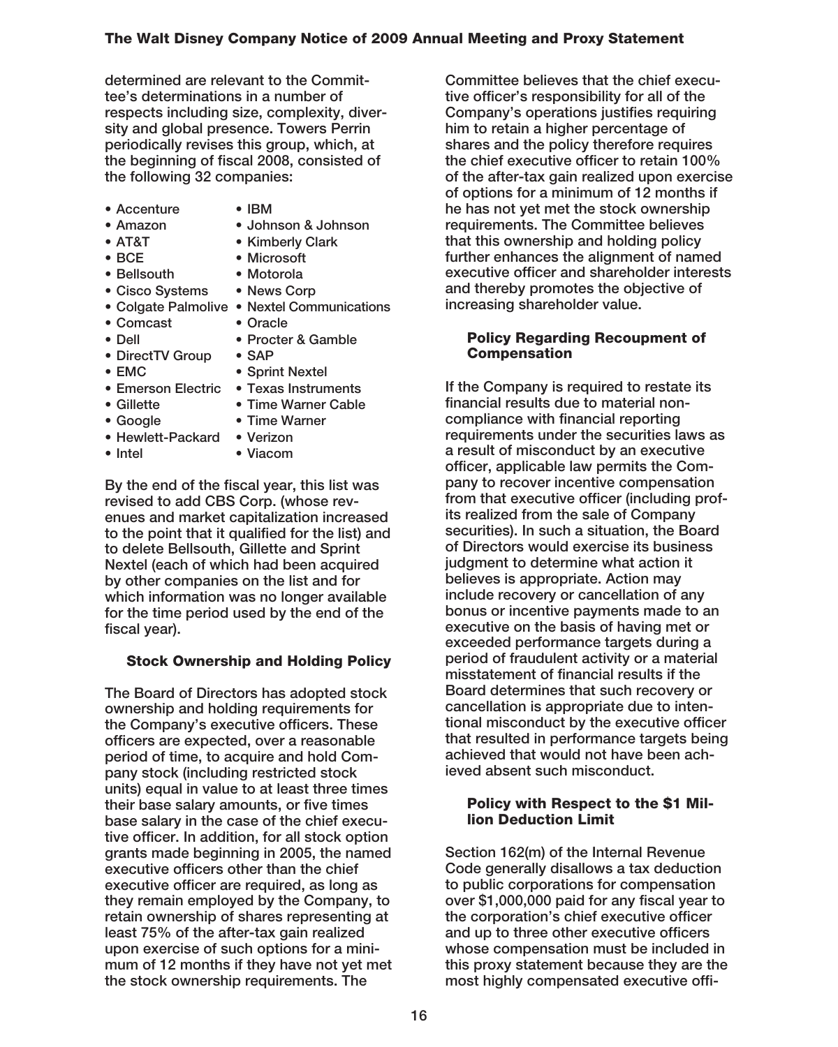determined are relevant to the Committee's determinations in a number of respects including size, complexity, diversity and global presence. Towers Perrin periodically revises this group, which, at the beginning of fiscal 2008, consisted of the following 32 companies:

- Accenture
- Amazon
- AT&T
- BCE
- Bellsouth
- Cisco Systems
- Colgate Palmolive
- Comcast
- Dell
- DirectTV Group
- EMC
- Emerson Electric
- Gillette
- Google
- Hewlett-Packard
- Intel
- IBM
- Johnson & Johnson
- Kimberly Clark
- Microsoft
- Motorola
- News Corp
- Nextel Communications
- Oracle
- Procter & Gamble
- SAP
- Sprint Nextel
- Texas Instruments
- Time Warner Cable
- Time Warner
- Verizon
- Viacom

By the end of the fiscal year, this list was revised to add CBS Corp. (whose revenues and market capitalization increased to the point that it qualified for the list) and to delete Bellsouth, Gillette and Sprint Nextel (each of which had been acquired by other companies on the list and for which information was no longer available for the time period used by the end of the fiscal year).

#### Stock Ownership and Holding Policy

The Board of Directors has adopted stock ownership and holding requirements for the Company's executive officers. These officers are expected, over a reasonable period of time, to acquire and hold Company stock (including restricted stock units) equal in value to at least three times their base salary amounts, or five times base salary in the case of the chief executive officer. In addition, for all stock option grants made beginning in 2005, the named executive officers other than the chief executive officer are required, as long as they remain employed by the Company, to retain ownership of shares representing at least 75% of the after-tax gain realized upon exercise of such options for a minimum of 12 months if they have not yet met the stock ownership requirements. The Committee believes that the chief executive officer's responsibility for all of the Company's operations justifies requiring him to retain a higher percentage of shares and the policy therefore requires the chief executive officer to retain 100% of the after-tax gain realized upon exercise of options for a minimum of 12 months if he has not yet met the stock ownership requirements. The Committee believes that this ownership and holding policy further enhances the alignment of named executive officer and shareholder interests and thereby promotes the objective of increasing shareholder value.

#### Policy Regarding Recoupment of Compensation

If the Company is required to restate its financial results due to material noncompliance with financial reporting requirements under the securities laws as a result of misconduct by an executive officer, applicable law permits the Company to recover incentive compensation from that executive officer (including profits realized from the sale of Company securities). In such a situation, the Board of Directors would exercise its business judgment to determine what action it believes is appropriate. Action may include recovery or cancellation of any bonus or incentive payments made to an executive on the basis of having met or exceeded performance targets during a period of fraudulent activity or a material misstatement of financial results if the Board determines that such recovery or cancellation is appropriate due to intentional misconduct by the executive officer that resulted in performance targets being achieved that would not have been achieved absent such misconduct.

#### Policy with Respect to the $1 Million Deduction Limit

Section 162(m) of the Internal Revenue Code generally disallows a tax deduction to public corporations for compensation over $1,000,000 paid for any fiscal year to the corporation's chief executive officer and up to three other executive officers whose compensation must be included in this proxy statement because they are the most highly compensated executive offi-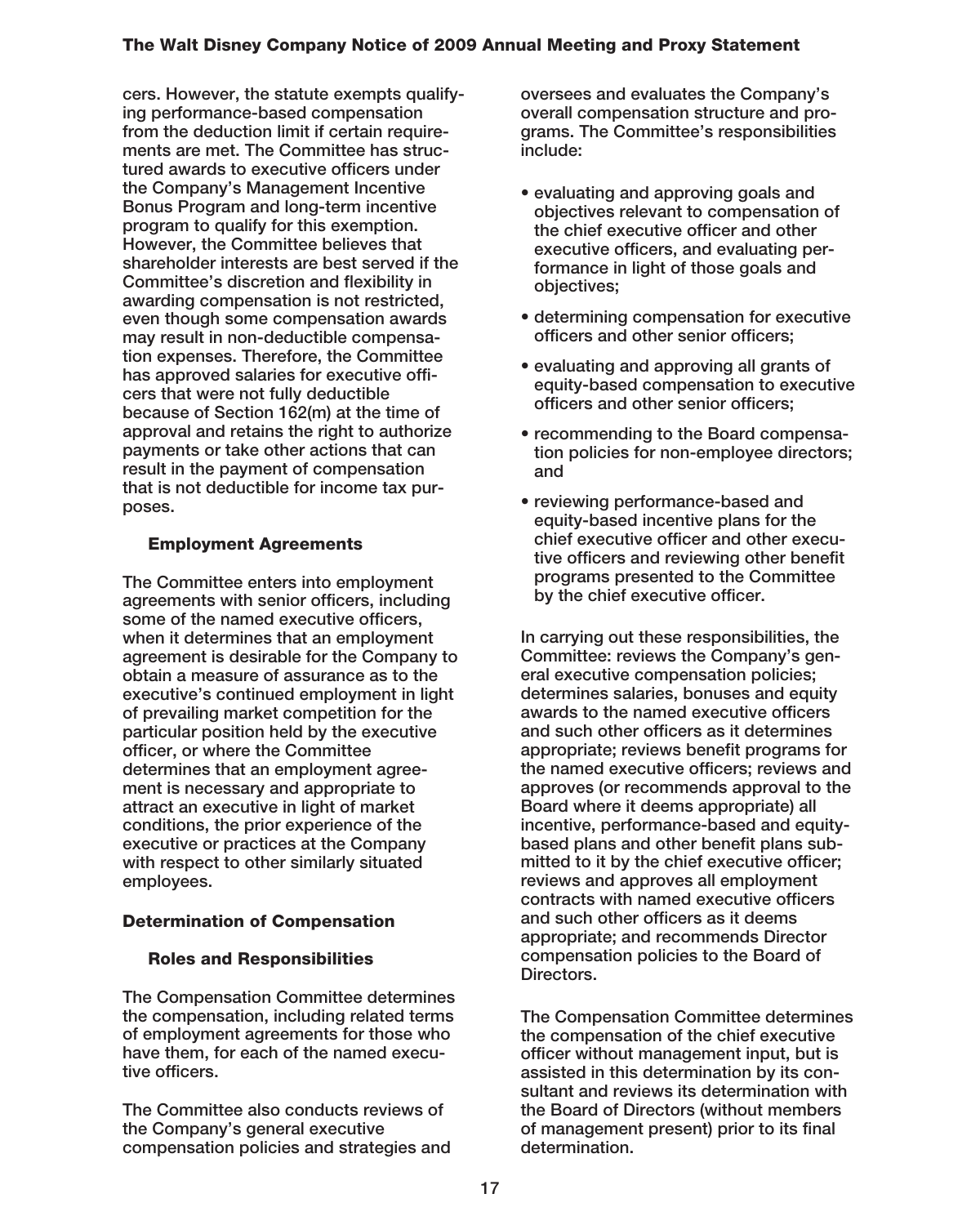cers. However, the statute exempts qualifying performance-based compensation from the deduction limit if certain requirements are met. The Committee has structured awards to executive officers under the Company's Management Incentive Bonus Program and long-term incentive program to qualify for this exemption. However, the Committee believes that shareholder interests are best served if the Committee's discretion and flexibility in awarding compensation is not restricted, even though some compensation awards may result in non-deductible compensation expenses. Therefore, the Committee has approved salaries for executive officers that were not fully deductible because of Section 162(m) at the time of approval and retains the right to authorize payments or take other actions that can result in the payment of compensation that is not deductible for income tax purposes.

### Employment Agreements

The Committee enters into employment agreements with senior officers, including some of the named executive officers, when it determines that an employment agreement is desirable for the Company to obtain a measure of assurance as to the executive's continued employment in light of prevailing market competition for the particular position held by the executive officer, or where the Committee determines that an employment agreement is necessary and appropriate to attract an executive in light of market conditions, the prior experience of the executive or practices at the Company with respect to other similarly situated employees.

## Determination of Compensation

### Roles and Responsibilities

The Compensation Committee determines the compensation, including related terms of employment agreements for those who have them, for each of the named executive officers.

The Committee also conducts reviews of the Company's general executive compensation policies and strategies and oversees and evaluates the Company's overall compensation structure and programs. The Committee's responsibilities include:

- evaluating and approving goals and objectives relevant to compensation of the chief executive officer and other executive officers, and evaluating performance in light of those goals and objectives;
- determining compensation for executive officers and other senior officers;
- evaluating and approving all grants of equity-based compensation to executive officers and other senior officers;
- recommending to the Board compensation policies for non-employee directors; and
- reviewing performance-based and equity-based incentive plans for the chief executive officer and other executive officers and reviewing other benefit programs presented to the Committee by the chief executive officer.

In carrying out these responsibilities, the Committee: reviews the Company's general executive compensation policies; determines salaries, bonuses and equity awards to the named executive officers and such other officers as it determines appropriate; reviews benefit programs for the named executive officers; reviews and approves (or recommends approval to the Board where it deems appropriate) all incentive, performance-based and equity-based plans and other benefit plans submitted to it by the chief executive officer; reviews and approves all employment contracts with named executive officers and such other officers as it deems appropriate; and recommends Director compensation policies to the Board of Directors.

The Compensation Committee determines the compensation of the chief executive officer without management input, but is assisted in this determination by its consultant and reviews its determination with the Board of Directors (without members of management present) prior to its final determination.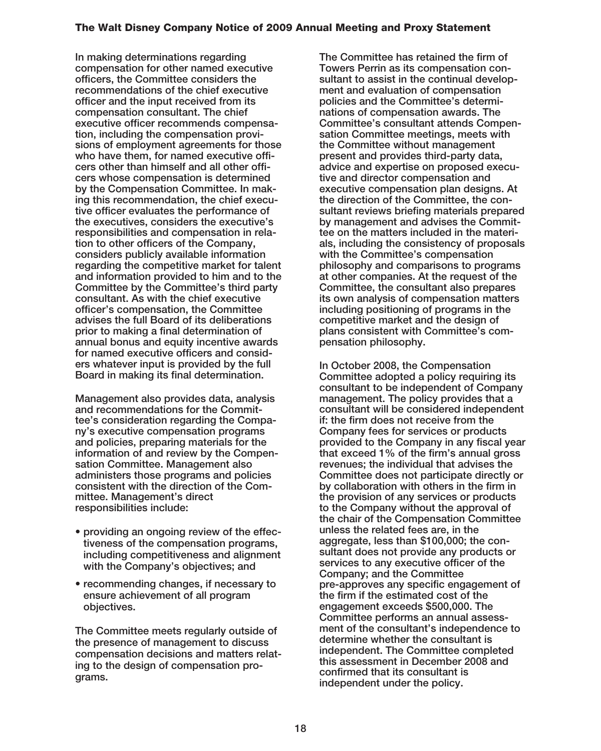In making determinations regarding compensation for other named executive officers, the Committee considers the recommendations of the chief executive officer and the input received from its compensation consultant. The chief executive officer recommends compensation, including the compensation provisions of employment agreements for those who have them, for named executive officers other than himself and all other officers whose compensation is determined by the Compensation Committee. In making this recommendation, the chief executive officer evaluates the performance of the executives, considers the executive's responsibilities and compensation in relation to other officers of the Company, considers publicly available information regarding the competitive market for talent and information provided to him and to the Committee by the Committee's third party consultant. As with the chief executive officer's compensation, the Committee advises the full Board of its deliberations prior to making a final determination of annual bonus and equity incentive awards for named executive officers and considers whatever input is provided by the full Board in making its final determination.

Management also provides data, analysis and recommendations for the Committee's consideration regarding the Company's executive compensation programs and policies, preparing materials for the information of and review by the Compensation Committee. Management also administers those programs and policies consistent with the direction of the Committee. Management's direct responsibilities include:

- providing an ongoing review of the effectiveness of the compensation programs, including competitiveness and alignment with the Company's objectives; and
- recommending changes, if necessary to ensure achievement of all program objectives.

The Committee meets regularly outside of the presence of management to discuss compensation decisions and matters relating to the design of compensation programs.

The Committee has retained the firm of Towers Perrin as its compensation consultant to assist in the continual development and evaluation of compensation policies and the Committee's determinations of compensation awards. The Committee's consultant attends Compensation Committee meetings, meets with the Committee without management present and provides third-party data, advice and expertise on proposed executive and director compensation and executive compensation plan designs. At the direction of the Committee, the consultant reviews briefing materials prepared by management and advises the Committee on the matters included in the materials, including the consistency of proposals with the Committee's compensation philosophy and comparisons to programs at other companies. At the request of the Committee, the consultant also prepares its own analysis of compensation matters including positioning of programs in the competitive market and the design of plans consistent with Committee's compensation philosophy.

In October 2008, the Compensation Committee adopted a policy requiring its consultant to be independent of Company management. The policy provides that a consultant will be considered independent if: the firm does not receive from the Company fees for services or products provided to the Company in any fiscal year that exceed 1% of the firm's annual gross revenues; the individual that advises the Committee does not participate directly or by collaboration with others in the firm in the provision of any services or products to the Company without the approval of the chair of the Compensation Committee unless the related fees are, in the aggregate, less than $100,000; the consultant does not provide any products or services to any executive officer of the Company; and the Committee pre-approves any specific engagement of the firm if the estimated cost of the engagement exceeds $500,000. The Committee performs an annual assessment of the consultant's independence to determine whether the consultant is independent. The Committee completed this assessment in December 2008 and confirmed that its consultant is independent under the policy.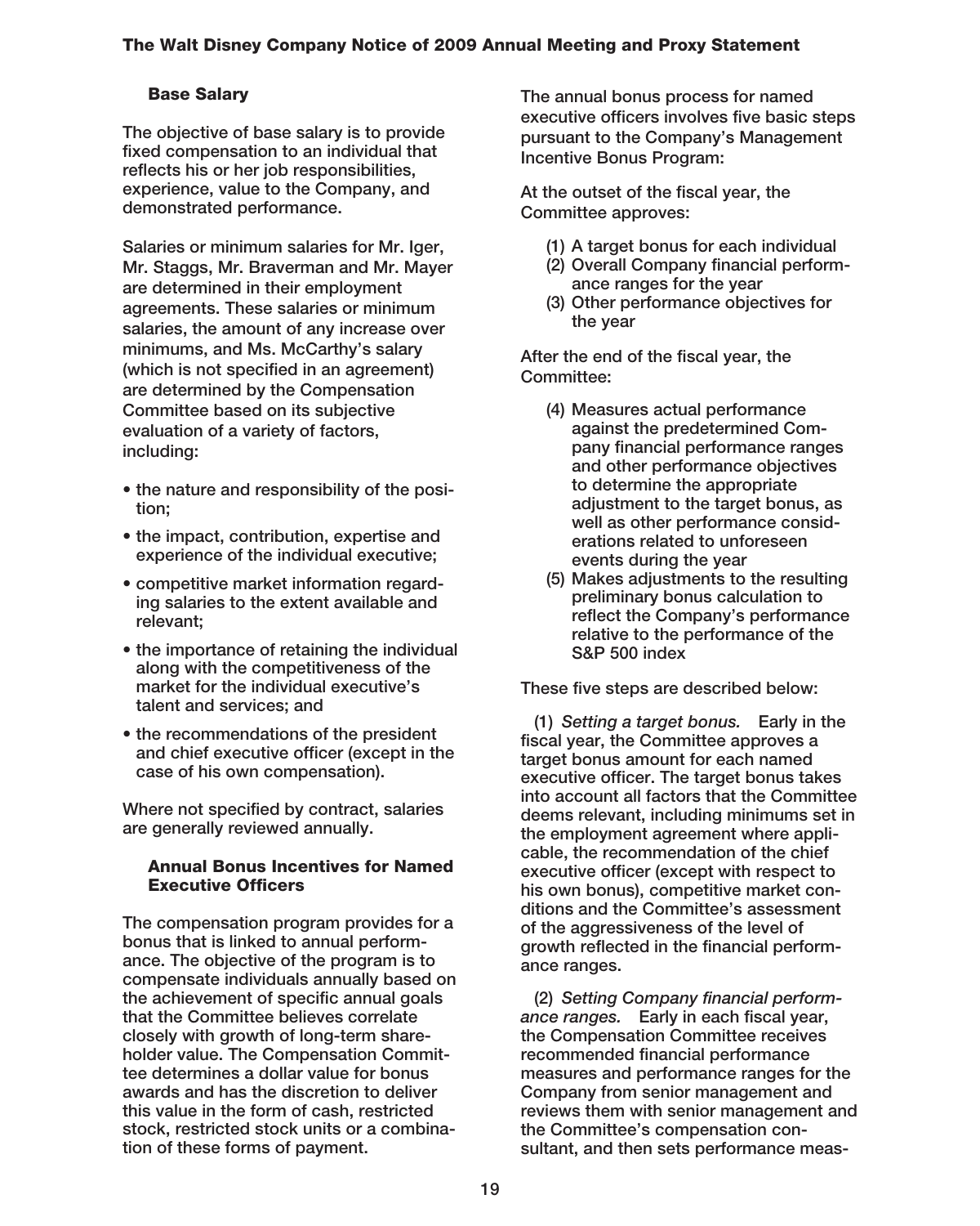### Base Salary

The objective of base salary is to provide fixed compensation to an individual that reflects his or her job responsibilities, experience, value to the Company, and demonstrated performance.

Salaries or minimum salaries for Mr. Iger, Mr. Staggs, Mr. Braverman and Mr. Mayer are determined in their employment agreements. These salaries or minimum salaries, the amount of any increase over minimums, and Ms. McCarthy's salary (which is not specified in an agreement) are determined by the Compensation Committee based on its subjective evaluation of a variety of factors, including:

- the nature and responsibility of the position;
- the impact, contribution, expertise and experience of the individual executive;
- competitive market information regarding salaries to the extent available and relevant;
- the importance of retaining the individual along with the competitiveness of the market for the individual executive's talent and services; and
- the recommendations of the president and chief executive officer (except in the case of his own compensation).

Where not specified by contract, salaries are generally reviewed annually.

### Annual Bonus Incentives for Named Executive Officers

The compensation program provides for a bonus that is linked to annual performance. The objective of the program is to compensate individuals annually based on the achievement of specific annual goals that the Committee believes correlate closely with growth of long-term shareholder value. The Compensation Committee determines a dollar value for bonus awards and has the discretion to deliver this value in the form of cash, restricted stock, restricted stock units or a combination of these forms of payment.

The annual bonus process for named executive officers involves five basic steps pursuant to the Company's Management Incentive Bonus Program:

At the outset of the fiscal year, the Committee approves:

(1) A target bonus for each individual
(2) Overall Company financial performance ranges for the year
(3) Other performance objectives for the year

After the end of the fiscal year, the Committee:

(4) Measures actual performance against the predetermined Company financial performance ranges and other performance objectives to determine the appropriate adjustment to the target bonus, as well as other performance considerations related to unforeseen events during the year
(5) Makes adjustments to the resulting preliminary bonus calculation to reflect the Company's performance relative to the performance of the S&P 500 index

These five steps are described below:

(1) *Setting a target bonus.* Early in the fiscal year, the Committee approves a target bonus amount for each named executive officer. The target bonus takes into account all factors that the Committee deems relevant, including minimums set in the employment agreement where applicable, the recommendation of the chief executive officer (except with respect to his own bonus), competitive market conditions and the Committee's assessment of the aggressiveness of the level of growth reflected in the financial performance ranges.

(2) *Setting Company financial performance ranges.* Early in each fiscal year, the Compensation Committee receives recommended financial performance measures and performance ranges for the Company from senior management and reviews them with senior management and the Committee's compensation consultant, and then sets performance meas-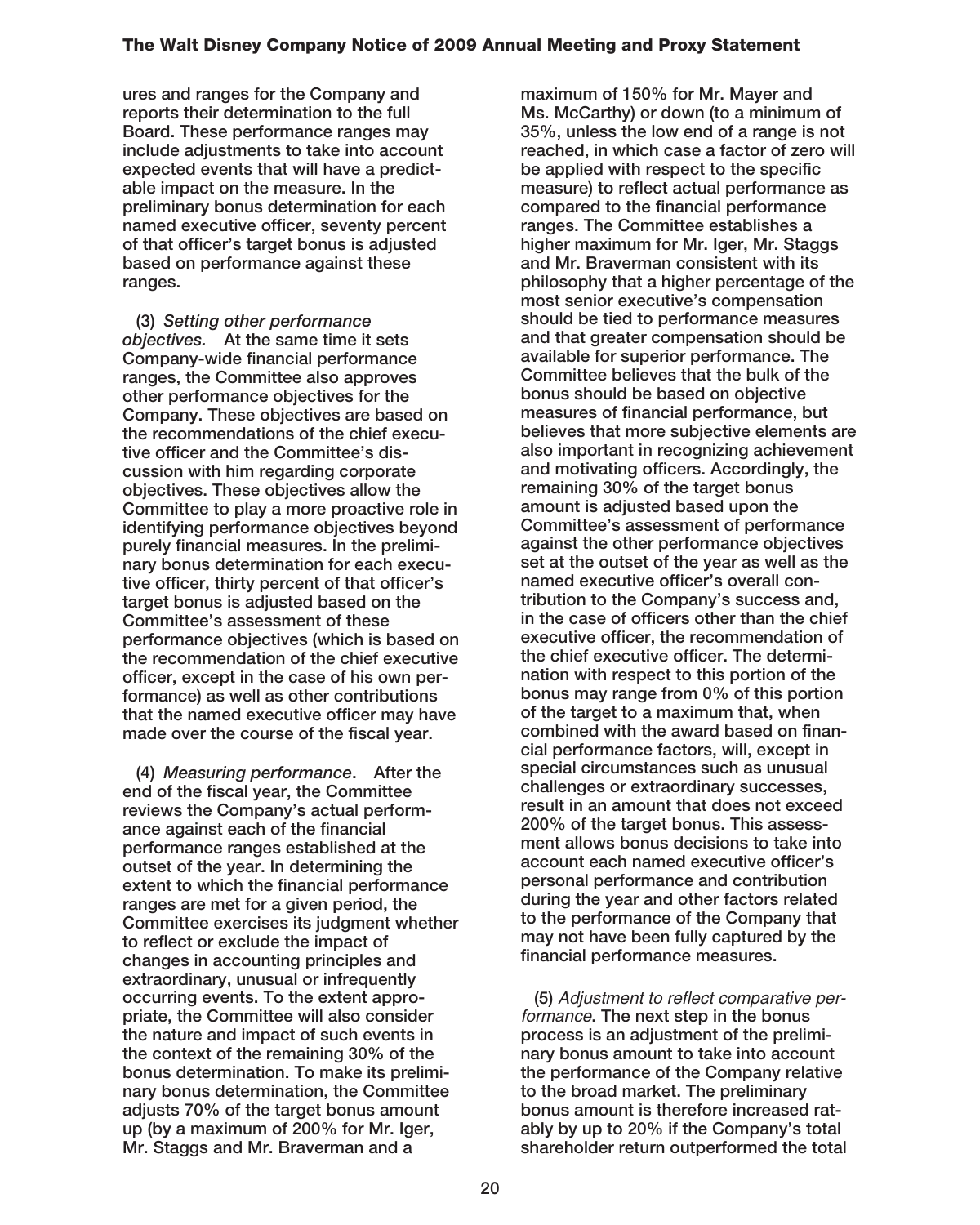ures and ranges for the Company and reports their determination to the full Board. These performance ranges may include adjustments to take into account expected events that will have a predictable impact on the measure. In the preliminary bonus determination for each named executive officer, seventy percent of that officer's target bonus is adjusted based on performance against these ranges.

(3) *Setting other performance objectives.* At the same time it sets Company-wide financial performance ranges, the Committee also approves other performance objectives for the Company. These objectives are based on the recommendations of the chief executive officer and the Committee's discussion with him regarding corporate objectives. These objectives allow the Committee to play a more proactive role in identifying performance objectives beyond purely financial measures. In the preliminary bonus determination for each executive officer, thirty percent of that officer's target bonus is adjusted based on the Committee's assessment of these performance objectives (which is based on the recommendation of the chief executive officer, except in the case of his own performance) as well as other contributions that the named executive officer may have made over the course of the fiscal year.

(4) *Measuring performance*. After the end of the fiscal year, the Committee reviews the Company's actual performance against each of the financial performance ranges established at the outset of the year. In determining the extent to which the financial performance ranges are met for a given period, the Committee exercises its judgment whether to reflect or exclude the impact of changes in accounting principles and extraordinary, unusual or infrequently occurring events. To the extent appropriate, the Committee will also consider the nature and impact of such events in the context of the remaining 30% of the bonus determination. To make its preliminary bonus determination, the Committee adjusts 70% of the target bonus amount up (by a maximum of 200% for Mr. Iger, Mr. Staggs and Mr. Braverman and a maximum of 150% for Mr. Mayer and Ms. McCarthy) or down (to a minimum of 35%, unless the low end of a range is not reached, in which case a factor of zero will be applied with respect to the specific measure) to reflect actual performance as compared to the financial performance ranges. The Committee establishes a higher maximum for Mr. Iger, Mr. Staggs and Mr. Braverman consistent with its philosophy that a higher percentage of the most senior executive's compensation should be tied to performance measures and that greater compensation should be available for superior performance. The Committee believes that the bulk of the bonus should be based on objective measures of financial performance, but believes that more subjective elements are also important in recognizing achievement and motivating officers. Accordingly, the remaining 30% of the target bonus amount is adjusted based upon the Committee's assessment of performance against the other performance objectives set at the outset of the year as well as the named executive officer's overall contribution to the Company's success and, in the case of officers other than the chief executive officer, the recommendation of the chief executive officer. The determination with respect to this portion of the bonus may range from 0% of this portion of the target to a maximum that, when combined with the award based on financial performance factors, will, except in special circumstances such as unusual challenges or extraordinary successes, result in an amount that does not exceed 200% of the target bonus. This assessment allows bonus decisions to take into account each named executive officer's personal performance and contribution during the year and other factors related to the performance of the Company that may not have been fully captured by the financial performance measures.

(5) *Adjustment to reflect comparative performance*. The next step in the bonus process is an adjustment of the preliminary bonus amount to take into account the performance of the Company relative to the broad market. The preliminary bonus amount is therefore increased ratably by up to 20% if the Company's total shareholder return outperformed the total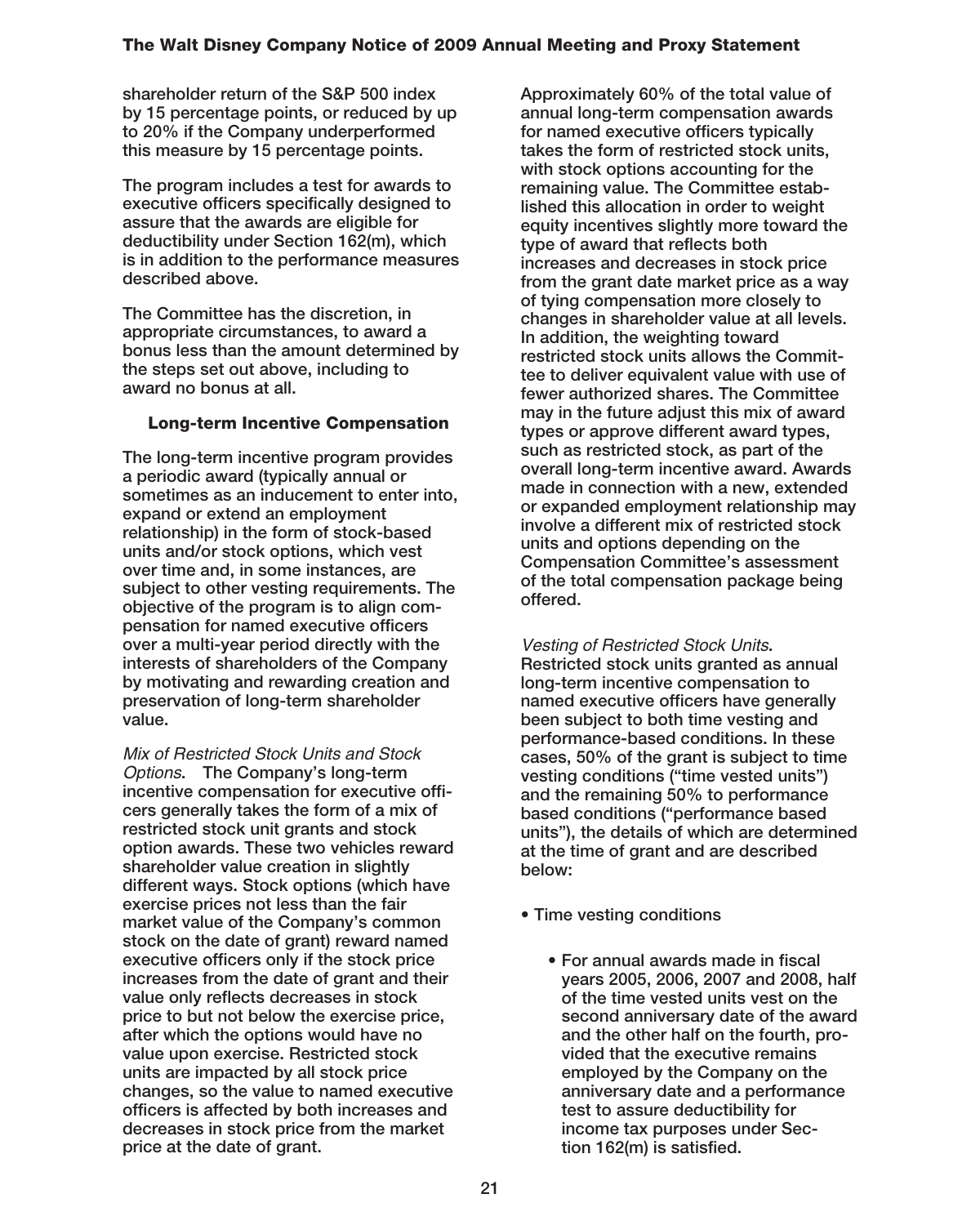shareholder return of the S&P 500 index by 15 percentage points, or reduced by up to 20% if the Company underperformed this measure by 15 percentage points.

The program includes a test for awards to executive officers specifically designed to assure that the awards are eligible for deductibility under Section 162(m), which is in addition to the performance measures described above.

The Committee has the discretion, in appropriate circumstances, to award a bonus less than the amount determined by the steps set out above, including to award no bonus at all.

### Long-term Incentive Compensation

The long-term incentive program provides a periodic award (typically annual or sometimes as an inducement to enter into, expand or extend an employment relationship) in the form of stock-based units and/or stock options, which vest over time and, in some instances, are subject to other vesting requirements. The objective of the program is to align compensation for named executive officers over a multi-year period directly with the interests of shareholders of the Company by motivating and rewarding creation and preservation of long-term shareholder value.

*Mix of Restricted Stock Units and Stock Options.* The Company's long-term incentive compensation for executive officers generally takes the form of a mix of restricted stock unit grants and stock option awards. These two vehicles reward shareholder value creation in slightly different ways. Stock options (which have exercise prices not less than the fair market value of the Company's common stock on the date of grant) reward named executive officers only if the stock price increases from the date of grant and their value only reflects decreases in stock price to but not below the exercise price, after which the options would have no value upon exercise. Restricted stock units are impacted by all stock price changes, so the value to named executive officers is affected by both increases and decreases in stock price from the market price at the date of grant.

Approximately 60% of the total value of annual long-term compensation awards for named executive officers typically takes the form of restricted stock units, with stock options accounting for the remaining value. The Committee established this allocation in order to weight equity incentives slightly more toward the type of award that reflects both increases and decreases in stock price from the grant date market price as a way of tying compensation more closely to changes in shareholder value at all levels. In addition, the weighting toward restricted stock units allows the Committee to deliver equivalent value with use of fewer authorized shares. The Committee may in the future adjust this mix of award types or approve different award types, such as restricted stock, as part of the overall long-term incentive award. Awards made in connection with a new, extended or expanded employment relationship may involve a different mix of restricted stock units and options depending on the Compensation Committee's assessment of the total compensation package being offered.

*Vesting of Restricted Stock Units.* Restricted stock units granted as annual long-term incentive compensation to named executive officers have generally been subject to both time vesting and performance-based conditions. In these cases, 50% of the grant is subject to time vesting conditions ("time vested units") and the remaining 50% to performance based conditions ("performance based units"), the details of which are determined at the time of grant and are described below:

- Time vesting conditions
  - For annual awards made in fiscal years 2005, 2006, 2007 and 2008, half of the time vested units vest on the second anniversary date of the award and the other half on the fourth, provided that the executive remains employed by the Company on the anniversary date and a performance test to assure deductibility for income tax purposes under Section 162(m) is satisfied.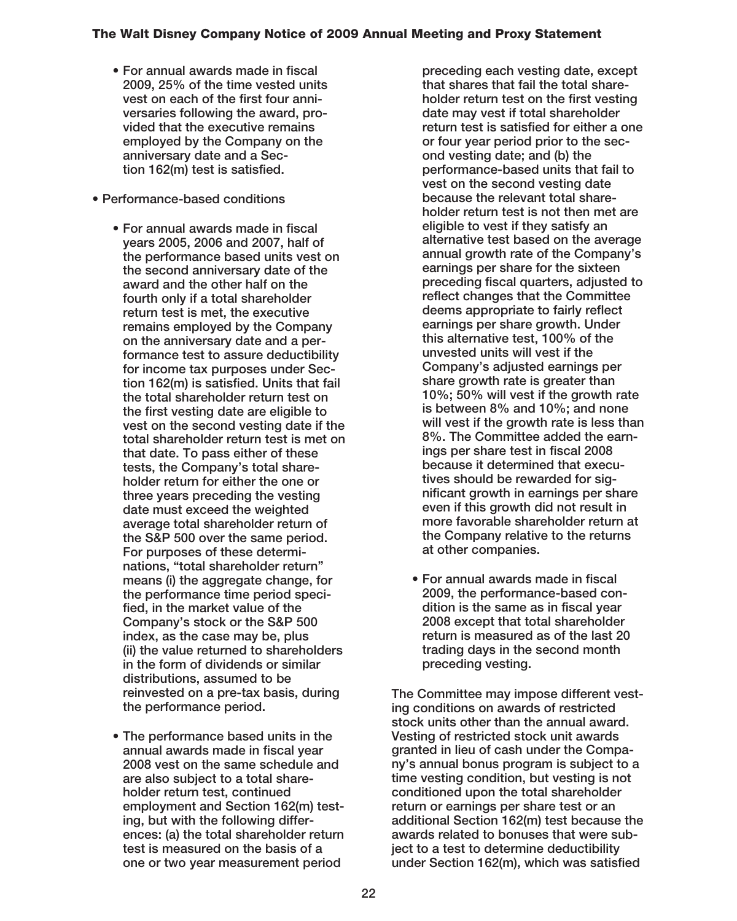- For annual awards made in fiscal 2009, 25% of the time vested units vest on each of the first four anniversaries following the award, provided that the executive remains employed by the Company on the anniversary date and a Section 162(m) test is satisfied.

- Performance-based conditions

  - For annual awards made in fiscal years 2005, 2006 and 2007, half of the performance based units vest on the second anniversary date of the award and the other half on the fourth only if a total shareholder return test is met, the executive remains employed by the Company on the anniversary date and a performance test to assure deductibility for income tax purposes under Section 162(m) is satisfied. Units that fail the total shareholder return test on the first vesting date are eligible to vest on the second vesting date if the total shareholder return test is met on that date. To pass either of these tests, the Company's total shareholder return for either the one or three years preceding the vesting date must exceed the weighted average total shareholder return of the S&P 500 over the same period. For purposes of these determinations, "total shareholder return" means (i) the aggregate change, for the performance time period specified, in the market value of the Company's stock or the S&P 500 index, as the case may be, plus (ii) the value returned to shareholders in the form of dividends or similar distributions, assumed to be reinvested on a pre-tax basis, during the performance period.

  - The performance based units in the annual awards made in fiscal year 2008 vest on the same schedule and are also subject to a total shareholder return test, continued employment and Section 162(m) testing, but with the following differences: (a) the total shareholder return test is measured on the basis of a one or two year measurement period preceding each vesting date, except that shares that fail the total shareholder return test on the first vesting date may vest if total shareholder return test is satisfied for either a one or four year period prior to the second vesting date; and (b) the performance-based units that fail to vest on the second vesting date because the relevant total shareholder return test is not then met are eligible to vest if they satisfy an alternative test based on the average annual growth rate of the Company's earnings per share for the sixteen preceding fiscal quarters, adjusted to reflect changes that the Committee deems appropriate to fairly reflect earnings per share growth. Under this alternative test, 100% of the unvested units will vest if the Company's adjusted earnings per share growth rate is greater than 10%; 50% will vest if the growth rate is between 8% and 10%; and none will vest if the growth rate is less than 8%. The Committee added the earnings per share test in fiscal 2008 because it determined that executives should be rewarded for significant growth in earnings per share even if this growth did not result in more favorable shareholder return at the Company relative to the returns at other companies.

  - For annual awards made in fiscal 2009, the performance-based condition is the same as in fiscal year 2008 except that total shareholder return is measured as of the last 20 trading days in the second month preceding vesting.

The Committee may impose different vesting conditions on awards of restricted stock units other than the annual award. Vesting of restricted stock unit awards granted in lieu of cash under the Company's annual bonus program is subject to a time vesting condition, but vesting is not conditioned upon the total shareholder return or earnings per share test or an additional Section 162(m) test because the awards related to bonuses that were subject to a test to determine deductibility under Section 162(m), which was satisfied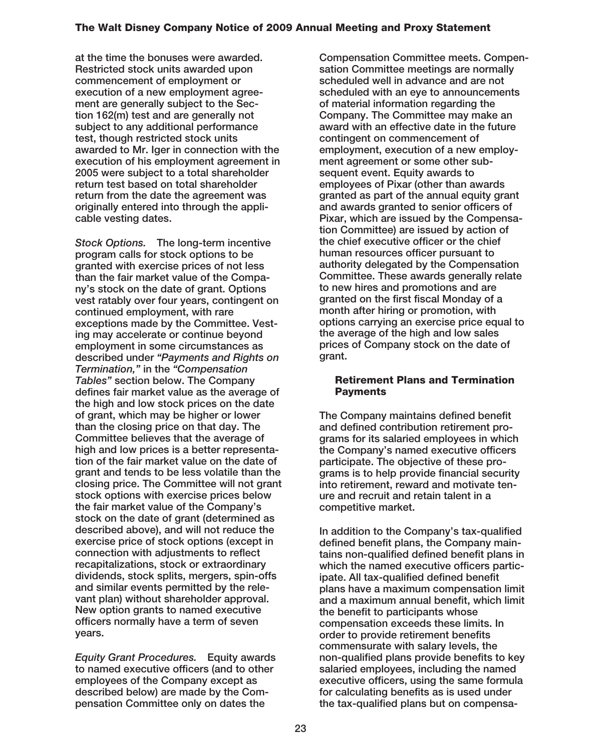at the time the bonuses were awarded. Restricted stock units awarded upon commencement of employment or execution of a new employment agreement are generally subject to the Section 162(m) test and are generally not subject to any additional performance test, though restricted stock units awarded to Mr. Iger in connection with the execution of his employment agreement in 2005 were subject to a total shareholder return test based on total shareholder return from the date the agreement was originally entered into through the applicable vesting dates.

*Stock Options.* The long-term incentive program calls for stock options to be granted with exercise prices of not less than the fair market value of the Company's stock on the date of grant. Options vest ratably over four years, contingent on continued employment, with rare exceptions made by the Committee. Vesting may accelerate or continue beyond employment in some circumstances as described under *"Payments and Rights on Termination,"* in the *"Compensation Tables"* section below. The Company defines fair market value as the average of the high and low stock prices on the date of grant, which may be higher or lower than the closing price on that day. The Committee believes that the average of high and low prices is a better representation of the fair market value on the date of grant and tends to be less volatile than the closing price. The Committee will not grant stock options with exercise prices below the fair market value of the Company's stock on the date of grant (determined as described above), and will not reduce the exercise price of stock options (except in connection with adjustments to reflect recapitalizations, stock or extraordinary dividends, stock splits, mergers, spin-offs and similar events permitted by the relevant plan) without shareholder approval. New option grants to named executive officers normally have a term of seven years.

*Equity Grant Procedures.* Equity awards to named executive officers (and to other employees of the Company except as described below) are made by the Compensation Committee only on dates the Compensation Committee meets. Compensation Committee meetings are normally scheduled well in advance and are not scheduled with an eye to announcements of material information regarding the Company. The Committee may make an award with an effective date in the future contingent on commencement of employment, execution of a new employment agreement or some other subsequent event. Equity awards to employees of Pixar (other than awards granted as part of the annual equity grant and awards granted to senior officers of Pixar, which are issued by the Compensation Committee) are issued by action of the chief executive officer or the chief human resources officer pursuant to authority delegated by the Compensation Committee. These awards generally relate to new hires and promotions and are granted on the first fiscal Monday of a month after hiring or promotion, with options carrying an exercise price equal to the average of the high and low sales prices of Company stock on the date of grant.

### Retirement Plans and Termination Payments

The Company maintains defined benefit and defined contribution retirement programs for its salaried employees in which the Company's named executive officers participate. The objective of these programs is to help provide financial security into retirement, reward and motivate tenure and recruit and retain talent in a competitive market.

In addition to the Company's tax-qualified defined benefit plans, the Company maintains non-qualified defined benefit plans in which the named executive officers participate. All tax-qualified defined benefit plans have a maximum compensation limit and a maximum annual benefit, which limit the benefit to participants whose compensation exceeds these limits. In order to provide retirement benefits commensurate with salary levels, the non-qualified plans provide benefits to key salaried employees, including the named executive officers, using the same formula for calculating benefits as is used under the tax-qualified plans but on compensa-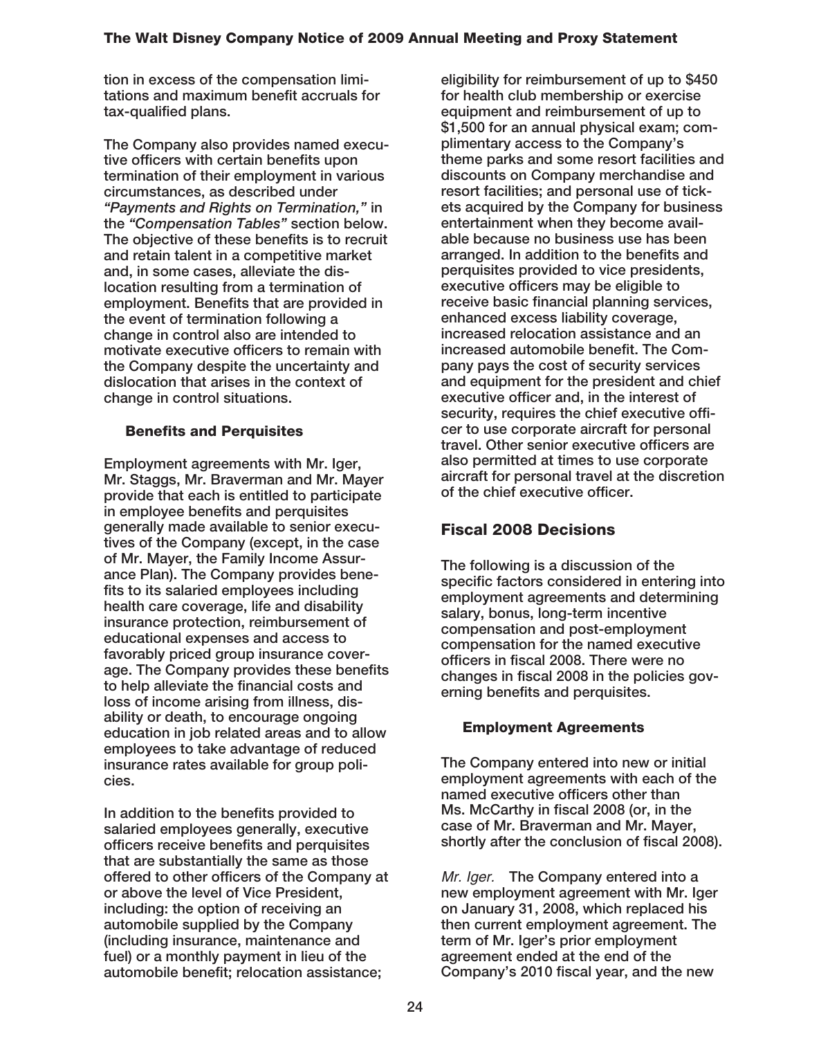tion in excess of the compensation limitations and maximum benefit accruals for tax-qualified plans.

The Company also provides named executive officers with certain benefits upon termination of their employment in various circumstances, as described under *"Payments and Rights on Termination,"* in the *"Compensation Tables"* section below. The objective of these benefits is to recruit and retain talent in a competitive market and, in some cases, alleviate the dislocation resulting from a termination of employment. Benefits that are provided in the event of termination following a change in control also are intended to motivate executive officers to remain with the Company despite the uncertainty and dislocation that arises in the context of change in control situations.

### Benefits and Perquisites

Employment agreements with Mr. Iger, Mr. Staggs, Mr. Braverman and Mr. Mayer provide that each is entitled to participate in employee benefits and perquisites generally made available to senior executives of the Company (except, in the case of Mr. Mayer, the Family Income Assurance Plan). The Company provides benefits to its salaried employees including health care coverage, life and disability insurance protection, reimbursement of educational expenses and access to favorably priced group insurance coverage. The Company provides these benefits to help alleviate the financial costs and loss of income arising from illness, disability or death, to encourage ongoing education in job related areas and to allow employees to take advantage of reduced insurance rates available for group policies.

In addition to the benefits provided to salaried employees generally, executive officers receive benefits and perquisites that are substantially the same as those offered to other officers of the Company at or above the level of Vice President, including: the option of receiving an automobile supplied by the Company (including insurance, maintenance and fuel) or a monthly payment in lieu of the automobile benefit; relocation assistance; eligibility for reimbursement of up to $450 for health club membership or exercise equipment and reimbursement of up to $1,500 for an annual physical exam; complimentary access to the Company's theme parks and some resort facilities and discounts on Company merchandise and resort facilities; and personal use of tickets acquired by the Company for business entertainment when they become available because no business use has been arranged. In addition to the benefits and perquisites provided to vice presidents, executive officers may be eligible to receive basic financial planning services, enhanced excess liability coverage, increased relocation assistance and an increased automobile benefit. The Company pays the cost of security services and equipment for the president and chief executive officer and, in the interest of security, requires the chief executive officer to use corporate aircraft for personal travel. Other senior executive officers are also permitted at times to use corporate aircraft for personal travel at the discretion of the chief executive officer.

## Fiscal 2008 Decisions

The following is a discussion of the specific factors considered in entering into employment agreements and determining salary, bonus, long-term incentive compensation and post-employment compensation for the named executive officers in fiscal 2008. There were no changes in fiscal 2008 in the policies governing benefits and perquisites.

### Employment Agreements

The Company entered into new or initial employment agreements with each of the named executive officers other than Ms. McCarthy in fiscal 2008 (or, in the case of Mr. Braverman and Mr. Mayer, shortly after the conclusion of fiscal 2008).

*Mr. Iger.* The Company entered into a new employment agreement with Mr. Iger on January 31, 2008, which replaced his then current employment agreement. The term of Mr. Iger's prior employment agreement ended at the end of the Company's 2010 fiscal year, and the new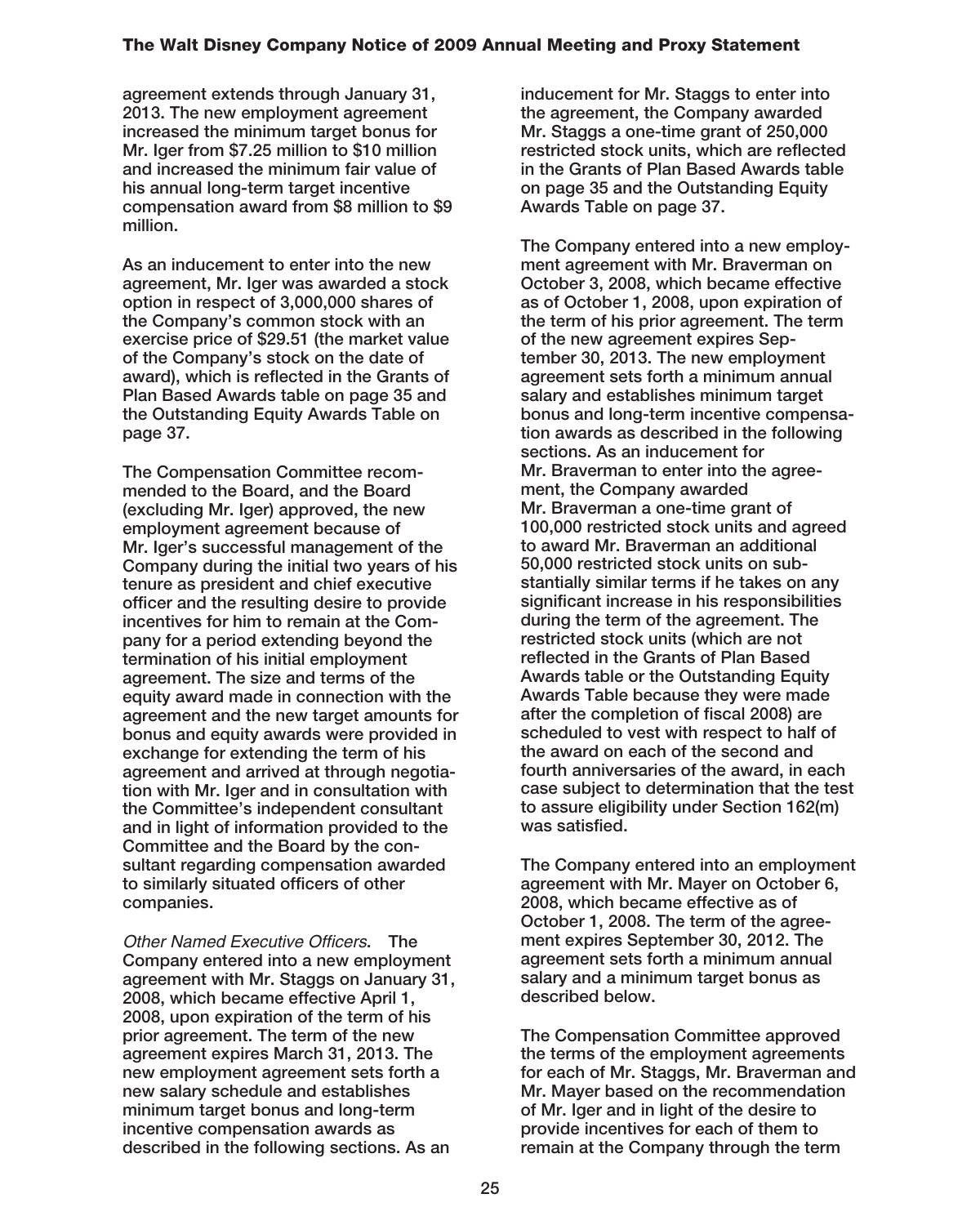agreement extends through January 31, 2013. The new employment agreement increased the minimum target bonus for Mr. Iger from $7.25 million to $10 million and increased the minimum fair value of his annual long-term target incentive compensation award from $8 million to $9 million.

As an inducement to enter into the new agreement, Mr. Iger was awarded a stock option in respect of 3,000,000 shares of the Company's common stock with an exercise price of $29.51 (the market value of the Company's stock on the date of award), which is reflected in the Grants of Plan Based Awards table on page 35 and the Outstanding Equity Awards Table on page 37.

The Compensation Committee recommended to the Board, and the Board (excluding Mr. Iger) approved, the new employment agreement because of Mr. Iger's successful management of the Company during the initial two years of his tenure as president and chief executive officer and the resulting desire to provide incentives for him to remain at the Company for a period extending beyond the termination of his initial employment agreement. The size and terms of the equity award made in connection with the agreement and the new target amounts for bonus and equity awards were provided in exchange for extending the term of his agreement and arrived at through negotiation with Mr. Iger and in consultation with the Committee's independent consultant and in light of information provided to the Committee and the Board by the consultant regarding compensation awarded to similarly situated officers of other companies.

*Other Named Executive Officers*. The Company entered into a new employment agreement with Mr. Staggs on January 31, 2008, which became effective April 1, 2008, upon expiration of the term of his prior agreement. The term of the new agreement expires March 31, 2013. The new employment agreement sets forth a new salary schedule and establishes minimum target bonus and long-term incentive compensation awards as described in the following sections. As an inducement for Mr. Staggs to enter into the agreement, the Company awarded Mr. Staggs a one-time grant of 250,000 restricted stock units, which are reflected in the Grants of Plan Based Awards table on page 35 and the Outstanding Equity Awards Table on page 37.

The Company entered into a new employment agreement with Mr. Braverman on October 3, 2008, which became effective as of October 1, 2008, upon expiration of the term of his prior agreement. The term of the new agreement expires September 30, 2013. The new employment agreement sets forth a minimum annual salary and establishes minimum target bonus and long-term incentive compensation awards as described in the following sections. As an inducement for Mr. Braverman to enter into the agreement, the Company awarded Mr. Braverman a one-time grant of 100,000 restricted stock units and agreed to award Mr. Braverman an additional 50,000 restricted stock units on substantially similar terms if he takes on any significant increase in his responsibilities during the term of the agreement. The restricted stock units (which are not reflected in the Grants of Plan Based Awards table or the Outstanding Equity Awards Table because they were made after the completion of fiscal 2008) are scheduled to vest with respect to half of the award on each of the second and fourth anniversaries of the award, in each case subject to determination that the test to assure eligibility under Section 162(m) was satisfied.

The Company entered into an employment agreement with Mr. Mayer on October 6, 2008, which became effective as of October 1, 2008. The term of the agreement expires September 30, 2012. The agreement sets forth a minimum annual salary and a minimum target bonus as described below.

The Compensation Committee approved the terms of the employment agreements for each of Mr. Staggs, Mr. Braverman and Mr. Mayer based on the recommendation of Mr. Iger and in light of the desire to provide incentives for each of them to remain at the Company through the term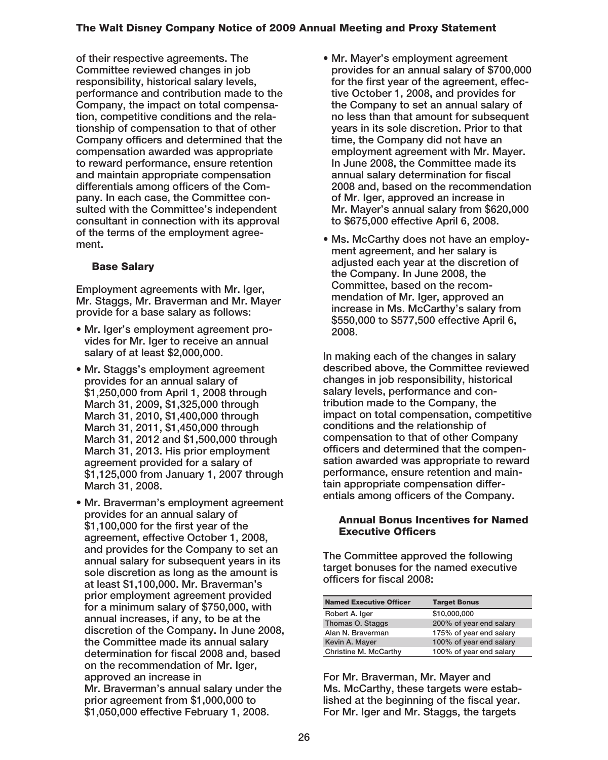of their respective agreements. The Committee reviewed changes in job responsibility, historical salary levels, performance and contribution made to the Company, the impact on total compensation, competitive conditions and the relationship of compensation to that of other Company officers and determined that the compensation awarded was appropriate to reward performance, ensure retention and maintain appropriate compensation differentials among officers of the Company. In each case, the Committee consulted with the Committee's independent consultant in connection with its approval of the terms of the employment agreement.

### Base Salary

Employment agreements with Mr. Iger, Mr. Staggs, Mr. Braverman and Mr. Mayer provide for a base salary as follows:

- Mr. Iger's employment agreement provides for Mr. Iger to receive an annual salary of at least $2,000,000.
- Mr. Staggs's employment agreement provides for an annual salary of $1,250,000 from April 1, 2008 through March 31, 2009, $1,325,000 through March 31, 2010, $1,400,000 through March 31, 2011, $1,450,000 through March 31, 2012 and $1,500,000 through March 31, 2013. His prior employment agreement provided for a salary of $1,125,000 from January 1, 2007 through March 31, 2008.
- Mr. Braverman's employment agreement provides for an annual salary of $1,100,000 for the first year of the agreement, effective October 1, 2008, and provides for the Company to set an annual salary for subsequent years in its sole discretion as long as the amount is at least $1,100,000. Mr. Braverman's prior employment agreement provided for a minimum salary of $750,000, with annual increases, if any, to be at the discretion of the Company. In June 2008, the Committee made its annual salary determination for fiscal 2008 and, based on the recommendation of Mr. Iger, approved an increase in Mr. Braverman's annual salary under the prior agreement from $1,000,000 to $1,050,000 effective February 1, 2008.
- Mr. Mayer's employment agreement provides for an annual salary of $700,000 for the first year of the agreement, effective October 1, 2008, and provides for the Company to set an annual salary of no less than that amount for subsequent years in its sole discretion. Prior to that time, the Company did not have an employment agreement with Mr. Mayer. In June 2008, the Committee made its annual salary determination for fiscal 2008 and, based on the recommendation of Mr. Iger, approved an increase in Mr. Mayer's annual salary from $620,000 to $675,000 effective April 6, 2008.
- Ms. McCarthy does not have an employment agreement, and her salary is adjusted each year at the discretion of the Company. In June 2008, the Committee, based on the recommendation of Mr. Iger, approved an increase in Ms. McCarthy's salary from $550,000 to $577,500 effective April 6, 2008.

In making each of the changes in salary described above, the Committee reviewed changes in job responsibility, historical salary levels, performance and contribution made to the Company, the impact on total compensation, competitive conditions and the relationship of compensation to that of other Company officers and determined that the compensation awarded was appropriate to reward performance, ensure retention and maintain appropriate compensation differentials among officers of the Company.

### Annual Bonus Incentives for Named Executive Officers

The Committee approved the following target bonuses for the named executive officers for fiscal 2008:

| Named Executive Officer | Target Bonus |
|---|---|
| Robert A. Iger | $10,000,000 |
| Thomas O. Staggs | 200% of year end salary |
| Alan N. Braverman | 175% of year end salary |
| Kevin A. Mayer | 100% of year end salary |
| Christine M. McCarthy | 100% of year end salary |

For Mr. Braverman, Mr. Mayer and Ms. McCarthy, these targets were established at the beginning of the fiscal year. For Mr. Iger and Mr. Staggs, the targets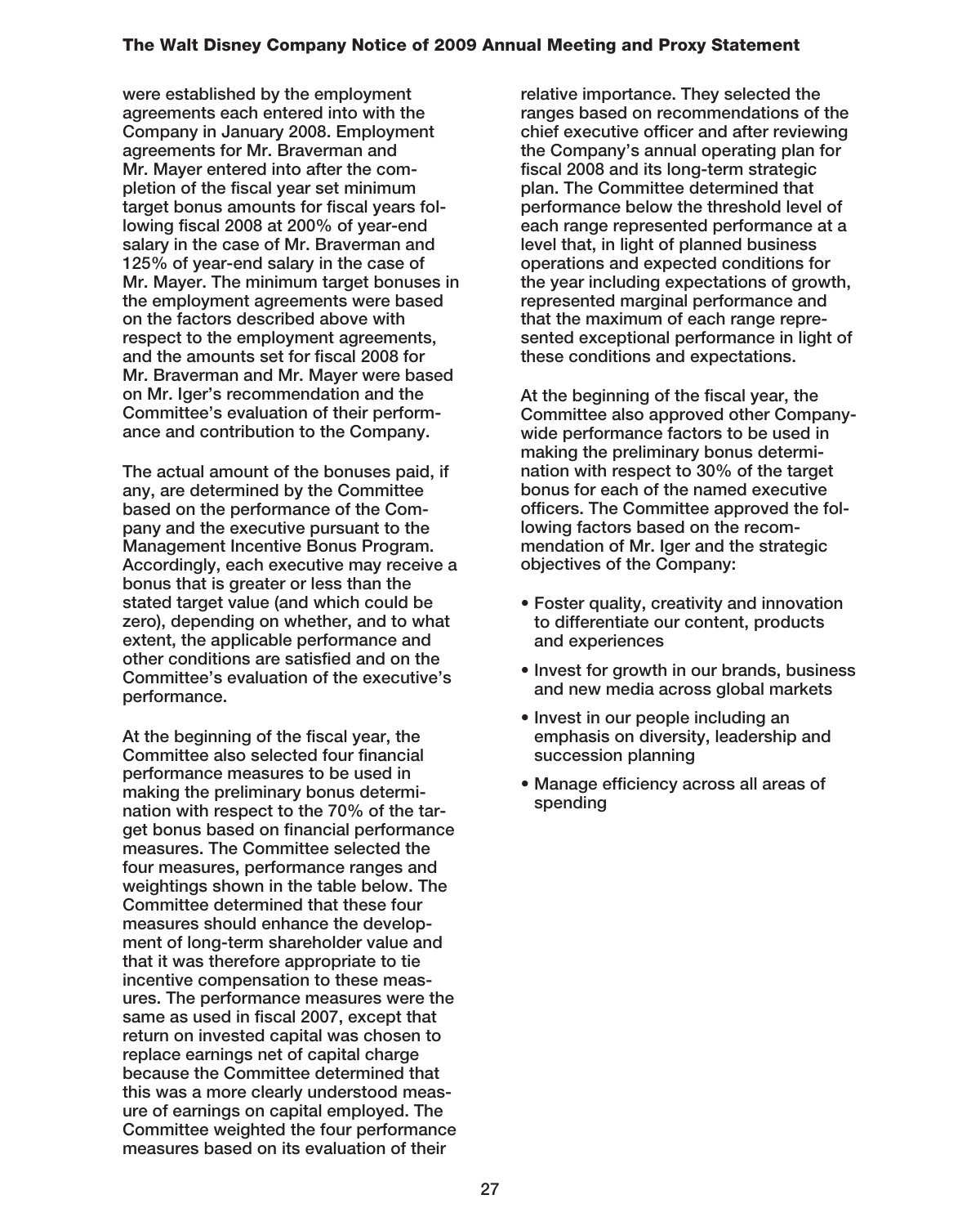were established by the employment agreements each entered into with the Company in January 2008. Employment agreements for Mr. Braverman and Mr. Mayer entered into after the completion of the fiscal year set minimum target bonus amounts for fiscal years following fiscal 2008 at 200% of year-end salary in the case of Mr. Braverman and 125% of year-end salary in the case of Mr. Mayer. The minimum target bonuses in the employment agreements were based on the factors described above with respect to the employment agreements, and the amounts set for fiscal 2008 for Mr. Braverman and Mr. Mayer were based on Mr. Iger's recommendation and the Committee's evaluation of their performance and contribution to the Company.

The actual amount of the bonuses paid, if any, are determined by the Committee based on the performance of the Company and the executive pursuant to the Management Incentive Bonus Program. Accordingly, each executive may receive a bonus that is greater or less than the stated target value (and which could be zero), depending on whether, and to what extent, the applicable performance and other conditions are satisfied and on the Committee's evaluation of the executive's performance.

At the beginning of the fiscal year, the Committee also selected four financial performance measures to be used in making the preliminary bonus determination with respect to the 70% of the target bonus based on financial performance measures. The Committee selected the four measures, performance ranges and weightings shown in the table below. The Committee determined that these four measures should enhance the development of long-term shareholder value and that it was therefore appropriate to tie incentive compensation to these measures. The performance measures were the same as used in fiscal 2007, except that return on invested capital was chosen to replace earnings net of capital charge because the Committee determined that this was a more clearly understood measure of earnings on capital employed. The Committee weighted the four performance measures based on its evaluation of their relative importance. They selected the ranges based on recommendations of the chief executive officer and after reviewing the Company's annual operating plan for fiscal 2008 and its long-term strategic plan. The Committee determined that performance below the threshold level of each range represented performance at a level that, in light of planned business operations and expected conditions for the year including expectations of growth, represented marginal performance and that the maximum of each range represented exceptional performance in light of these conditions and expectations.

At the beginning of the fiscal year, the Committee also approved other Company-wide performance factors to be used in making the preliminary bonus determination with respect to 30% of the target bonus for each of the named executive officers. The Committee approved the following factors based on the recommendation of Mr. Iger and the strategic objectives of the Company:

- Foster quality, creativity and innovation to differentiate our content, products and experiences
- Invest for growth in our brands, business and new media across global markets
- Invest in our people including an emphasis on diversity, leadership and succession planning
- Manage efficiency across all areas of spending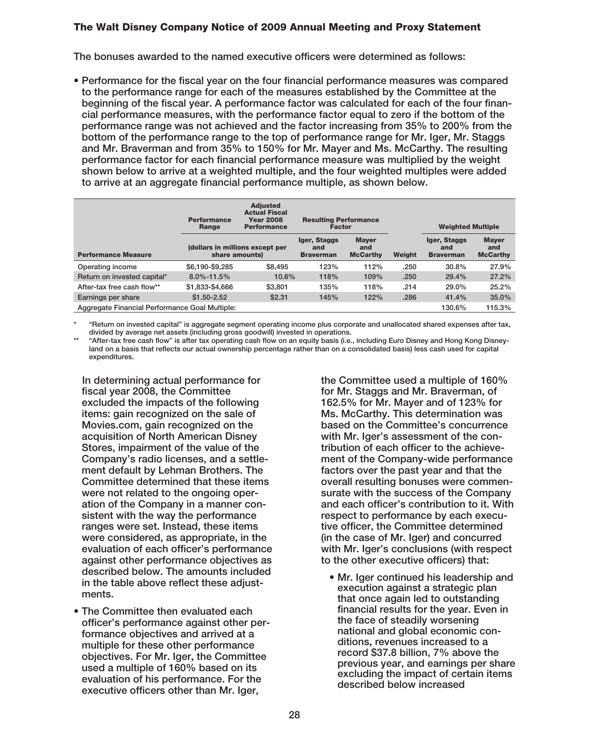The bonuses awarded to the named executive officers were determined as follows:

- Performance for the fiscal year on the four financial performance measures was compared to the performance range for each of the measures established by the Committee at the beginning of the fiscal year. A performance factor was calculated for each of the four financial performance measures, with the performance factor equal to zero if the bottom of the performance range was not achieved and the factor increasing from 35% to 200% from the bottom of the performance range to the top of performance range for Mr. Iger, Mr. Staggs and Mr. Braverman and from 35% to 150% for Mr. Mayer and Ms. McCarthy. The resulting performance factor for each financial performance measure was multiplied by the weight shown below to arrive at a weighted multiple, and the four weighted multiples were added to arrive at an aggregate financial performance multiple, as shown below.

| | Performance Range | Adjusted Actual Fiscal Year 2008 Performance | Resulting Performance Factor | | | Weighted Multiple | |
|---|---|---|---|---|---|---|---|
| Performance Measure | (dollars in millions except per share amounts) | | Iger, Staggs and Braverman | Mayer and McCarthy | Weight | Iger, Staggs and Braverman | Mayer and McCarthy |
| Operating income | $6,190-$9,285 | $8,495 | 123% | 112% | .250 | 30.8% | 27.9% |
| Return on invested capital* | 8.0%-11.5% | 10.6% | 118% | 109% | .250 | 29.4% | 27.2% |
| After-tax free cash flow** | $1,833-$4,666 | $3,801 | 135% | 118% | .214 | 29.0% | 25.2% |
| Earnings per share | $1.50-2.52 | $2.31 | 145% | 122% | .286 | 41.4% | 35.0% |
| Aggregate Financial Performance Goal Multiple: | | | | | | 130.6% | 115.3% |

\* "Return on invested capital" is aggregate segment operating income plus corporate and unallocated shared expenses after tax, divided by average net assets (including gross goodwill) invested in operations.

\*\* "After-tax free cash flow" is after tax operating cash flow on an equity basis (i.e., including Euro Disney and Hong Kong Disneyland on a basis that reflects our actual ownership percentage rather than on a consolidated basis) less cash used for capital expenditures.

In determining actual performance for fiscal year 2008, the Committee excluded the impacts of the following items: gain recognized on the sale of Movies.com, gain recognized on the acquisition of North American Disney Stores, impairment of the value of the Company's radio licenses, and a settlement default by Lehman Brothers. The Committee determined that these items were not related to the ongoing operation of the Company in a manner consistent with the way the performance ranges were set. Instead, these items were considered, as appropriate, in the evaluation of each officer's performance against other performance objectives as described below. The amounts included in the table above reflect these adjustments.

- The Committee then evaluated each officer's performance against other performance objectives and arrived at a multiple for these other performance objectives. For Mr. Iger, the Committee used a multiple of 160% based on its evaluation of his performance. For the executive officers other than Mr. Iger, the Committee used a multiple of 160% for Mr. Staggs and Mr. Braverman, of 162.5% for Mr. Mayer and of 123% for Ms. McCarthy. This determination was based on the Committee's concurrence with Mr. Iger's assessment of the contribution of each officer to the achievement of the Company-wide performance factors over the past year and that the overall resulting bonuses were commensurate with the success of the Company and each officer's contribution to it. With respect to performance by each executive officer, the Committee determined (in the case of Mr. Iger) and concurred with Mr. Iger's conclusions (with respect to the other executive officers) that:

  - Mr. Iger continued his leadership and execution against a strategic plan that once again led to outstanding financial results for the year. Even in the face of steadily worsening national and global economic conditions, revenues increased to a record $37.8 billion, 7% above the previous year, and earnings per share excluding the impact of certain items described below increased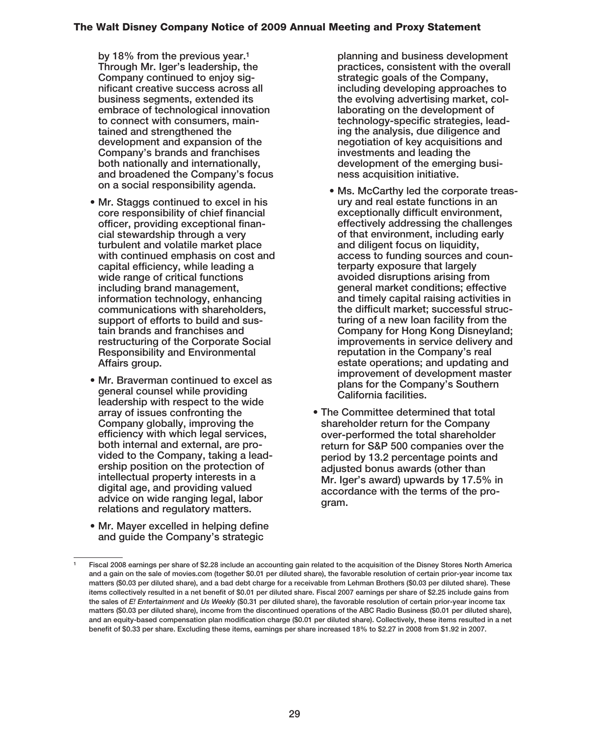**by 18% from the previous year.[1] Through Mr. Iger's leadership, the Company continued to enjoy significant creative success across all business segments, extended its embrace of technological innovation to connect with consumers, maintained and strengthened the development and expansion of the Company's brands and franchises both nationally and internationally, and broadened the Company's focus on a social responsibility agenda.**

- **Mr. Staggs continued to excel in his core responsibility of chief financial officer, providing exceptional financial stewardship through a very turbulent and volatile market place with continued emphasis on cost and capital efficiency, while leading a wide range of critical functions including brand management, information technology, enhancing communications with shareholders, support of efforts to build and sustain brands and franchises and restructuring of the Corporate Social Responsibility and Environmental Affairs group.**
- **Mr. Braverman continued to excel as general counsel while providing leadership with respect to the wide array of issues confronting the Company globally, improving the efficiency with which legal services, both internal and external, are provided to the Company, taking a leadership position on the protection of intellectual property interests in a digital age, and providing valued advice on wide ranging legal, labor relations and regulatory matters.**
- **Mr. Mayer excelled in helping define and guide the Company's strategic planning and business development practices, consistent with the overall strategic goals of the Company, including developing approaches to the evolving advertising market, collaborating on the development of technology-specific strategies, leading the analysis, due diligence and negotiation of key acquisitions and investments and leading the development of the emerging business acquisition initiative.**
- **Ms. McCarthy led the corporate treasury and real estate functions in an exceptionally difficult environment, effectively addressing the challenges of that environment, including early and diligent focus on liquidity, access to funding sources and counterparty exposure that largely avoided disruptions arising from general market conditions; effective and timely capital raising activities in the difficult market; successful structuring of a new loan facility from the Company for Hong Kong Disneyland; improvements in service delivery and reputation in the Company's real estate operations; and updating and improvement of development master plans for the Company's Southern California facilities.**

- **The Committee determined that total shareholder return for the Company over-performed the total shareholder return for S&P 500 companies over the period by 13.2 percentage points and adjusted bonus awards (other than Mr. Iger's award) upwards by 17.5% in accordance with the terms of the program.**

---

[1] **Fiscal 2008 earnings per share of $2.28 include an accounting gain related to the acquisition of the Disney Stores North America and a gain on the sale of movies.com (together $0.01 per diluted share), the favorable resolution of certain prior-year income tax matters ($0.03 per diluted share), and a bad debt charge for a receivable from Lehman Brothers ($0.03 per diluted share). These items collectively resulted in a net benefit of $0.01 per diluted share. Fiscal 2007 earnings per share of $2.25 include gains from the sales of *E! Entertainment* and *Us Weekly* ($0.31 per diluted share), the favorable resolution of certain prior-year income tax matters ($0.03 per diluted share), income from the discontinued operations of the ABC Radio Business ($0.01 per diluted share), and an equity-based compensation plan modification charge ($0.01 per diluted share). Collectively, these items resulted in a net benefit of $0.33 per share. Excluding these items, earnings per share increased 18% to $2.27 in 2008 from $1.92 in 2007.**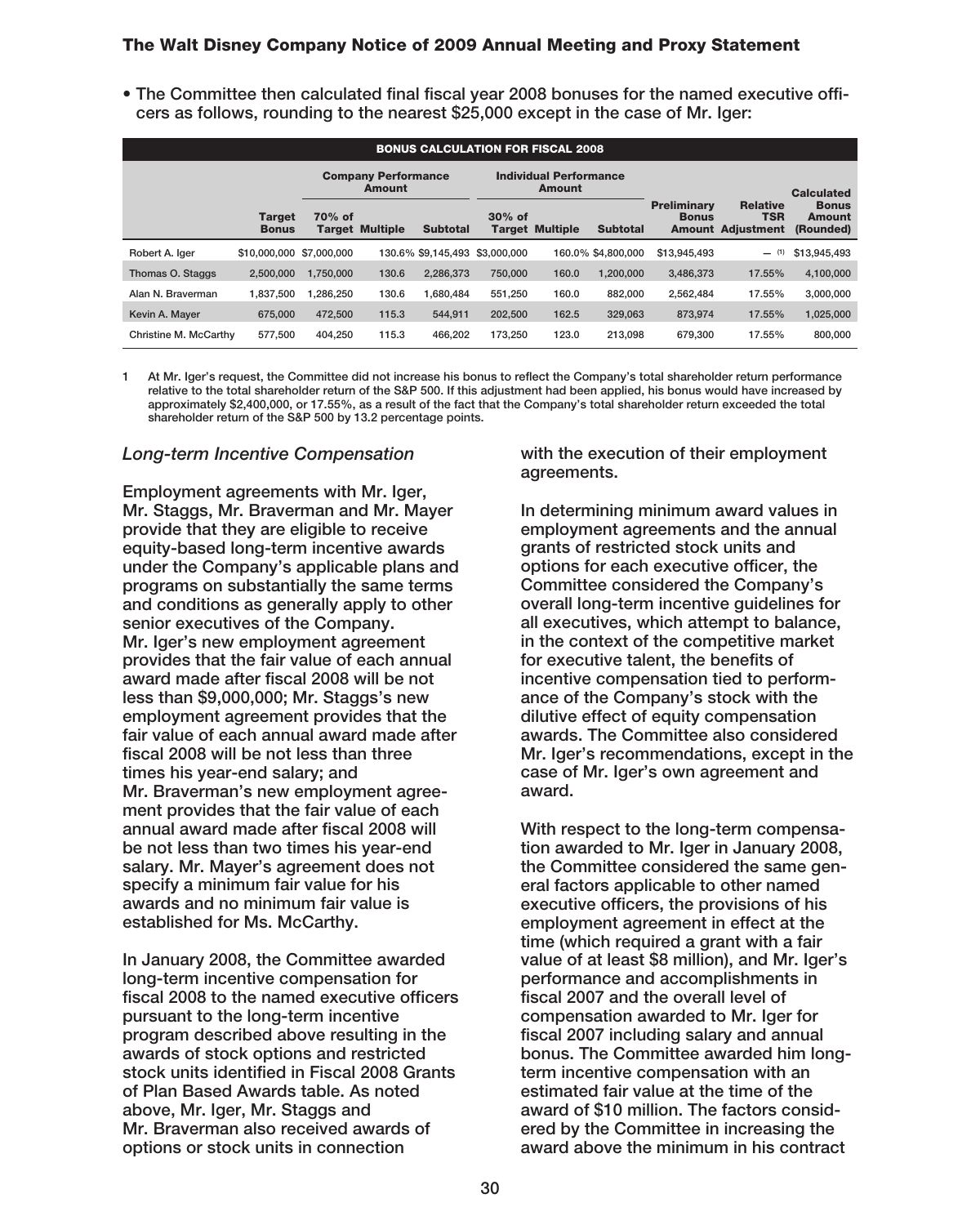- The Committee then calculated final fiscal year 2008 bonuses for the named executive officers as follows, rounding to the nearest $25,000 except in the case of Mr. Iger:

| BONUS CALCULATION FOR FISCAL 2008 | | | | | | | | | | |
|---|---|---|---|---|---|---|---|---|---|---|
| | | Company Performance Amount | | | Individual Performance Amount | | | | | |
| | Target Bonus | 70% of Target | Multiple | Subtotal | 30% of Target | Multiple | Subtotal | Preliminary Bonus Amount | Relative TSR Adjustment | Calculated Bonus Amount (Rounded) |
| Robert A. Iger | $10,000,000 | $7,000,000 | 130.6% | $9,145,493 | $3,000,000 | 160.0% | $4,800,000 | $13,945,493 | — [1] | $13,945,493 |
| Thomas O. Staggs | 2,500,000 | 1,750,000 | 130.6 | 2,286,373 | 750,000 | 160.0 | 1,200,000 | 3,486,373 | 17.55% | 4,100,000 |
| Alan N. Braverman | 1,837,500 | 1,286,250 | 130.6 | 1,680,484 | 551,250 | 160.0 | 882,000 | 2,562,484 | 17.55% | 3,000,000 |
| Kevin A. Mayer | 675,000 | 472,500 | 115.3 | 544,911 | 202,500 | 162.5 | 329,063 | 873,974 | 17.55% | 1,025,000 |
| Christine M. McCarthy | 577,500 | 404,250 | 115.3 | 466,202 | 173,250 | 123.0 | 213,098 | 679,300 | 17.55% | 800,000 |

1 At Mr. Iger's request, the Committee did not increase his bonus to reflect the Company's total shareholder return performance relative to the total shareholder return of the S&P 500. If this adjustment had been applied, his bonus would have increased by approximately $2,400,000, or 17.55%, as a result of the fact that the Company's total shareholder return exceeded the total shareholder return of the S&P 500 by 13.2 percentage points.

### *Long-term Incentive Compensation*

Employment agreements with Mr. Iger, Mr. Staggs, Mr. Braverman and Mr. Mayer provide that they are eligible to receive equity-based long-term incentive awards under the Company's applicable plans and programs on substantially the same terms and conditions as generally apply to other senior executives of the Company. Mr. Iger's new employment agreement provides that the fair value of each annual award made after fiscal 2008 will be not less than $9,000,000; Mr. Staggs's new employment agreement provides that the fair value of each annual award made after fiscal 2008 will be not less than three times his year-end salary; and Mr. Braverman's new employment agreement provides that the fair value of each annual award made after fiscal 2008 will be not less than two times his year-end salary. Mr. Mayer's agreement does not specify a minimum fair value for his awards and no minimum fair value is established for Ms. McCarthy.

In January 2008, the Committee awarded long-term incentive compensation for fiscal 2008 to the named executive officers pursuant to the long-term incentive program described above resulting in the awards of stock options and restricted stock units identified in Fiscal 2008 Grants of Plan Based Awards table. As noted above, Mr. Iger, Mr. Staggs and Mr. Braverman also received awards of options or stock units in connection with the execution of their employment agreements.

In determining minimum award values in employment agreements and the annual grants of restricted stock units and options for each executive officer, the Committee considered the Company's overall long-term incentive guidelines for all executives, which attempt to balance, in the context of the competitive market for executive talent, the benefits of incentive compensation tied to performance of the Company's stock with the dilutive effect of equity compensation awards. The Committee also considered Mr. Iger's recommendations, except in the case of Mr. Iger's own agreement and award.

With respect to the long-term compensation awarded to Mr. Iger in January 2008, the Committee considered the same general factors applicable to other named executive officers, the provisions of his employment agreement in effect at the time (which required a grant with a fair value of at least $8 million), and Mr. Iger's performance and accomplishments in fiscal 2007 and the overall level of compensation awarded to Mr. Iger for fiscal 2007 including salary and annual bonus. The Committee awarded him long-term incentive compensation with an estimated fair value at the time of the award of $10 million. The factors considered by the Committee in increasing the award above the minimum in his contract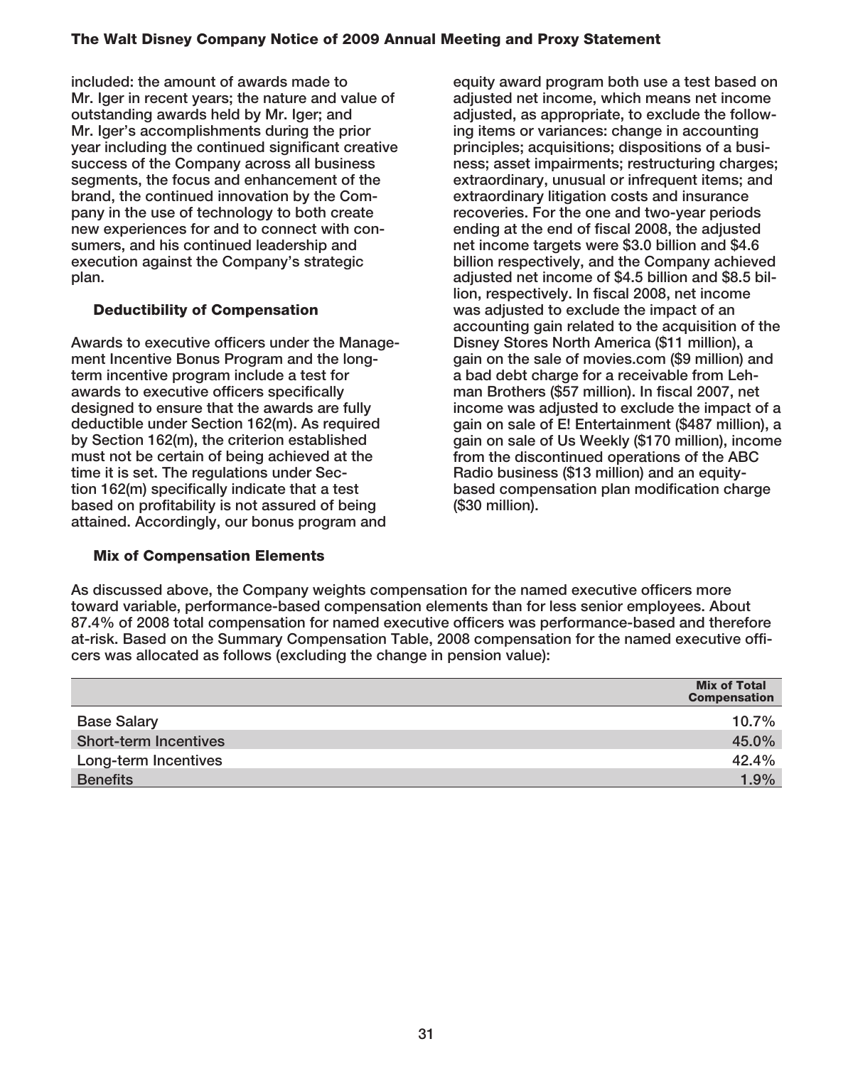included: the amount of awards made to Mr. Iger in recent years; the nature and value of outstanding awards held by Mr. Iger; and Mr. Iger's accomplishments during the prior year including the continued significant creative success of the Company across all business segments, the focus and enhancement of the brand, the continued innovation by the Company in the use of technology to both create new experiences for and to connect with consumers, and his continued leadership and execution against the Company's strategic plan.

### Deductibility of Compensation

Awards to executive officers under the Management Incentive Bonus Program and the long-term incentive program include a test for awards to executive officers specifically designed to ensure that the awards are fully deductible under Section 162(m). As required by Section 162(m), the criterion established must not be certain of being achieved at the time it is set. The regulations under Section 162(m) specifically indicate that a test based on profitability is not assured of being attained. Accordingly, our bonus program and equity award program both use a test based on adjusted net income, which means net income adjusted, as appropriate, to exclude the following items or variances: change in accounting principles; acquisitions; dispositions of a business; asset impairments; restructuring charges; extraordinary, unusual or infrequent items; and extraordinary litigation costs and insurance recoveries. For the one and two-year periods ending at the end of fiscal 2008, the adjusted net income targets were $3.0 billion and $4.6 billion respectively, and the Company achieved adjusted net income of $4.5 billion and $8.5 billion, respectively. In fiscal 2008, net income was adjusted to exclude the impact of an accounting gain related to the acquisition of the Disney Stores North America ($11 million), a gain on the sale of movies.com ($9 million) and a bad debt charge for a receivable from Lehman Brothers ($57 million). In fiscal 2007, net income was adjusted to exclude the impact of a gain on sale of E! Entertainment ($487 million), a gain on sale of Us Weekly ($170 million), income from the discontinued operations of the ABC Radio business ($13 million) and an equity-based compensation plan modification charge ($30 million).

### Mix of Compensation Elements

As discussed above, the Company weights compensation for the named executive officers more toward variable, performance-based compensation elements than for less senior employees. About 87.4% of 2008 total compensation for named executive officers was performance-based and therefore at-risk. Based on the Summary Compensation Table, 2008 compensation for the named executive officers was allocated as follows (excluding the change in pension value):

| | Mix of Total Compensation |
|---|---|
| Base Salary | 10.7% |
| Short-term Incentives | 45.0% |
| Long-term Incentives | 42.4% |
| Benefits | 1.9% |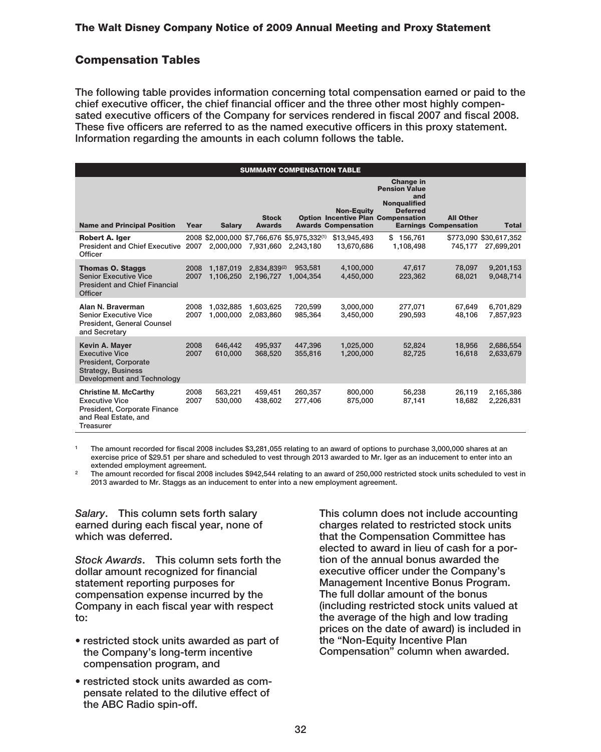## Compensation Tables

The following table provides information concerning total compensation earned or paid to the chief executive officer, the chief financial officer and the three other most highly compensated executive officers of the Company for services rendered in fiscal 2007 and fiscal 2008. These five officers are referred to as the named executive officers in this proxy statement. Information regarding the amounts in each column follows the table.

**SUMMARY COMPENSATION TABLE**

| Name and Principal Position | Year | Salary | Stock Awards | Option Awards | Non-Equity Incentive Plan Compensation | Change in Pension Value and Nonqualified Deferred Compensation Earnings | All Other Compensation | Total |
|---|---|---|---|---|---|---|---|---|
| **Robert A. Iger** President and Chief Executive Officer | 2008 | $2,000,000 | $7,766,676 | $5,975,332[1] | $13,945,493 | $ 156,761 | $773,090 | $30,617,352 |
| | 2007 | 2,000,000 | 7,931,660 | 2,243,180 | 13,670,686 | 1,108,498 | 745,177 | 27,699,201 |
| **Thomas O. Staggs** Senior Executive Vice President and Chief Financial Officer | 2008 | 1,187,019 | 2,834,839[2] | 953,581 | 4,100,000 | 47,617 | 78,097 | 9,201,153 |
| | 2007 | 1,106,250 | 2,196,727 | 1,004,354 | 4,450,000 | 223,362 | 68,021 | 9,048,714 |
| **Alan N. Braverman** Senior Executive Vice President, General Counsel and Secretary | 2008 | 1,032,885 | 1,603,625 | 720,599 | 3,000,000 | 277,071 | 67,649 | 6,701,829 |
| | 2007 | 1,000,000 | 2,083,860 | 985,364 | 3,450,000 | 290,593 | 48,106 | 7,857,923 |
| **Kevin A. Mayer** Executive Vice President, Corporate Strategy, Business Development and Technology | 2008 | 646,442 | 495,937 | 447,396 | 1,025,000 | 52,824 | 18,956 | 2,686,554 |
| | 2007 | 610,000 | 368,520 | 355,816 | 1,200,000 | 82,725 | 16,618 | 2,633,679 |
| **Christine M. McCarthy** Executive Vice President, Corporate Finance and Real Estate, and Treasurer | 2008 | 563,221 | 459,451 | 260,357 | 800,000 | 56,238 | 26,119 | 2,165,386 |
| | 2007 | 530,000 | 438,602 | 277,406 | 875,000 | 87,141 | 18,682 | 2,226,831 |

[1] The amount recorded for fiscal 2008 includes $3,281,055 relating to an award of options to purchase 3,000,000 shares at an exercise price of $29.51 per share and scheduled to vest through 2013 awarded to Mr. Iger as an inducement to enter into an extended employment agreement.

[2] The amount recorded for fiscal 2008 includes $942,544 relating to an award of 250,000 restricted stock units scheduled to vest in 2013 awarded to Mr. Staggs as an inducement to enter into a new employment agreement.

*Salary*. This column sets forth salary earned during each fiscal year, none of which was deferred.

*Stock Awards*. This column sets forth the dollar amount recognized for financial statement reporting purposes for compensation expense incurred by the Company in each fiscal year with respect to:

- restricted stock units awarded as part of the Company's long-term incentive compensation program, and
- restricted stock units awarded as compensate related to the dilutive effect of the ABC Radio spin-off.

This column does not include accounting charges related to restricted stock units that the Compensation Committee has elected to award in lieu of cash for a portion of the annual bonus awarded the executive officer under the Company's Management Incentive Bonus Program. The full dollar amount of the bonus (including restricted stock units valued at the average of the high and low trading prices on the date of award) is included in the "Non-Equity Incentive Plan Compensation" column when awarded.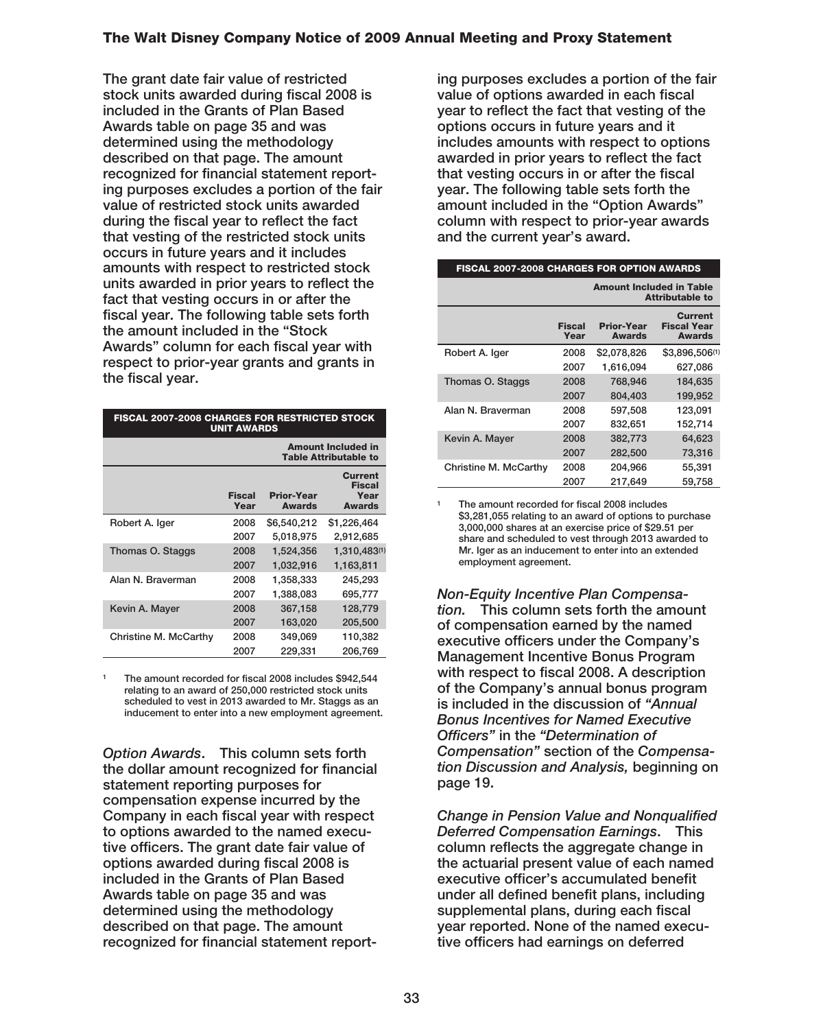The grant date fair value of restricted stock units awarded during fiscal 2008 is included in the Grants of Plan Based Awards table on page 35 and was determined using the methodology described on that page. The amount recognized for financial statement reporting purposes excludes a portion of the fair value of restricted stock units awarded during the fiscal year to reflect the fact that vesting of the restricted stock units occurs in future years and it includes amounts with respect to restricted stock units awarded in prior years to reflect the fact that vesting occurs in or after the fiscal year. The following table sets forth the amount included in the "Stock Awards" column for each fiscal year with respect to prior-year grants and grants in the fiscal year.

**FISCAL 2007-2008 CHARGES FOR RESTRICTED STOCK UNIT AWARDS**

| | | Amount Included in Table Attributable to | |
|---|---|---|---|
| | Fiscal Year | Prior-Year Awards | Current Fiscal Year Awards |
| Robert A. Iger | 2008 | $6,540,212 | $1,226,464 |
| | 2007 | 5,018,975 | 2,912,685 |
| Thomas O. Staggs | 2008 | 1,524,356 | 1,310,483[(1)] |
| | 2007 | 1,032,916 | 1,163,811 |
| Alan N. Braverman | 2008 | 1,358,333 | 245,293 |
| | 2007 | 1,388,083 | 695,777 |
| Kevin A. Mayer | 2008 | 367,158 | 128,779 |
| | 2007 | 163,020 | 205,500 |
| Christine M. McCarthy | 2008 | 349,069 | 110,382 |
| | 2007 | 229,331 | 206,769 |

[1] The amount recorded for fiscal 2008 includes $942,544 relating to an award of 250,000 restricted stock units scheduled to vest in 2013 awarded to Mr. Staggs as an inducement to enter into a new employment agreement.

*Option Awards*. This column sets forth the dollar amount recognized for financial statement reporting purposes for compensation expense incurred by the Company in each fiscal year with respect to options awarded to the named executive officers. The grant date fair value of options awarded during fiscal 2008 is included in the Grants of Plan Based Awards table on page 35 and was determined using the methodology described on that page. The amount recognized for financial statement reporting purposes excludes a portion of the fair value of options awarded in each fiscal year to reflect the fact that vesting of the options occurs in future years and it includes amounts with respect to options awarded in prior years to reflect the fact that vesting occurs in or after the fiscal year. The following table sets forth the amount included in the "Option Awards" column with respect to prior-year awards and the current year's award.

**FISCAL 2007-2008 CHARGES FOR OPTION AWARDS**

| | | Amount Included in Table Attributable to | |
|---|---|---|---|
| | Fiscal Year | Prior-Year Awards | Current Fiscal Year Awards |
| Robert A. Iger | 2008 | $2,078,826 | $3,896,506[(1)] |
| | 2007 | 1,616,094 | 627,086 |
| Thomas O. Staggs | 2008 | 768,946 | 184,635 |
| | 2007 | 804,403 | 199,952 |
| Alan N. Braverman | 2008 | 597,508 | 123,091 |
| | 2007 | 832,651 | 152,714 |
| Kevin A. Mayer | 2008 | 382,773 | 64,623 |
| | 2007 | 282,500 | 73,316 |
| Christine M. McCarthy | 2008 | 204,966 | 55,391 |
| | 2007 | 217,649 | 59,758 |

[1] The amount recorded for fiscal 2008 includes $3,281,055 relating to an award of options to purchase 3,000,000 shares at an exercise price of $29.51 per share and scheduled to vest through 2013 awarded to Mr. Iger as an inducement to enter into an extended employment agreement.

*Non-Equity Incentive Plan Compensation.* This column sets forth the amount of compensation earned by the named executive officers under the Company's Management Incentive Bonus Program with respect to fiscal 2008. A description of the Company's annual bonus program is included in the discussion of *"Annual Bonus Incentives for Named Executive Officers"* in the *"Determination of Compensation"* section of the *Compensation Discussion and Analysis,* beginning on page 19.

*Change in Pension Value and Nonqualified Deferred Compensation Earnings*. This column reflects the aggregate change in the actuarial present value of each named executive officer's accumulated benefit under all defined benefit plans, including supplemental plans, during each fiscal year reported. None of the named executive officers had earnings on deferred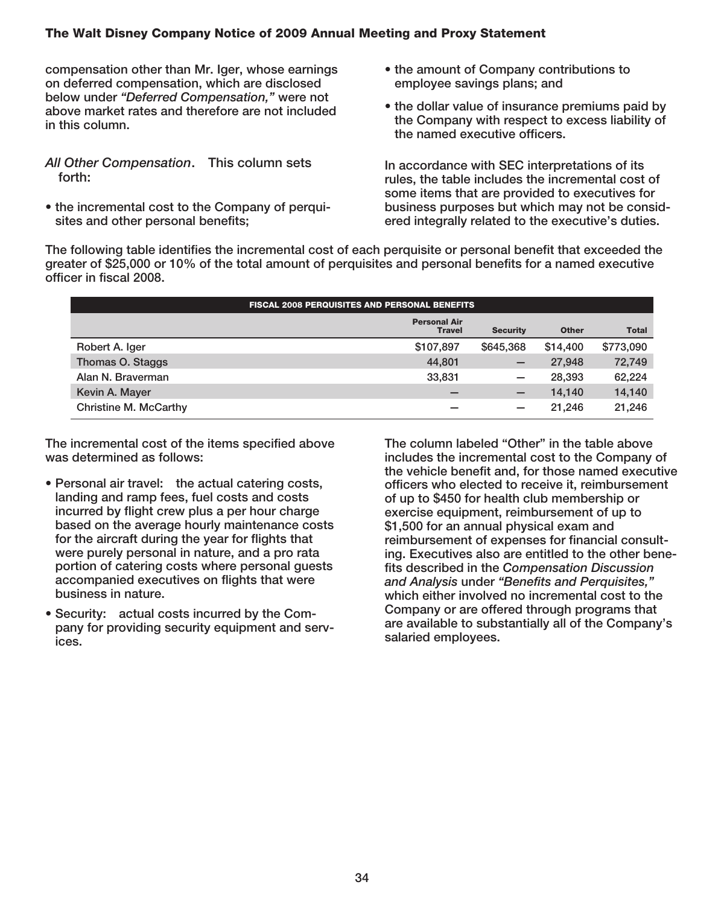compensation other than Mr. Iger, whose earnings on deferred compensation, which are disclosed below under *"Deferred Compensation,"* were not above market rates and therefore are not included in this column.

*All Other Compensation*. This column sets forth:

- the incremental cost to the Company of perquisites and other personal benefits;
- the amount of Company contributions to employee savings plans; and
- the dollar value of insurance premiums paid by the Company with respect to excess liability of the named executive officers.

In accordance with SEC interpretations of its rules, the table includes the incremental cost of some items that are provided to executives for business purposes but which may not be considered integrally related to the executive's duties.

The following table identifies the incremental cost of each perquisite or personal benefit that exceeded the greater of $25,000 or 10% of the total amount of perquisites and personal benefits for a named executive officer in fiscal 2008.

**FISCAL 2008 PERQUISITES AND PERSONAL BENEFITS**

| | Personal Air Travel | Security | Other | Total |
|---|---|---|---|---|
| Robert A. Iger | $107,897 | $645,368 | $14,400 | $773,090 |
| Thomas O. Staggs | 44,801 | — | 27,948 | 72,749 |
| Alan N. Braverman | 33,831 | — | 28,393 | 62,224 |
| Kevin A. Mayer | — | — | 14,140 | 14,140 |
| Christine M. McCarthy | — | — | 21,246 | 21,246 |

The incremental cost of the items specified above was determined as follows:

- Personal air travel: the actual catering costs, landing and ramp fees, fuel costs and costs incurred by flight crew plus a per hour charge based on the average hourly maintenance costs for the aircraft during the year for flights that were purely personal in nature, and a pro rata portion of catering costs where personal guests accompanied executives on flights that were business in nature.
- Security: actual costs incurred by the Company for providing security equipment and services.

The column labeled "Other" in the table above includes the incremental cost to the Company of the vehicle benefit and, for those named executive officers who elected to receive it, reimbursement of up to $450 for health club membership or exercise equipment, reimbursement of up to $1,500 for an annual physical exam and reimbursement of expenses for financial consulting. Executives also are entitled to the other benefits described in the *Compensation Discussion and Analysis* under *"Benefits and Perquisites,"* which either involved no incremental cost to the Company or are offered through programs that are available to substantially all of the Company's salaried employees.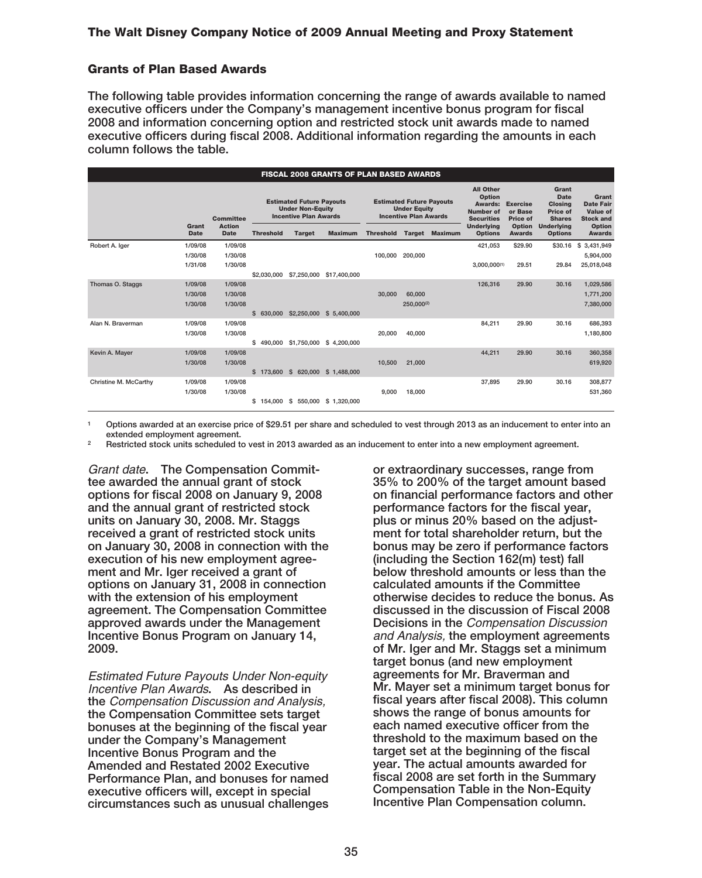## Grants of Plan Based Awards

**The following table provides information concerning the range of awards available to named executive officers under the Company's management incentive bonus program for fiscal 2008 and information concerning option and restricted stock unit awards made to named executive officers during fiscal 2008. Additional information regarding the amounts in each column follows the table.**

**FISCAL 2008 GRANTS OF PLAN BASED AWARDS**

| | Grant Date | Committee Action Date | Estimated Future Payouts Under Non-Equity Incentive Plan Awards | | | Estimated Future Payouts Under Equity Incentive Plan Awards | | | All Other Option Awards: Number of Securities Underlying Options | Exercise or Base Price of Option Awards | Grant Date Closing Price of Shares Underlying Options | Grant Date Fair Value of Stock and Option Awards |
|---|---|---|---|---|---|---|---|---|---|---|---|---|
| | | | Threshold | Target | Maximum | Threshold | Target | Maximum | | | | |
| Robert A. Iger | 1/09/08 | 1/09/08 | | | | | | | 421,053 | $29.90 | $30.16 | $ 3,431,949 |
| | 1/30/08 | 1/30/08 | | | | 100,000 | 200,000 | | | | | 5,904,000 |
| | 1/31/08 | 1/30/08 | | | | | | | 3,000,000[1] | 29.51 | 29.84 | 25,018,048 |
| | | | $2,030,000 | $7,250,000 | $17,400,000 | | | | | | | |
| Thomas O. Staggs | 1/09/08 | 1/09/08 | | | | | | | 126,316 | 29.90 | 30.16 | 1,029,586 |
| | 1/30/08 | 1/30/08 | | | | 30,000 | 60,000 | | | | | 1,771,200 |
| | 1/30/08 | 1/30/08 | | | | | 250,000[2] | | | | | 7,380,000 |
| | | | $ 630,000 | $2,250,000 | $ 5,400,000 | | | | | | | |
| Alan N. Braverman | 1/09/08 | 1/09/08 | | | | | | | 84,211 | 29.90 | 30.16 | 686,393 |
| | 1/30/08 | 1/30/08 | | | | 20,000 | 40,000 | | | | | 1,180,800 |
| | | | $ 490,000 | $1,750,000 | $ 4,200,000 | | | | | | | |
| Kevin A. Mayer | 1/09/08 | 1/09/08 | | | | | | | 44,211 | 29.90 | 30.16 | 360,358 |
| | 1/30/08 | 1/30/08 | | | | 10,500 | 21,000 | | | | | 619,920 |
| | | | $ 173,600 | $ 620,000 | $ 1,488,000 | | | | | | | |
| Christine M. McCarthy | 1/09/08 | 1/09/08 | | | | | | | 37,895 | 29.90 | 30.16 | 308,877 |
| | 1/30/08 | 1/30/08 | | | | 9,000 | 18,000 | | | | | 531,360 |
| | | | $ 154,000 | $ 550,000 | $ 1,320,000 | | | | | | | |

1 Options awarded at an exercise price of $29.51 per share and scheduled to vest through 2013 as an inducement to enter into an extended employment agreement.

2 Restricted stock units scheduled to vest in 2013 awarded as an inducement to enter into a new employment agreement.

*Grant date*. **The Compensation Committee awarded the annual grant of stock options for fiscal 2008 on January 9, 2008 and the annual grant of restricted stock units on January 30, 2008. Mr. Staggs received a grant of restricted stock units on January 30, 2008 in connection with the execution of his new employment agreement and Mr. Iger received a grant of options on January 31, 2008 in connection with the extension of his employment agreement. The Compensation Committee approved awards under the Management Incentive Bonus Program on January 14, 2009.**

*Estimated Future Payouts Under Non-equity Incentive Plan Awards*. **As described in the** *Compensation Discussion and Analysis,* **the Compensation Committee sets target bonuses at the beginning of the fiscal year under the Company's Management Incentive Bonus Program and the Amended and Restated 2002 Executive Performance Plan, and bonuses for named executive officers will, except in special circumstances such as unusual challenges or extraordinary successes, range from 35% to 200% of the target amount based on financial performance factors and other performance factors for the fiscal year, plus or minus 20% based on the adjustment for total shareholder return, but the bonus may be zero if performance factors (including the Section 162(m) test) fall below threshold amounts or less than the calculated amounts if the Committee otherwise decides to reduce the bonus. As discussed in the discussion of Fiscal 2008 Decisions in the** *Compensation Discussion and Analysis,* **the employment agreements of Mr. Iger and Mr. Staggs set a minimum target bonus (and new employment agreements for Mr. Braverman and Mr. Mayer set a minimum target bonus for fiscal years after fiscal 2008). This column shows the range of bonus amounts for each named executive officer from the threshold to the maximum based on the target set at the beginning of the fiscal year. The actual amounts awarded for fiscal 2008 are set forth in the Summary Compensation Table in the Non-Equity Incentive Plan Compensation column.**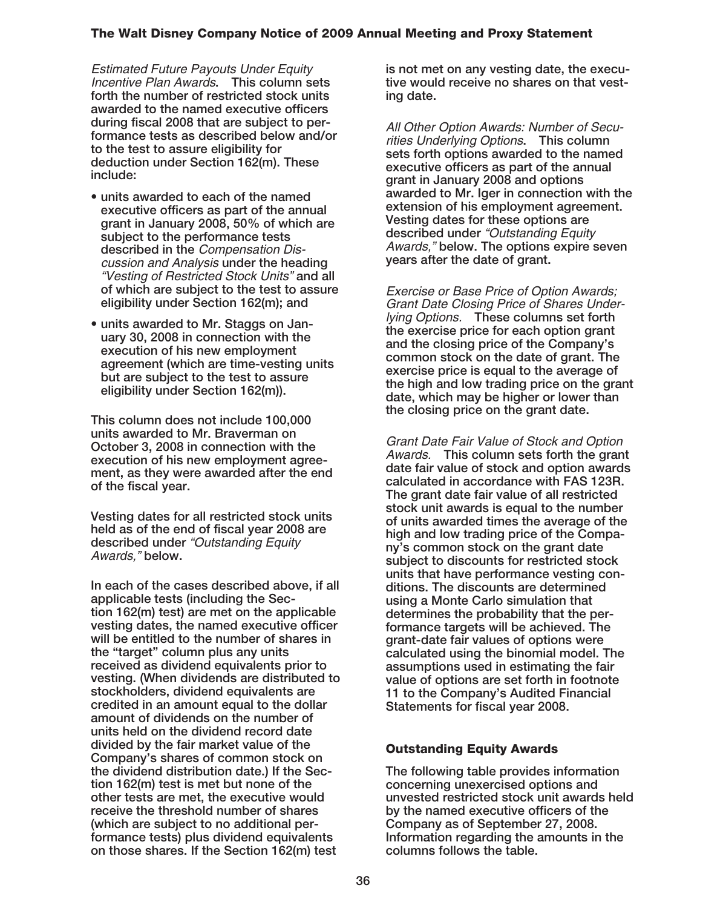*Estimated Future Payouts Under Equity Incentive Plan Awards*. **This column sets forth the number of restricted stock units awarded to the named executive officers during fiscal 2008 that are subject to performance tests as described below and/or to the test to assure eligibility for deduction under Section 162(m). These include:**

- **units awarded to each of the named executive officers as part of the annual grant in January 2008, 50% of which are subject to the performance tests described in the** *Compensation Discussion and Analysis* **under the heading** *"Vesting of Restricted Stock Units"* **and all of which are subject to the test to assure eligibility under Section 162(m); and**
- **units awarded to Mr. Staggs on January 30, 2008 in connection with the execution of his new employment agreement (which are time-vesting units but are subject to the test to assure eligibility under Section 162(m)).**

**This column does not include 100,000 units awarded to Mr. Braverman on October 3, 2008 in connection with the execution of his new employment agreement, as they were awarded after the end of the fiscal year.**

**Vesting dates for all restricted stock units held as of the end of fiscal year 2008 are described under** *"Outstanding Equity Awards,"* **below.**

**In each of the cases described above, if all applicable tests (including the Section 162(m) test) are met on the applicable vesting dates, the named executive officer will be entitled to the number of shares in the "target" column plus any units received as dividend equivalents prior to vesting. (When dividends are distributed to stockholders, dividend equivalents are credited in an amount equal to the dollar amount of dividends on the number of units held on the dividend record date divided by the fair market value of the Company's shares of common stock on the dividend distribution date.) If the Section 162(m) test is met but none of the other tests are met, the executive would receive the threshold number of shares (which are subject to no additional performance tests) plus dividend equivalents on those shares. If the Section 162(m) test is not met on any vesting date, the executive would receive no shares on that vesting date.**

*All Other Option Awards: Number of Securities Underlying Options*. **This column sets forth options awarded to the named executive officers as part of the annual grant in January 2008 and options awarded to Mr. Iger in connection with the extension of his employment agreement. Vesting dates for these options are described under** *"Outstanding Equity Awards,"* **below. The options expire seven years after the date of grant.**

*Exercise or Base Price of Option Awards; Grant Date Closing Price of Shares Underlying Options.* **These columns set forth the exercise price for each option grant and the closing price of the Company's common stock on the date of grant. The exercise price is equal to the average of the high and low trading price on the grant date, which may be higher or lower than the closing price on the grant date.**

*Grant Date Fair Value of Stock and Option Awards.* **This column sets forth the grant date fair value of stock and option awards calculated in accordance with FAS 123R. The grant date fair value of all restricted stock unit awards is equal to the number of units awarded times the average of the high and low trading price of the Company's common stock on the grant date subject to discounts for restricted stock units that have performance vesting conditions. The discounts are determined using a Monte Carlo simulation that determines the probability that the performance targets will be achieved. The grant-date fair values of options were calculated using the binomial model. The assumptions used in estimating the fair value of options are set forth in footnote 11 to the Company's Audited Financial Statements for fiscal year 2008.**

### Outstanding Equity Awards

**The following table provides information concerning unexercised options and unvested restricted stock unit awards held by the named executive officers of the Company as of September 27, 2008. Information regarding the amounts in the columns follows the table.**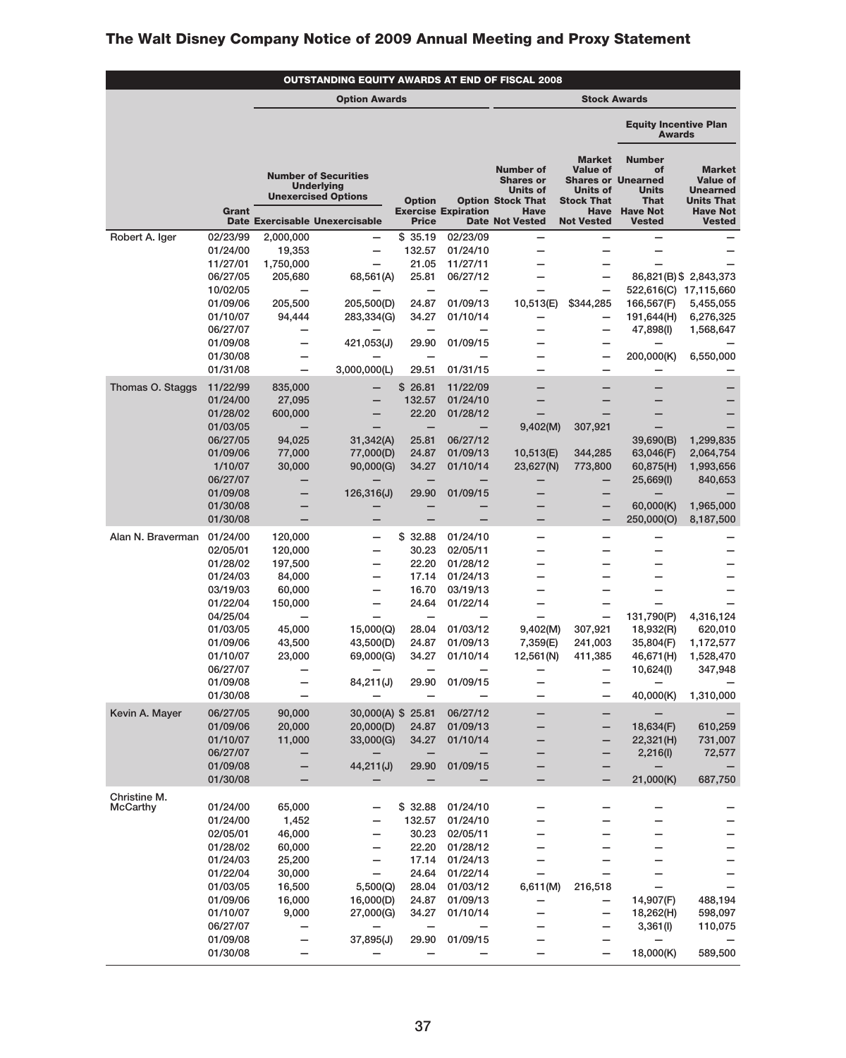## OUTSTANDING EQUITY AWARDS AT END OF FISCAL 2008

| | | Option Awards | | | | Stock Awards | | | |
|---|---|---|---|---|---|---|---|---|---|
| | | | | | | | | Equity Incentive Plan Awards | |
| | Grant Date | Number of Securities Underlying Unexercised Options Exercisable | Unexercisable | Option Exercise Price | Option Expiration Date | Number of Shares or Units of Stock That Have Not Vested | Market Value of Shares or Units of Stock That Have Not Vested | Number of Unearned Units That Have Not Vested | Market Value of Unearned Units That Have Not Vested |
| Robert A. Iger | 02/23/99 | 2,000,000 | — | $ 35.19 | 02/23/09 | — | — | — | — |
| | 01/24/00 | 19,353 | — | 132.57 | 01/24/10 | — | — | — | — |
| | 11/27/01 | 1,750,000 | — | 21.05 | 11/27/11 | — | — | — | — |
| | 06/27/05 | 205,680 | 68,561(A) | 25.81 | 06/27/12 | — | — | 86,821(B) | $ 2,843,373 |
| | 10/02/05 | — | — | — | — | — | — | 522,616(C) | 17,115,660 |
| | 01/09/06 | 205,500 | 205,500(D) | 24.87 | 01/09/13 | 10,513(E) | $344,285 | 166,567(F) | 5,455,055 |
| | 01/10/07 | 94,444 | 283,334(G) | 34.27 | 01/10/14 | — | — | 191,644(H) | 6,276,325 |
| | 06/27/07 | — | — | — | — | — | — | 47,898(I) | 1,568,647 |
| | 01/09/08 | — | 421,053(J) | 29.90 | 01/09/15 | — | — | — | — |
| | 01/30/08 | — | — | — | — | — | — | 200,000(K) | 6,550,000 |
| | 01/31/08 | — | 3,000,000(L) | 29.51 | 01/31/15 | — | — | — | — |
| Thomas O. Staggs | 11/22/99 | 835,000 | — | $ 26.81 | 11/22/09 | — | — | — | — |
| | 01/24/00 | 27,095 | — | 132.57 | 01/24/10 | — | — | — | — |
| | 01/28/02 | 600,000 | — | 22.20 | 01/28/12 | — | — | — | — |
| | 01/03/05 | — | — | — | — | 9,402(M) | 307,921 | — | — |
| | 06/27/05 | 94,025 | 31,342(A) | 25.81 | 06/27/12 | | | 39,690(B) | 1,299,835 |
| | 01/09/06 | 77,000 | 77,000(D) | 24.87 | 01/09/13 | 10,513(E) | 344,285 | 63,046(F) | 2,064,754 |
| | 1/10/07 | 30,000 | 90,000(G) | 34.27 | 01/10/14 | 23,627(N) | 773,800 | 60,875(H) | 1,993,656 |
| | 06/27/07 | — | — | — | — | — | — | 25,669(I) | 840,653 |
| | 01/09/08 | — | 126,316(J) | 29.90 | 01/09/15 | — | — | — | — |
| | 01/30/08 | — | — | — | — | — | — | 60,000(K) | 1,965,000 |
| | 01/30/08 | — | — | — | — | — | — | 250,000(O) | 8,187,500 |
| Alan N. Braverman | 01/24/00 | 120,000 | — | $ 32.88 | 01/24/10 | — | — | — | — |
| | 02/05/01 | 120,000 | — | 30.23 | 02/05/11 | — | — | — | — |
| | 01/28/02 | 197,500 | — | 22.20 | 01/28/12 | — | — | — | — |
| | 01/24/03 | 84,000 | — | 17.14 | 01/24/13 | — | — | — | — |
| | 03/19/03 | 60,000 | — | 16.70 | 03/19/13 | — | — | — | — |
| | 01/22/04 | 150,000 | — | 24.64 | 01/22/14 | — | — | — | — |
| | 04/25/04 | — | — | — | — | — | — | 131,790(P) | 4,316,124 |
| | 01/03/05 | 45,000 | 15,000(Q) | 28.04 | 01/03/12 | 9,402(M) | 307,921 | 18,932(R) | 620,010 |
| | 01/09/06 | 43,500 | 43,500(D) | 24.87 | 01/09/13 | 7,359(E) | 241,003 | 35,804(F) | 1,172,577 |
| | 01/10/07 | 23,000 | 69,000(G) | 34.27 | 01/10/14 | 12,561(N) | 411,385 | 46,671(H) | 1,528,470 |
| | 06/27/07 | — | — | — | — | — | — | 10,624(I) | 347,948 |
| | 01/09/08 | — | 84,211(J) | 29.90 | 01/09/15 | — | — | — | — |
| | 01/30/08 | — | — | — | — | — | — | 40,000(K) | 1,310,000 |
| Kevin A. Mayer | 06/27/05 | 90,000 | 30,000(A) | $ 25.81 | 06/27/12 | — | — | — | — |
| | 01/09/06 | 20,000 | 20,000(D) | 24.87 | 01/09/13 | — | — | 18,634(F) | 610,259 |
| | 01/10/07 | 11,000 | 33,000(G) | 34.27 | 01/10/14 | — | — | 22,321(H) | 731,007 |
| | 06/27/07 | — | — | — | — | — | — | 2,216(I) | 72,577 |
| | 01/09/08 | — | 44,211(J) | 29.90 | 01/09/15 | — | — | — | — |
| | 01/30/08 | — | — | — | — | — | — | 21,000(K) | 687,750 |
| Christine M. McCarthy | 01/24/00 | 65,000 | — | $ 32.88 | 01/24/10 | — | — | — | — |
| | 01/24/00 | 1,452 | — | 132.57 | 01/24/10 | — | — | — | — |
| | 02/05/01 | 46,000 | — | 30.23 | 02/05/11 | — | — | — | — |
| | 01/28/02 | 60,000 | — | 22.20 | 01/28/12 | — | — | — | — |
| | 01/24/03 | 25,200 | — | 17.14 | 01/24/13 | — | — | — | — |
| | 01/22/04 | 30,000 | — | 24.64 | 01/22/14 | — | — | — | — |
| | 01/03/05 | 16,500 | 5,500(Q) | 28.04 | 01/03/12 | 6,611(M) | 216,518 | — | — |
| | 01/09/06 | 16,000 | 16,000(D) | 24.87 | 01/09/13 | — | — | 14,907(F) | 488,194 |
| | 01/10/07 | 9,000 | 27,000(G) | 34.27 | 01/10/14 | — | — | 18,262(H) | 598,097 |
| | 06/27/07 | — | — | — | — | — | — | 3,361(I) | 110,075 |
| | 01/09/08 | — | 37,895(J) | 29.90 | 01/09/15 | — | — | — | — |
| | 01/30/08 | — | — | — | — | — | — | 18,000(K) | 589,500 |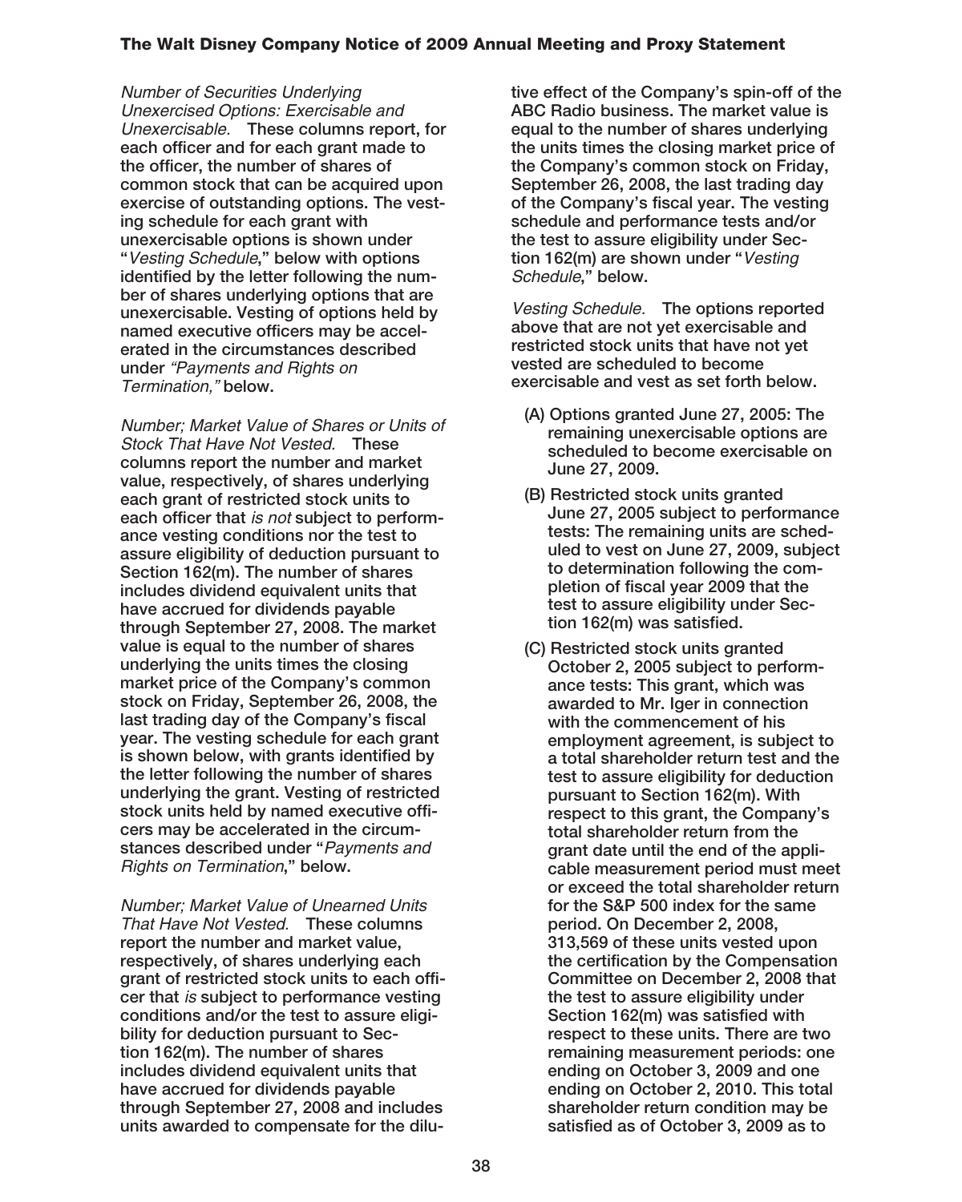*Number of Securities Underlying Unexercised Options: Exercisable and Unexercisable.* These columns report, for each officer and for each grant made to the officer, the number of shares of common stock that can be acquired upon exercise of outstanding options. The vesting schedule for each grant with unexercisable options is shown under "*Vesting Schedule*," below with options identified by the letter following the number of shares underlying options that are unexercisable. Vesting of options held by named executive officers may be accelerated in the circumstances described under *"Payments and Rights on Termination,"* below.

*Number; Market Value of Shares or Units of Stock That Have Not Vested.* These columns report the number and market value, respectively, of shares underlying each grant of restricted stock units to each officer that *is not* subject to performance vesting conditions nor the test to assure eligibility of deduction pursuant to Section 162(m). The number of shares includes dividend equivalent units that have accrued for dividends payable through September 27, 2008. The market value is equal to the number of shares underlying the units times the closing market price of the Company's common stock on Friday, September 26, 2008, the last trading day of the Company's fiscal year. The vesting schedule for each grant is shown below, with grants identified by the letter following the number of shares underlying the grant. Vesting of restricted stock units held by named executive officers may be accelerated in the circumstances described under "*Payments and Rights on Termination*," below.

*Number; Market Value of Unearned Units That Have Not Vested.* These columns report the number and market value, respectively, of shares underlying each grant of restricted stock units to each officer that *is* subject to performance vesting conditions and/or the test to assure eligibility for deduction pursuant to Section 162(m). The number of shares includes dividend equivalent units that have accrued for dividends payable through September 27, 2008 and includes units awarded to compensate for the dilutive effect of the Company's spin-off of the ABC Radio business. The market value is equal to the number of shares underlying the units times the closing market price of the Company's common stock on Friday, September 26, 2008, the last trading day of the Company's fiscal year. The vesting schedule and performance tests and/or the test to assure eligibility under Section 162(m) are shown under "*Vesting Schedule*," below.

*Vesting Schedule.* The options reported above that are not yet exercisable and restricted stock units that have not yet vested are scheduled to become exercisable and vest as set forth below.

- (A) Options granted June 27, 2005: The remaining unexercisable options are scheduled to become exercisable on June 27, 2009.
- (B) Restricted stock units granted June 27, 2005 subject to performance tests: The remaining units are scheduled to vest on June 27, 2009, subject to determination following the completion of fiscal year 2009 that the test to assure eligibility under Section 162(m) was satisfied.
- (C) Restricted stock units granted October 2, 2005 subject to performance tests: This grant, which was awarded to Mr. Iger in connection with the commencement of his employment agreement, is subject to a total shareholder return test and the test to assure eligibility for deduction pursuant to Section 162(m). With respect to this grant, the Company's total shareholder return from the grant date until the end of the applicable measurement period must meet or exceed the total shareholder return for the S&P 500 index for the same period. On December 2, 2008, 313,569 of these units vested upon the certification by the Compensation Committee on December 2, 2008 that the test to assure eligibility under Section 162(m) was satisfied with respect to these units. There are two remaining measurement periods: one ending on October 3, 2009 and one ending on October 2, 2010. This total shareholder return condition may be satisfied as of October 3, 2009 as to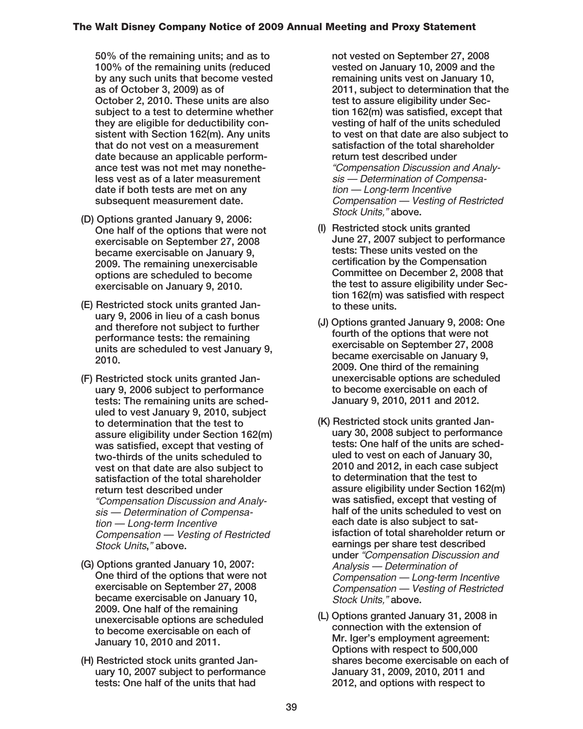**50% of the remaining units; and as to 100% of the remaining units (reduced by any such units that become vested as of October 3, 2009) as of October 2, 2010. These units are also subject to a test to determine whether they are eligible for deductibility consistent with Section 162(m). Any units that do not vest on a measurement date because an applicable performance test was not met may nonetheless vest as of a later measurement date if both tests are met on any subsequent measurement date.**

**(D) Options granted January 9, 2006: One half of the options that were not exercisable on September 27, 2008 became exercisable on January 9, 2009. The remaining unexercisable options are scheduled to become exercisable on January 9, 2010.**

**(E) Restricted stock units granted January 9, 2006 in lieu of a cash bonus and therefore not subject to further performance tests: the remaining units are scheduled to vest January 9, 2010.**

**(F) Restricted stock units granted January 9, 2006 subject to performance tests: The remaining units are scheduled to vest January 9, 2010, subject to determination that the test to assure eligibility under Section 162(m) was satisfied, except that vesting of two-thirds of the units scheduled to vest on that date are also subject to satisfaction of the total shareholder return test described under** *"Compensation Discussion and Analysis — Determination of Compensation — Long-term Incentive Compensation — Vesting of Restricted Stock Units,"* **above.**

**(G) Options granted January 10, 2007: One third of the options that were not exercisable on September 27, 2008 became exercisable on January 10, 2009. One half of the remaining unexercisable options are scheduled to become exercisable on each of January 10, 2010 and 2011.**

**(H) Restricted stock units granted January 10, 2007 subject to performance tests: One half of the units that had not vested on September 27, 2008 vested on January 10, 2009 and the remaining units vest on January 10, 2011, subject to determination that the test to assure eligibility under Section 162(m) was satisfied, except that vesting of half of the units scheduled to vest on that date are also subject to satisfaction of the total shareholder return test described under** *"Compensation Discussion and Analysis — Determination of Compensation — Long-term Incentive Compensation — Vesting of Restricted Stock Units,"* **above.**

**(I) Restricted stock units granted June 27, 2007 subject to performance tests: These units vested on the certification by the Compensation Committee on December 2, 2008 that the test to assure eligibility under Section 162(m) was satisfied with respect to these units.**

**(J) Options granted January 9, 2008: One fourth of the options that were not exercisable on September 27, 2008 became exercisable on January 9, 2009. One third of the remaining unexercisable options are scheduled to become exercisable on each of January 9, 2010, 2011 and 2012.**

**(K) Restricted stock units granted January 30, 2008 subject to performance tests: One half of the units are scheduled to vest on each of January 30, 2010 and 2012, in each case subject to determination that the test to assure eligibility under Section 162(m) was satisfied, except that vesting of half of the units scheduled to vest on each date is also subject to satisfaction of total shareholder return or earnings per share test described under** *"Compensation Discussion and Analysis — Determination of Compensation — Long-term Incentive Compensation — Vesting of Restricted Stock Units,"* **above.**

**(L) Options granted January 31, 2008 in connection with the extension of Mr. Iger's employment agreement: Options with respect to 500,000 shares become exercisable on each of January 31, 2009, 2010, 2011 and 2012, and options with respect to**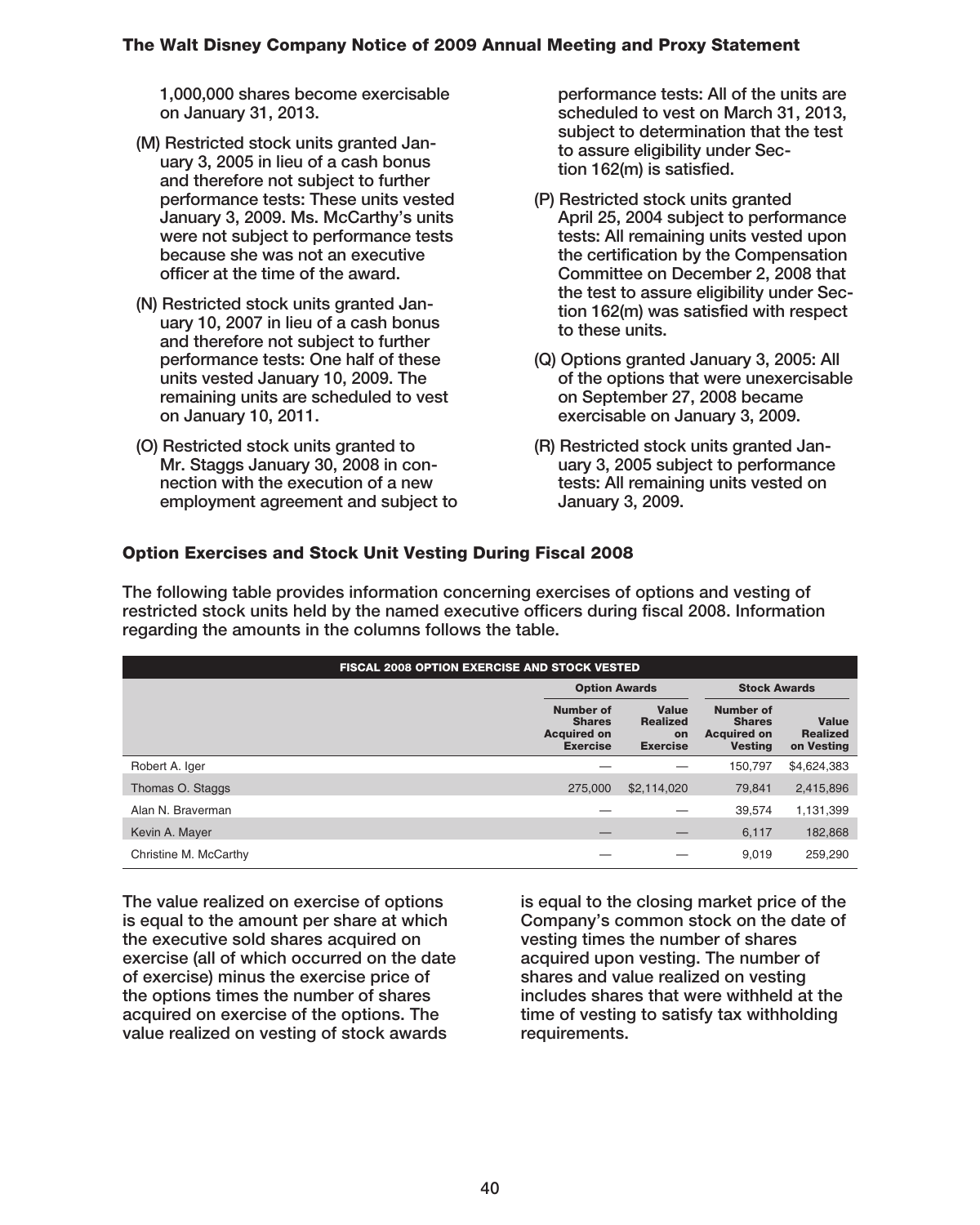1,000,000 shares become exercisable on January 31, 2013.

(M) Restricted stock units granted January 3, 2005 in lieu of a cash bonus and therefore not subject to further performance tests: These units vested January 3, 2009. Ms. McCarthy's units were not subject to performance tests because she was not an executive officer at the time of the award.

(N) Restricted stock units granted January 10, 2007 in lieu of a cash bonus and therefore not subject to further performance tests: One half of these units vested January 10, 2009. The remaining units are scheduled to vest on January 10, 2011.

(O) Restricted stock units granted to Mr. Staggs January 30, 2008 in connection with the execution of a new employment agreement and subject to performance tests: All of the units are scheduled to vest on March 31, 2013, subject to determination that the test to assure eligibility under Section 162(m) is satisfied.

(P) Restricted stock units granted April 25, 2004 subject to performance tests: All remaining units vested upon the certification by the Compensation Committee on December 2, 2008 that the test to assure eligibility under Section 162(m) was satisfied with respect to these units.

(Q) Options granted January 3, 2005: All of the options that were unexercisable on September 27, 2008 became exercisable on January 3, 2009.

(R) Restricted stock units granted January 3, 2005 subject to performance tests: All remaining units vested on January 3, 2009.

## Option Exercises and Stock Unit Vesting During Fiscal 2008

The following table provides information concerning exercises of options and vesting of restricted stock units held by the named executive officers during fiscal 2008. Information regarding the amounts in the columns follows the table.

**FISCAL 2008 OPTION EXERCISE AND STOCK VESTED**

| | Option Awards | | Stock Awards | |
|---|---|---|---|---|
| | Number of Shares Acquired on Exercise | Value Realized on Exercise | Number of Shares Acquired on Vesting | Value Realized on Vesting |
| Robert A. Iger | — | — | 150,797 | $4,624,383 |
| Thomas O. Staggs | 275,000 | $2,114,020 | 79,841 | 2,415,896 |
| Alan N. Braverman | — | — | 39,574 | 1,131,399 |
| Kevin A. Mayer | — | — | 6,117 | 182,868 |
| Christine M. McCarthy | — | — | 9,019 | 259,290 |

The value realized on exercise of options is equal to the amount per share at which the executive sold shares acquired on exercise (all of which occurred on the date of exercise) minus the exercise price of the options times the number of shares acquired on exercise of the options. The value realized on vesting of stock awards is equal to the closing market price of the Company's common stock on the date of vesting times the number of shares acquired upon vesting. The number of shares and value realized on vesting includes shares that were withheld at the time of vesting to satisfy tax withholding requirements.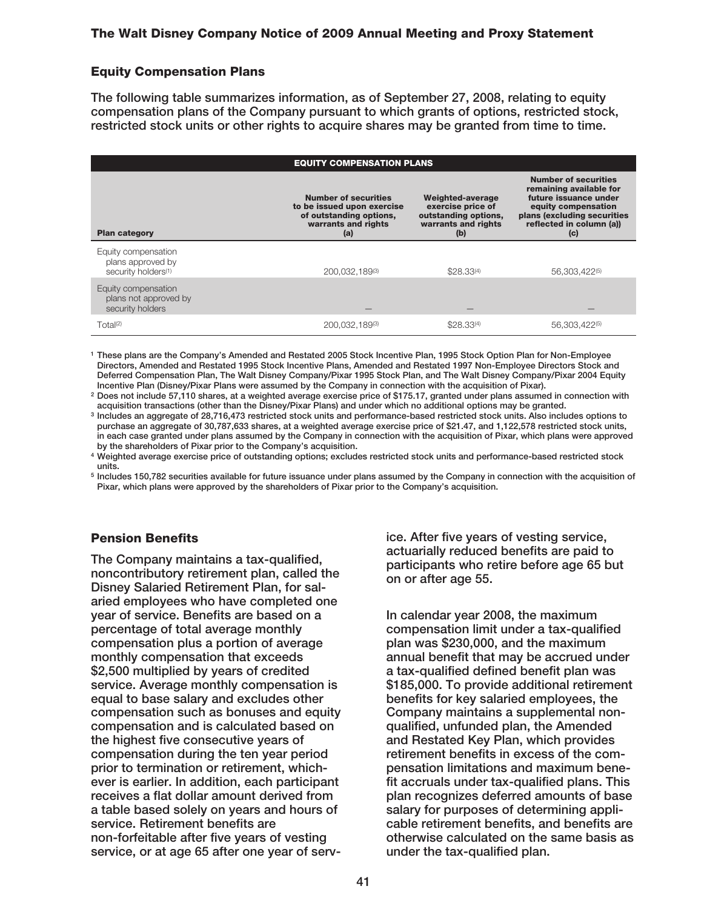## Equity Compensation Plans

**The following table summarizes information, as of September 27, 2008, relating to equity compensation plans of the Company pursuant to which grants of options, restricted stock, restricted stock units or other rights to acquire shares may be granted from time to time.**

| EQUITY COMPENSATION PLANS | | | |
|---|---|---|---|
| **Plan category** | **Number of securities to be issued upon exercise of outstanding options, warrants and rights (a)** | **Weighted-average exercise price of outstanding options, warrants and rights (b)** | **Number of securities remaining available for future issuance under equity compensation plans (excluding securities reflected in column (a)) (c)** |
| Equity compensation plans approved by security holders[1] | 200,032,189[3] | $28.33[4] | 56,303,422[5] |
| Equity compensation plans not approved by security holders | — | — | — |
| Total[2] | 200,032,189[3] | $28.33[4] | 56,303,422[5] |

[1] These plans are the Company's Amended and Restated 2005 Stock Incentive Plan, 1995 Stock Option Plan for Non-Employee Directors, Amended and Restated 1995 Stock Incentive Plans, Amended and Restated 1997 Non-Employee Directors Stock and Deferred Compensation Plan, The Walt Disney Company/Pixar 1995 Stock Plan, and The Walt Disney Company/Pixar 2004 Equity Incentive Plan (Disney/Pixar Plans were assumed by the Company in connection with the acquisition of Pixar).

[2] Does not include 57,110 shares, at a weighted average exercise price of $175.17, granted under plans assumed in connection with acquisition transactions (other than the Disney/Pixar Plans) and under which no additional options may be granted.

[3] Includes an aggregate of 28,716,473 restricted stock units and performance-based restricted stock units. Also includes options to purchase an aggregate of 30,787,633 shares, at a weighted average exercise price of $21.47, and 1,122,578 restricted stock units, in each case granted under plans assumed by the Company in connection with the acquisition of Pixar, which plans were approved by the shareholders of Pixar prior to the Company's acquisition.

[4] Weighted average exercise price of outstanding options; excludes restricted stock units and performance-based restricted stock units.

[5] Includes 150,782 securities available for future issuance under plans assumed by the Company in connection with the acquisition of Pixar, which plans were approved by the shareholders of Pixar prior to the Company's acquisition.

## Pension Benefits

The Company maintains a tax-qualified, noncontributory retirement plan, called the Disney Salaried Retirement Plan, for salaried employees who have completed one year of service. Benefits are based on a percentage of total average monthly compensation plus a portion of average monthly compensation that exceeds $2,500 multiplied by years of credited service. Average monthly compensation is equal to base salary and excludes other compensation such as bonuses and equity compensation and is calculated based on the highest five consecutive years of compensation during the ten year period prior to termination or retirement, whichever is earlier. In addition, each participant receives a flat dollar amount derived from a table based solely on years and hours of service. Retirement benefits are non-forfeitable after five years of vesting service, or at age 65 after one year of service. After five years of vesting service, actuarially reduced benefits are paid to participants who retire before age 65 but on or after age 55.

In calendar year 2008, the maximum compensation limit under a tax-qualified plan was $230,000, and the maximum annual benefit that may be accrued under a tax-qualified defined benefit plan was $185,000. To provide additional retirement benefits for key salaried employees, the Company maintains a supplemental non-qualified, unfunded plan, the Amended and Restated Key Plan, which provides retirement benefits in excess of the compensation limitations and maximum benefit accruals under tax-qualified plans. This plan recognizes deferred amounts of base salary for purposes of determining applicable retirement benefits, and benefits are otherwise calculated on the same basis as under the tax-qualified plan.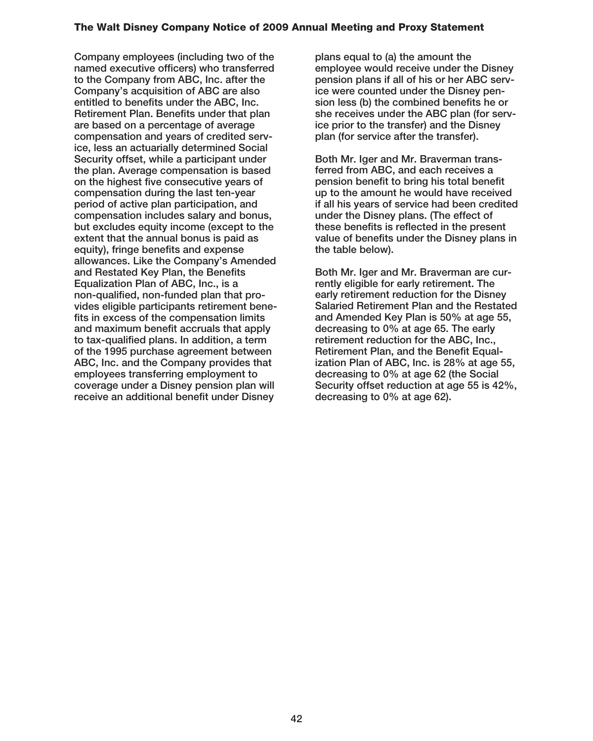Company employees (including two of the named executive officers) who transferred to the Company from ABC, Inc. after the Company's acquisition of ABC are also entitled to benefits under the ABC, Inc. Retirement Plan. Benefits under that plan are based on a percentage of average compensation and years of credited service, less an actuarially determined Social Security offset, while a participant under the plan. Average compensation is based on the highest five consecutive years of compensation during the last ten-year period of active plan participation, and compensation includes salary and bonus, but excludes equity income (except to the extent that the annual bonus is paid as equity), fringe benefits and expense allowances. Like the Company's Amended and Restated Key Plan, the Benefits Equalization Plan of ABC, Inc., is a non-qualified, non-funded plan that provides eligible participants retirement benefits in excess of the compensation limits and maximum benefit accruals that apply to tax-qualified plans. In addition, a term of the 1995 purchase agreement between ABC, Inc. and the Company provides that employees transferring employment to coverage under a Disney pension plan will receive an additional benefit under Disney plans equal to (a) the amount the employee would receive under the Disney pension plans if all of his or her ABC service were counted under the Disney pension less (b) the combined benefits he or she receives under the ABC plan (for service prior to the transfer) and the Disney plan (for service after the transfer).

Both Mr. Iger and Mr. Braverman transferred from ABC, and each receives a pension benefit to bring his total benefit up to the amount he would have received if all his years of service had been credited under the Disney plans. (The effect of these benefits is reflected in the present value of benefits under the Disney plans in the table below).

Both Mr. Iger and Mr. Braverman are currently eligible for early retirement. The early retirement reduction for the Disney Salaried Retirement Plan and the Restated and Amended Key Plan is 50% at age 55, decreasing to 0% at age 65. The early retirement reduction for the ABC, Inc., Retirement Plan, and the Benefit Equalization Plan of ABC, Inc. is 28% at age 55, decreasing to 0% at age 62 (the Social Security offset reduction at age 55 is 42%, decreasing to 0% at age 62).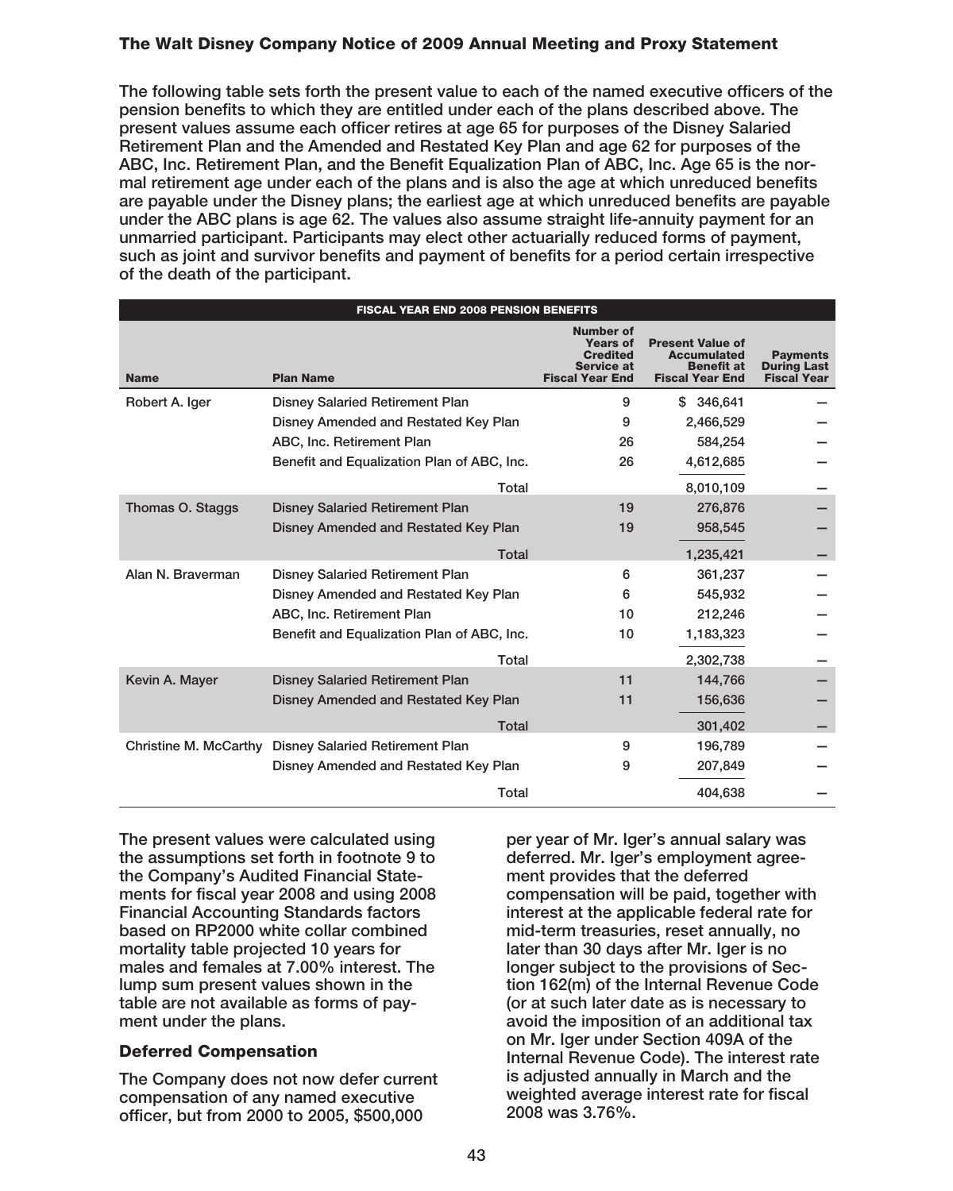The following table sets forth the present value to each of the named executive officers of the pension benefits to which they are entitled under each of the plans described above. The present values assume each officer retires at age 65 for purposes of the Disney Salaried Retirement Plan and the Amended and Restated Key Plan and age 62 for purposes of the ABC, Inc. Retirement Plan, and the Benefit Equalization Plan of ABC, Inc. Age 65 is the normal retirement age under each of the plans and is also the age at which unreduced benefits are payable under the Disney plans; the earliest age at which unreduced benefits are payable under the ABC plans is age 62. The values also assume straight life-annuity payment for an unmarried participant. Participants may elect other actuarially reduced forms of payment, such as joint and survivor benefits and payment of benefits for a period certain irrespective of the death of the participant.

**FISCAL YEAR END 2008 PENSION BENEFITS**

| Name | Plan Name | Number of Years of Credited Service at Fiscal Year End | Present Value of Accumulated Benefit at Fiscal Year End | Payments During Last Fiscal Year |
|---|---|---|---|---|
| Robert A. Iger | Disney Salaried Retirement Plan | 9 | $ 346,641 | — |
| | Disney Amended and Restated Key Plan | 9 | 2,466,529 | — |
| | ABC, Inc. Retirement Plan | 26 | 584,254 | — |
| | Benefit and Equalization Plan of ABC, Inc. | 26 | 4,612,685 | — |
| | Total | | 8,010,109 | — |
| Thomas O. Staggs | Disney Salaried Retirement Plan | 19 | 276,876 | — |
| | Disney Amended and Restated Key Plan | 19 | 958,545 | — |
| | Total | | 1,235,421 | — |
| Alan N. Braverman | Disney Salaried Retirement Plan | 6 | 361,237 | — |
| | Disney Amended and Restated Key Plan | 6 | 545,932 | — |
| | ABC, Inc. Retirement Plan | 10 | 212,246 | — |
| | Benefit and Equalization Plan of ABC, Inc. | 10 | 1,183,323 | — |
| | Total | | 2,302,738 | — |
| Kevin A. Mayer | Disney Salaried Retirement Plan | 11 | 144,766 | — |
| | Disney Amended and Restated Key Plan | 11 | 156,636 | — |
| | Total | | 301,402 | — |
| Christine M. McCarthy | Disney Salaried Retirement Plan | 9 | 196,789 | — |
| | Disney Amended and Restated Key Plan | 9 | 207,849 | — |
| | Total | | 404,638 | — |

The present values were calculated using the assumptions set forth in footnote 9 to the Company's Audited Financial Statements for fiscal year 2008 and using 2008 Financial Accounting Standards factors based on RP2000 white collar combined mortality table projected 10 years for males and females at 7.00% interest. The lump sum present values shown in the table are not available as forms of payment under the plans.

### Deferred Compensation

The Company does not now defer current compensation of any named executive officer, but from 2000 to 2005, $500,000 per year of Mr. Iger's annual salary was deferred. Mr. Iger's employment agreement provides that the deferred compensation will be paid, together with interest at the applicable federal rate for mid-term treasuries, reset annually, no later than 30 days after Mr. Iger is no longer subject to the provisions of Section 162(m) of the Internal Revenue Code (or at such later date as is necessary to avoid the imposition of an additional tax on Mr. Iger under Section 409A of the Internal Revenue Code). The interest rate is adjusted annually in March and the weighted average interest rate for fiscal 2008 was 3.76%.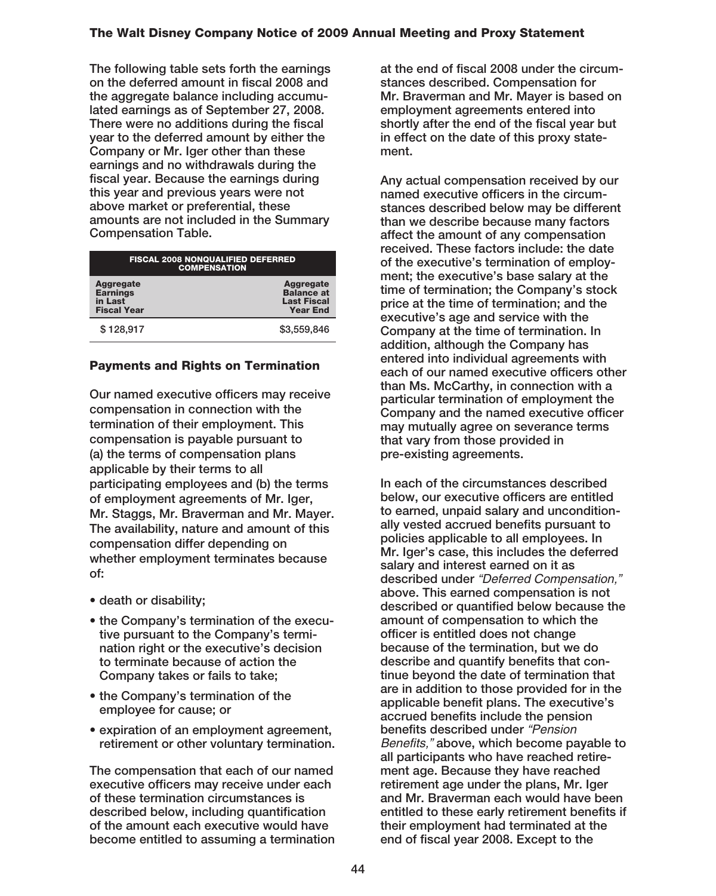The following table sets forth the earnings on the deferred amount in fiscal 2008 and the aggregate balance including accumulated earnings as of September 27, 2008. There were no additions during the fiscal year to the deferred amount by either the Company or Mr. Iger other than these earnings and no withdrawals during the fiscal year. Because the earnings during this year and previous years were not above market or preferential, these amounts are not included in the Summary Compensation Table.

| FISCAL 2008 NONQUALIFIED DEFERRED COMPENSATION | |
|---|---|
| **Aggregate Earnings in Last Fiscal Year** | **Aggregate Balance at Last Fiscal Year End** |
| $ 128,917 | $3,559,846 |

## Payments and Rights on Termination

Our named executive officers may receive compensation in connection with the termination of their employment. This compensation is payable pursuant to (a) the terms of compensation plans applicable by their terms to all participating employees and (b) the terms of employment agreements of Mr. Iger, Mr. Staggs, Mr. Braverman and Mr. Mayer. The availability, nature and amount of this compensation differ depending on whether employment terminates because of:

- death or disability;
- the Company's termination of the executive pursuant to the Company's termination right or the executive's decision to terminate because of action the Company takes or fails to take;
- the Company's termination of the employee for cause; or
- expiration of an employment agreement, retirement or other voluntary termination.

The compensation that each of our named executive officers may receive under each of these termination circumstances is described below, including quantification of the amount each executive would have become entitled to assuming a termination at the end of fiscal 2008 under the circumstances described. Compensation for Mr. Braverman and Mr. Mayer is based on employment agreements entered into shortly after the end of the fiscal year but in effect on the date of this proxy statement.

Any actual compensation received by our named executive officers in the circumstances described below may be different than we describe because many factors affect the amount of any compensation received. These factors include: the date of the executive's termination of employment; the executive's base salary at the time of termination; the Company's stock price at the time of termination; and the executive's age and service with the Company at the time of termination. In addition, although the Company has entered into individual agreements with each of our named executive officers other than Ms. McCarthy, in connection with a particular termination of employment the Company and the named executive officer may mutually agree on severance terms that vary from those provided in pre-existing agreements.

In each of the circumstances described below, our executive officers are entitled to earned, unpaid salary and unconditionally vested accrued benefits pursuant to policies applicable to all employees. In Mr. Iger's case, this includes the deferred salary and interest earned on it as described under *"Deferred Compensation,"* above. This earned compensation is not described or quantified below because the amount of compensation to which the officer is entitled does not change because of the termination, but we do describe and quantify benefits that continue beyond the date of termination that are in addition to those provided for in the applicable benefit plans. The executive's accrued benefits include the pension benefits described under *"Pension Benefits,"* above, which become payable to all participants who have reached retirement age. Because they have reached retirement age under the plans, Mr. Iger and Mr. Braverman each would have been entitled to these early retirement benefits if their employment had terminated at the end of fiscal year 2008. Except to the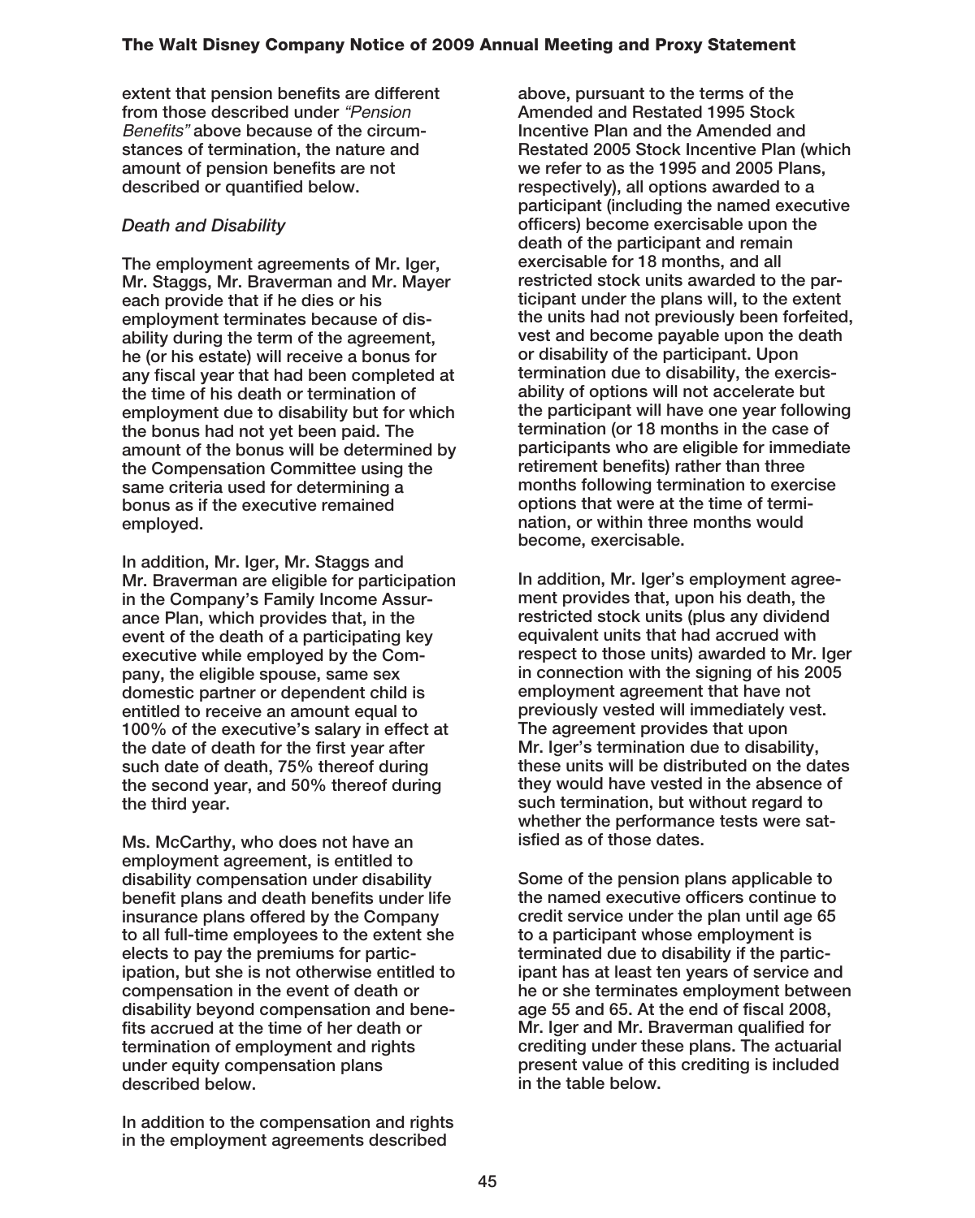extent that pension benefits are different from those described under *"Pension Benefits"* above because of the circumstances of termination, the nature and amount of pension benefits are not described or quantified below.

### *Death and Disability*

The employment agreements of Mr. Iger, Mr. Staggs, Mr. Braverman and Mr. Mayer each provide that if he dies or his employment terminates because of disability during the term of the agreement, he (or his estate) will receive a bonus for any fiscal year that had been completed at the time of his death or termination of employment due to disability but for which the bonus had not yet been paid. The amount of the bonus will be determined by the Compensation Committee using the same criteria used for determining a bonus as if the executive remained employed.

In addition, Mr. Iger, Mr. Staggs and Mr. Braverman are eligible for participation in the Company's Family Income Assurance Plan, which provides that, in the event of the death of a participating key executive while employed by the Company, the eligible spouse, same sex domestic partner or dependent child is entitled to receive an amount equal to 100% of the executive's salary in effect at the date of death for the first year after such date of death, 75% thereof during the second year, and 50% thereof during the third year.

Ms. McCarthy, who does not have an employment agreement, is entitled to disability compensation under disability benefit plans and death benefits under life insurance plans offered by the Company to all full-time employees to the extent she elects to pay the premiums for participation, but she is not otherwise entitled to compensation in the event of death or disability beyond compensation and benefits accrued at the time of her death or termination of employment and rights under equity compensation plans described below.

In addition to the compensation and rights in the employment agreements described above, pursuant to the terms of the Amended and Restated 1995 Stock Incentive Plan and the Amended and Restated 2005 Stock Incentive Plan (which we refer to as the 1995 and 2005 Plans, respectively), all options awarded to a participant (including the named executive officers) become exercisable upon the death of the participant and remain exercisable for 18 months, and all restricted stock units awarded to the participant under the plans will, to the extent the units had not previously been forfeited, vest and become payable upon the death or disability of the participant. Upon termination due to disability, the exercisability of options will not accelerate but the participant will have one year following termination (or 18 months in the case of participants who are eligible for immediate retirement benefits) rather than three months following termination to exercise options that were at the time of termination, or within three months would become, exercisable.

In addition, Mr. Iger's employment agreement provides that, upon his death, the restricted stock units (plus any dividend equivalent units that had accrued with respect to those units) awarded to Mr. Iger in connection with the signing of his 2005 employment agreement that have not previously vested will immediately vest. The agreement provides that upon Mr. Iger's termination due to disability, these units will be distributed on the dates they would have vested in the absence of such termination, but without regard to whether the performance tests were satisfied as of those dates.

Some of the pension plans applicable to the named executive officers continue to credit service under the plan until age 65 to a participant whose employment is terminated due to disability if the participant has at least ten years of service and he or she terminates employment between age 55 and 65. At the end of fiscal 2008, Mr. Iger and Mr. Braverman qualified for crediting under these plans. The actuarial present value of this crediting is included in the table below.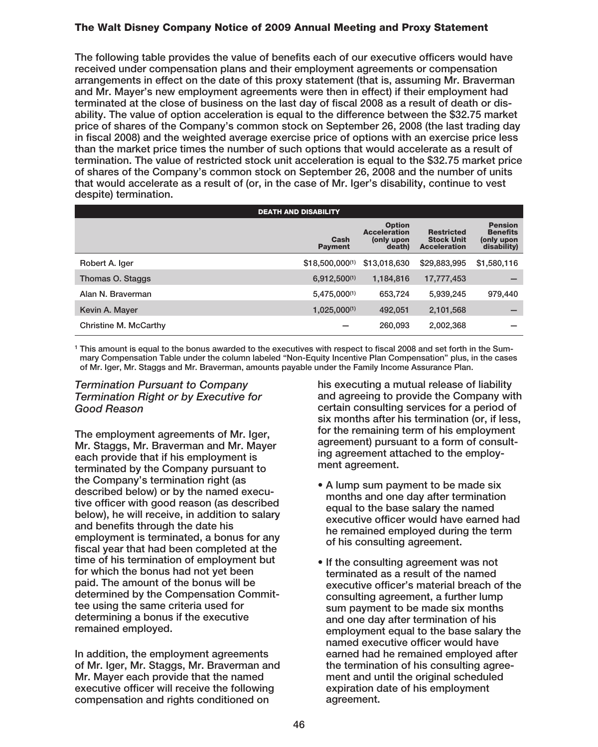The following table provides the value of benefits each of our executive officers would have received under compensation plans and their employment agreements or compensation arrangements in effect on the date of this proxy statement (that is, assuming Mr. Braverman and Mr. Mayer's new employment agreements were then in effect) if their employment had terminated at the close of business on the last day of fiscal 2008 as a result of death or disability. The value of option acceleration is equal to the difference between the $32.75 market price of shares of the Company's common stock on September 26, 2008 (the last trading day in fiscal 2008) and the weighted average exercise price of options with an exercise price less than the market price times the number of such options that would accelerate as a result of termination. The value of restricted stock unit acceleration is equal to the $32.75 market price of shares of the Company's common stock on September 26, 2008 and the number of units that would accelerate as a result of (or, in the case of Mr. Iger's disability, continue to vest despite) termination.

| DEATH AND DISABILITY | | | | |
|---|---|---|---|---|
| | Cash Payment | Option Acceleration (only upon death) | Restricted Stock Unit Acceleration | Pension Benefits (only upon disability) |
| Robert A. Iger | $18,500,000[1] | $13,018,630 | $29,883,995 | $1,580,116 |
| Thomas O. Staggs | 6,912,500[1] | 1,184,816 | 17,777,453 | — |
| Alan N. Braverman | 5,475,000[1] | 653,724 | 5,939,245 | 979,440 |
| Kevin A. Mayer | 1,025,000[1] | 492,051 | 2,101,568 | — |
| Christine M. McCarthy | — | 260,093 | 2,002,368 | — |

[1] This amount is equal to the bonus awarded to the executives with respect to fiscal 2008 and set forth in the Summary Compensation Table under the column labeled "Non-Equity Incentive Plan Compensation" plus, in the cases of Mr. Iger, Mr. Staggs and Mr. Braverman, amounts payable under the Family Income Assurance Plan.

### *Termination Pursuant to Company Termination Right or by Executive for Good Reason*

The employment agreements of Mr. Iger, Mr. Staggs, Mr. Braverman and Mr. Mayer each provide that if his employment is terminated by the Company pursuant to the Company's termination right (as described below) or by the named executive officer with good reason (as described below), he will receive, in addition to salary and benefits through the date his employment is terminated, a bonus for any fiscal year that had been completed at the time of his termination of employment but for which the bonus had not yet been paid. The amount of the bonus will be determined by the Compensation Committee using the same criteria used for determining a bonus if the executive remained employed.

In addition, the employment agreements of Mr. Iger, Mr. Staggs, Mr. Braverman and Mr. Mayer each provide that the named executive officer will receive the following compensation and rights conditioned on his executing a mutual release of liability and agreeing to provide the Company with certain consulting services for a period of six months after his termination (or, if less, for the remaining term of his employment agreement) pursuant to a form of consulting agreement attached to the employment agreement.

- A lump sum payment to be made six months and one day after termination equal to the base salary the named executive officer would have earned had he remained employed during the term of his consulting agreement.
- If the consulting agreement was not terminated as a result of the named executive officer's material breach of the consulting agreement, a further lump sum payment to be made six months and one day after termination of his employment equal to the base salary the named executive officer would have earned had he remained employed after the termination of his consulting agreement and until the original scheduled expiration date of his employment agreement.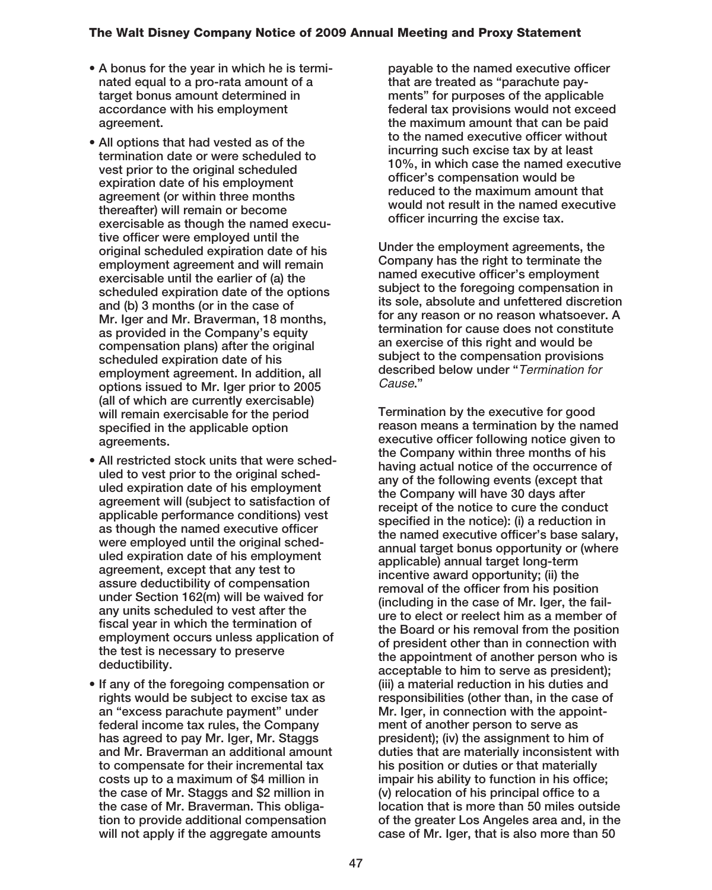- A bonus for the year in which he is terminated equal to a pro-rata amount of a target bonus amount determined in accordance with his employment agreement.
- All options that had vested as of the termination date or were scheduled to vest prior to the original scheduled expiration date of his employment agreement (or within three months thereafter) will remain or become exercisable as though the named executive officer were employed until the original scheduled expiration date of his employment agreement and will remain exercisable until the earlier of (a) the scheduled expiration date of the options and (b) 3 months (or in the case of Mr. Iger and Mr. Braverman, 18 months, as provided in the Company's equity compensation plans) after the original scheduled expiration date of his employment agreement. In addition, all options issued to Mr. Iger prior to 2005 (all of which are currently exercisable) will remain exercisable for the period specified in the applicable option agreements.
- All restricted stock units that were scheduled to vest prior to the original scheduled expiration date of his employment agreement will (subject to satisfaction of applicable performance conditions) vest as though the named executive officer were employed until the original scheduled expiration date of his employment agreement, except that any test to assure deductibility of compensation under Section 162(m) will be waived for any units scheduled to vest after the fiscal year in which the termination of employment occurs unless application of the test is necessary to preserve deductibility.
- If any of the foregoing compensation or rights would be subject to excise tax as an "excess parachute payment" under federal income tax rules, the Company has agreed to pay Mr. Iger, Mr. Staggs and Mr. Braverman an additional amount to compensate for their incremental tax costs up to a maximum of $4 million in the case of Mr. Staggs and $2 million in the case of Mr. Braverman. This obligation to provide additional compensation will not apply if the aggregate amounts payable to the named executive officer that are treated as "parachute payments" for purposes of the applicable federal tax provisions would not exceed the maximum amount that can be paid to the named executive officer without incurring such excise tax by at least 10%, in which case the named executive officer's compensation would be reduced to the maximum amount that would not result in the named executive officer incurring the excise tax.

Under the employment agreements, the Company has the right to terminate the named executive officer's employment subject to the foregoing compensation in its sole, absolute and unfettered discretion for any reason or no reason whatsoever. A termination for cause does not constitute an exercise of this right and would be subject to the compensation provisions described below under "*Termination for Cause*."

Termination by the executive for good reason means a termination by the named executive officer following notice given to the Company within three months of his having actual notice of the occurrence of any of the following events (except that the Company will have 30 days after receipt of the notice to cure the conduct specified in the notice): (i) a reduction in the named executive officer's base salary, annual target bonus opportunity or (where applicable) annual target long-term incentive award opportunity; (ii) the removal of the officer from his position (including in the case of Mr. Iger, the failure to elect or reelect him as a member of the Board or his removal from the position of president other than in connection with the appointment of another person who is acceptable to him to serve as president); (iii) a material reduction in his duties and responsibilities (other than, in the case of Mr. Iger, in connection with the appointment of another person to serve as president); (iv) the assignment to him of duties that are materially inconsistent with his position or duties or that materially impair his ability to function in his office; (v) relocation of his principal office to a location that is more than 50 miles outside of the greater Los Angeles area and, in the case of Mr. Iger, that is also more than 50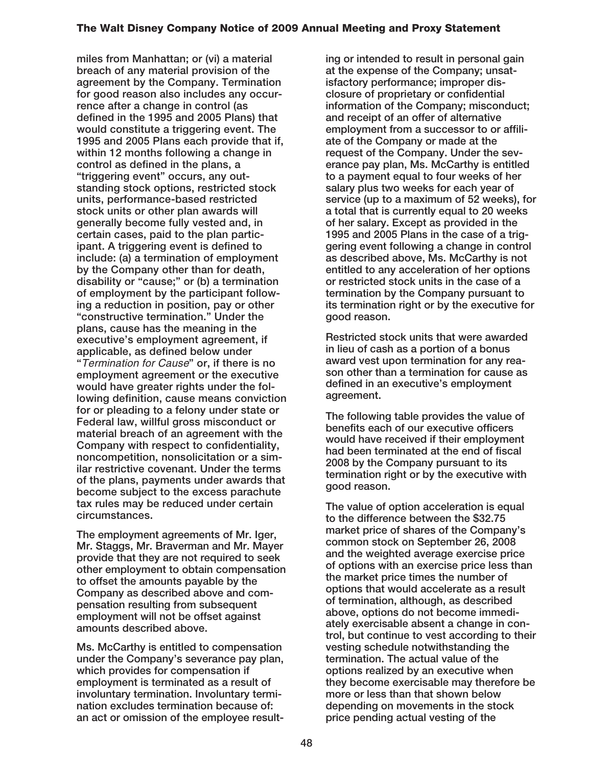miles from Manhattan; or (vi) a material breach of any material provision of the agreement by the Company. Termination for good reason also includes any occurrence after a change in control (as defined in the 1995 and 2005 Plans) that would constitute a triggering event. The 1995 and 2005 Plans each provide that if, within 12 months following a change in control as defined in the plans, a "triggering event" occurs, any outstanding stock options, restricted stock units, performance-based restricted stock units or other plan awards will generally become fully vested and, in certain cases, paid to the plan participant. A triggering event is defined to include: (a) a termination of employment by the Company other than for death, disability or "cause;" or (b) a termination of employment by the participant following a reduction in position, pay or other "constructive termination." Under the plans, cause has the meaning in the executive's employment agreement, if applicable, as defined below under "*Termination for Cause*" or, if there is no employment agreement or the executive would have greater rights under the following definition, cause means conviction for or pleading to a felony under state or Federal law, willful gross misconduct or material breach of an agreement with the Company with respect to confidentiality, noncompetition, nonsolicitation or a similar restrictive covenant. Under the terms of the plans, payments under awards that become subject to the excess parachute tax rules may be reduced under certain circumstances.

The employment agreements of Mr. Iger, Mr. Staggs, Mr. Braverman and Mr. Mayer provide that they are not required to seek other employment to obtain compensation to offset the amounts payable by the Company as described above and compensation resulting from subsequent employment will not be offset against amounts described above.

Ms. McCarthy is entitled to compensation under the Company's severance pay plan, which provides for compensation if employment is terminated as a result of involuntary termination. Involuntary termination excludes termination because of: an act or omission of the employee resulting or intended to result in personal gain at the expense of the Company; unsatisfactory performance; improper disclosure of proprietary or confidential information of the Company; misconduct; and receipt of an offer of alternative employment from a successor to or affiliate of the Company or made at the request of the Company. Under the severance pay plan, Ms. McCarthy is entitled to a payment equal to four weeks of her salary plus two weeks for each year of service (up to a maximum of 52 weeks), for a total that is currently equal to 20 weeks of her salary. Except as provided in the 1995 and 2005 Plans in the case of a triggering event following a change in control as described above, Ms. McCarthy is not entitled to any acceleration of her options or restricted stock units in the case of a termination by the Company pursuant to its termination right or by the executive for good reason.

Restricted stock units that were awarded in lieu of cash as a portion of a bonus award vest upon termination for any reason other than a termination for cause as defined in an executive's employment agreement.

The following table provides the value of benefits each of our executive officers would have received if their employment had been terminated at the end of fiscal 2008 by the Company pursuant to its termination right or by the executive with good reason.

The value of option acceleration is equal to the difference between the $32.75 market price of shares of the Company's common stock on September 26, 2008 and the weighted average exercise price of options with an exercise price less than the market price times the number of options that would accelerate as a result of termination, although, as described above, options do not become immediately exercisable absent a change in control, but continue to vest according to their vesting schedule notwithstanding the termination. The actual value of the options realized by an executive when they become exercisable may therefore be more or less than that shown below depending on movements in the stock price pending actual vesting of the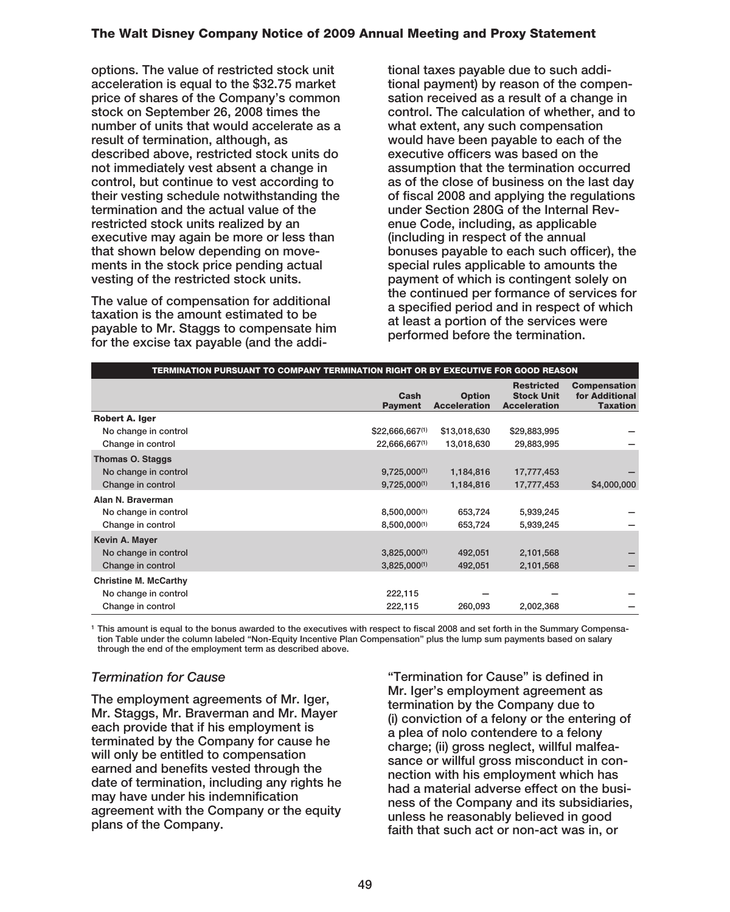options. The value of restricted stock unit acceleration is equal to the $32.75 market price of shares of the Company's common stock on September 26, 2008 times the number of units that would accelerate as a result of termination, although, as described above, restricted stock units do not immediately vest absent a change in control, but continue to vest according to their vesting schedule notwithstanding the termination and the actual value of the restricted stock units realized by an executive may again be more or less than that shown below depending on movements in the stock price pending actual vesting of the restricted stock units.

The value of compensation for additional taxation is the amount estimated to be payable to Mr. Staggs to compensate him for the excise tax payable (and the additional taxes payable due to such additional payment) by reason of the compensation received as a result of a change in control. The calculation of whether, and to what extent, any such compensation would have been payable to each of the executive officers was based on the assumption that the termination occurred as of the close of business on the last day of fiscal 2008 and applying the regulations under Section 280G of the Internal Revenue Code, including, as applicable (including in respect of the annual bonuses payable to each such officer), the special rules applicable to amounts the payment of which is contingent solely on the continued performance of services for a specified period and in respect of which at least a portion of the services were performed before the termination.

**TERMINATION PURSUANT TO COMPANY TERMINATION RIGHT OR BY EXECUTIVE FOR GOOD REASON**

| | Cash Payment | Option Acceleration | Restricted Stock Unit Acceleration | Compensation for Additional Taxation |
|---|---|---|---|---|
| **Robert A. Iger** | | | | |
| No change in control | $22,666,667[1] | $13,018,630 | $29,883,995 | — |
| Change in control | 22,666,667[1] | 13,018,630 | 29,883,995 | — |
| **Thomas O. Staggs** | | | | |
| No change in control | 9,725,000[1] | 1,184,816 | 17,777,453 | — |
| Change in control | 9,725,000[1] | 1,184,816 | 17,777,453 | $4,000,000 |
| **Alan N. Braverman** | | | | |
| No change in control | 8,500,000[1] | 653,724 | 5,939,245 | — |
| Change in control | 8,500,000[1] | 653,724 | 5,939,245 | — |
| **Kevin A. Mayer** | | | | |
| No change in control | 3,825,000[1] | 492,051 | 2,101,568 | — |
| Change in control | 3,825,000[1] | 492,051 | 2,101,568 | — |
| **Christine M. McCarthy** | | | | |
| No change in control | 222,115 | — | — | — |
| Change in control | 222,115 | 260,093 | 2,002,368 | — |

[1] This amount is equal to the bonus awarded to the executives with respect to fiscal 2008 and set forth in the Summary Compensation Table under the column labeled "Non-Equity Incentive Plan Compensation" plus the lump sum payments based on salary through the end of the employment term as described above.

### *Termination for Cause*

The employment agreements of Mr. Iger, Mr. Staggs, Mr. Braverman and Mr. Mayer each provide that if his employment is terminated by the Company for cause he will only be entitled to compensation earned and benefits vested through the date of termination, including any rights he may have under his indemnification agreement with the Company or the equity plans of the Company.

"Termination for Cause" is defined in Mr. Iger's employment agreement as termination by the Company due to (i) conviction of a felony or the entering of a plea of nolo contendere to a felony charge; (ii) gross neglect, willful malfeasance or willful gross misconduct in connection with his employment which has had a material adverse effect on the business of the Company and its subsidiaries, unless he reasonably believed in good faith that such act or non-act was in, or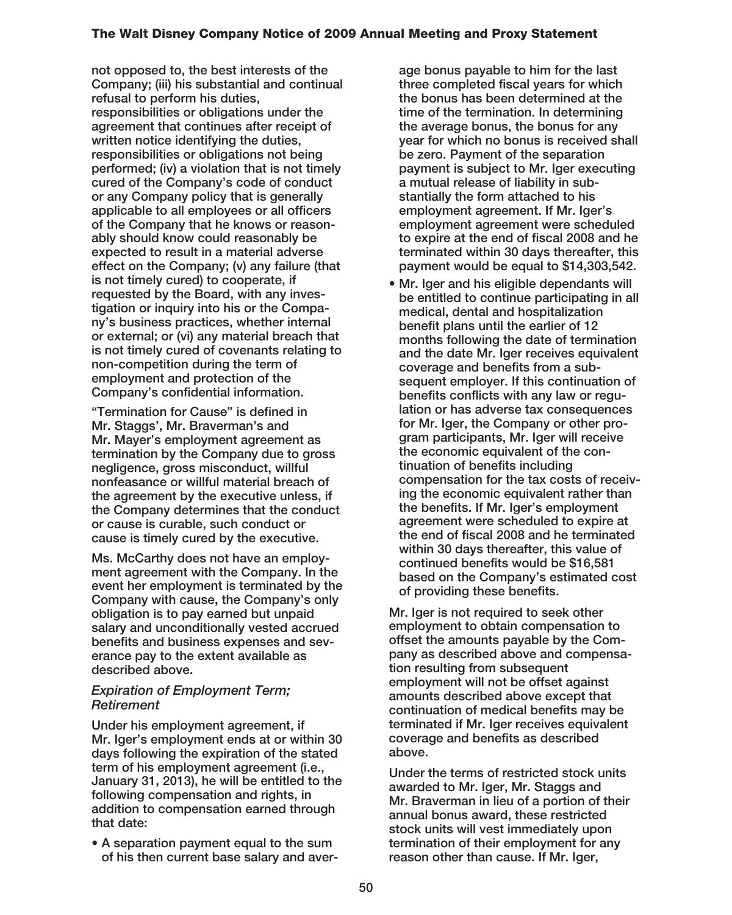not opposed to, the best interests of the Company; (iii) his substantial and continual refusal to perform his duties, responsibilities or obligations under the agreement that continues after receipt of written notice identifying the duties, responsibilities or obligations not being performed; (iv) a violation that is not timely cured of the Company's code of conduct or any Company policy that is generally applicable to all employees or all officers of the Company that he knows or reasonably should know could reasonably be expected to result in a material adverse effect on the Company; (v) any failure (that is not timely cured) to cooperate, if requested by the Board, with any investigation or inquiry into his or the Company's business practices, whether internal or external; or (vi) any material breach that is not timely cured of covenants relating to non-competition during the term of employment and protection of the Company's confidential information.

"Termination for Cause" is defined in Mr. Staggs', Mr. Braverman's and Mr. Mayer's employment agreement as termination by the Company due to gross negligence, gross misconduct, willful nonfeasance or willful material breach of the agreement by the executive unless, if the Company determines that the conduct or cause is curable, such conduct or cause is timely cured by the executive.

Ms. McCarthy does not have an employment agreement with the Company. In the event her employment is terminated by the Company with cause, the Company's only obligation is to pay earned but unpaid salary and unconditionally vested accrued benefits and business expenses and severance pay to the extent available as described above.

*Expiration of Employment Term; Retirement*

Under his employment agreement, if Mr. Iger's employment ends at or within 30 days following the expiration of the stated term of his employment agreement (i.e., January 31, 2013), he will be entitled to the following compensation and rights, in addition to compensation earned through that date:

- A separation payment equal to the sum of his then current base salary and average bonus payable to him for the last three completed fiscal years for which the bonus has been determined at the time of the termination. In determining the average bonus, the bonus for any year for which no bonus is received shall be zero. Payment of the separation payment is subject to Mr. Iger executing a mutual release of liability in substantially the form attached to his employment agreement. If Mr. Iger's employment agreement were scheduled to expire at the end of fiscal 2008 and he terminated within 30 days thereafter, this payment would be equal to $14,303,542.
- Mr. Iger and his eligible dependants will be entitled to continue participating in all medical, dental and hospitalization benefit plans until the earlier of 12 months following the date of termination and the date Mr. Iger receives equivalent coverage and benefits from a subsequent employer. If this continuation of benefits conflicts with any law or regulation or has adverse tax consequences for Mr. Iger, the Company or other program participants, Mr. Iger will receive the economic equivalent of the continuation of benefits including compensation for the tax costs of receiving the economic equivalent rather than the benefits. If Mr. Iger's employment agreement were scheduled to expire at the end of fiscal 2008 and he terminated within 30 days thereafter, this value of continued benefits would be $16,581 based on the Company's estimated cost of providing these benefits.

Mr. Iger is not required to seek other employment to obtain compensation to offset the amounts payable by the Company as described above and compensation resulting from subsequent employment will not be offset against amounts described above except that continuation of medical benefits may be terminated if Mr. Iger receives equivalent coverage and benefits as described above.

Under the terms of restricted stock units awarded to Mr. Iger, Mr. Staggs and Mr. Braverman in lieu of a portion of their annual bonus award, these restricted stock units will vest immediately upon termination of their employment for any reason other than cause. If Mr. Iger,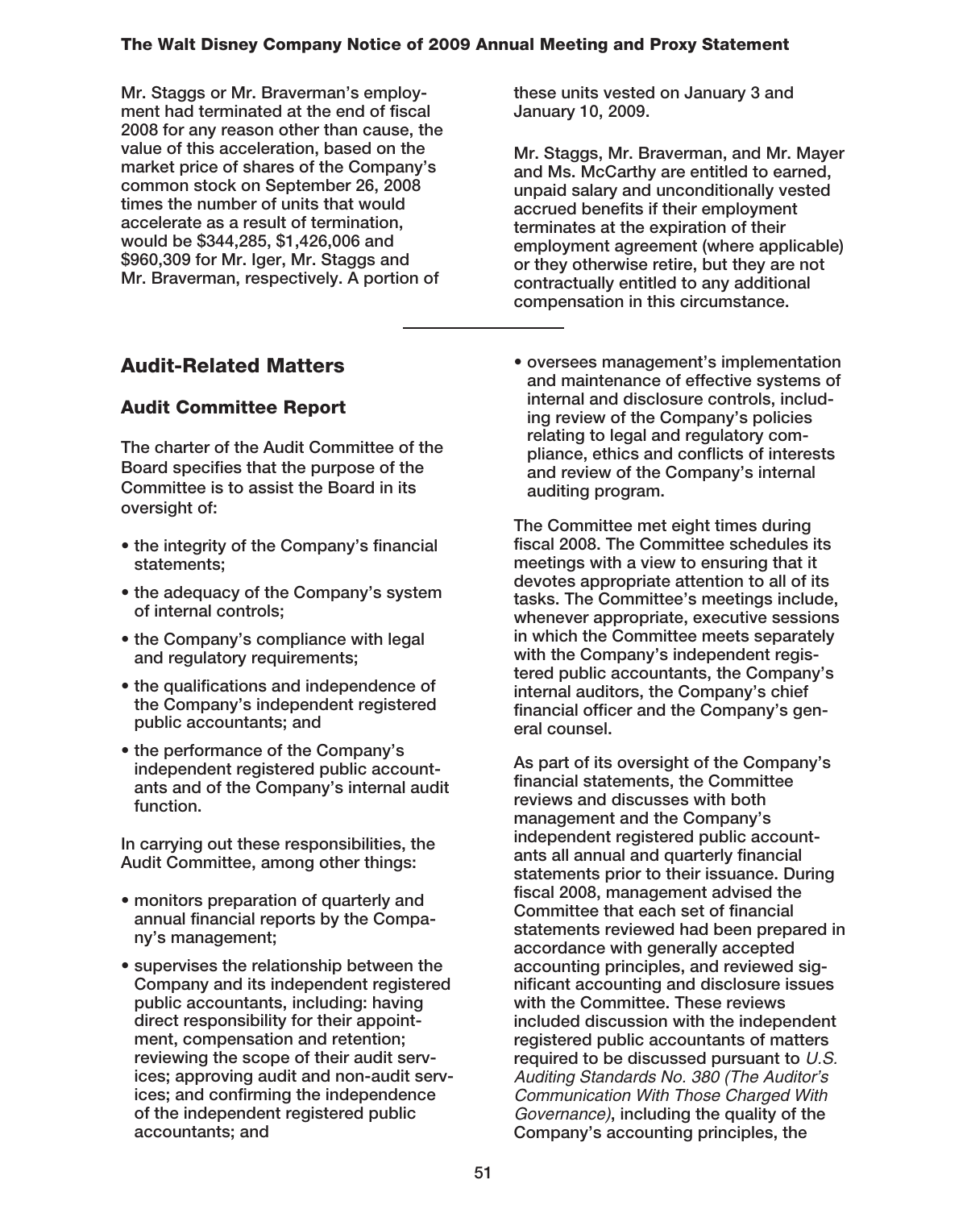Mr. Staggs or Mr. Braverman's employment had terminated at the end of fiscal 2008 for any reason other than cause, the value of this acceleration, based on the market price of shares of the Company's common stock on September 26, 2008 times the number of units that would accelerate as a result of termination, would be $344,285, $1,426,006 and $960,309 for Mr. Iger, Mr. Staggs and Mr. Braverman, respectively. A portion of these units vested on January 3 and January 10, 2009.

Mr. Staggs, Mr. Braverman, and Mr. Mayer and Ms. McCarthy are entitled to earned, unpaid salary and unconditionally vested accrued benefits if their employment terminates at the expiration of their employment agreement (where applicable) or they otherwise retire, but they are not contractually entitled to any additional compensation in this circumstance.

## Audit-Related Matters

### Audit Committee Report

The charter of the Audit Committee of the Board specifies that the purpose of the Committee is to assist the Board in its oversight of:

- the integrity of the Company's financial statements;
- the adequacy of the Company's system of internal controls;
- the Company's compliance with legal and regulatory requirements;
- the qualifications and independence of the Company's independent registered public accountants; and
- the performance of the Company's independent registered public accountants and of the Company's internal audit function.

In carrying out these responsibilities, the Audit Committee, among other things:

- monitors preparation of quarterly and annual financial reports by the Company's management;
- supervises the relationship between the Company and its independent registered public accountants, including: having direct responsibility for their appointment, compensation and retention; reviewing the scope of their audit services; approving audit and non-audit services; and confirming the independence of the independent registered public accountants; and
- oversees management's implementation and maintenance of effective systems of internal and disclosure controls, including review of the Company's policies relating to legal and regulatory compliance, ethics and conflicts of interests and review of the Company's internal auditing program.

The Committee met eight times during fiscal 2008. The Committee schedules its meetings with a view to ensuring that it devotes appropriate attention to all of its tasks. The Committee's meetings include, whenever appropriate, executive sessions in which the Committee meets separately with the Company's independent registered public accountants, the Company's internal auditors, the Company's chief financial officer and the Company's general counsel.

As part of its oversight of the Company's financial statements, the Committee reviews and discusses with both management and the Company's independent registered public accountants all annual and quarterly financial statements prior to their issuance. During fiscal 2008, management advised the Committee that each set of financial statements reviewed had been prepared in accordance with generally accepted accounting principles, and reviewed significant accounting and disclosure issues with the Committee. These reviews included discussion with the independent registered public accountants of matters required to be discussed pursuant to *U.S. Auditing Standards No. 380 (The Auditor's Communication With Those Charged With Governance)*, including the quality of the Company's accounting principles, the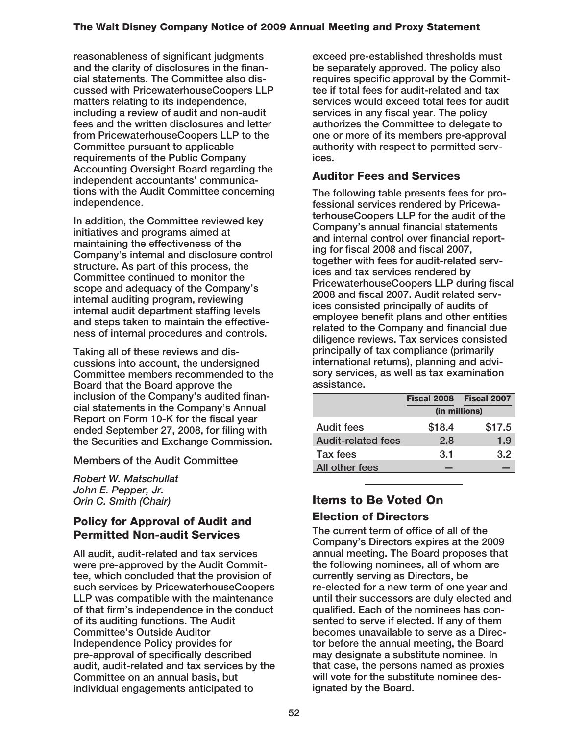reasonableness of significant judgments and the clarity of disclosures in the financial statements. The Committee also discussed with PricewaterhouseCoopers LLP matters relating to its independence, including a review of audit and non-audit fees and the written disclosures and letter from PricewaterhouseCoopers LLP to the Committee pursuant to applicable requirements of the Public Company Accounting Oversight Board regarding the independent accountants' communications with the Audit Committee concerning independence.

In addition, the Committee reviewed key initiatives and programs aimed at maintaining the effectiveness of the Company's internal and disclosure control structure. As part of this process, the Committee continued to monitor the scope and adequacy of the Company's internal auditing program, reviewing internal audit department staffing levels and steps taken to maintain the effectiveness of internal procedures and controls.

Taking all of these reviews and discussions into account, the undersigned Committee members recommended to the Board that the Board approve the inclusion of the Company's audited financial statements in the Company's Annual Report on Form 10-K for the fiscal year ended September 27, 2008, for filing with the Securities and Exchange Commission.

Members of the Audit Committee

*Robert W. Matschullat*
*John E. Pepper, Jr.*
*Orin C. Smith (Chair)*

## Policy for Approval of Audit and Permitted Non-audit Services

All audit, audit-related and tax services were pre-approved by the Audit Committee, which concluded that the provision of such services by PricewaterhouseCoopers LLP was compatible with the maintenance of that firm's independence in the conduct of its auditing functions. The Audit Committee's Outside Auditor Independence Policy provides for pre-approval of specifically described audit, audit-related and tax services by the Committee on an annual basis, but individual engagements anticipated to exceed pre-established thresholds must be separately approved. The policy also requires specific approval by the Committee if total fees for audit-related and tax services would exceed total fees for audit services in any fiscal year. The policy authorizes the Committee to delegate to one or more of its members pre-approval authority with respect to permitted services.

## Auditor Fees and Services

The following table presents fees for professional services rendered by PricewaterhouseCoopers LLP for the audit of the Company's annual financial statements and internal control over financial reporting for fiscal 2008 and fiscal 2007, together with fees for audit-related services and tax services rendered by PricewaterhouseCoopers LLP during fiscal 2008 and fiscal 2007. Audit related services consisted principally of audits of employee benefit plans and other entities related to the Company and financial due diligence reviews. Tax services consisted principally of tax compliance (primarily international returns), planning and advisory services, as well as tax examination assistance.

| | Fiscal 2008 | Fiscal 2007 |
|---|---|---|
| | (in millions) | |
| Audit fees | $18.4 | $17.5 |
| Audit-related fees | 2.8 | 1.9 |
| Tax fees | 3.1 | 3.2 |
| All other fees | — | — |

# Items to Be Voted On

## Election of Directors

The current term of office of all of the Company's Directors expires at the 2009 annual meeting. The Board proposes that the following nominees, all of whom are currently serving as Directors, be re-elected for a new term of one year and until their successors are duly elected and qualified. Each of the nominees has consented to serve if elected. If any of them becomes unavailable to serve as a Director before the annual meeting, the Board may designate a substitute nominee. In that case, the persons named as proxies will vote for the substitute nominee designated by the Board.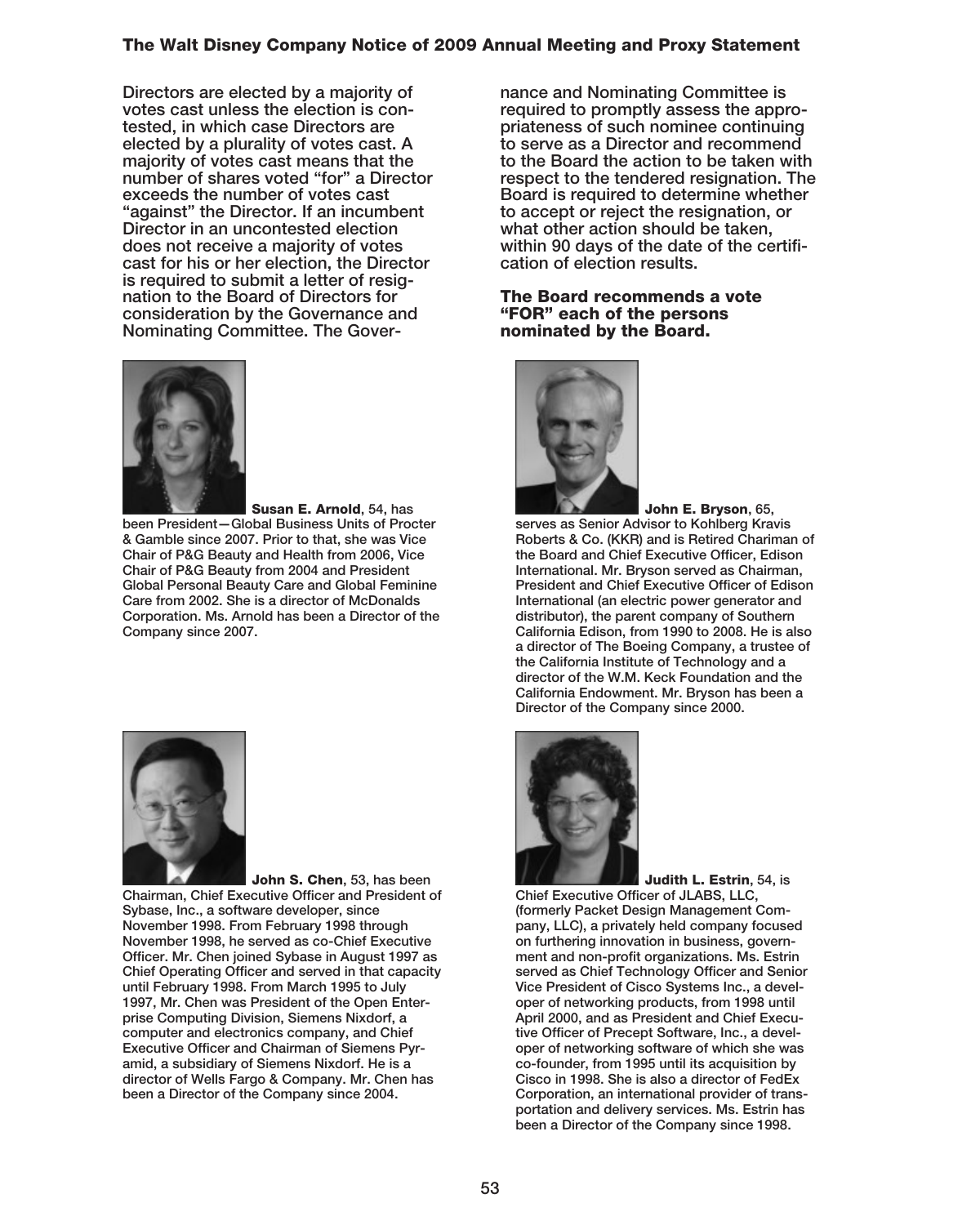Directors are elected by a majority of votes cast unless the election is contested, in which case Directors are elected by a plurality of votes cast. A majority of votes cast means that the number of shares voted "for" a Director exceeds the number of votes cast "against" the Director. If an incumbent Director in an uncontested election does not receive a majority of votes cast for his or her election, the Director is required to submit a letter of resignation to the Board of Directors for consideration by the Governance and Nominating Committee. The Governance and Nominating Committee is required to promptly assess the appropriateness of such nominee continuing to serve as a Director and recommend to the Board the action to be taken with respect to the tendered resignation. The Board is required to determine whether to accept or reject the resignation, or what other action should be taken, within 90 days of the date of the certification of election results.

**The Board recommends a vote "FOR" each of the persons nominated by the Board.**

**Susan E. Arnold**, 54, has been President—Global Business Units of Procter & Gamble since 2007. Prior to that, she was Vice Chair of P&G Beauty and Health from 2006, Vice Chair of P&G Beauty from 2004 and President Global Personal Beauty Care and Global Feminine Care from 2002. She is a director of McDonalds Corporation. Ms. Arnold has been a Director of the Company since 2007.

**John E. Bryson**, 65, serves as Senior Advisor to Kohlberg Kravis Roberts & Co. (KKR) and is Retired Chariman of the Board and Chief Executive Officer, Edison International. Mr. Bryson served as Chairman, President and Chief Executive Officer of Edison International (an electric power generator and distributor), the parent company of Southern California Edison, from 1990 to 2008. He is also a director of The Boeing Company, a trustee of the California Institute of Technology and a director of the W.M. Keck Foundation and the California Endowment. Mr. Bryson has been a Director of the Company since 2000.

**John S. Chen**, 53, has been Chairman, Chief Executive Officer and President of Sybase, Inc., a software developer, since November 1998. From February 1998 through November 1998, he served as co-Chief Executive Officer. Mr. Chen joined Sybase in August 1997 as Chief Operating Officer and served in that capacity until February 1998. From March 1995 to July 1997, Mr. Chen was President of the Open Enterprise Computing Division, Siemens Nixdorf, a computer and electronics company, and Chief Executive Officer and Chairman of Siemens Pyramid, a subsidiary of Siemens Nixdorf. He is a director of Wells Fargo & Company. Mr. Chen has been a Director of the Company since 2004.

**Judith L. Estrin**, 54, is Chief Executive Officer of JLABS, LLC, (formerly Packet Design Management Company, LLC), a privately held company focused on furthering innovation in business, government and non-profit organizations. Ms. Estrin served as Chief Technology Officer and Senior Vice President of Cisco Systems Inc., a developer of networking products, from 1998 until April 2000, and as President and Chief Executive Officer of Precept Software, Inc., a developer of networking software of which she was co-founder, from 1995 until its acquisition by Cisco in 1998. She is also a director of FedEx Corporation, an international provider of transportation and delivery services. Ms. Estrin has been a Director of the Company since 1998.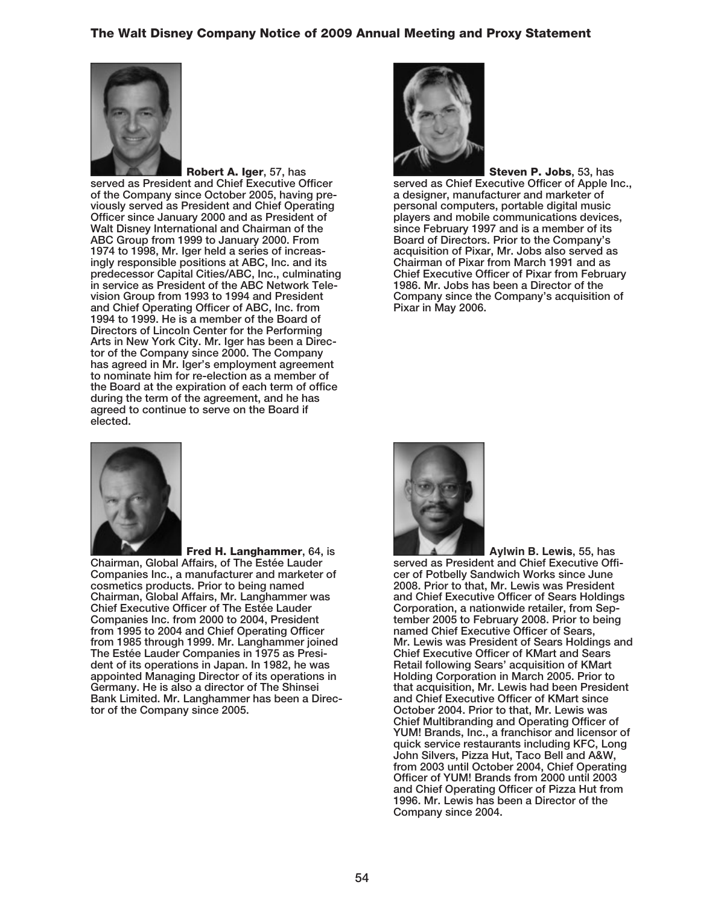**Robert A. Iger**, 57, has served as President and Chief Executive Officer of the Company since October 2005, having previously served as President and Chief Operating Officer since January 2000 and as President of Walt Disney International and Chairman of the ABC Group from 1999 to January 2000. From 1974 to 1998, Mr. Iger held a series of increasingly responsible positions at ABC, Inc. and its predecessor Capital Cities/ABC, Inc., culminating in service as President of the ABC Network Television Group from 1993 to 1994 and President and Chief Operating Officer of ABC, Inc. from 1994 to 1999. He is a member of the Board of Directors of Lincoln Center for the Performing Arts in New York City. Mr. Iger has been a Director of the Company since 2000. The Company has agreed in Mr. Iger's employment agreement to nominate him for re-election as a member of the Board at the expiration of each term of office during the term of the agreement, and he has agreed to continue to serve on the Board if elected.

**Steven P. Jobs**, 53, has served as Chief Executive Officer of Apple Inc., a designer, manufacturer and marketer of personal computers, portable digital music players and mobile communications devices, since February 1997 and is a member of its Board of Directors. Prior to the Company's acquisition of Pixar, Mr. Jobs also served as Chairman of Pixar from March 1991 and as Chief Executive Officer of Pixar from February 1986. Mr. Jobs has been a Director of the Company since the Company's acquisition of Pixar in May 2006.

**Fred H. Langhammer**, 64, is Chairman, Global Affairs, of The Estée Lauder Companies Inc., a manufacturer and marketer of cosmetics products. Prior to being named Chairman, Global Affairs, Mr. Langhammer was Chief Executive Officer of The Estée Lauder Companies Inc. from 2000 to 2004, President from 1995 to 2004 and Chief Operating Officer from 1985 through 1999. Mr. Langhammer joined The Estée Lauder Companies in 1975 as President of its operations in Japan. In 1982, he was appointed Managing Director of its operations in Germany. He is also a director of The Shinsei Bank Limited. Mr. Langhammer has been a Director of the Company since 2005.

**Aylwin B. Lewis**, 55, has served as President and Chief Executive Officer of Potbelly Sandwich Works since June 2008. Prior to that, Mr. Lewis was President and Chief Executive Officer of Sears Holdings Corporation, a nationwide retailer, from September 2005 to February 2008. Prior to being named Chief Executive Officer of Sears, Mr. Lewis was President of Sears Holdings and Chief Executive Officer of KMart and Sears Retail following Sears' acquisition of KMart Holding Corporation in March 2005. Prior to that acquisition, Mr. Lewis had been President and Chief Executive Officer of KMart since October 2004. Prior to that, Mr. Lewis was Chief Multibranding and Operating Officer of YUM! Brands, Inc., a franchisor and licensor of quick service restaurants including KFC, Long John Silvers, Pizza Hut, Taco Bell and A&W, from 2003 until October 2004, Chief Operating Officer of YUM! Brands from 2000 until 2003 and Chief Operating Officer of Pizza Hut from 1996. Mr. Lewis has been a Director of the Company since 2004.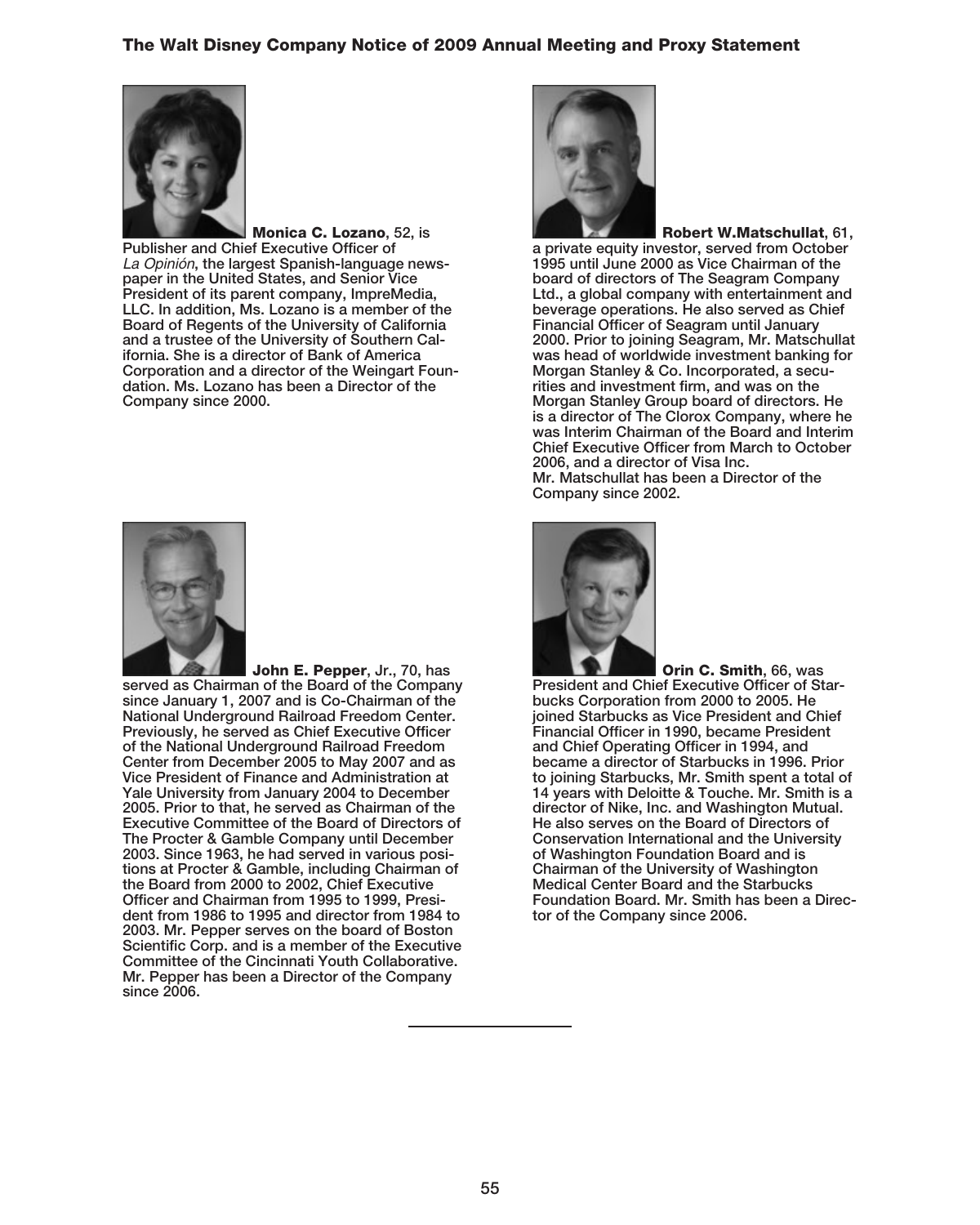**Monica C. Lozano**, 52, is Publisher and Chief Executive Officer of *La Opinión*, the largest Spanish-language newspaper in the United States, and Senior Vice President of its parent company, ImpreMedia, LLC. In addition, Ms. Lozano is a member of the Board of Regents of the University of California and a trustee of the University of Southern California. She is a director of Bank of America Corporation and a director of the Weingart Foundation. Ms. Lozano has been a Director of the Company since 2000.

**Robert W.Matschullat**, 61, a private equity investor, served from October 1995 until June 2000 as Vice Chairman of the board of directors of The Seagram Company Ltd., a global company with entertainment and beverage operations. He also served as Chief Financial Officer of Seagram until January 2000. Prior to joining Seagram, Mr. Matschullat was head of worldwide investment banking for Morgan Stanley & Co. Incorporated, a securities and investment firm, and was on the Morgan Stanley Group board of directors. He is a director of The Clorox Company, where he was Interim Chairman of the Board and Interim Chief Executive Officer from March to October 2006, and a director of Visa Inc. Mr. Matschullat has been a Director of the Company since 2002.

**John E. Pepper**, Jr., 70, has served as Chairman of the Board of the Company since January 1, 2007 and is Co-Chairman of the National Underground Railroad Freedom Center. Previously, he served as Chief Executive Officer of the National Underground Railroad Freedom Center from December 2005 to May 2007 and as Vice President of Finance and Administration at Yale University from January 2004 to December 2005. Prior to that, he served as Chairman of the Executive Committee of the Board of Directors of The Procter & Gamble Company until December 2003. Since 1963, he had served in various positions at Procter & Gamble, including Chairman of the Board from 2000 to 2002, Chief Executive Officer and Chairman from 1995 to 1999, President from 1986 to 1995 and director from 1984 to 2003. Mr. Pepper serves on the board of Boston Scientific Corp. and is a member of the Executive Committee of the Cincinnati Youth Collaborative. Mr. Pepper has been a Director of the Company since 2006.

**Orin C. Smith**, 66, was President and Chief Executive Officer of Starbucks Corporation from 2000 to 2005. He joined Starbucks as Vice President and Chief Financial Officer in 1990, became President and Chief Operating Officer in 1994, and became a director of Starbucks in 1996. Prior to joining Starbucks, Mr. Smith spent a total of 14 years with Deloitte & Touche. Mr. Smith is a director of Nike, Inc. and Washington Mutual. He also serves on the Board of Directors of Conservation International and the University of Washington Foundation Board and is Chairman of the University of Washington Medical Center Board and the Starbucks Foundation Board. Mr. Smith has been a Director of the Company since 2006.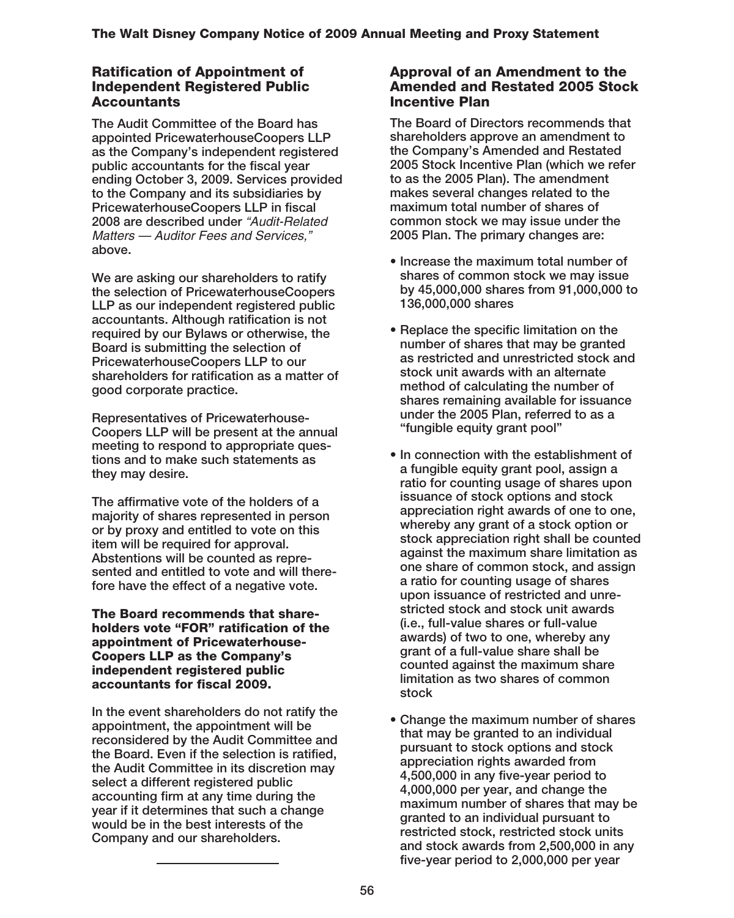## Ratification of Appointment of Independent Registered Public Accountants

The Audit Committee of the Board has appointed PricewaterhouseCoopers LLP as the Company's independent registered public accountants for the fiscal year ending October 3, 2009. Services provided to the Company and its subsidiaries by PricewaterhouseCoopers LLP in fiscal 2008 are described under *"Audit-Related Matters — Auditor Fees and Services,"* above.

We are asking our shareholders to ratify the selection of PricewaterhouseCoopers LLP as our independent registered public accountants. Although ratification is not required by our Bylaws or otherwise, the Board is submitting the selection of PricewaterhouseCoopers LLP to our shareholders for ratification as a matter of good corporate practice.

Representatives of Pricewaterhouse-Coopers LLP will be present at the annual meeting to respond to appropriate questions and to make such statements as they may desire.

The affirmative vote of the holders of a majority of shares represented in person or by proxy and entitled to vote on this item will be required for approval. Abstentions will be counted as represented and entitled to vote and will therefore have the effect of a negative vote.

**The Board recommends that shareholders vote "FOR" ratification of the appointment of Pricewaterhouse-Coopers LLP as the Company's independent registered public accountants for fiscal 2009.**

In the event shareholders do not ratify the appointment, the appointment will be reconsidered by the Audit Committee and the Board. Even if the selection is ratified, the Audit Committee in its discretion may select a different registered public accounting firm at any time during the year if it determines that such a change would be in the best interests of the Company and our shareholders.

---

## Approval of an Amendment to the Amended and Restated 2005 Stock Incentive Plan

The Board of Directors recommends that shareholders approve an amendment to the Company's Amended and Restated 2005 Stock Incentive Plan (which we refer to as the 2005 Plan). The amendment makes several changes related to the maximum total number of shares of common stock we may issue under the 2005 Plan. The primary changes are:

- Increase the maximum total number of shares of common stock we may issue by 45,000,000 shares from 91,000,000 to 136,000,000 shares
- Replace the specific limitation on the number of shares that may be granted as restricted and unrestricted stock and stock unit awards with an alternate method of calculating the number of shares remaining available for issuance under the 2005 Plan, referred to as a "fungible equity grant pool"
- In connection with the establishment of a fungible equity grant pool, assign a ratio for counting usage of shares upon issuance of stock options and stock appreciation right awards of one to one, whereby any grant of a stock option or stock appreciation right shall be counted against the maximum share limitation as one share of common stock, and assign a ratio for counting usage of shares upon issuance of restricted and unrestricted stock and stock unit awards (i.e., full-value shares or full-value awards) of two to one, whereby any grant of a full-value share shall be counted against the maximum share limitation as two shares of common stock
- Change the maximum number of shares that may be granted to an individual pursuant to stock options and stock appreciation rights awarded from 4,500,000 in any five-year period to 4,000,000 per year, and change the maximum number of shares that may be granted to an individual pursuant to restricted stock, restricted stock units and stock awards from 2,500,000 in any five-year period to 2,000,000 per year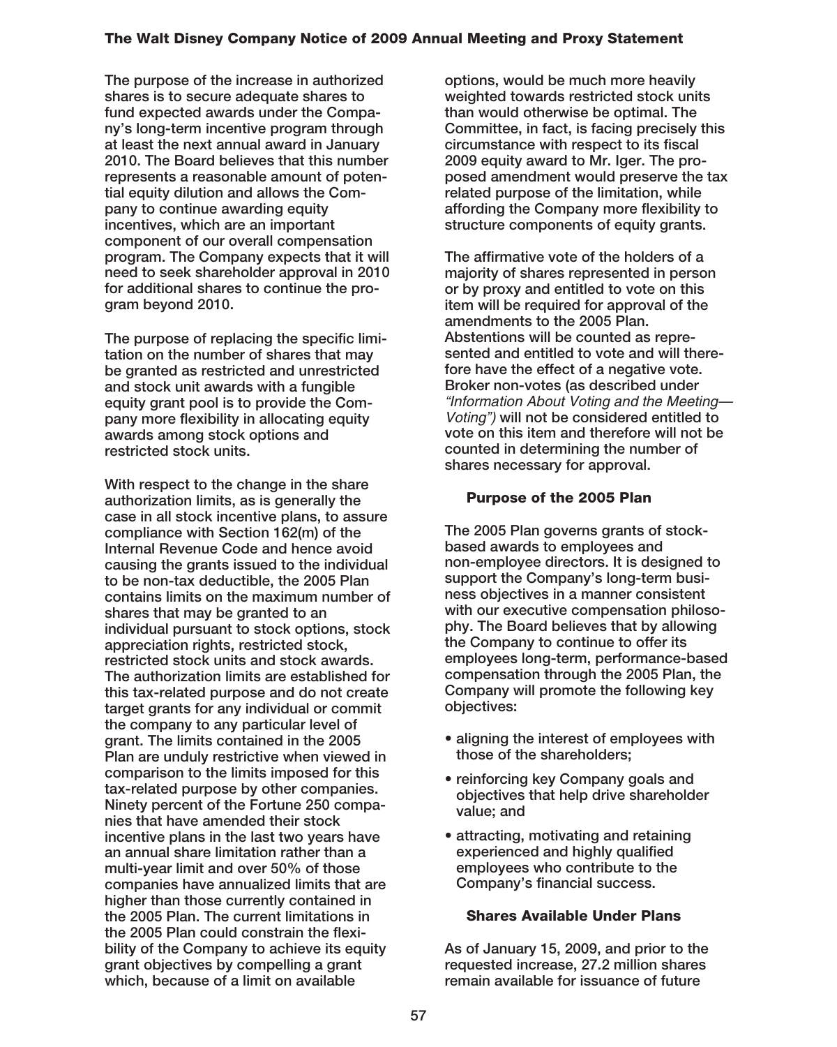The purpose of the increase in authorized shares is to secure adequate shares to fund expected awards under the Company's long-term incentive program through at least the next annual award in January 2010. The Board believes that this number represents a reasonable amount of potential equity dilution and allows the Company to continue awarding equity incentives, which are an important component of our overall compensation program. The Company expects that it will need to seek shareholder approval in 2010 for additional shares to continue the program beyond 2010.

The purpose of replacing the specific limitation on the number of shares that may be granted as restricted and unrestricted and stock unit awards with a fungible equity grant pool is to provide the Company more flexibility in allocating equity awards among stock options and restricted stock units.

With respect to the change in the share authorization limits, as is generally the case in all stock incentive plans, to assure compliance with Section 162(m) of the Internal Revenue Code and hence avoid causing the grants issued to the individual to be non-tax deductible, the 2005 Plan contains limits on the maximum number of shares that may be granted to an individual pursuant to stock options, stock appreciation rights, restricted stock, restricted stock units and stock awards. The authorization limits are established for this tax-related purpose and do not create target grants for any individual or commit the company to any particular level of grant. The limits contained in the 2005 Plan are unduly restrictive when viewed in comparison to the limits imposed for this tax-related purpose by other companies. Ninety percent of the Fortune 250 companies that have amended their stock incentive plans in the last two years have an annual share limitation rather than a multi-year limit and over 50% of those companies have annualized limits that are higher than those currently contained in the 2005 Plan. The current limitations in the 2005 Plan could constrain the flexibility of the Company to achieve its equity grant objectives by compelling a grant which, because of a limit on available options, would be much more heavily weighted towards restricted stock units than would otherwise be optimal. The Committee, in fact, is facing precisely this circumstance with respect to its fiscal 2009 equity award to Mr. Iger. The proposed amendment would preserve the tax related purpose of the limitation, while affording the Company more flexibility to structure components of equity grants.

The affirmative vote of the holders of a majority of shares represented in person or by proxy and entitled to vote on this item will be required for approval of the amendments to the 2005 Plan. Abstentions will be counted as represented and entitled to vote and will therefore have the effect of a negative vote. Broker non-votes (as described under *"Information About Voting and the Meeting—Voting")* will not be considered entitled to vote on this item and therefore will not be counted in determining the number of shares necessary for approval.

### Purpose of the 2005 Plan

The 2005 Plan governs grants of stock-based awards to employees and non-employee directors. It is designed to support the Company's long-term business objectives in a manner consistent with our executive compensation philosophy. The Board believes that by allowing the Company to continue to offer its employees long-term, performance-based compensation through the 2005 Plan, the Company will promote the following key objectives:

- aligning the interest of employees with those of the shareholders;
- reinforcing key Company goals and objectives that help drive shareholder value; and
- attracting, motivating and retaining experienced and highly qualified employees who contribute to the Company's financial success.

### Shares Available Under Plans

As of January 15, 2009, and prior to the requested increase, 27.2 million shares remain available for issuance of future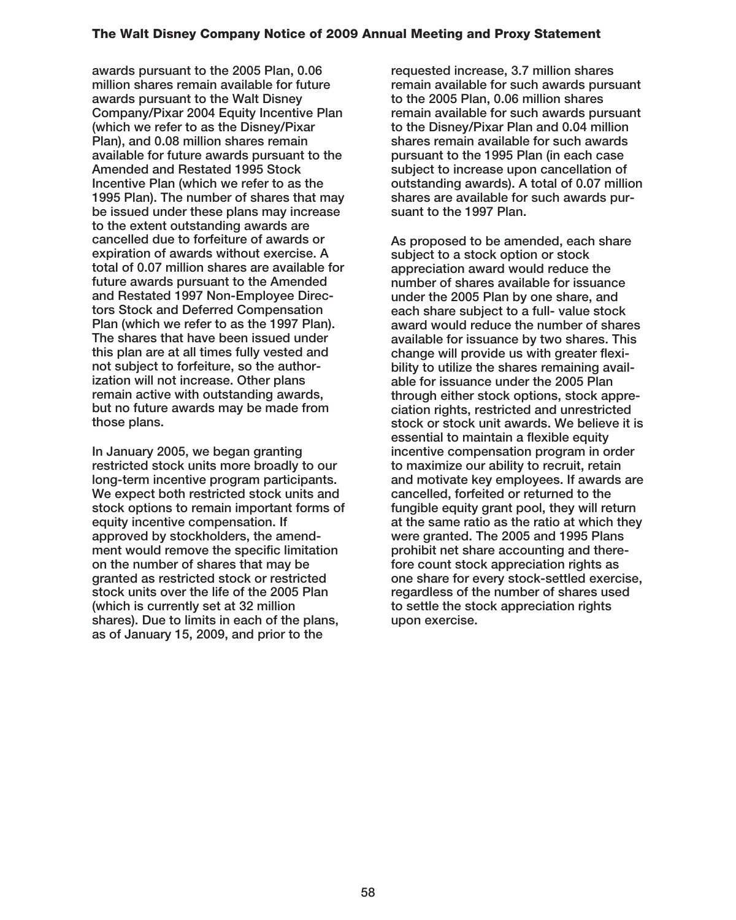awards pursuant to the 2005 Plan, 0.06 million shares remain available for future awards pursuant to the Walt Disney Company/Pixar 2004 Equity Incentive Plan (which we refer to as the Disney/Pixar Plan), and 0.08 million shares remain available for future awards pursuant to the Amended and Restated 1995 Stock Incentive Plan (which we refer to as the 1995 Plan). The number of shares that may be issued under these plans may increase to the extent outstanding awards are cancelled due to forfeiture of awards or expiration of awards without exercise. A total of 0.07 million shares are available for future awards pursuant to the Amended and Restated 1997 Non-Employee Directors Stock and Deferred Compensation Plan (which we refer to as the 1997 Plan). The shares that have been issued under this plan are at all times fully vested and not subject to forfeiture, so the authorization will not increase. Other plans remain active with outstanding awards, but no future awards may be made from those plans.

In January 2005, we began granting restricted stock units more broadly to our long-term incentive program participants. We expect both restricted stock units and stock options to remain important forms of equity incentive compensation. If approved by stockholders, the amendment would remove the specific limitation on the number of shares that may be granted as restricted stock or restricted stock units over the life of the 2005 Plan (which is currently set at 32 million shares). Due to limits in each of the plans, as of January 15, 2009, and prior to the requested increase, 3.7 million shares remain available for such awards pursuant to the 2005 Plan, 0.06 million shares remain available for such awards pursuant to the Disney/Pixar Plan and 0.04 million shares remain available for such awards pursuant to the 1995 Plan (in each case subject to increase upon cancellation of outstanding awards). A total of 0.07 million shares are available for such awards pursuant to the 1997 Plan.

As proposed to be amended, each share subject to a stock option or stock appreciation award would reduce the number of shares available for issuance under the 2005 Plan by one share, and each share subject to a full- value stock award would reduce the number of shares available for issuance by two shares. This change will provide us with greater flexibility to utilize the shares remaining available for issuance under the 2005 Plan through either stock options, stock appreciation rights, restricted and unrestricted stock or stock unit awards. We believe it is essential to maintain a flexible equity incentive compensation program in order to maximize our ability to recruit, retain and motivate key employees. If awards are cancelled, forfeited or returned to the fungible equity grant pool, they will return at the same ratio as the ratio at which they were granted. The 2005 and 1995 Plans prohibit net share accounting and therefore count stock appreciation rights as one share for every stock-settled exercise, regardless of the number of shares used to settle the stock appreciation rights upon exercise.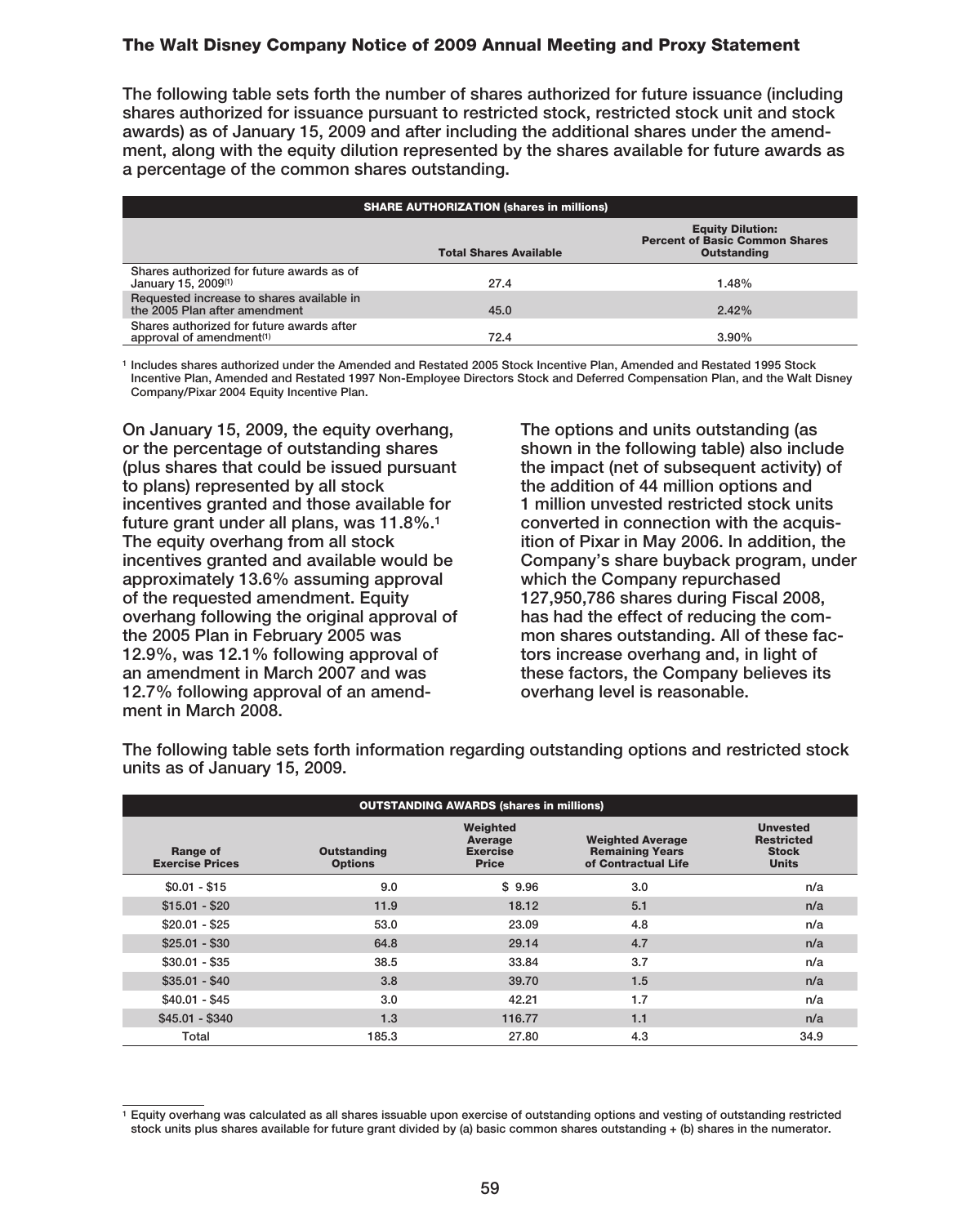The following table sets forth the number of shares authorized for future issuance (including shares authorized for issuance pursuant to restricted stock, restricted stock unit and stock awards) as of January 15, 2009 and after including the additional shares under the amendment, along with the equity dilution represented by the shares available for future awards as a percentage of the common shares outstanding.

| SHARE AUTHORIZATION (shares in millions) | | |
|---|---|---|
| | Total Shares Available | Equity Dilution: Percent of Basic Common Shares Outstanding |
| Shares authorized for future awards as of January 15, 2009[1] | 27.4 | 1.48% |
| Requested increase to shares available in the 2005 Plan after amendment | 45.0 | 2.42% |
| Shares authorized for future awards after approval of amendment[1] | 72.4 | 3.90% |

[1] Includes shares authorized under the Amended and Restated 2005 Stock Incentive Plan, Amended and Restated 1995 Stock Incentive Plan, Amended and Restated 1997 Non-Employee Directors Stock and Deferred Compensation Plan, and the Walt Disney Company/Pixar 2004 Equity Incentive Plan.

On January 15, 2009, the equity overhang, or the percentage of outstanding shares (plus shares that could be issued pursuant to plans) represented by all stock incentives granted and those available for future grant under all plans, was 11.8%.[1] The equity overhang from all stock incentives granted and available would be approximately 13.6% assuming approval of the requested amendment. Equity overhang following the original approval of the 2005 Plan in February 2005 was 12.9%, was 12.1% following approval of an amendment in March 2007 and was 12.7% following approval of an amendment in March 2008.

The options and units outstanding (as shown in the following table) also include the impact (net of subsequent activity) of the addition of 44 million options and 1 million unvested restricted stock units converted in connection with the acquisition of Pixar in May 2006. In addition, the Company's share buyback program, under which the Company repurchased 127,950,786 shares during Fiscal 2008, has had the effect of reducing the common shares outstanding. All of these factors increase overhang and, in light of these factors, the Company believes its overhang level is reasonable.

The following table sets forth information regarding outstanding options and restricted stock units as of January 15, 2009.

| OUTSTANDING AWARDS (shares in millions) | | | | |
|---|---|---|---|---|
| Range of Exercise Prices | Outstanding Options | Weighted Average Exercise Price | Weighted Average Remaining Years of Contractual Life | Unvested Restricted Stock Units |
| $0.01 - $15 | 9.0 | $ 9.96 | 3.0 | n/a |
| $15.01 - $20 | 11.9 | 18.12 | 5.1 | n/a |
| $20.01 - $25 | 53.0 | 23.09 | 4.8 | n/a |
| $25.01 - $30 | 64.8 | 29.14 | 4.7 | n/a |
| $30.01 - $35 | 38.5 | 33.84 | 3.7 | n/a |
| $35.01 - $40 | 3.8 | 39.70 | 1.5 | n/a |
| $40.01 - $45 | 3.0 | 42.21 | 1.7 | n/a |
| $45.01 - $340 | 1.3 | 116.77 | 1.1 | n/a |
| Total | 185.3 | 27.80 | 4.3 | 34.9 |

[1] Equity overhang was calculated as all shares issuable upon exercise of outstanding options and vesting of outstanding restricted stock units plus shares available for future grant divided by (a) basic common shares outstanding + (b) shares in the numerator.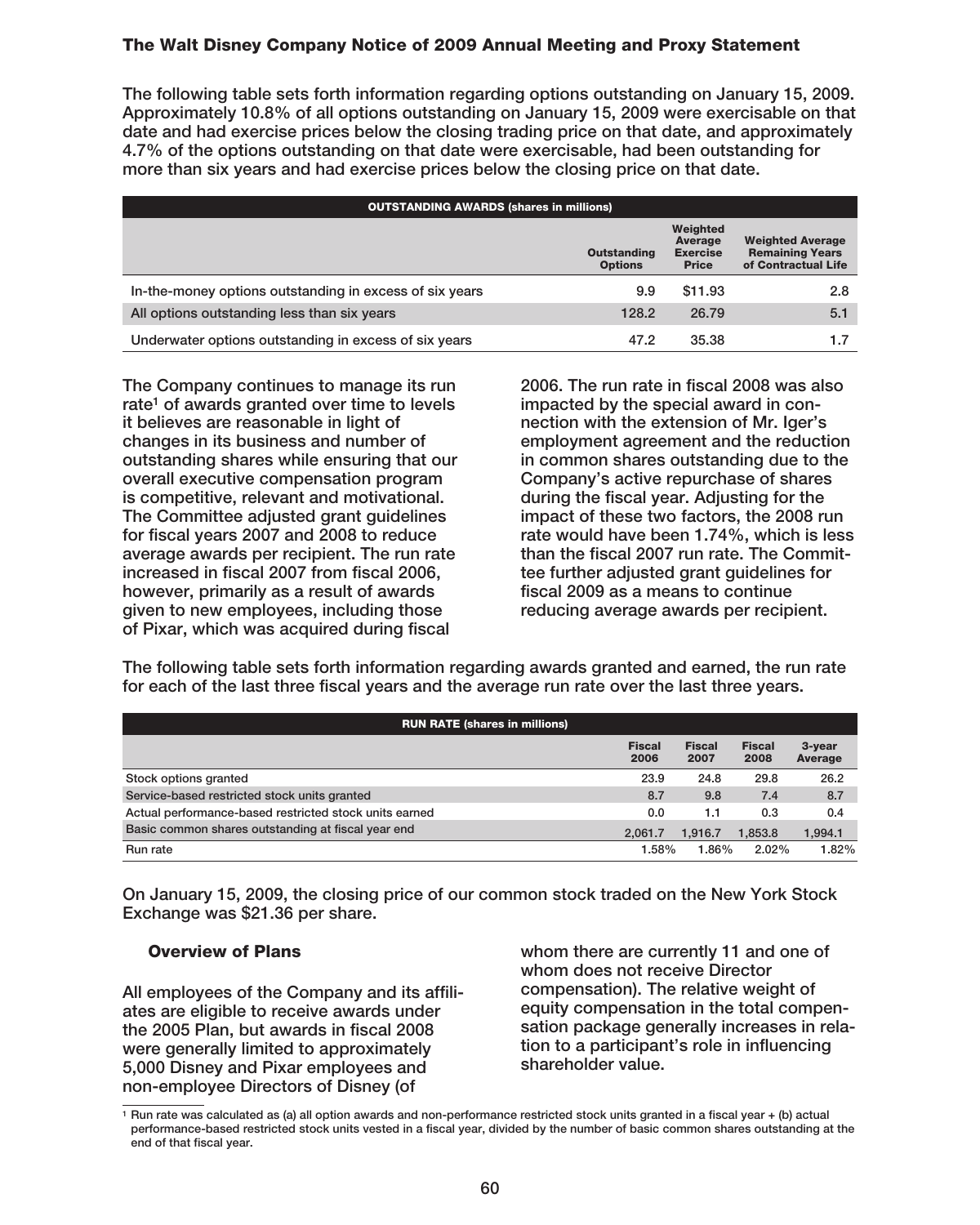The following table sets forth information regarding options outstanding on January 15, 2009. Approximately 10.8% of all options outstanding on January 15, 2009 were exercisable on that date and had exercise prices below the closing trading price on that date, and approximately 4.7% of the options outstanding on that date were exercisable, had been outstanding for more than six years and had exercise prices below the closing price on that date.

| OUTSTANDING AWARDS (shares in millions) | | | |
|---|---|---|---|
| | Outstanding Options | Weighted Average Exercise Price | Weighted Average Remaining Years of Contractual Life |
| In-the-money options outstanding in excess of six years | 9.9 | $11.93 | 2.8 |
| All options outstanding less than six years | 128.2 | 26.79 | 5.1 |
| Underwater options outstanding in excess of six years | 47.2 | 35.38 | 1.7 |

The Company continues to manage its run rate[1] of awards granted over time to levels it believes are reasonable in light of changes in its business and number of outstanding shares while ensuring that our overall executive compensation program is competitive, relevant and motivational. The Committee adjusted grant guidelines for fiscal years 2007 and 2008 to reduce average awards per recipient. The run rate increased in fiscal 2007 from fiscal 2006, however, primarily as a result of awards given to new employees, including those of Pixar, which was acquired during fiscal 2006. The run rate in fiscal 2008 was also impacted by the special award in connection with the extension of Mr. Iger's employment agreement and the reduction in common shares outstanding due to the Company's active repurchase of shares during the fiscal year. Adjusting for the impact of these two factors, the 2008 run rate would have been 1.74%, which is less than the fiscal 2007 run rate. The Committee further adjusted grant guidelines for fiscal 2009 as a means to continue reducing average awards per recipient.

The following table sets forth information regarding awards granted and earned, the run rate for each of the last three fiscal years and the average run rate over the last three years.

| RUN RATE (shares in millions) | | | | |
|---|---|---|---|---|
| | Fiscal 2006 | Fiscal 2007 | Fiscal 2008 | 3-year Average |
| Stock options granted | 23.9 | 24.8 | 29.8 | 26.2 |
| Service-based restricted stock units granted | 8.7 | 9.8 | 7.4 | 8.7 |
| Actual performance-based restricted stock units earned | 0.0 | 1.1 | 0.3 | 0.4 |
| Basic common shares outstanding at fiscal year end | 2,061.7 | 1,916.7 | 1,853.8 | 1,994.1 |
| Run rate | 1.58% | 1.86% | 2.02% | 1.82% |

On January 15, 2009, the closing price of our common stock traded on the New York Stock Exchange was $21.36 per share.

### Overview of Plans

All employees of the Company and its affiliates are eligible to receive awards under the 2005 Plan, but awards in fiscal 2008 were generally limited to approximately 5,000 Disney and Pixar employees and non-employee Directors of Disney (of whom there are currently 11 and one of whom does not receive Director compensation). The relative weight of equity compensation in the total compensation package generally increases in relation to a participant's role in influencing shareholder value.

[1] Run rate was calculated as (a) all option awards and non-performance restricted stock units granted in a fiscal year + (b) actual performance-based restricted stock units vested in a fiscal year, divided by the number of basic common shares outstanding at the end of that fiscal year.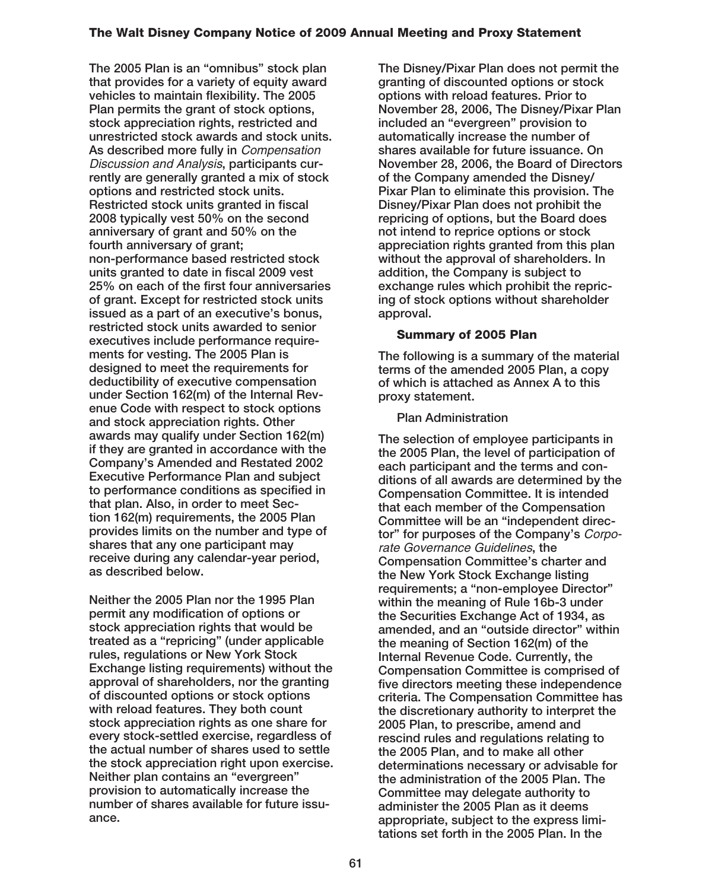The 2005 Plan is an "omnibus" stock plan that provides for a variety of equity award vehicles to maintain flexibility. The 2005 Plan permits the grant of stock options, stock appreciation rights, restricted and unrestricted stock awards and stock units. As described more fully in *Compensation Discussion and Analysis*, participants currently are generally granted a mix of stock options and restricted stock units. Restricted stock units granted in fiscal 2008 typically vest 50% on the second anniversary of grant and 50% on the fourth anniversary of grant; non-performance based restricted stock units granted to date in fiscal 2009 vest 25% on each of the first four anniversaries of grant. Except for restricted stock units issued as a part of an executive's bonus, restricted stock units awarded to senior executives include performance requirements for vesting. The 2005 Plan is designed to meet the requirements for deductibility of executive compensation under Section 162(m) of the Internal Revenue Code with respect to stock options and stock appreciation rights. Other awards may qualify under Section 162(m) if they are granted in accordance with the Company's Amended and Restated 2002 Executive Performance Plan and subject to performance conditions as specified in that plan. Also, in order to meet Section 162(m) requirements, the 2005 Plan provides limits on the number and type of shares that any one participant may receive during any calendar-year period, as described below.

Neither the 2005 Plan nor the 1995 Plan permit any modification of options or stock appreciation rights that would be treated as a "repricing" (under applicable rules, regulations or New York Stock Exchange listing requirements) without the approval of shareholders, nor the granting of discounted options or stock options with reload features. They both count stock appreciation rights as one share for every stock-settled exercise, regardless of the actual number of shares used to settle the stock appreciation right upon exercise. Neither plan contains an "evergreen" provision to automatically increase the number of shares available for future issuance.

The Disney/Pixar Plan does not permit the granting of discounted options or stock options with reload features. Prior to November 28, 2006, The Disney/Pixar Plan included an "evergreen" provision to automatically increase the number of shares available for future issuance. On November 28, 2006, the Board of Directors of the Company amended the Disney/Pixar Plan to eliminate this provision. The Disney/Pixar Plan does not prohibit the repricing of options, but the Board does not intend to reprice options or stock appreciation rights granted from this plan without the approval of shareholders. In addition, the Company is subject to exchange rules which prohibit the repricing of stock options without shareholder approval.

### Summary of 2005 Plan

The following is a summary of the material terms of the amended 2005 Plan, a copy of which is attached as Annex A to this proxy statement.

#### Plan Administration

The selection of employee participants in the 2005 Plan, the level of participation of each participant and the terms and conditions of all awards are determined by the Compensation Committee. It is intended that each member of the Compensation Committee will be an "independent director" for purposes of the Company's *Corporate Governance Guidelines*, the Compensation Committee's charter and the New York Stock Exchange listing requirements; a "non-employee Director" within the meaning of Rule 16b-3 under the Securities Exchange Act of 1934, as amended, and an "outside director" within the meaning of Section 162(m) of the Internal Revenue Code. Currently, the Compensation Committee is comprised of five directors meeting these independence criteria. The Compensation Committee has the discretionary authority to interpret the 2005 Plan, to prescribe, amend and rescind rules and regulations relating to the 2005 Plan, and to make all other determinations necessary or advisable for the administration of the 2005 Plan. The Committee may delegate authority to administer the 2005 Plan as it deems appropriate, subject to the express limitations set forth in the 2005 Plan. In the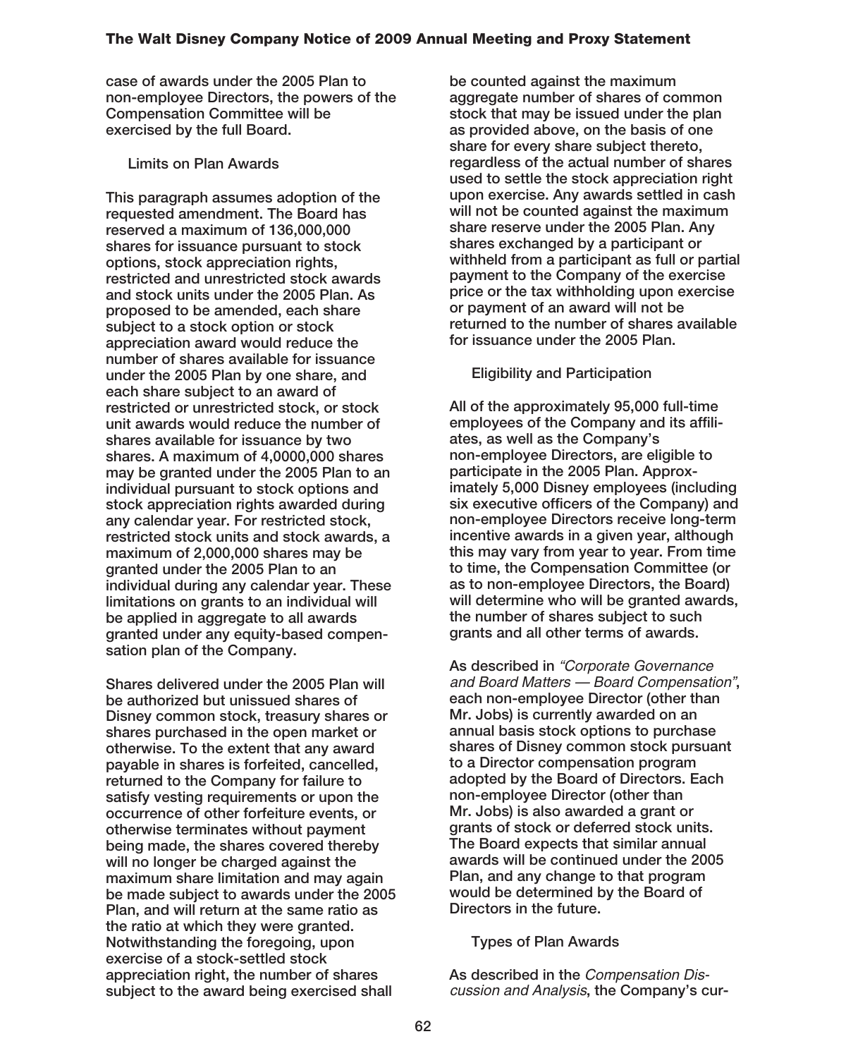case of awards under the 2005 Plan to non-employee Directors, the powers of the Compensation Committee will be exercised by the full Board.

### Limits on Plan Awards

This paragraph assumes adoption of the requested amendment. The Board has reserved a maximum of 136,000,000 shares for issuance pursuant to stock options, stock appreciation rights, restricted and unrestricted stock awards and stock units under the 2005 Plan. As proposed to be amended, each share subject to a stock option or stock appreciation award would reduce the number of shares available for issuance under the 2005 Plan by one share, and each share subject to an award of restricted or unrestricted stock, or stock unit awards would reduce the number of shares available for issuance by two shares. A maximum of 4,0000,000 shares may be granted under the 2005 Plan to an individual pursuant to stock options and stock appreciation rights awarded during any calendar year. For restricted stock, restricted stock units and stock awards, a maximum of 2,000,000 shares may be granted under the 2005 Plan to an individual during any calendar year. These limitations on grants to an individual will be applied in aggregate to all awards granted under any equity-based compensation plan of the Company.

Shares delivered under the 2005 Plan will be authorized but unissued shares of Disney common stock, treasury shares or shares purchased in the open market or otherwise. To the extent that any award payable in shares is forfeited, cancelled, returned to the Company for failure to satisfy vesting requirements or upon the occurrence of other forfeiture events, or otherwise terminates without payment being made, the shares covered thereby will no longer be charged against the maximum share limitation and may again be made subject to awards under the 2005 Plan, and will return at the same ratio as the ratio at which they were granted. Notwithstanding the foregoing, upon exercise of a stock-settled stock appreciation right, the number of shares subject to the award being exercised shall be counted against the maximum aggregate number of shares of common stock that may be issued under the plan as provided above, on the basis of one share for every share subject thereto, regardless of the actual number of shares used to settle the stock appreciation right upon exercise. Any awards settled in cash will not be counted against the maximum share reserve under the 2005 Plan. Any shares exchanged by a participant or withheld from a participant as full or partial payment to the Company of the exercise price or the tax withholding upon exercise or payment of an award will not be returned to the number of shares available for issuance under the 2005 Plan.

### Eligibility and Participation

All of the approximately 95,000 full-time employees of the Company and its affiliates, as well as the Company's non-employee Directors, are eligible to participate in the 2005 Plan. Approximately 5,000 Disney employees (including six executive officers of the Company) and non-employee Directors receive long-term incentive awards in a given year, although this may vary from year to year. From time to time, the Compensation Committee (or as to non-employee Directors, the Board) will determine who will be granted awards, the number of shares subject to such grants and all other terms of awards.

As described in *"Corporate Governance and Board Matters — Board Compensation"*, each non-employee Director (other than Mr. Jobs) is currently awarded on an annual basis stock options to purchase shares of Disney common stock pursuant to a Director compensation program adopted by the Board of Directors. Each non-employee Director (other than Mr. Jobs) is also awarded a grant or grants of stock or deferred stock units. The Board expects that similar annual awards will be continued under the 2005 Plan, and any change to that program would be determined by the Board of Directors in the future.

### Types of Plan Awards

As described in the *Compensation Discussion and Analysis*, the Company's cur-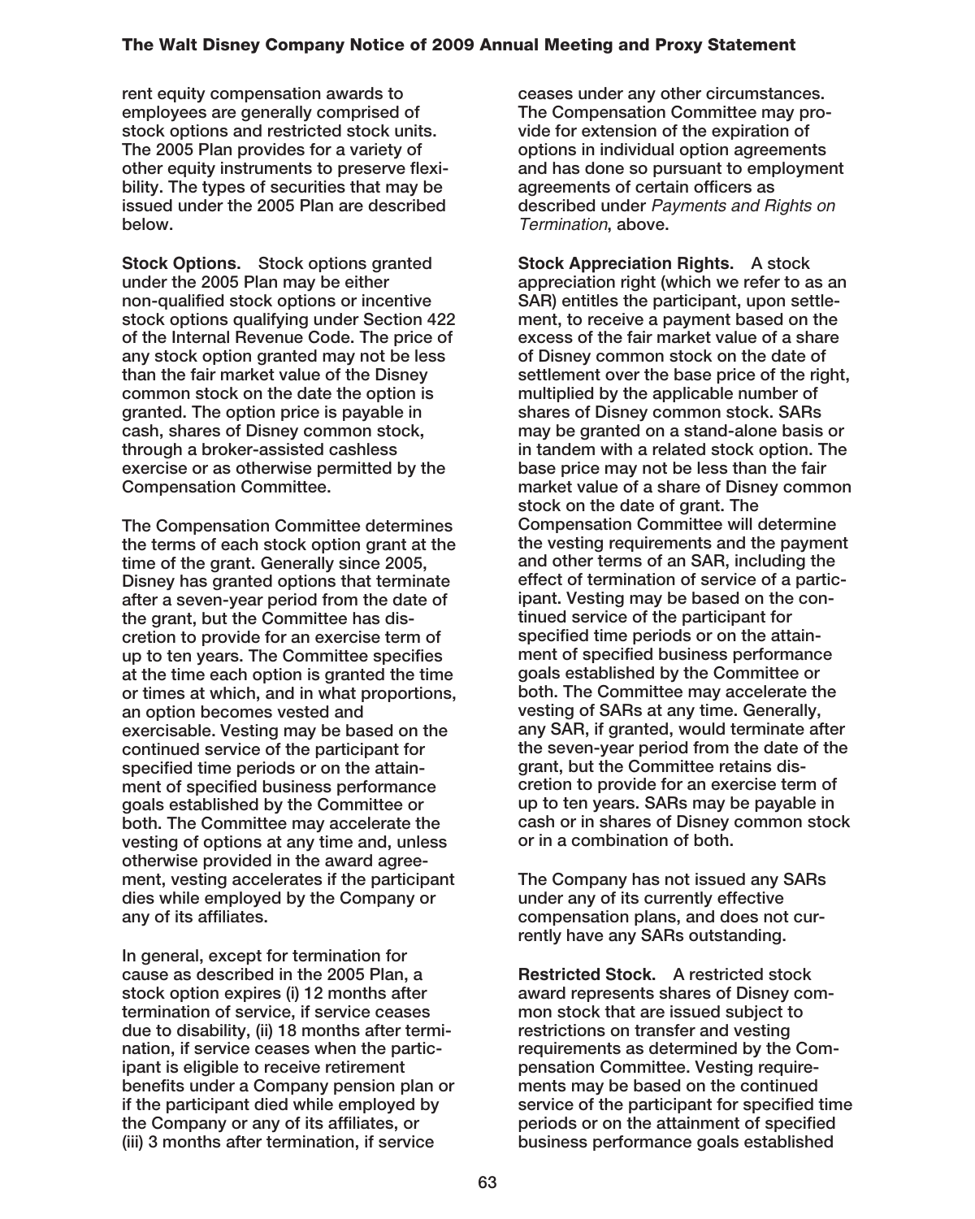rent equity compensation awards to employees are generally comprised of stock options and restricted stock units. The 2005 Plan provides for a variety of other equity instruments to preserve flexibility. The types of securities that may be issued under the 2005 Plan are described below.

**Stock Options.** Stock options granted under the 2005 Plan may be either non-qualified stock options or incentive stock options qualifying under Section 422 of the Internal Revenue Code. The price of any stock option granted may not be less than the fair market value of the Disney common stock on the date the option is granted. The option price is payable in cash, shares of Disney common stock, through a broker-assisted cashless exercise or as otherwise permitted by the Compensation Committee.

The Compensation Committee determines the terms of each stock option grant at the time of the grant. Generally since 2005, Disney has granted options that terminate after a seven-year period from the date of the grant, but the Committee has discretion to provide for an exercise term of up to ten years. The Committee specifies at the time each option is granted the time or times at which, and in what proportions, an option becomes vested and exercisable. Vesting may be based on the continued service of the participant for specified time periods or on the attainment of specified business performance goals established by the Committee or both. The Committee may accelerate the vesting of options at any time and, unless otherwise provided in the award agreement, vesting accelerates if the participant dies while employed by the Company or any of its affiliates.

In general, except for termination for cause as described in the 2005 Plan, a stock option expires (i) 12 months after termination of service, if service ceases due to disability, (ii) 18 months after termination, if service ceases when the participant is eligible to receive retirement benefits under a Company pension plan or if the participant died while employed by the Company or any of its affiliates, or (iii) 3 months after termination, if service ceases under any other circumstances. The Compensation Committee may provide for extension of the expiration of options in individual option agreements and has done so pursuant to employment agreements of certain officers as described under *Payments and Rights on Termination*, above.

**Stock Appreciation Rights.** A stock appreciation right (which we refer to as an SAR) entitles the participant, upon settlement, to receive a payment based on the excess of the fair market value of a share of Disney common stock on the date of settlement over the base price of the right, multiplied by the applicable number of shares of Disney common stock. SARs may be granted on a stand-alone basis or in tandem with a related stock option. The base price may not be less than the fair market value of a share of Disney common stock on the date of grant. The Compensation Committee will determine the vesting requirements and the payment and other terms of an SAR, including the effect of termination of service of a participant. Vesting may be based on the continued service of the participant for specified time periods or on the attainment of specified business performance goals established by the Committee or both. The Committee may accelerate the vesting of SARs at any time. Generally, any SAR, if granted, would terminate after the seven-year period from the date of the grant, but the Committee retains discretion to provide for an exercise term of up to ten years. SARs may be payable in cash or in shares of Disney common stock or in a combination of both.

The Company has not issued any SARs under any of its currently effective compensation plans, and does not currently have any SARs outstanding.

**Restricted Stock.** A restricted stock award represents shares of Disney common stock that are issued subject to restrictions on transfer and vesting requirements as determined by the Compensation Committee. Vesting requirements may be based on the continued service of the participant for specified time periods or on the attainment of specified business performance goals established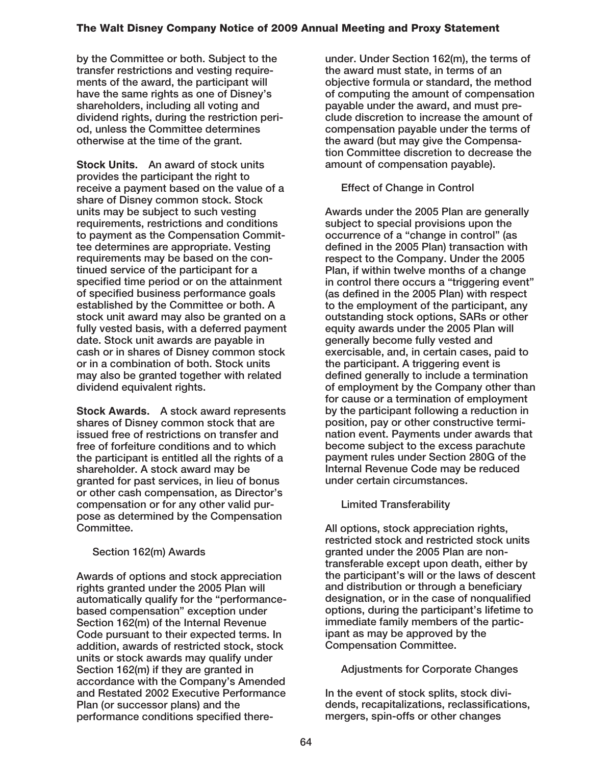by the Committee or both. Subject to the transfer restrictions and vesting requirements of the award, the participant will have the same rights as one of Disney's shareholders, including all voting and dividend rights, during the restriction period, unless the Committee determines otherwise at the time of the grant.

**Stock Units.** An award of stock units provides the participant the right to receive a payment based on the value of a share of Disney common stock. Stock units may be subject to such vesting requirements, restrictions and conditions to payment as the Compensation Committee determines are appropriate. Vesting requirements may be based on the continued service of the participant for a specified time period or on the attainment of specified business performance goals established by the Committee or both. A stock unit award may also be granted on a fully vested basis, with a deferred payment date. Stock unit awards are payable in cash or in shares of Disney common stock or in a combination of both. Stock units may also be granted together with related dividend equivalent rights.

**Stock Awards.** A stock award represents shares of Disney common stock that are issued free of restrictions on transfer and free of forfeiture conditions and to which the participant is entitled all the rights of a shareholder. A stock award may be granted for past services, in lieu of bonus or other cash compensation, as Director's compensation or for any other valid purpose as determined by the Compensation Committee.

### Section 162(m) Awards

Awards of options and stock appreciation rights granted under the 2005 Plan will automatically qualify for the "performance-based compensation" exception under Section 162(m) of the Internal Revenue Code pursuant to their expected terms. In addition, awards of restricted stock, stock units or stock awards may qualify under Section 162(m) if they are granted in accordance with the Company's Amended and Restated 2002 Executive Performance Plan (or successor plans) and the performance conditions specified thereunder. Under Section 162(m), the terms of the award must state, in terms of an objective formula or standard, the method of computing the amount of compensation payable under the award, and must preclude discretion to increase the amount of compensation payable under the terms of the award (but may give the Compensation Committee discretion to decrease the amount of compensation payable).

### Effect of Change in Control

Awards under the 2005 Plan are generally subject to special provisions upon the occurrence of a "change in control" (as defined in the 2005 Plan) transaction with respect to the Company. Under the 2005 Plan, if within twelve months of a change in control there occurs a "triggering event" (as defined in the 2005 Plan) with respect to the employment of the participant, any outstanding stock options, SARs or other equity awards under the 2005 Plan will generally become fully vested and exercisable, and, in certain cases, paid to the participant. A triggering event is defined generally to include a termination of employment by the Company other than for cause or a termination of employment by the participant following a reduction in position, pay or other constructive termination event. Payments under awards that become subject to the excess parachute payment rules under Section 280G of the Internal Revenue Code may be reduced under certain circumstances.

### Limited Transferability

All options, stock appreciation rights, restricted stock and restricted stock units granted under the 2005 Plan are non-transferable except upon death, either by the participant's will or the laws of descent and distribution or through a beneficiary designation, or in the case of nonqualified options, during the participant's lifetime to immediate family members of the participant as may be approved by the Compensation Committee.

### Adjustments for Corporate Changes

In the event of stock splits, stock dividends, recapitalizations, reclassifications, mergers, spin-offs or other changes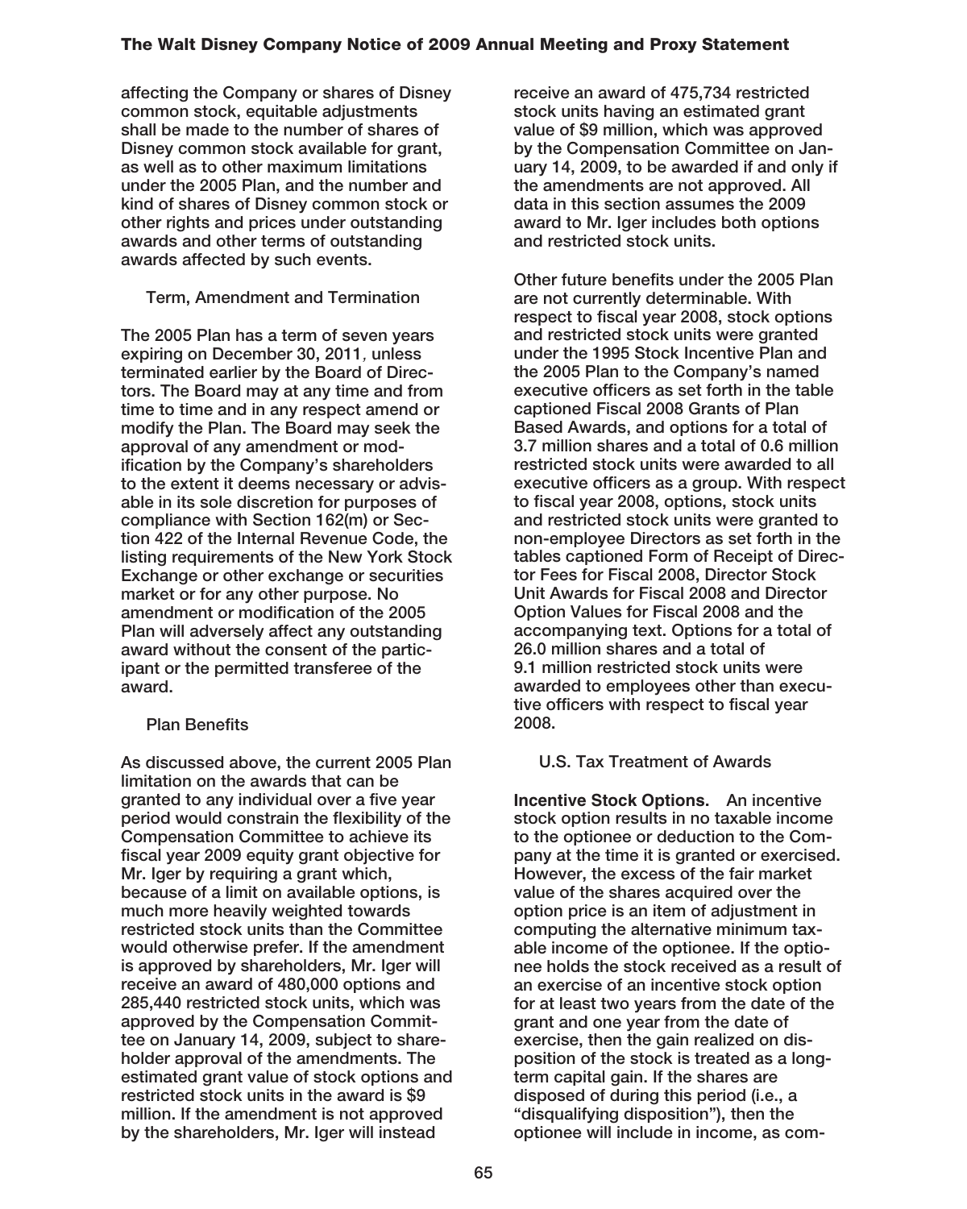**affecting the Company or shares of Disney common stock, equitable adjustments shall be made to the number of shares of Disney common stock available for grant, as well as to other maximum limitations under the 2005 Plan, and the number and kind of shares of Disney common stock or other rights and prices under outstanding awards and other terms of outstanding awards affected by such events.**

### Term, Amendment and Termination

**The 2005 Plan has a term of seven years expiring on December 30, 2011, unless terminated earlier by the Board of Directors. The Board may at any time and from time to time and in any respect amend or modify the Plan. The Board may seek the approval of any amendment or modification by the Company's shareholders to the extent it deems necessary or advisable in its sole discretion for purposes of compliance with Section 162(m) or Section 422 of the Internal Revenue Code, the listing requirements of the New York Stock Exchange or other exchange or securities market or for any other purpose. No amendment or modification of the 2005 Plan will adversely affect any outstanding award without the consent of the participant or the permitted transferee of the award.**

### Plan Benefits

**As discussed above, the current 2005 Plan limitation on the awards that can be granted to any individual over a five year period would constrain the flexibility of the Compensation Committee to achieve its fiscal year 2009 equity grant objective for Mr. Iger by requiring a grant which, because of a limit on available options, is much more heavily weighted towards restricted stock units than the Committee would otherwise prefer. If the amendment is approved by shareholders, Mr. Iger will receive an award of 480,000 options and 285,440 restricted stock units, which was approved by the Compensation Committee on January 14, 2009, subject to shareholder approval of the amendments. The estimated grant value of stock options and restricted stock units in the award is $9 million. If the amendment is not approved by the shareholders, Mr. Iger will instead receive an award of 475,734 restricted stock units having an estimated grant value of $9 million, which was approved by the Compensation Committee on January 14, 2009, to be awarded if and only if the amendments are not approved. All data in this section assumes the 2009 award to Mr. Iger includes both options and restricted stock units.**

**Other future benefits under the 2005 Plan are not currently determinable. With respect to fiscal year 2008, stock options and restricted stock units were granted under the 1995 Stock Incentive Plan and the 2005 Plan to the Company's named executive officers as set forth in the table captioned Fiscal 2008 Grants of Plan Based Awards, and options for a total of 3.7 million shares and a total of 0.6 million restricted stock units were awarded to all executive officers as a group. With respect to fiscal year 2008, options, stock units and restricted stock units were granted to non-employee Directors as set forth in the tables captioned Form of Receipt of Director Fees for Fiscal 2008, Director Stock Unit Awards for Fiscal 2008 and Director Option Values for Fiscal 2008 and the accompanying text. Options for a total of 26.0 million shares and a total of 9.1 million restricted stock units were awarded to employees other than executive officers with respect to fiscal year 2008.**

### U.S. Tax Treatment of Awards

**Incentive Stock Options.** **An incentive stock option results in no taxable income to the optionee or deduction to the Company at the time it is granted or exercised. However, the excess of the fair market value of the shares acquired over the option price is an item of adjustment in computing the alternative minimum taxable income of the optionee. If the optionee holds the stock received as a result of an exercise of an incentive stock option for at least two years from the date of the grant and one year from the date of exercise, then the gain realized on disposition of the stock is treated as a long-term capital gain. If the shares are disposed of during this period (i.e., a "disqualifying disposition"), then the optionee will include in income, as com-**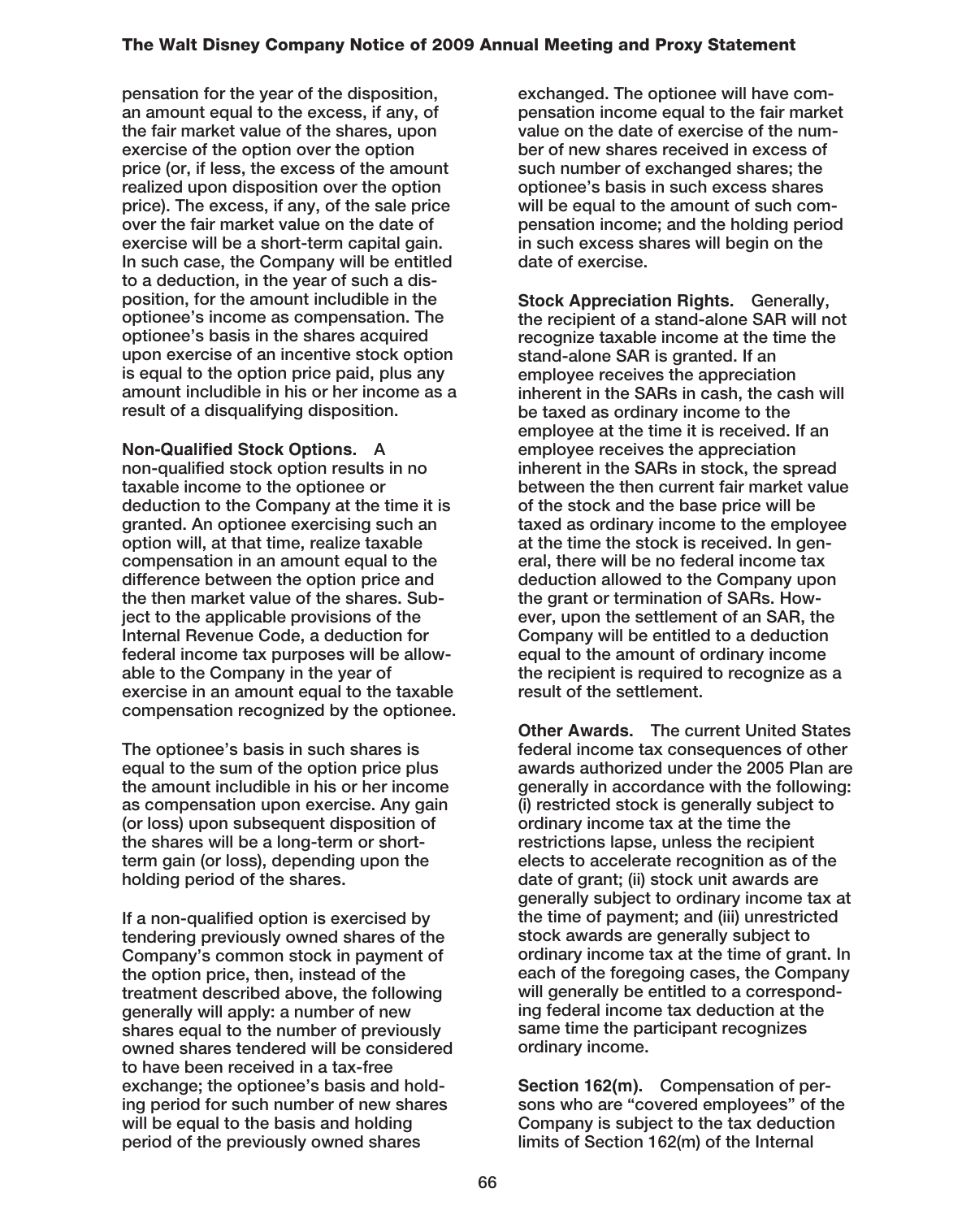pensation for the year of the disposition, an amount equal to the excess, if any, of the fair market value of the shares, upon exercise of the option over the option price (or, if less, the excess of the amount realized upon disposition over the option price). The excess, if any, of the sale price over the fair market value on the date of exercise will be a short-term capital gain. In such case, the Company will be entitled to a deduction, in the year of such a disposition, for the amount includible in the optionee's income as compensation. The optionee's basis in the shares acquired upon exercise of an incentive stock option is equal to the option price paid, plus any amount includible in his or her income as a result of a disqualifying disposition.

**Non-Qualified Stock Options.** A non-qualified stock option results in no taxable income to the optionee or deduction to the Company at the time it is granted. An optionee exercising such an option will, at that time, realize taxable compensation in an amount equal to the difference between the option price and the then market value of the shares. Subject to the applicable provisions of the Internal Revenue Code, a deduction for federal income tax purposes will be allowable to the Company in the year of exercise in an amount equal to the taxable compensation recognized by the optionee.

The optionee's basis in such shares is equal to the sum of the option price plus the amount includible in his or her income as compensation upon exercise. Any gain (or loss) upon subsequent disposition of the shares will be a long-term or short-term gain (or loss), depending upon the holding period of the shares.

If a non-qualified option is exercised by tendering previously owned shares of the Company's common stock in payment of the option price, then, instead of the treatment described above, the following generally will apply: a number of new shares equal to the number of previously owned shares tendered will be considered to have been received in a tax-free exchange; the optionee's basis and holding period for such number of new shares will be equal to the basis and holding period of the previously owned shares exchanged. The optionee will have compensation income equal to the fair market value on the date of exercise of the number of new shares received in excess of such number of exchanged shares; the optionee's basis in such excess shares will be equal to the amount of such compensation income; and the holding period in such excess shares will begin on the date of exercise.

**Stock Appreciation Rights.** Generally, the recipient of a stand-alone SAR will not recognize taxable income at the time the stand-alone SAR is granted. If an employee receives the appreciation inherent in the SARs in cash, the cash will be taxed as ordinary income to the employee at the time it is received. If an employee receives the appreciation inherent in the SARs in stock, the spread between the then current fair market value of the stock and the base price will be taxed as ordinary income to the employee at the time the stock is received. In general, there will be no federal income tax deduction allowed to the Company upon the grant or termination of SARs. However, upon the settlement of an SAR, the Company will be entitled to a deduction equal to the amount of ordinary income the recipient is required to recognize as a result of the settlement.

**Other Awards.** The current United States federal income tax consequences of other awards authorized under the 2005 Plan are generally in accordance with the following: (i) restricted stock is generally subject to ordinary income tax at the time the restrictions lapse, unless the recipient elects to accelerate recognition as of the date of grant; (ii) stock unit awards are generally subject to ordinary income tax at the time of payment; and (iii) unrestricted stock awards are generally subject to ordinary income tax at the time of grant. In each of the foregoing cases, the Company will generally be entitled to a corresponding federal income tax deduction at the same time the participant recognizes ordinary income.

**Section 162(m).** Compensation of persons who are "covered employees" of the Company is subject to the tax deduction limits of Section 162(m) of the Internal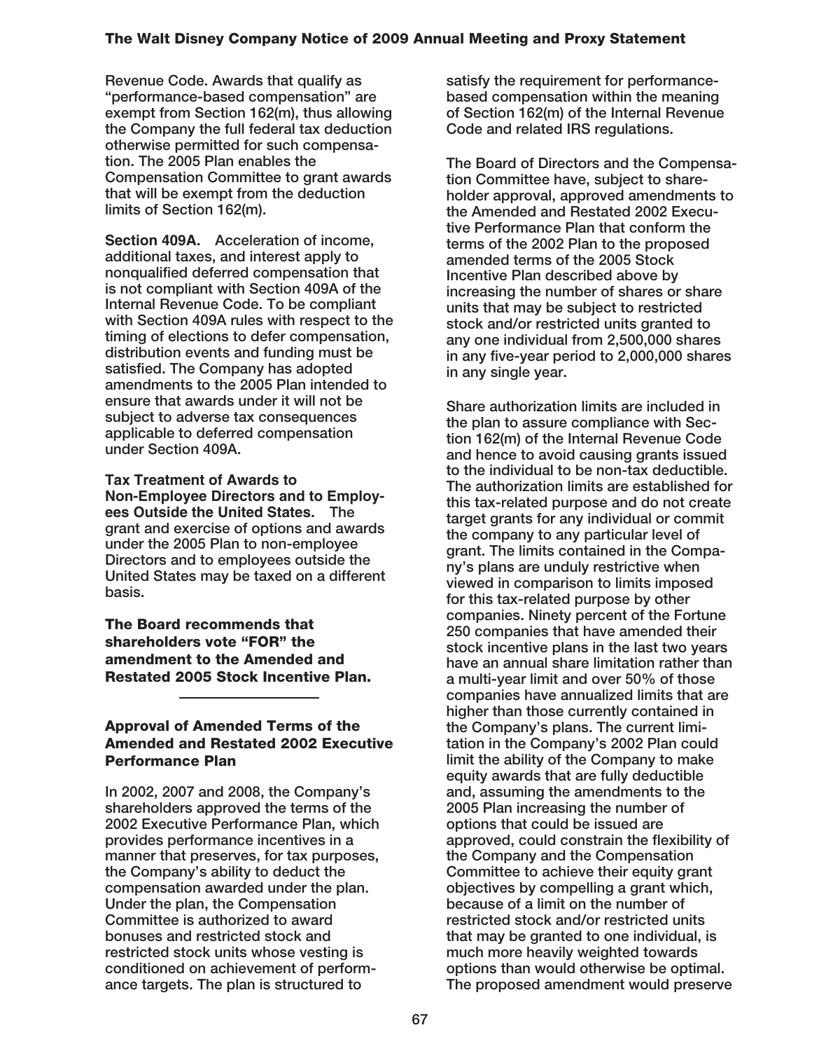Revenue Code. Awards that qualify as "performance-based compensation" are exempt from Section 162(m), thus allowing the Company the full federal tax deduction otherwise permitted for such compensation. The 2005 Plan enables the Compensation Committee to grant awards that will be exempt from the deduction limits of Section 162(m).

**Section 409A.** Acceleration of income, additional taxes, and interest apply to nonqualified deferred compensation that is not compliant with Section 409A of the Internal Revenue Code. To be compliant with Section 409A rules with respect to the timing of elections to defer compensation, distribution events and funding must be satisfied. The Company has adopted amendments to the 2005 Plan intended to ensure that awards under it will not be subject to adverse tax consequences applicable to deferred compensation under Section 409A.

**Tax Treatment of Awards to Non-Employee Directors and to Employees Outside the United States.** The grant and exercise of options and awards under the 2005 Plan to non-employee Directors and to employees outside the United States may be taxed on a different basis.

**The Board recommends that shareholders vote "FOR" the amendment to the Amended and Restated 2005 Stock Incentive Plan.**

---

## Approval of Amended Terms of the Amended and Restated 2002 Executive Performance Plan

In 2002, 2007 and 2008, the Company's shareholders approved the terms of the 2002 Executive Performance Plan, which provides performance incentives in a manner that preserves, for tax purposes, the Company's ability to deduct the compensation awarded under the plan. Under the plan, the Compensation Committee is authorized to award bonuses and restricted stock and restricted stock units whose vesting is conditioned on achievement of performance targets. The plan is structured to satisfy the requirement for performance-based compensation within the meaning of Section 162(m) of the Internal Revenue Code and related IRS regulations.

The Board of Directors and the Compensation Committee have, subject to shareholder approval, approved amendments to the Amended and Restated 2002 Executive Performance Plan that conform the terms of the 2002 Plan to the proposed amended terms of the 2005 Stock Incentive Plan described above by increasing the number of shares or share units that may be subject to restricted stock and/or restricted units granted to any one individual from 2,500,000 shares in any five-year period to 2,000,000 shares in any single year.

Share authorization limits are included in the plan to assure compliance with Section 162(m) of the Internal Revenue Code and hence to avoid causing grants issued to the individual to be non-tax deductible. The authorization limits are established for this tax-related purpose and do not create target grants for any individual or commit the company to any particular level of grant. The limits contained in the Company's plans are unduly restrictive when viewed in comparison to limits imposed for this tax-related purpose by other companies. Ninety percent of the Fortune 250 companies that have amended their stock incentive plans in the last two years have an annual share limitation rather than a multi-year limit and over 50% of those companies have annualized limits that are higher than those currently contained in the Company's plans. The current limitation in the Company's 2002 Plan could limit the ability of the Company to make equity awards that are fully deductible and, assuming the amendments to the 2005 Plan increasing the number of options that could be issued are approved, could constrain the flexibility of the Company and the Compensation Committee to achieve their equity grant objectives by compelling a grant which, because of a limit on the number of restricted stock and/or restricted units that may be granted to one individual, is much more heavily weighted towards options than would otherwise be optimal. The proposed amendment would preserve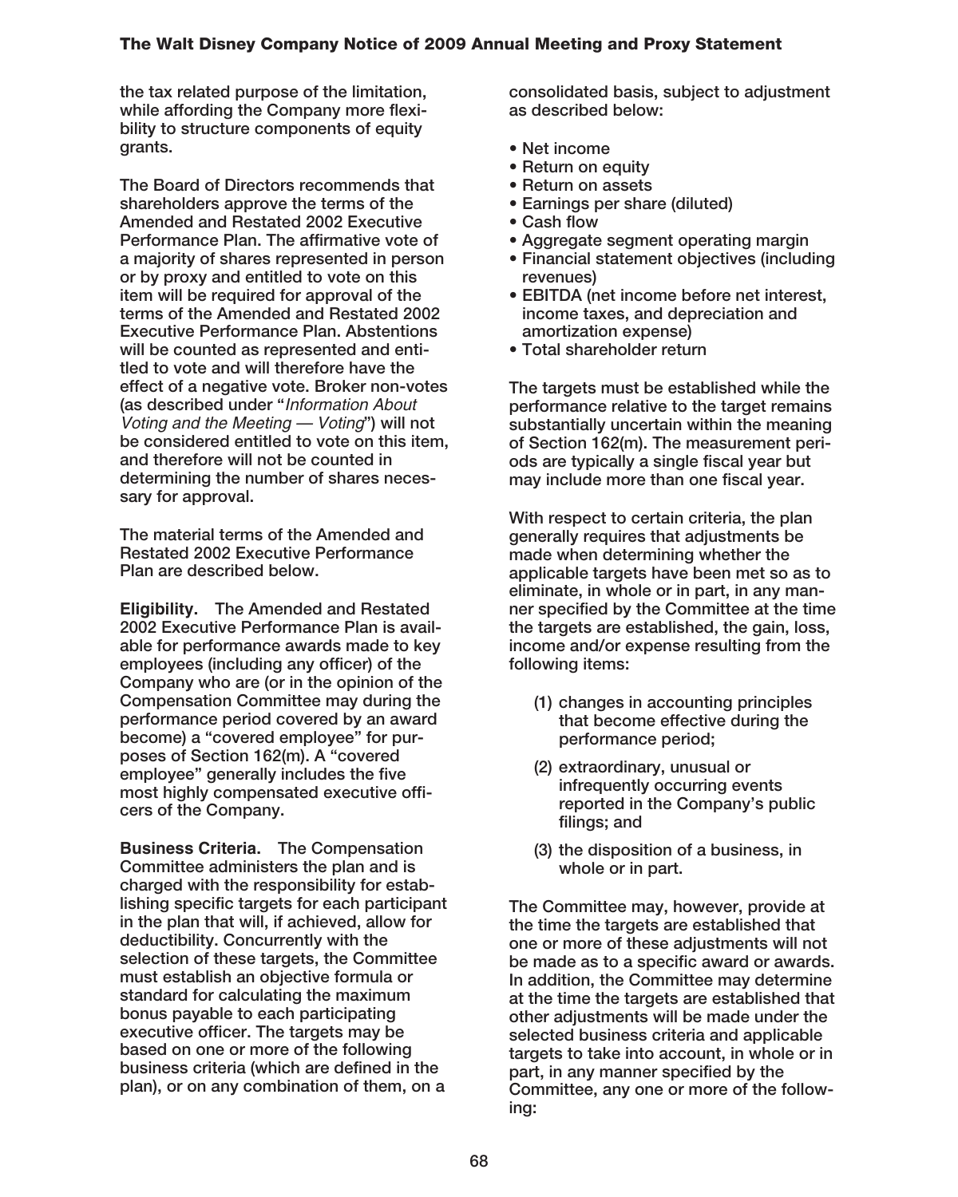the tax related purpose of the limitation, while affording the Company more flexibility to structure components of equity grants.

The Board of Directors recommends that shareholders approve the terms of the Amended and Restated 2002 Executive Performance Plan. The affirmative vote of a majority of shares represented in person or by proxy and entitled to vote on this item will be required for approval of the terms of the Amended and Restated 2002 Executive Performance Plan. Abstentions will be counted as represented and entitled to vote and will therefore have the effect of a negative vote. Broker non-votes (as described under "*Information About Voting and the Meeting — Voting*") will not be considered entitled to vote on this item, and therefore will not be counted in determining the number of shares necessary for approval.

The material terms of the Amended and Restated 2002 Executive Performance Plan are described below.

**Eligibility.** The Amended and Restated 2002 Executive Performance Plan is available for performance awards made to key employees (including any officer) of the Company who are (or in the opinion of the Compensation Committee may during the performance period covered by an award become) a "covered employee" for purposes of Section 162(m). A "covered employee" generally includes the five most highly compensated executive officers of the Company.

**Business Criteria.** The Compensation Committee administers the plan and is charged with the responsibility for establishing specific targets for each participant in the plan that will, if achieved, allow for deductibility. Concurrently with the selection of these targets, the Committee must establish an objective formula or standard for calculating the maximum bonus payable to each participating executive officer. The targets may be based on one or more of the following business criteria (which are defined in the plan), or on any combination of them, on a consolidated basis, subject to adjustment as described below:

- Net income
- Return on equity
- Return on assets
- Earnings per share (diluted)
- Cash flow
- Aggregate segment operating margin
- Financial statement objectives (including revenues)
- EBITDA (net income before net interest, income taxes, and depreciation and amortization expense)
- Total shareholder return

The targets must be established while the performance relative to the target remains substantially uncertain within the meaning of Section 162(m). The measurement periods are typically a single fiscal year but may include more than one fiscal year.

With respect to certain criteria, the plan generally requires that adjustments be made when determining whether the applicable targets have been met so as to eliminate, in whole or in part, in any manner specified by the Committee at the time the targets are established, the gain, loss, income and/or expense resulting from the following items:

(1) changes in accounting principles that become effective during the performance period;

(2) extraordinary, unusual or infrequently occurring events reported in the Company's public filings; and

(3) the disposition of a business, in whole or in part.

The Committee may, however, provide at the time the targets are established that one or more of these adjustments will not be made as to a specific award or awards. In addition, the Committee may determine at the time the targets are established that other adjustments will be made under the selected business criteria and applicable targets to take into account, in whole or in part, in any manner specified by the Committee, any one or more of the following: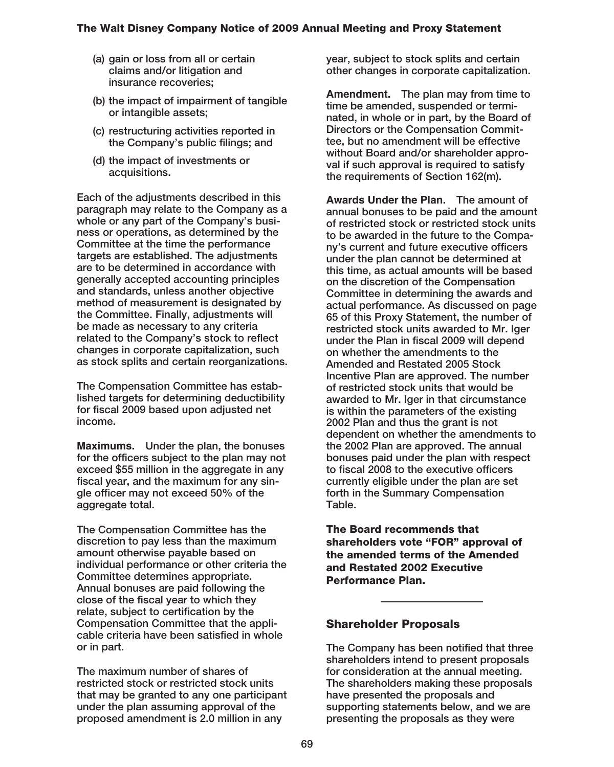(a) gain or loss from all or certain claims and/or litigation and insurance recoveries;

(b) the impact of impairment of tangible or intangible assets;

(c) restructuring activities reported in the Company's public filings; and

(d) the impact of investments or acquisitions.

Each of the adjustments described in this paragraph may relate to the Company as a whole or any part of the Company's business or operations, as determined by the Committee at the time the performance targets are established. The adjustments are to be determined in accordance with generally accepted accounting principles and standards, unless another objective method of measurement is designated by the Committee. Finally, adjustments will be made as necessary to any criteria related to the Company's stock to reflect changes in corporate capitalization, such as stock splits and certain reorganizations.

The Compensation Committee has established targets for determining deductibility for fiscal 2009 based upon adjusted net income.

**Maximums.** Under the plan, the bonuses for the officers subject to the plan may not exceed $55 million in the aggregate in any fiscal year, and the maximum for any single officer may not exceed 50% of the aggregate total.

The Compensation Committee has the discretion to pay less than the maximum amount otherwise payable based on individual performance or other criteria the Committee determines appropriate. Annual bonuses are paid following the close of the fiscal year to which they relate, subject to certification by the Compensation Committee that the applicable criteria have been satisfied in whole or in part.

The maximum number of shares of restricted stock or restricted stock units that may be granted to any one participant under the plan assuming approval of the proposed amendment is 2.0 million in any year, subject to stock splits and certain other changes in corporate capitalization.

**Amendment.** The plan may from time to time be amended, suspended or terminated, in whole or in part, by the Board of Directors or the Compensation Committee, but no amendment will be effective without Board and/or shareholder approval if such approval is required to satisfy the requirements of Section 162(m).

**Awards Under the Plan.** The amount of annual bonuses to be paid and the amount of restricted stock or restricted stock units to be awarded in the future to the Company's current and future executive officers under the plan cannot be determined at this time, as actual amounts will be based on the discretion of the Compensation Committee in determining the awards and actual performance. As discussed on page 65 of this Proxy Statement, the number of restricted stock units awarded to Mr. Iger under the Plan in fiscal 2009 will depend on whether the amendments to the Amended and Restated 2005 Stock Incentive Plan are approved. The number of restricted stock units that would be awarded to Mr. Iger in that circumstance is within the parameters of the existing 2002 Plan and thus the grant is not dependent on whether the amendments to the 2002 Plan are approved. The annual bonuses paid under the plan with respect to fiscal 2008 to the executive officers currently eligible under the plan are set forth in the Summary Compensation Table.

**The Board recommends that shareholders vote "FOR" approval of the amended terms of the Amended and Restated 2002 Executive Performance Plan.**

## Shareholder Proposals

The Company has been notified that three shareholders intend to present proposals for consideration at the annual meeting. The shareholders making these proposals have presented the proposals and supporting statements below, and we are presenting the proposals as they were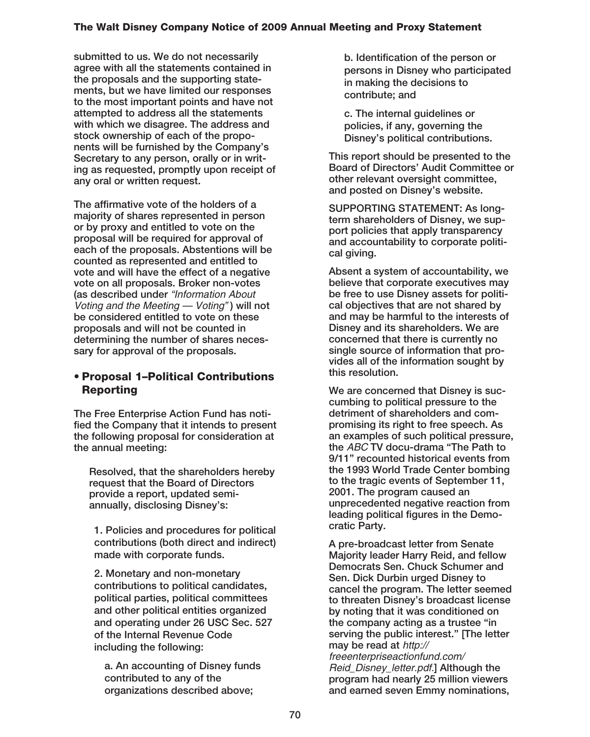submitted to us. We do not necessarily agree with all the statements contained in the proposals and the supporting statements, but we have limited our responses to the most important points and have not attempted to address all the statements with which we disagree. The address and stock ownership of each of the proponents will be furnished by the Company's Secretary to any person, orally or in writing as requested, promptly upon receipt of any oral or written request.

The affirmative vote of the holders of a majority of shares represented in person or by proxy and entitled to vote on the proposal will be required for approval of each of the proposals. Abstentions will be counted as represented and entitled to vote and will have the effect of a negative vote on all proposals. Broker non-votes (as described under *"Information About Voting and the Meeting — Voting"*) will not be considered entitled to vote on these proposals and will not be counted in determining the number of shares necessary for approval of the proposals.

## • Proposal 1–Political Contributions Reporting

The Free Enterprise Action Fund has notified the Company that it intends to present the following proposal for consideration at the annual meeting:

> Resolved, that the shareholders hereby request that the Board of Directors provide a report, updated semi-annually, disclosing Disney's:
>
> 1. Policies and procedures for political contributions (both direct and indirect) made with corporate funds.
>
> 2. Monetary and non-monetary contributions to political candidates, political parties, political committees and other political entities organized and operating under 26 USC Sec. 527 of the Internal Revenue Code including the following:
>
>    a. An accounting of Disney funds contributed to any of the organizations described above;
>
>    b. Identification of the person or persons in Disney who participated in making the decisions to contribute; and
>
>    c. The internal guidelines or policies, if any, governing the Disney's political contributions.

This report should be presented to the Board of Directors' Audit Committee or other relevant oversight committee, and posted on Disney's website.

SUPPORTING STATEMENT: As long-term shareholders of Disney, we support policies that apply transparency and accountability to corporate political giving.

Absent a system of accountability, we believe that corporate executives may be free to use Disney assets for political objectives that are not shared by and may be harmful to the interests of Disney and its shareholders. We are concerned that there is currently no single source of information that provides all of the information sought by this resolution.

We are concerned that Disney is succumbing to political pressure to the detriment of shareholders and compromising its right to free speech. As an examples of such political pressure, the *ABC* TV docu-drama "The Path to 9/11" recounted historical events from the 1993 World Trade Center bombing to the tragic events of September 11, 2001. The program caused an unprecedented negative reaction from leading political figures in the Democratic Party.

A pre-broadcast letter from Senate Majority leader Harry Reid, and fellow Democrats Sen. Chuck Schumer and Sen. Dick Durbin urged Disney to cancel the program. The letter seemed to threaten Disney's broadcast license by noting that it was conditioned on the company acting as a trustee "in serving the public interest." [The letter may be read at *http://freeenterpriseactionfund.com/Reid_Disney_letter.pdf*.] Although the program had nearly 25 million viewers and earned seven Emmy nominations,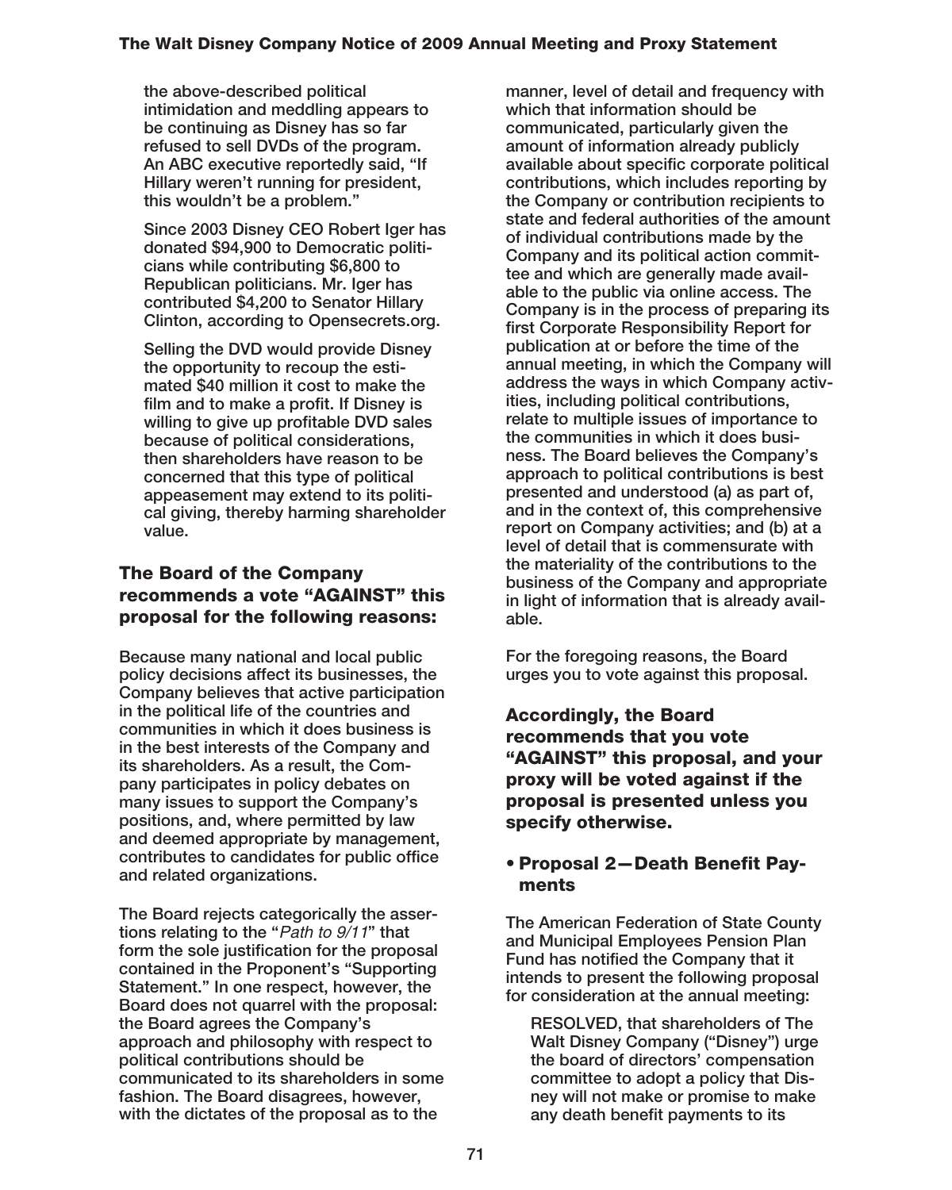the above-described political intimidation and meddling appears to be continuing as Disney has so far refused to sell DVDs of the program. An ABC executive reportedly said, "If Hillary weren't running for president, this wouldn't be a problem."

Since 2003 Disney CEO Robert Iger has donated $94,900 to Democratic politicians while contributing $6,800 to Republican politicians. Mr. Iger has contributed $4,200 to Senator Hillary Clinton, according to Opensecrets.org.

Selling the DVD would provide Disney the opportunity to recoup the estimated $40 million it cost to make the film and to make a profit. If Disney is willing to give up profitable DVD sales because of political considerations, then shareholders have reason to be concerned that this type of political appeasement may extend to its political giving, thereby harming shareholder value.

### The Board of the Company recommends a vote "AGAINST" this proposal for the following reasons:

Because many national and local public policy decisions affect its businesses, the Company believes that active participation in the political life of the countries and communities in which it does business is in the best interests of the Company and its shareholders. As a result, the Company participates in policy debates on many issues to support the Company's positions, and, where permitted by law and deemed appropriate by management, contributes to candidates for public office and related organizations.

The Board rejects categorically the assertions relating to the "*Path to 9/11*" that form the sole justification for the proposal contained in the Proponent's "Supporting Statement." In one respect, however, the Board does not quarrel with the proposal: the Board agrees the Company's approach and philosophy with respect to political contributions should be communicated to its shareholders in some fashion. The Board disagrees, however, with the dictates of the proposal as to the manner, level of detail and frequency with which that information should be communicated, particularly given the amount of information already publicly available about specific corporate political contributions, which includes reporting by the Company or contribution recipients to state and federal authorities of the amount of individual contributions made by the Company and its political action committee and which are generally made available to the public via online access. The Company is in the process of preparing its first Corporate Responsibility Report for publication at or before the time of the annual meeting, in which the Company will address the ways in which Company activities, including political contributions, relate to multiple issues of importance to the communities in which it does business. The Board believes the Company's approach to political contributions is best presented and understood (a) as part of, and in the context of, this comprehensive report on Company activities; and (b) at a level of detail that is commensurate with the materiality of the contributions to the business of the Company and appropriate in light of information that is already available.

For the foregoing reasons, the Board urges you to vote against this proposal.

### Accordingly, the Board recommends that you vote "AGAINST" this proposal, and your proxy will be voted against if the proposal is presented unless you specify otherwise.

### • Proposal 2—Death Benefit Payments

The American Federation of State County and Municipal Employees Pension Plan Fund has notified the Company that it intends to present the following proposal for consideration at the annual meeting:

RESOLVED, that shareholders of The Walt Disney Company ("Disney") urge the board of directors' compensation committee to adopt a policy that Disney will not make or promise to make any death benefit payments to its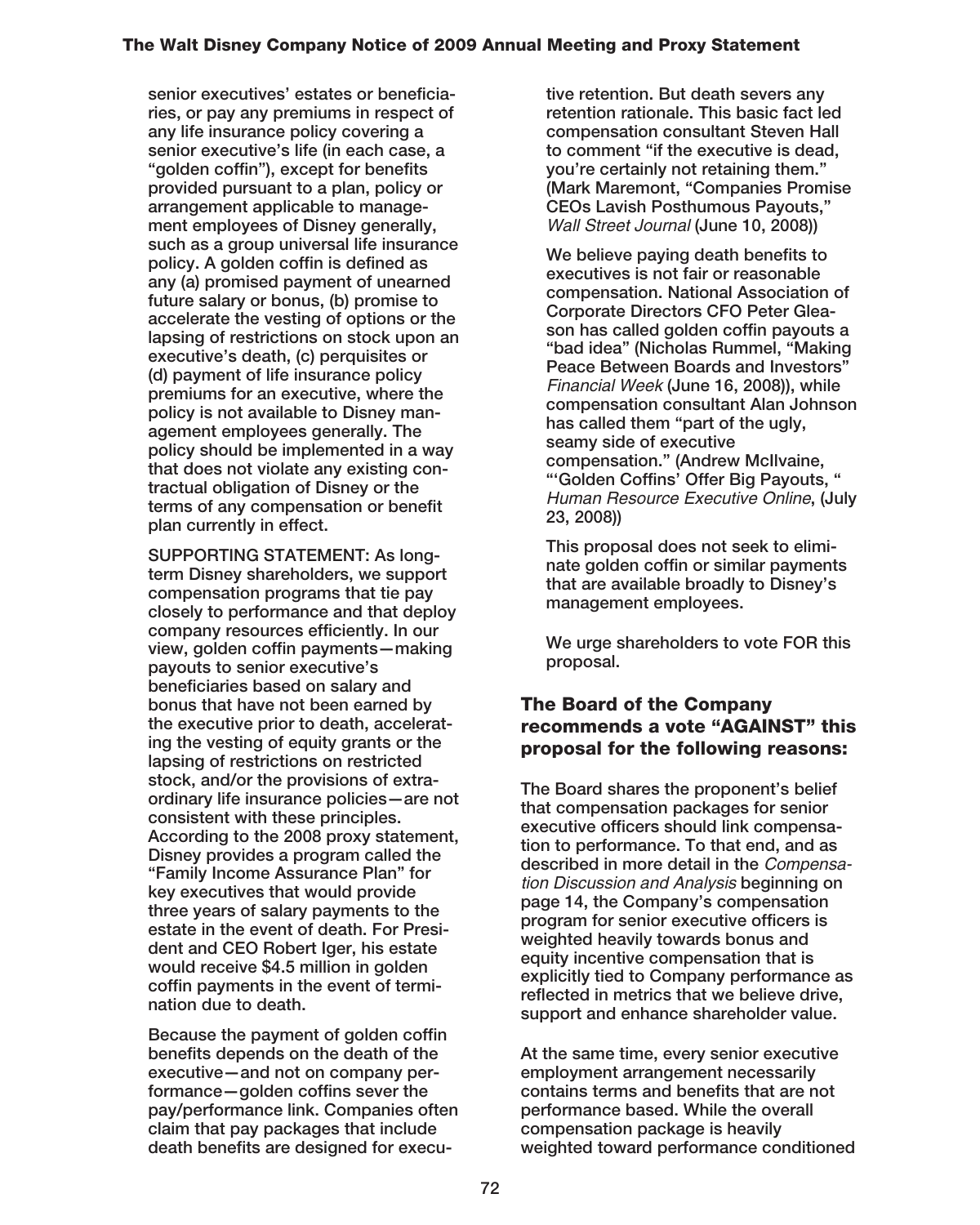**senior executives' estates or beneficiaries, or pay any premiums in respect of any life insurance policy covering a senior executive's life (in each case, a "golden coffin"), except for benefits provided pursuant to a plan, policy or arrangement applicable to management employees of Disney generally, such as a group universal life insurance policy. A golden coffin is defined as any (a) promised payment of unearned future salary or bonus, (b) promise to accelerate the vesting of options or the lapsing of restrictions on stock upon an executive's death, (c) perquisites or (d) payment of life insurance policy premiums for an executive, where the policy is not available to Disney management employees generally. The policy should be implemented in a way that does not violate any existing contractual obligation of Disney or the terms of any compensation or benefit plan currently in effect.**

**SUPPORTING STATEMENT: As long-term Disney shareholders, we support compensation programs that tie pay closely to performance and that deploy company resources efficiently. In our view, golden coffin payments—making payouts to senior executive's beneficiaries based on salary and bonus that have not been earned by the executive prior to death, accelerating the vesting of equity grants or the lapsing of restrictions on restricted stock, and/or the provisions of extraordinary life insurance policies—are not consistent with these principles. According to the 2008 proxy statement, Disney provides a program called the "Family Income Assurance Plan" for key executives that would provide three years of salary payments to the estate in the event of death. For President and CEO Robert Iger, his estate would receive $4.5 million in golden coffin payments in the event of termination due to death.**

**Because the payment of golden coffin benefits depends on the death of the executive—and not on company performance—golden coffins sever the pay/performance link. Companies often claim that pay packages that include death benefits are designed for executive retention. But death severs any retention rationale. This basic fact led compensation consultant Steven Hall to comment "if the executive is dead, you're certainly not retaining them." (Mark Maremont, "Companies Promise CEOs Lavish Posthumous Payouts,"** ***Wall Street Journal*** **(June 10, 2008))**

**We believe paying death benefits to executives is not fair or reasonable compensation. National Association of Corporate Directors CFO Peter Gleason has called golden coffin payouts a "bad idea" (Nicholas Rummel, "Making Peace Between Boards and Investors"** ***Financial Week*** **(June 16, 2008)), while compensation consultant Alan Johnson has called them "part of the ugly, seamy side of executive compensation." (Andrew McIlvaine, "'Golden Coffins' Offer Big Payouts, "** ***Human Resource Executive Online*****, (July 23, 2008))**

**This proposal does not seek to eliminate golden coffin or similar payments that are available broadly to Disney's management employees.**

**We urge shareholders to vote FOR this proposal.**

## The Board of the Company recommends a vote "AGAINST" this proposal for the following reasons:

The Board shares the proponent's belief that compensation packages for senior executive officers should link compensation to performance. To that end, and as described in more detail in the *Compensation Discussion and Analysis* beginning on page 14, the Company's compensation program for senior executive officers is weighted heavily towards bonus and equity incentive compensation that is explicitly tied to Company performance as reflected in metrics that we believe drive, support and enhance shareholder value.

At the same time, every senior executive employment arrangement necessarily contains terms and benefits that are not performance based. While the overall compensation package is heavily weighted toward performance conditioned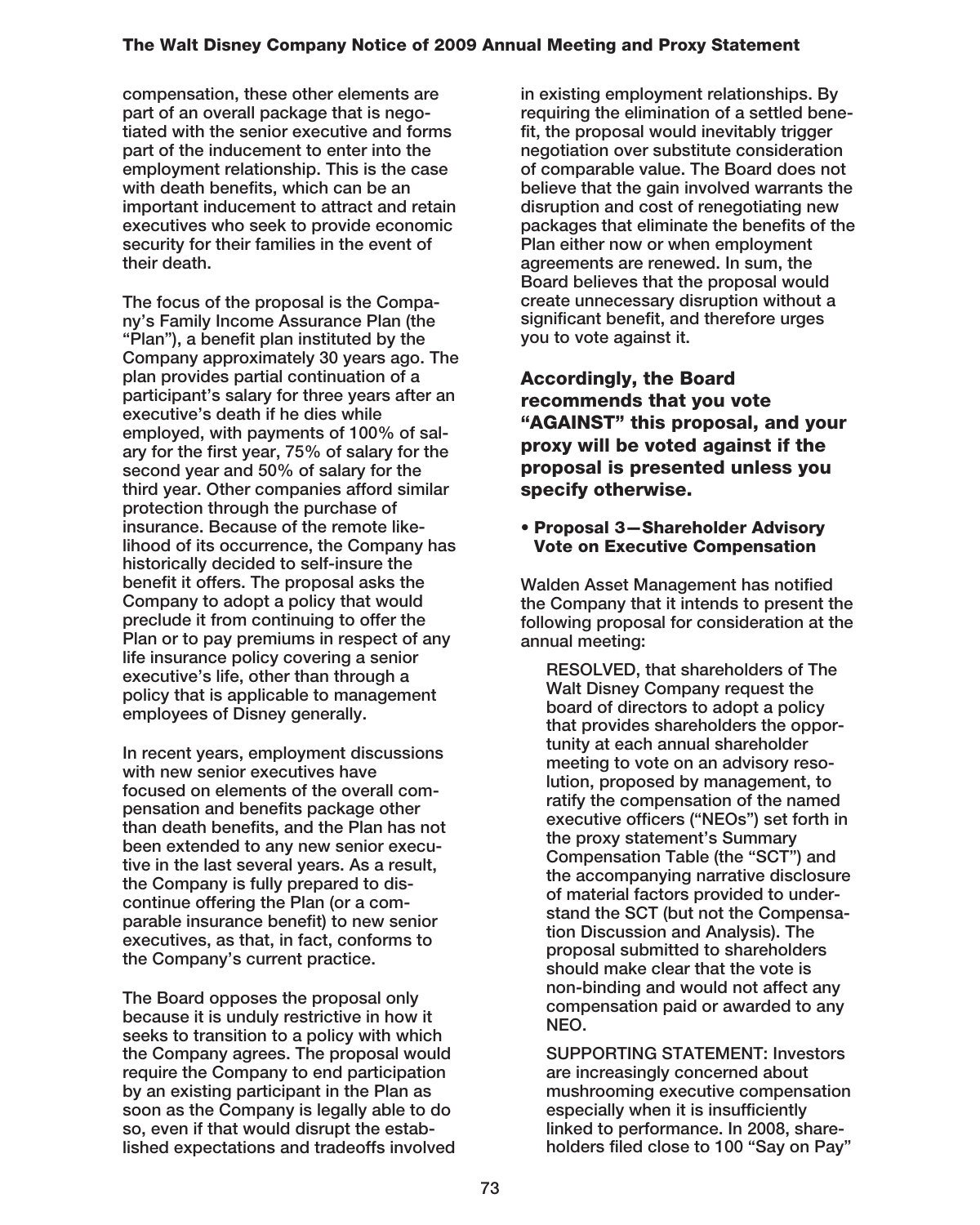compensation, these other elements are part of an overall package that is negotiated with the senior executive and forms part of the inducement to enter into the employment relationship. This is the case with death benefits, which can be an important inducement to attract and retain executives who seek to provide economic security for their families in the event of their death.

The focus of the proposal is the Company's Family Income Assurance Plan (the "Plan"), a benefit plan instituted by the Company approximately 30 years ago. The plan provides partial continuation of a participant's salary for three years after an executive's death if he dies while employed, with payments of 100% of salary for the first year, 75% of salary for the second year and 50% of salary for the third year. Other companies afford similar protection through the purchase of insurance. Because of the remote likelihood of its occurrence, the Company has historically decided to self-insure the benefit it offers. The proposal asks the Company to adopt a policy that would preclude it from continuing to offer the Plan or to pay premiums in respect of any life insurance policy covering a senior executive's life, other than through a policy that is applicable to management employees of Disney generally.

In recent years, employment discussions with new senior executives have focused on elements of the overall compensation and benefits package other than death benefits, and the Plan has not been extended to any new senior executive in the last several years. As a result, the Company is fully prepared to discontinue offering the Plan (or a comparable insurance benefit) to new senior executives, as that, in fact, conforms to the Company's current practice.

The Board opposes the proposal only because it is unduly restrictive in how it seeks to transition to a policy with which the Company agrees. The proposal would require the Company to end participation by an existing participant in the Plan as soon as the Company is legally able to do so, even if that would disrupt the established expectations and tradeoffs involved in existing employment relationships. By requiring the elimination of a settled benefit, the proposal would inevitably trigger negotiation over substitute consideration of comparable value. The Board does not believe that the gain involved warrants the disruption and cost of renegotiating new packages that eliminate the benefits of the Plan either now or when employment agreements are renewed. In sum, the Board believes that the proposal would create unnecessary disruption without a significant benefit, and therefore urges you to vote against it.

**Accordingly, the Board recommends that you vote "AGAINST" this proposal, and your proxy will be voted against if the proposal is presented unless you specify otherwise.**

- **Proposal 3—Shareholder Advisory Vote on Executive Compensation**

Walden Asset Management has notified the Company that it intends to present the following proposal for consideration at the annual meeting:

> RESOLVED, that shareholders of The Walt Disney Company request the board of directors to adopt a policy that provides shareholders the opportunity at each annual shareholder meeting to vote on an advisory resolution, proposed by management, to ratify the compensation of the named executive officers ("NEOs") set forth in the proxy statement's Summary Compensation Table (the "SCT") and the accompanying narrative disclosure of material factors provided to understand the SCT (but not the Compensation Discussion and Analysis). The proposal submitted to shareholders should make clear that the vote is non-binding and would not affect any compensation paid or awarded to any NEO.
>
> SUPPORTING STATEMENT: Investors are increasingly concerned about mushrooming executive compensation especially when it is insufficiently linked to performance. In 2008, shareholders filed close to 100 "Say on Pay"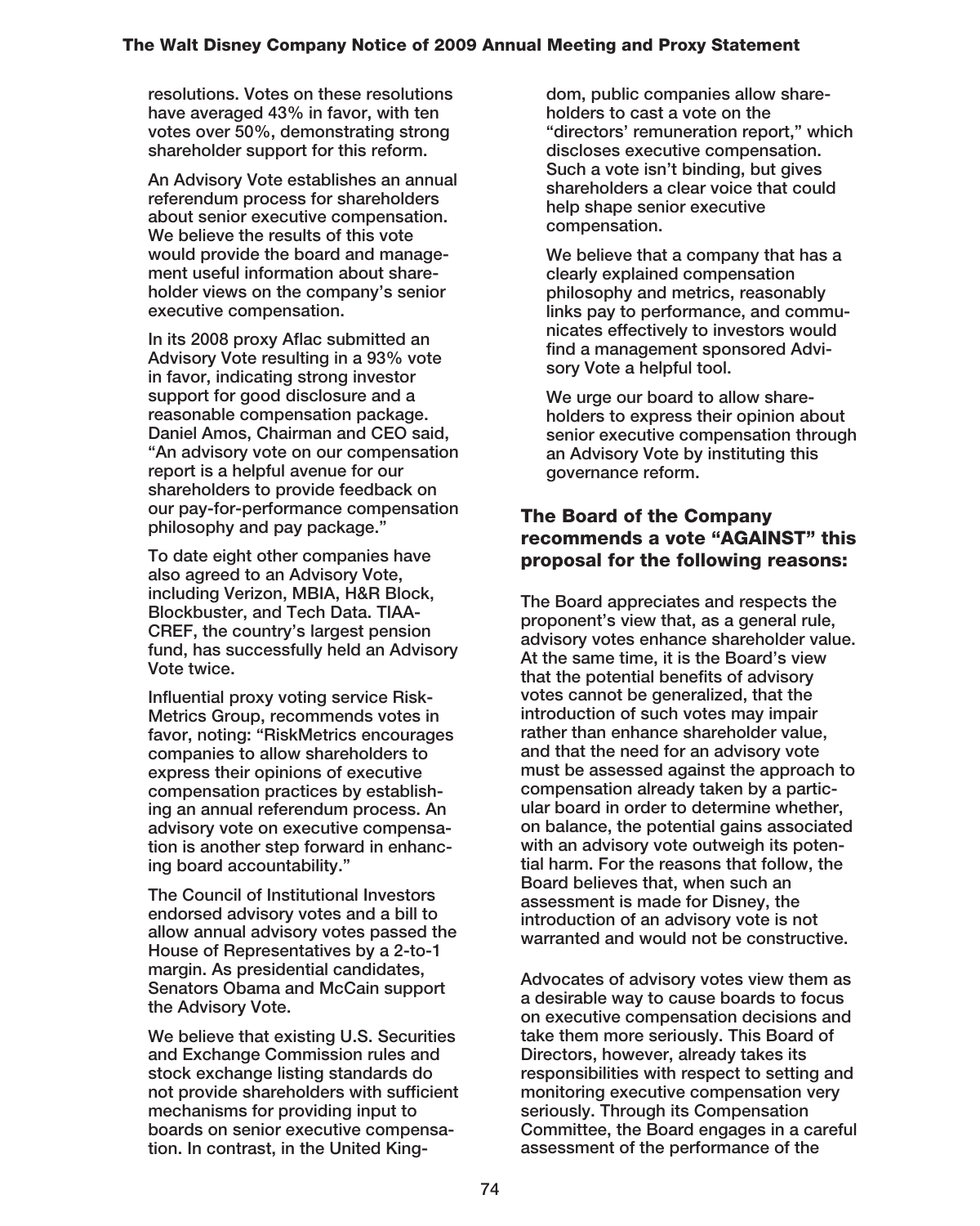resolutions. Votes on these resolutions have averaged 43% in favor, with ten votes over 50%, demonstrating strong shareholder support for this reform.

An Advisory Vote establishes an annual referendum process for shareholders about senior executive compensation. We believe the results of this vote would provide the board and management useful information about shareholder views on the company's senior executive compensation.

In its 2008 proxy Aflac submitted an Advisory Vote resulting in a 93% vote in favor, indicating strong investor support for good disclosure and a reasonable compensation package. Daniel Amos, Chairman and CEO said, "An advisory vote on our compensation report is a helpful avenue for our shareholders to provide feedback on our pay-for-performance compensation philosophy and pay package."

To date eight other companies have also agreed to an Advisory Vote, including Verizon, MBIA, H&R Block, Blockbuster, and Tech Data. TIAA-CREF, the country's largest pension fund, has successfully held an Advisory Vote twice.

Influential proxy voting service RiskMetrics Group, recommends votes in favor, noting: "RiskMetrics encourages companies to allow shareholders to express their opinions of executive compensation practices by establishing an annual referendum process. An advisory vote on executive compensation is another step forward in enhancing board accountability."

The Council of Institutional Investors endorsed advisory votes and a bill to allow annual advisory votes passed the House of Representatives by a 2-to-1 margin. As presidential candidates, Senators Obama and McCain support the Advisory Vote.

We believe that existing U.S. Securities and Exchange Commission rules and stock exchange listing standards do not provide shareholders with sufficient mechanisms for providing input to boards on senior executive compensation. In contrast, in the United Kingdom, public companies allow shareholders to cast a vote on the "directors' remuneration report," which discloses executive compensation. Such a vote isn't binding, but gives shareholders a clear voice that could help shape senior executive compensation.

We believe that a company that has a clearly explained compensation philosophy and metrics, reasonably links pay to performance, and communicates effectively to investors would find a management sponsored Advisory Vote a helpful tool.

We urge our board to allow shareholders to express their opinion about senior executive compensation through an Advisory Vote by instituting this governance reform.

## The Board of the Company recommends a vote "AGAINST" this proposal for the following reasons:

The Board appreciates and respects the proponent's view that, as a general rule, advisory votes enhance shareholder value. At the same time, it is the Board's view that the potential benefits of advisory votes cannot be generalized, that the introduction of such votes may impair rather than enhance shareholder value, and that the need for an advisory vote must be assessed against the approach to compensation already taken by a particular board in order to determine whether, on balance, the potential gains associated with an advisory vote outweigh its potential harm. For the reasons that follow, the Board believes that, when such an assessment is made for Disney, the introduction of an advisory vote is not warranted and would not be constructive.

Advocates of advisory votes view them as a desirable way to cause boards to focus on executive compensation decisions and take them more seriously. This Board of Directors, however, already takes its responsibilities with respect to setting and monitoring executive compensation very seriously. Through its Compensation Committee, the Board engages in a careful assessment of the performance of the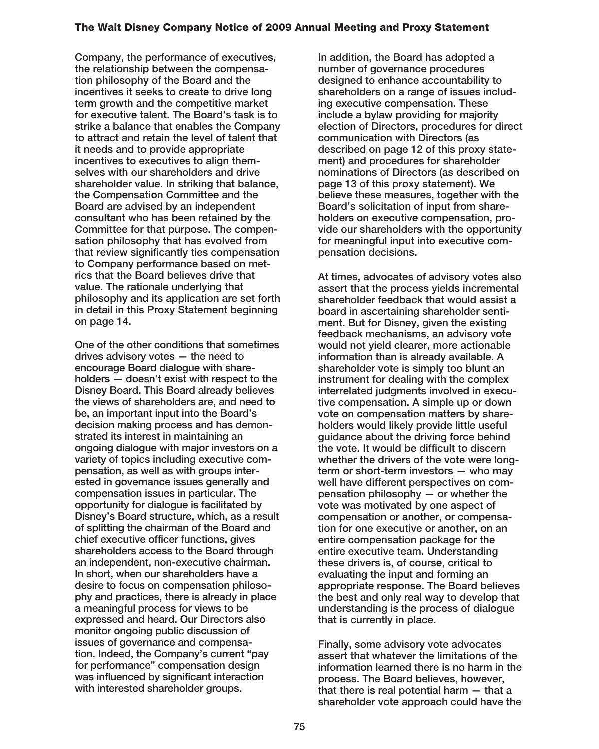Company, the performance of executives, the relationship between the compensation philosophy of the Board and the incentives it seeks to create to drive long term growth and the competitive market for executive talent. The Board's task is to strike a balance that enables the Company to attract and retain the level of talent that it needs and to provide appropriate incentives to executives to align themselves with our shareholders and drive shareholder value. In striking that balance, the Compensation Committee and the Board are advised by an independent consultant who has been retained by the Committee for that purpose. The compensation philosophy that has evolved from that review significantly ties compensation to Company performance based on metrics that the Board believes drive that value. The rationale underlying that philosophy and its application are set forth in detail in this Proxy Statement beginning on page 14.

One of the other conditions that sometimes drives advisory votes — the need to encourage Board dialogue with shareholders — doesn't exist with respect to the Disney Board. This Board already believes the views of shareholders are, and need to be, an important input into the Board's decision making process and has demonstrated its interest in maintaining an ongoing dialogue with major investors on a variety of topics including executive compensation, as well as with groups interested in governance issues generally and compensation issues in particular. The opportunity for dialogue is facilitated by Disney's Board structure, which, as a result of splitting the chairman of the Board and chief executive officer functions, gives shareholders access to the Board through an independent, non-executive chairman. In short, when our shareholders have a desire to focus on compensation philosophy and practices, there is already in place a meaningful process for views to be expressed and heard. Our Directors also monitor ongoing public discussion of issues of governance and compensation. Indeed, the Company's current "pay for performance" compensation design was influenced by significant interaction with interested shareholder groups.

In addition, the Board has adopted a number of governance procedures designed to enhance accountability to shareholders on a range of issues including executive compensation. These include a bylaw providing for majority election of Directors, procedures for direct communication with Directors (as described on page 12 of this proxy statement) and procedures for shareholder nominations of Directors (as described on page 13 of this proxy statement). We believe these measures, together with the Board's solicitation of input from shareholders on executive compensation, provide our shareholders with the opportunity for meaningful input into executive compensation decisions.

At times, advocates of advisory votes also assert that the process yields incremental shareholder feedback that would assist a board in ascertaining shareholder sentiment. But for Disney, given the existing feedback mechanisms, an advisory vote would not yield clearer, more actionable information than is already available. A shareholder vote is simply too blunt an instrument for dealing with the complex interrelated judgments involved in executive compensation. A simple up or down vote on compensation matters by shareholders would likely provide little useful guidance about the driving force behind the vote. It would be difficult to discern whether the drivers of the vote were long-term or short-term investors — who may well have different perspectives on compensation philosophy — or whether the vote was motivated by one aspect of compensation or another, or compensation for one executive or another, on an entire compensation package for the entire executive team. Understanding these drivers is, of course, critical to evaluating the input and forming an appropriate response. The Board believes the best and only real way to develop that understanding is the process of dialogue that is currently in place.

Finally, some advisory vote advocates assert that whatever the limitations of the information learned there is no harm in the process. The Board believes, however, that there is real potential harm — that a shareholder vote approach could have the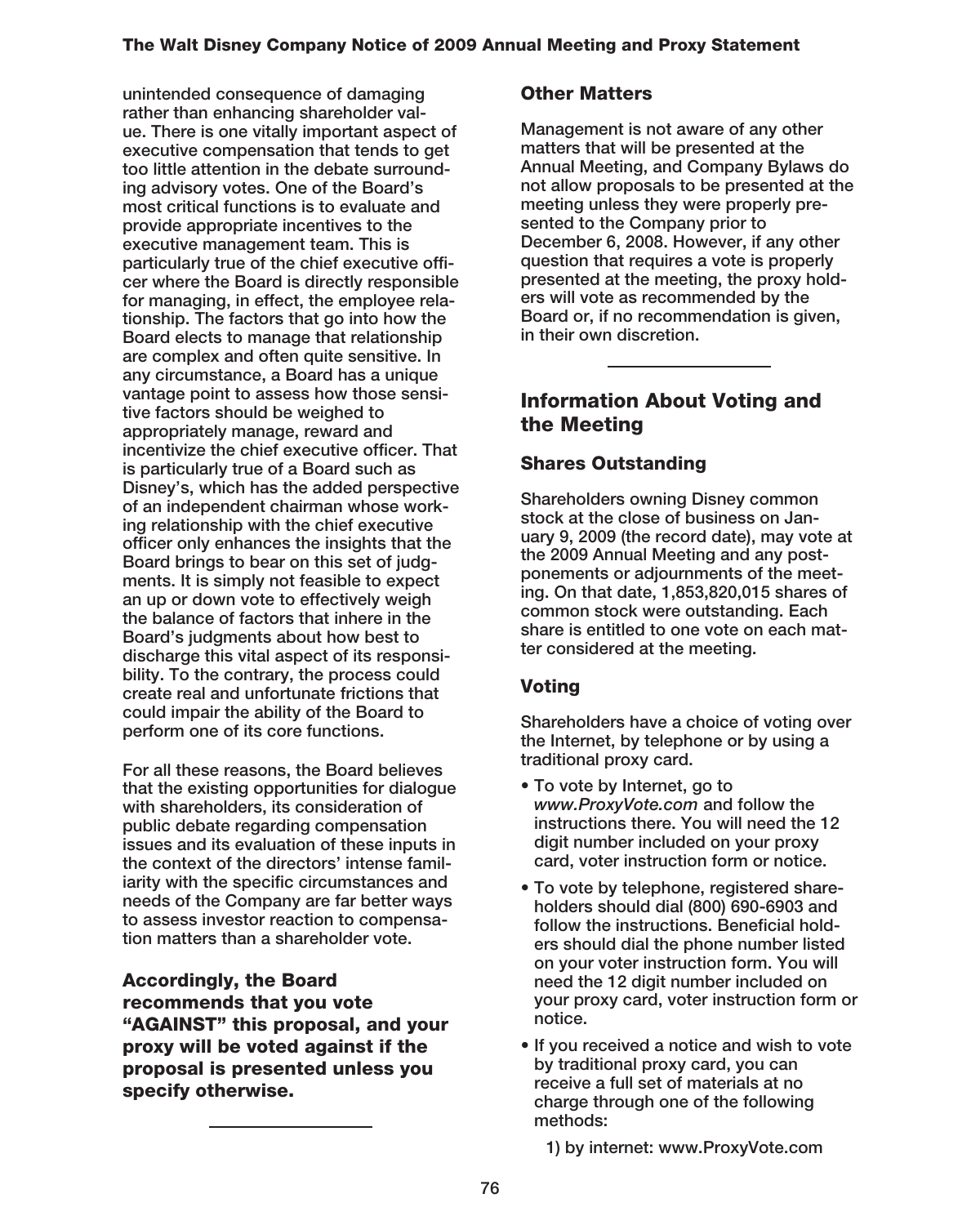unintended consequence of damaging rather than enhancing shareholder value. There is one vitally important aspect of executive compensation that tends to get too little attention in the debate surrounding advisory votes. One of the Board's most critical functions is to evaluate and provide appropriate incentives to the executive management team. This is particularly true of the chief executive officer where the Board is directly responsible for managing, in effect, the employee relationship. The factors that go into how the Board elects to manage that relationship are complex and often quite sensitive. In any circumstance, a Board has a unique vantage point to assess how those sensitive factors should be weighed to appropriately manage, reward and incentivize the chief executive officer. That is particularly true of a Board such as Disney's, which has the added perspective of an independent chairman whose working relationship with the chief executive officer only enhances the insights that the Board brings to bear on this set of judgments. It is simply not feasible to expect an up or down vote to effectively weigh the balance of factors that inhere in the Board's judgments about how best to discharge this vital aspect of its responsibility. To the contrary, the process could create real and unfortunate frictions that could impair the ability of the Board to perform one of its core functions.

For all these reasons, the Board believes that the existing opportunities for dialogue with shareholders, its consideration of public debate regarding compensation issues and its evaluation of these inputs in the context of the directors' intense familiarity with the specific circumstances and needs of the Company are far better ways to assess investor reaction to compensation matters than a shareholder vote.

**Accordingly, the Board recommends that you vote "AGAINST" this proposal, and your proxy will be voted against if the proposal is presented unless you specify otherwise.**

---

### Other Matters

Management is not aware of any other matters that will be presented at the Annual Meeting, and Company Bylaws do not allow proposals to be presented at the meeting unless they were properly presented to the Company prior to December 6, 2008. However, if any other question that requires a vote is properly presented at the meeting, the proxy holders will vote as recommended by the Board or, if no recommendation is given, in their own discretion.

---

## Information About Voting and the Meeting

### Shares Outstanding

Shareholders owning Disney common stock at the close of business on January 9, 2009 (the record date), may vote at the 2009 Annual Meeting and any postponements or adjournments of the meeting. On that date, 1,853,820,015 shares of common stock were outstanding. Each share is entitled to one vote on each matter considered at the meeting.

### Voting

Shareholders have a choice of voting over the Internet, by telephone or by using a traditional proxy card.

- To vote by Internet, go to *www.ProxyVote.com* and follow the instructions there. You will need the 12 digit number included on your proxy card, voter instruction form or notice.
- To vote by telephone, registered shareholders should dial (800) 690-6903 and follow the instructions. Beneficial holders should dial the phone number listed on your voter instruction form. You will need the 12 digit number included on your proxy card, voter instruction form or notice.
- If you received a notice and wish to vote by traditional proxy card, you can receive a full set of materials at no charge through one of the following methods:
  1) by internet: www.ProxyVote.com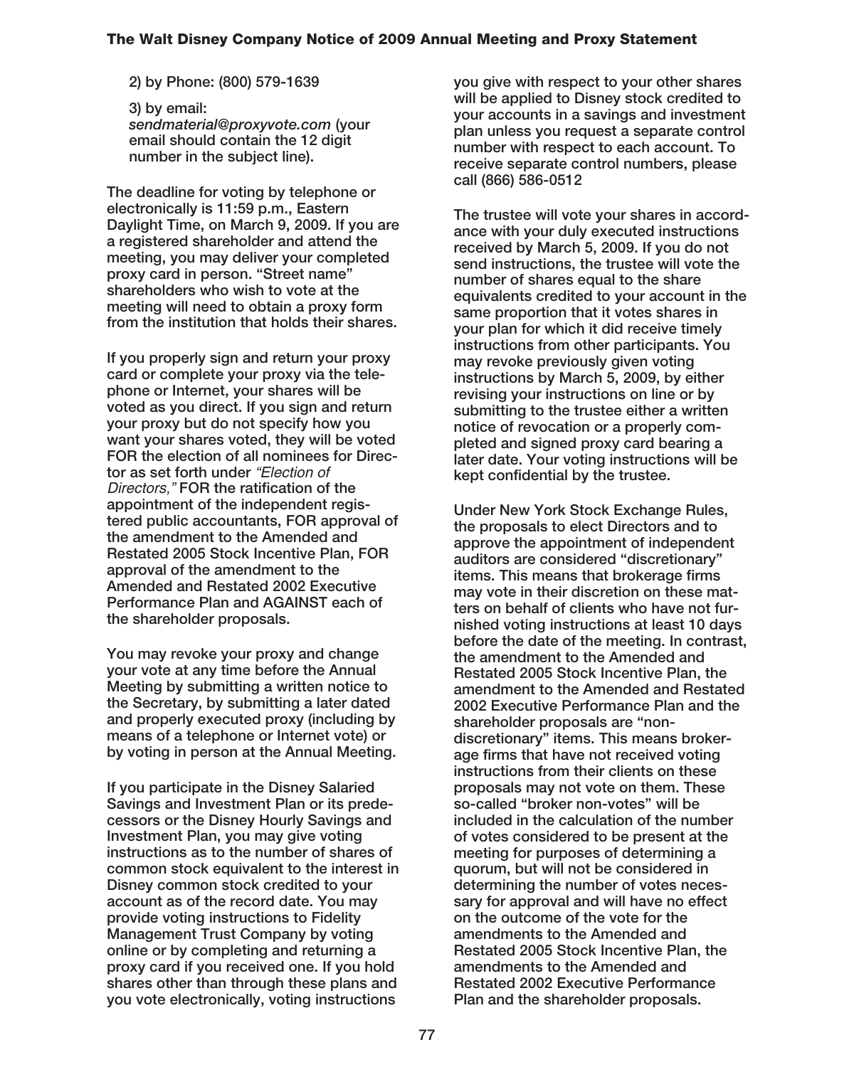2) by Phone: (800) 579-1639

3) by email: *sendmaterial@proxyvote.com* (your email should contain the 12 digit number in the subject line).

The deadline for voting by telephone or electronically is 11:59 p.m., Eastern Daylight Time, on March 9, 2009. If you are a registered shareholder and attend the meeting, you may deliver your completed proxy card in person. "Street name" shareholders who wish to vote at the meeting will need to obtain a proxy form from the institution that holds their shares.

If you properly sign and return your proxy card or complete your proxy via the telephone or Internet, your shares will be voted as you direct. If you sign and return your proxy but do not specify how you want your shares voted, they will be voted FOR the election of all nominees for Director as set forth under *"Election of Directors,"* FOR the ratification of the appointment of the independent registered public accountants, FOR approval of the amendment to the Amended and Restated 2005 Stock Incentive Plan, FOR approval of the amendment to the Amended and Restated 2002 Executive Performance Plan and AGAINST each of the shareholder proposals.

You may revoke your proxy and change your vote at any time before the Annual Meeting by submitting a written notice to the Secretary, by submitting a later dated and properly executed proxy (including by means of a telephone or Internet vote) or by voting in person at the Annual Meeting.

If you participate in the Disney Salaried Savings and Investment Plan or its predecessors or the Disney Hourly Savings and Investment Plan, you may give voting instructions as to the number of shares of common stock equivalent to the interest in Disney common stock credited to your account as of the record date. You may provide voting instructions to Fidelity Management Trust Company by voting online or by completing and returning a proxy card if you received one. If you hold shares other than through these plans and you vote electronically, voting instructions you give with respect to your other shares will be applied to Disney stock credited to your accounts in a savings and investment plan unless you request a separate control number with respect to each account. To receive separate control numbers, please call (866) 586-0512

The trustee will vote your shares in accordance with your duly executed instructions received by March 5, 2009. If you do not send instructions, the trustee will vote the number of shares equal to the share equivalents credited to your account in the same proportion that it votes shares in your plan for which it did receive timely instructions from other participants. You may revoke previously given voting instructions by March 5, 2009, by either revising your instructions on line or by submitting to the trustee either a written notice of revocation or a properly completed and signed proxy card bearing a later date. Your voting instructions will be kept confidential by the trustee.

Under New York Stock Exchange Rules, the proposals to elect Directors and to approve the appointment of independent auditors are considered "discretionary" items. This means that brokerage firms may vote in their discretion on these matters on behalf of clients who have not furnished voting instructions at least 10 days before the date of the meeting. In contrast, the amendment to the Amended and Restated 2005 Stock Incentive Plan, the amendment to the Amended and Restated 2002 Executive Performance Plan and the shareholder proposals are "non-discretionary" items. This means brokerage firms that have not received voting instructions from their clients on these proposals may not vote on them. These so-called "broker non-votes" will be included in the calculation of the number of votes considered to be present at the meeting for purposes of determining a quorum, but will not be considered in determining the number of votes necessary for approval and will have no effect on the outcome of the vote for the amendments to the Amended and Restated 2005 Stock Incentive Plan, the amendments to the Amended and Restated 2002 Executive Performance Plan and the shareholder proposals.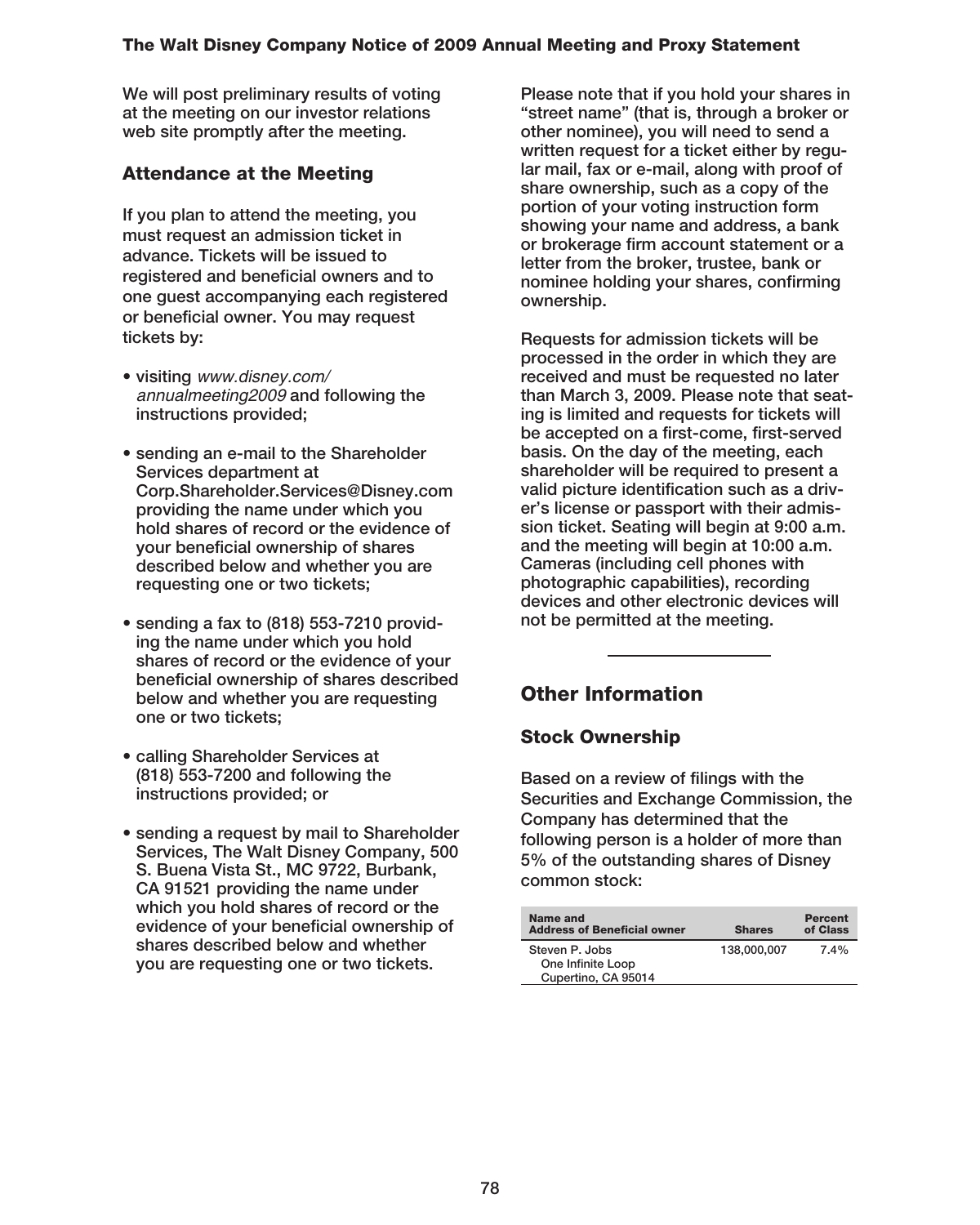We will post preliminary results of voting at the meeting on our investor relations web site promptly after the meeting.

### Attendance at the Meeting

If you plan to attend the meeting, you must request an admission ticket in advance. Tickets will be issued to registered and beneficial owners and to one guest accompanying each registered or beneficial owner. You may request tickets by:

- visiting *www.disney.com/annualmeeting2009* and following the instructions provided;
- sending an e-mail to the Shareholder Services department at Corp.Shareholder.Services@Disney.com providing the name under which you hold shares of record or the evidence of your beneficial ownership of shares described below and whether you are requesting one or two tickets;
- sending a fax to (818) 553-7210 providing the name under which you hold shares of record or the evidence of your beneficial ownership of shares described below and whether you are requesting one or two tickets;
- calling Shareholder Services at (818) 553-7200 and following the instructions provided; or
- sending a request by mail to Shareholder Services, The Walt Disney Company, 500 S. Buena Vista St., MC 9722, Burbank, CA 91521 providing the name under which you hold shares of record or the evidence of your beneficial ownership of shares described below and whether you are requesting one or two tickets.

Please note that if you hold your shares in "street name" (that is, through a broker or other nominee), you will need to send a written request for a ticket either by regular mail, fax or e-mail, along with proof of share ownership, such as a copy of the portion of your voting instruction form showing your name and address, a bank or brokerage firm account statement or a letter from the broker, trustee, bank or nominee holding your shares, confirming ownership.

Requests for admission tickets will be processed in the order in which they are received and must be requested no later than March 3, 2009. Please note that seating is limited and requests for tickets will be accepted on a first-come, first-served basis. On the day of the meeting, each shareholder will be required to present a valid picture identification such as a driver's license or passport with their admission ticket. Seating will begin at 9:00 a.m. and the meeting will begin at 10:00 a.m. Cameras (including cell phones with photographic capabilities), recording devices and other electronic devices will not be permitted at the meeting.

## Other Information

### Stock Ownership

Based on a review of filings with the Securities and Exchange Commission, the Company has determined that the following person is a holder of more than 5% of the outstanding shares of Disney common stock:

| Name and Address of Beneficial owner | Shares | Percent of Class |
|---|---|---|
| Steven P. Jobs<br>One Infinite Loop<br>Cupertino, CA 95014 | 138,000,007 | 7.4% |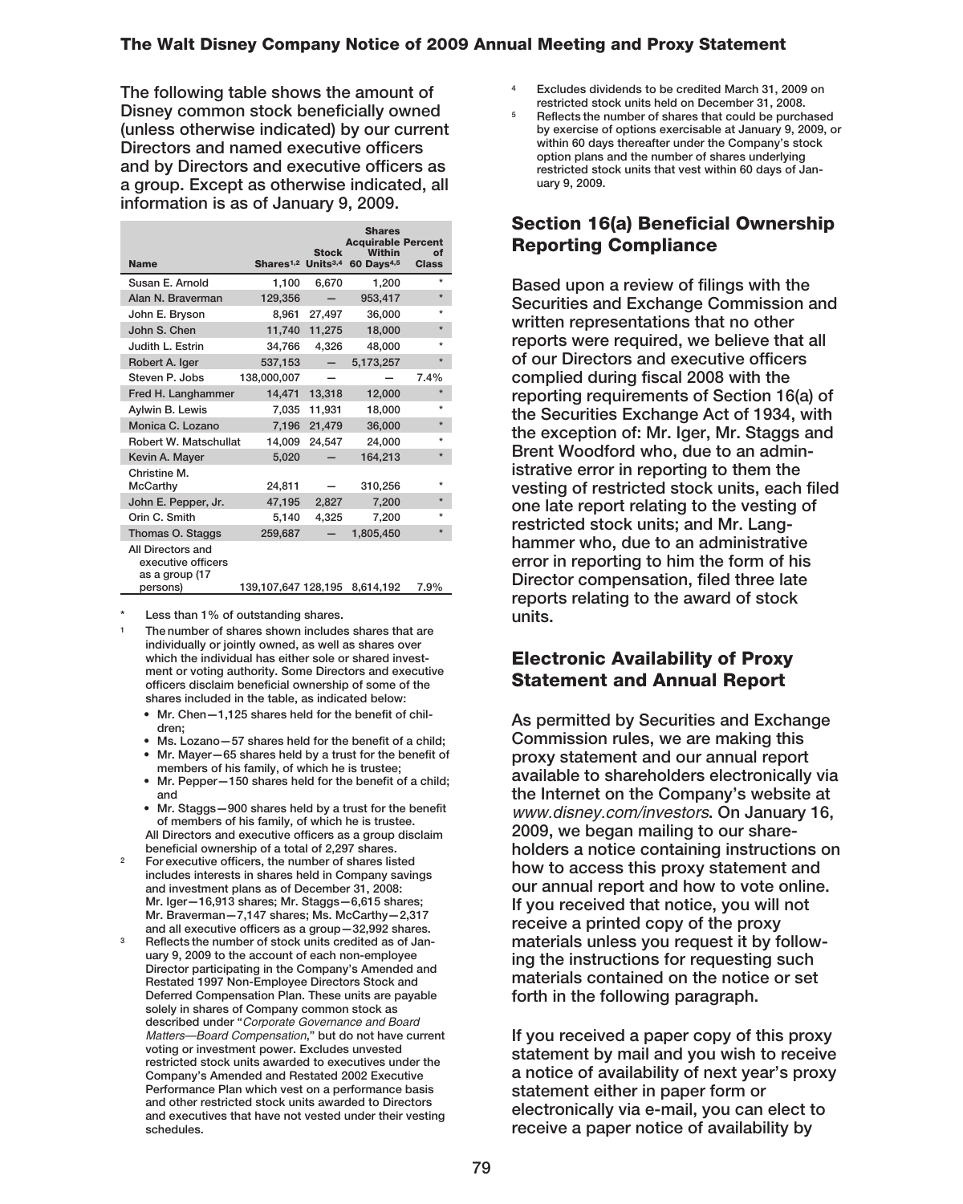The following table shows the amount of Disney common stock beneficially owned (unless otherwise indicated) by our current Directors and named executive officers and by Directors and executive officers as a group. Except as otherwise indicated, all information is as of January 9, 2009.

| Name | Shares[1,2] | Stock Units[3,4] | Shares Acquirable Within 60 Days[4,5] | Percent of Class |
|---|---|---|---|---|
| Susan E. Arnold | 1,100 | 6,670 | 1,200 | * |
| Alan N. Braverman | 129,356 | — | 953,417 | * |
| John E. Bryson | 8,961 | 27,497 | 36,000 | * |
| John S. Chen | 11,740 | 11,275 | 18,000 | * |
| Judith L. Estrin | 34,766 | 4,326 | 48,000 | * |
| Robert A. Iger | 537,153 | — | 5,173,257 | * |
| Steven P. Jobs | 138,000,007 | — | — | 7.4% |
| Fred H. Langhammer | 14,471 | 13,318 | 12,000 | * |
| Aylwin B. Lewis | 7,035 | 11,931 | 18,000 | * |
| Monica C. Lozano | 7,196 | 21,479 | 36,000 | * |
| Robert W. Matschullat | 14,009 | 24,547 | 24,000 | * |
| Kevin A. Mayer | 5,020 | — | 164,213 | * |
| Christine M. McCarthy | 24,811 | — | 310,256 | * |
| John E. Pepper, Jr. | 47,195 | 2,827 | 7,200 | * |
| Orin C. Smith | 5,140 | 4,325 | 7,200 | * |
| Thomas O. Staggs | 259,687 | — | 1,805,450 | * |
| All Directors and executive officers as a group (17 persons) | 139,107,647 | 128,195 | 8,614,192 | 7.9% |

\* Less than 1% of outstanding shares.

[1] The number of shares shown includes shares that are individually or jointly owned, as well as shares over which the individual has either sole or shared investment or voting authority. Some Directors and executive officers disclaim beneficial ownership of some of the shares included in the table, as indicated below:

- Mr. Chen—1,125 shares held for the benefit of children;
- Ms. Lozano—57 shares held for the benefit of a child;
- Mr. Mayer—65 shares held by a trust for the benefit of members of his family, of which he is trustee;
- Mr. Pepper—150 shares held for the benefit of a child; and
- Mr. Staggs—900 shares held by a trust for the benefit of members of his family, of which he is trustee.

All Directors and executive officers as a group disclaim beneficial ownership of a total of 2,297 shares.

[2] For executive officers, the number of shares listed includes interests in shares held in Company savings and investment plans as of December 31, 2008: Mr. Iger—16,913 shares; Mr. Staggs—6,615 shares; Mr. Braverman—7,147 shares; Ms. McCarthy—2,317 and all executive officers as a group—32,992 shares.

[3] Reflects the number of stock units credited as of January 9, 2009 to the account of each non-employee Director participating in the Company's Amended and Restated 1997 Non-Employee Directors Stock and Deferred Compensation Plan. These units are payable solely in shares of Company common stock as described under "*Corporate Governance and Board Matters—Board Compensation*," but do not have current voting or investment power. Excludes unvested restricted stock units awarded to executives under the Company's Amended and Restated 2002 Executive Performance Plan which vest on a performance basis and other restricted stock units awarded to Directors and executives that have not vested under their vesting schedules.

[4] Excludes dividends to be credited March 31, 2009 on restricted stock units held on December 31, 2008.

[5] Reflects the number of shares that could be purchased by exercise of options exercisable at January 9, 2009, or within 60 days thereafter under the Company's stock option plans and the number of shares underlying restricted stock units that vest within 60 days of January 9, 2009.

## Section 16(a) Beneficial Ownership Reporting Compliance

Based upon a review of filings with the Securities and Exchange Commission and written representations that no other reports were required, we believe that all of our Directors and executive officers complied during fiscal 2008 with the reporting requirements of Section 16(a) of the Securities Exchange Act of 1934, with the exception of: Mr. Iger, Mr. Staggs and Brent Woodford who, due to an administrative error in reporting to them the vesting of restricted stock units, each filed one late report relating to the vesting of restricted stock units; and Mr. Langhammer who, due to an administrative error in reporting to him the form of his Director compensation, filed three late reports relating to the award of stock units.

## Electronic Availability of Proxy Statement and Annual Report

As permitted by Securities and Exchange Commission rules, we are making this proxy statement and our annual report available to shareholders electronically via the Internet on the Company's website at *www.disney.com/investors*. On January 16, 2009, we began mailing to our shareholders a notice containing instructions on how to access this proxy statement and our annual report and how to vote online. If you received that notice, you will not receive a printed copy of the proxy materials unless you request it by following the instructions for requesting such materials contained on the notice or set forth in the following paragraph.

If you received a paper copy of this proxy statement by mail and you wish to receive a notice of availability of next year's proxy statement either in paper form or electronically via e-mail, you can elect to receive a paper notice of availability by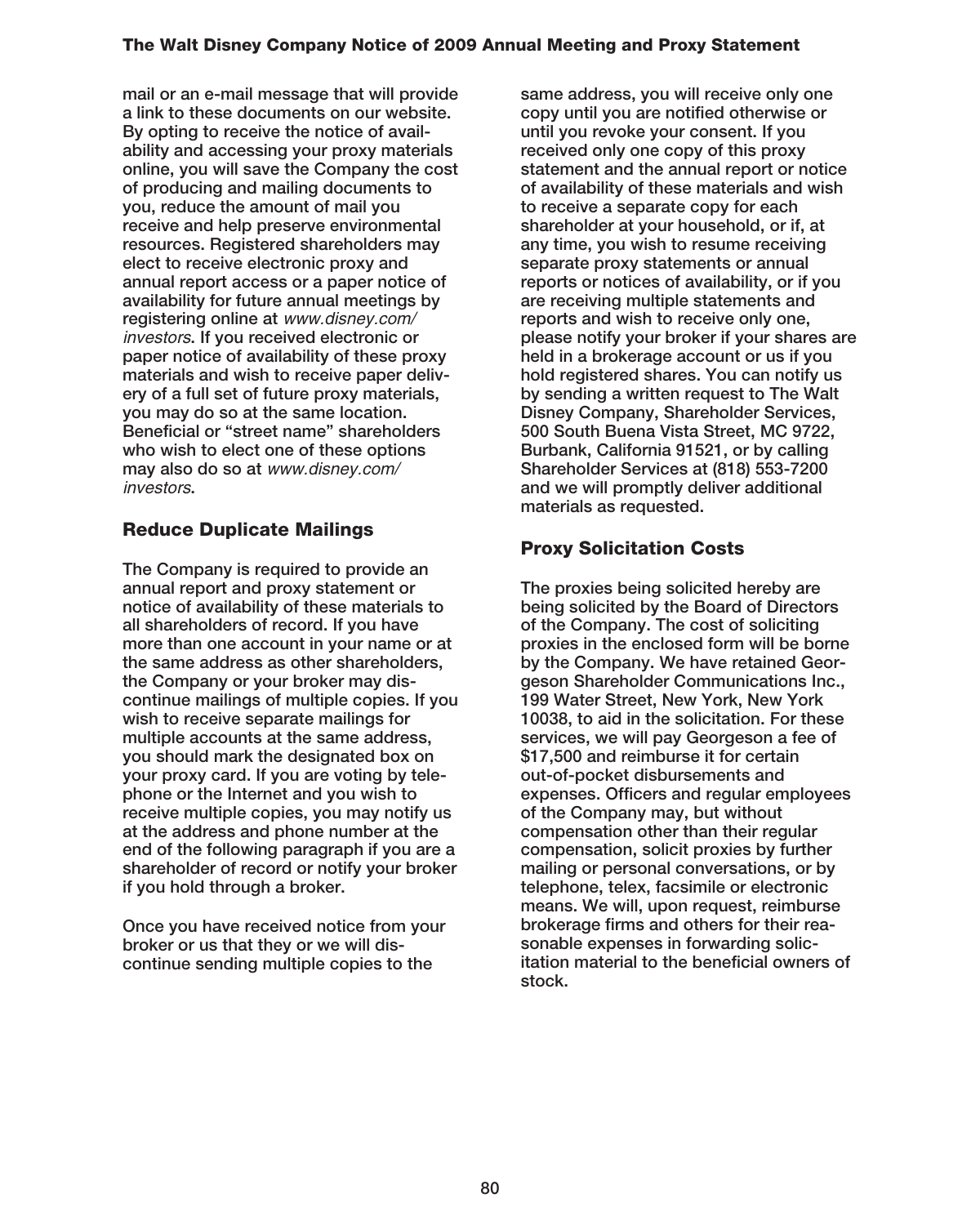mail or an e-mail message that will provide a link to these documents on our website. By opting to receive the notice of availability and accessing your proxy materials online, you will save the Company the cost of producing and mailing documents to you, reduce the amount of mail you receive and help preserve environmental resources. Registered shareholders may elect to receive electronic proxy and annual report access or a paper notice of availability for future annual meetings by registering online at *www.disney.com/investors*. If you received electronic or paper notice of availability of these proxy materials and wish to receive paper delivery of a full set of future proxy materials, you may do so at the same location. Beneficial or "street name" shareholders who wish to elect one of these options may also do so at *www.disney.com/investors*.

## Reduce Duplicate Mailings

The Company is required to provide an annual report and proxy statement or notice of availability of these materials to all shareholders of record. If you have more than one account in your name or at the same address as other shareholders, the Company or your broker may discontinue mailings of multiple copies. If you wish to receive separate mailings for multiple accounts at the same address, you should mark the designated box on your proxy card. If you are voting by telephone or the Internet and you wish to receive multiple copies, you may notify us at the address and phone number at the end of the following paragraph if you are a shareholder of record or notify your broker if you hold through a broker.

Once you have received notice from your broker or us that they or we will discontinue sending multiple copies to the same address, you will receive only one copy until you are notified otherwise or until you revoke your consent. If you received only one copy of this proxy statement and the annual report or notice of availability of these materials and wish to receive a separate copy for each shareholder at your household, or if, at any time, you wish to resume receiving separate proxy statements or annual reports or notices of availability, or if you are receiving multiple statements and reports and wish to receive only one, please notify your broker if your shares are held in a brokerage account or us if you hold registered shares. You can notify us by sending a written request to The Walt Disney Company, Shareholder Services, 500 South Buena Vista Street, MC 9722, Burbank, California 91521, or by calling Shareholder Services at (818) 553-7200 and we will promptly deliver additional materials as requested.

## Proxy Solicitation Costs

The proxies being solicited hereby are being solicited by the Board of Directors of the Company. The cost of soliciting proxies in the enclosed form will be borne by the Company. We have retained Georgeson Shareholder Communications Inc., 199 Water Street, New York, New York 10038, to aid in the solicitation. For these services, we will pay Georgeson a fee of $17,500 and reimburse it for certain out-of-pocket disbursements and expenses. Officers and regular employees of the Company may, but without compensation other than their regular compensation, solicit proxies by further mailing or personal conversations, or by telephone, telex, facsimile or electronic means. We will, upon request, reimburse brokerage firms and others for their reasonable expenses in forwarding solicitation material to the beneficial owners of stock.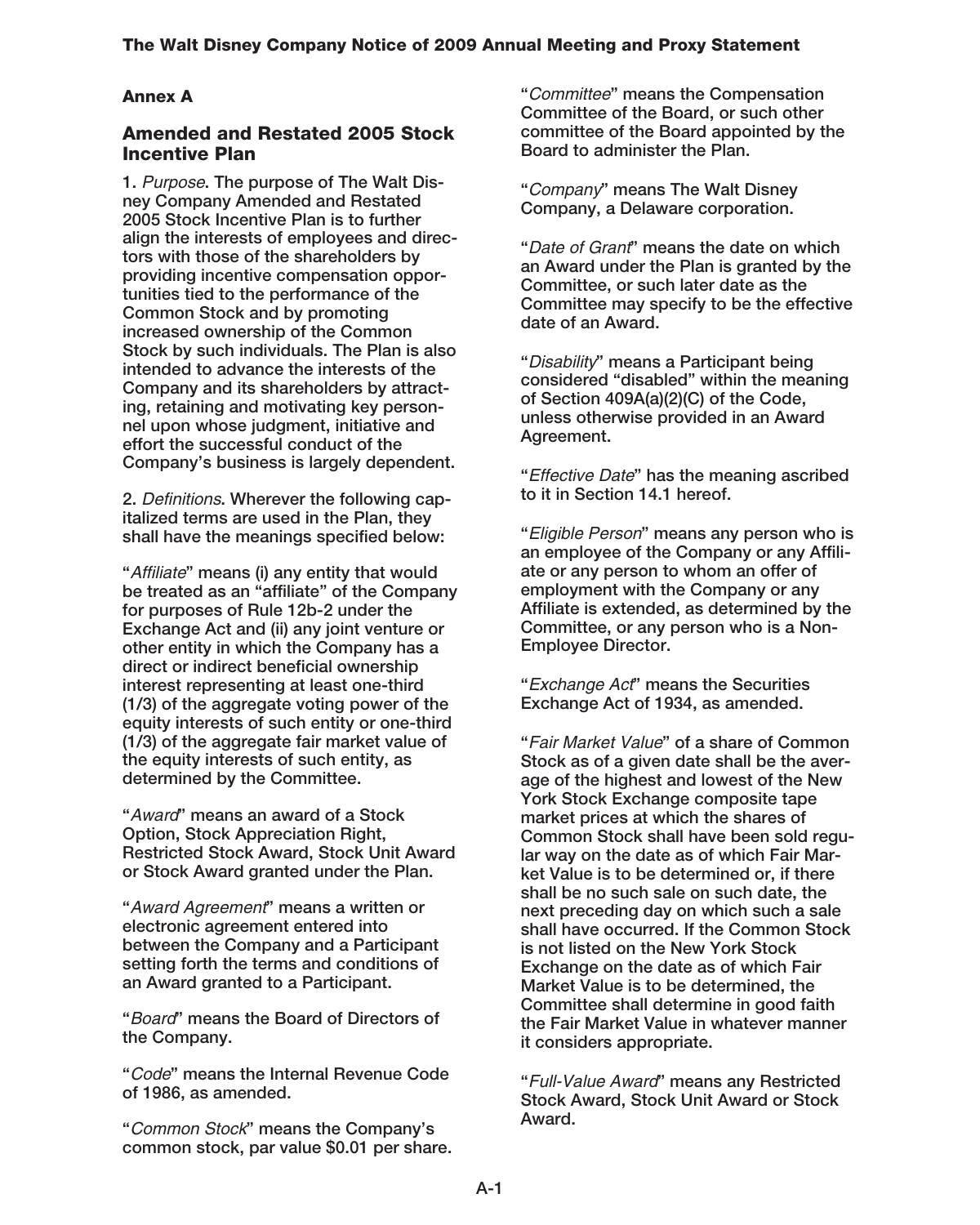## Annex A

## Amended and Restated 2005 Stock Incentive Plan

1. *Purpose*. The purpose of The Walt Disney Company Amended and Restated 2005 Stock Incentive Plan is to further align the interests of employees and directors with those of the shareholders by providing incentive compensation opportunities tied to the performance of the Common Stock and by promoting increased ownership of the Common Stock by such individuals. The Plan is also intended to advance the interests of the Company and its shareholders by attracting, retaining and motivating key personnel upon whose judgment, initiative and effort the successful conduct of the Company's business is largely dependent.

2. *Definitions*. Wherever the following capitalized terms are used in the Plan, they shall have the meanings specified below:

"*Affiliate*" means (i) any entity that would be treated as an "affiliate" of the Company for purposes of Rule 12b-2 under the Exchange Act and (ii) any joint venture or other entity in which the Company has a direct or indirect beneficial ownership interest representing at least one-third (1/3) of the aggregate voting power of the equity interests of such entity or one-third (1/3) of the aggregate fair market value of the equity interests of such entity, as determined by the Committee.

"*Award*" means an award of a Stock Option, Stock Appreciation Right, Restricted Stock Award, Stock Unit Award or Stock Award granted under the Plan.

"*Award Agreement*" means a written or electronic agreement entered into between the Company and a Participant setting forth the terms and conditions of an Award granted to a Participant.

"*Board*" means the Board of Directors of the Company.

"*Code*" means the Internal Revenue Code of 1986, as amended.

"*Common Stock*" means the Company's common stock, par value $0.01 per share.

"*Committee*" means the Compensation Committee of the Board, or such other committee of the Board appointed by the Board to administer the Plan.

"*Company*" means The Walt Disney Company, a Delaware corporation.

"*Date of Grant*" means the date on which an Award under the Plan is granted by the Committee, or such later date as the Committee may specify to be the effective date of an Award.

"*Disability*" means a Participant being considered "disabled" within the meaning of Section 409A(a)(2)(C) of the Code, unless otherwise provided in an Award Agreement.

"*Effective Date*" has the meaning ascribed to it in Section 14.1 hereof.

"*Eligible Person*" means any person who is an employee of the Company or any Affiliate or any person to whom an offer of employment with the Company or any Affiliate is extended, as determined by the Committee, or any person who is a Non-Employee Director.

"*Exchange Act*" means the Securities Exchange Act of 1934, as amended.

"*Fair Market Value*" of a share of Common Stock as of a given date shall be the average of the highest and lowest of the New York Stock Exchange composite tape market prices at which the shares of Common Stock shall have been sold regular way on the date as of which Fair Market Value is to be determined or, if there shall be no such sale on such date, the next preceding day on which such a sale shall have occurred. If the Common Stock is not listed on the New York Stock Exchange on the date as of which Fair Market Value is to be determined, the Committee shall determine in good faith the Fair Market Value in whatever manner it considers appropriate.

"*Full-Value Award*" means any Restricted Stock Award, Stock Unit Award or Stock Award.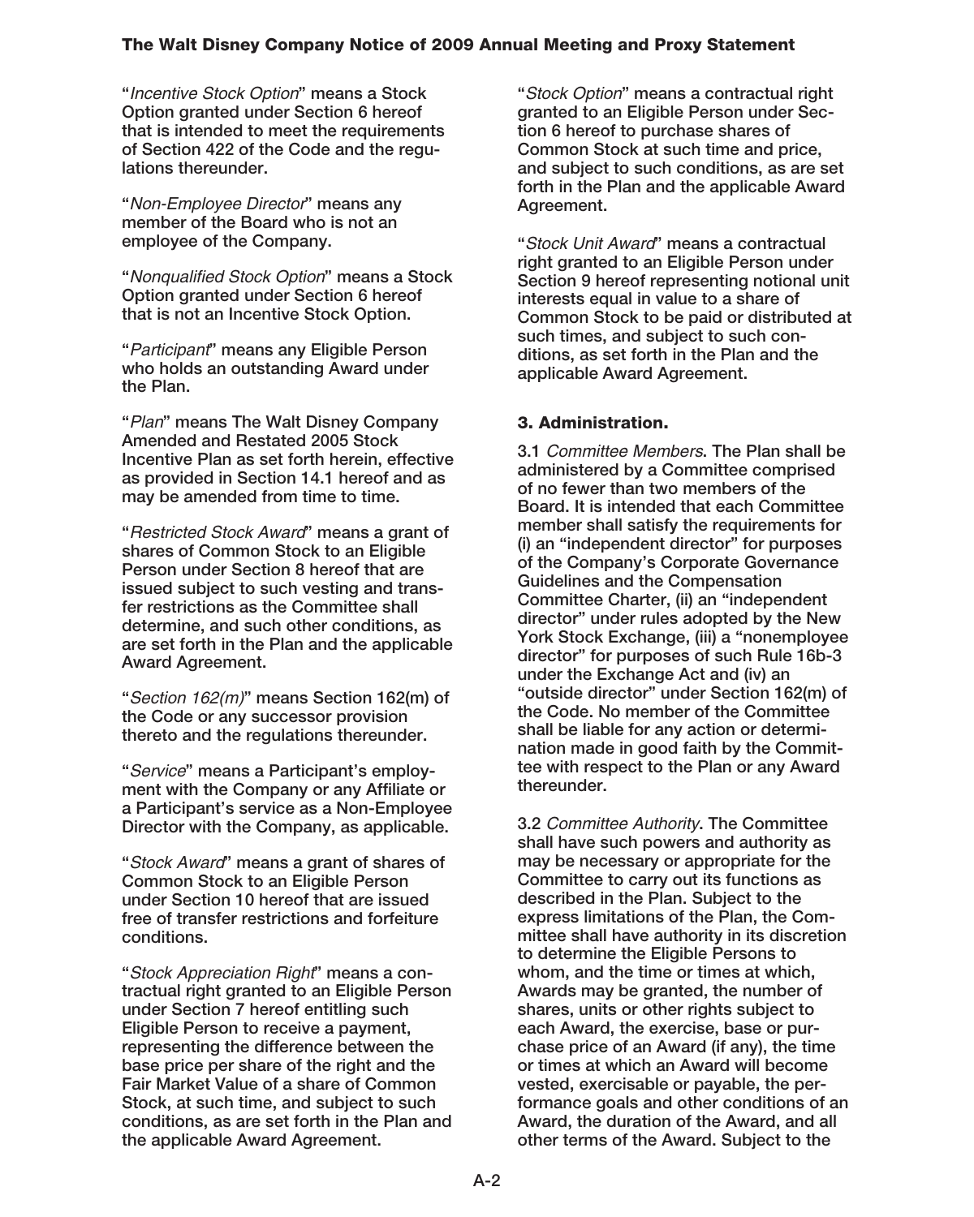"*Incentive Stock Option*" means a Stock Option granted under Section 6 hereof that is intended to meet the requirements of Section 422 of the Code and the regulations thereunder.

"*Non-Employee Director*" means any member of the Board who is not an employee of the Company.

"*Nonqualified Stock Option*" means a Stock Option granted under Section 6 hereof that is not an Incentive Stock Option.

"*Participant*" means any Eligible Person who holds an outstanding Award under the Plan.

"*Plan*" means The Walt Disney Company Amended and Restated 2005 Stock Incentive Plan as set forth herein, effective as provided in Section 14.1 hereof and as may be amended from time to time.

"*Restricted Stock Award*" means a grant of shares of Common Stock to an Eligible Person under Section 8 hereof that are issued subject to such vesting and transfer restrictions as the Committee shall determine, and such other conditions, as are set forth in the Plan and the applicable Award Agreement.

"*Section 162(m)*" means Section 162(m) of the Code or any successor provision thereto and the regulations thereunder.

"*Service*" means a Participant's employment with the Company or any Affiliate or a Participant's service as a Non-Employee Director with the Company, as applicable.

"*Stock Award*" means a grant of shares of Common Stock to an Eligible Person under Section 10 hereof that are issued free of transfer restrictions and forfeiture conditions.

"*Stock Appreciation Right*" means a contractual right granted to an Eligible Person under Section 7 hereof entitling such Eligible Person to receive a payment, representing the difference between the base price per share of the right and the Fair Market Value of a share of Common Stock, at such time, and subject to such conditions, as are set forth in the Plan and the applicable Award Agreement.

"*Stock Option*" means a contractual right granted to an Eligible Person under Section 6 hereof to purchase shares of Common Stock at such time and price, and subject to such conditions, as are set forth in the Plan and the applicable Award Agreement.

"*Stock Unit Award*" means a contractual right granted to an Eligible Person under Section 9 hereof representing notional unit interests equal in value to a share of Common Stock to be paid or distributed at such times, and subject to such conditions, as set forth in the Plan and the applicable Award Agreement.

### 3. Administration.

3.1 *Committee Members*. The Plan shall be administered by a Committee comprised of no fewer than two members of the Board. It is intended that each Committee member shall satisfy the requirements for (i) an "independent director" for purposes of the Company's Corporate Governance Guidelines and the Compensation Committee Charter, (ii) an "independent director" under rules adopted by the New York Stock Exchange, (iii) a "nonemployee director" for purposes of such Rule 16b-3 under the Exchange Act and (iv) an "outside director" under Section 162(m) of the Code. No member of the Committee shall be liable for any action or determination made in good faith by the Committee with respect to the Plan or any Award thereunder.

3.2 *Committee Authority*. The Committee shall have such powers and authority as may be necessary or appropriate for the Committee to carry out its functions as described in the Plan. Subject to the express limitations of the Plan, the Committee shall have authority in its discretion to determine the Eligible Persons to whom, and the time or times at which, Awards may be granted, the number of shares, units or other rights subject to each Award, the exercise, base or purchase price of an Award (if any), the time or times at which an Award will become vested, exercisable or payable, the performance goals and other conditions of an Award, the duration of the Award, and all other terms of the Award. Subject to the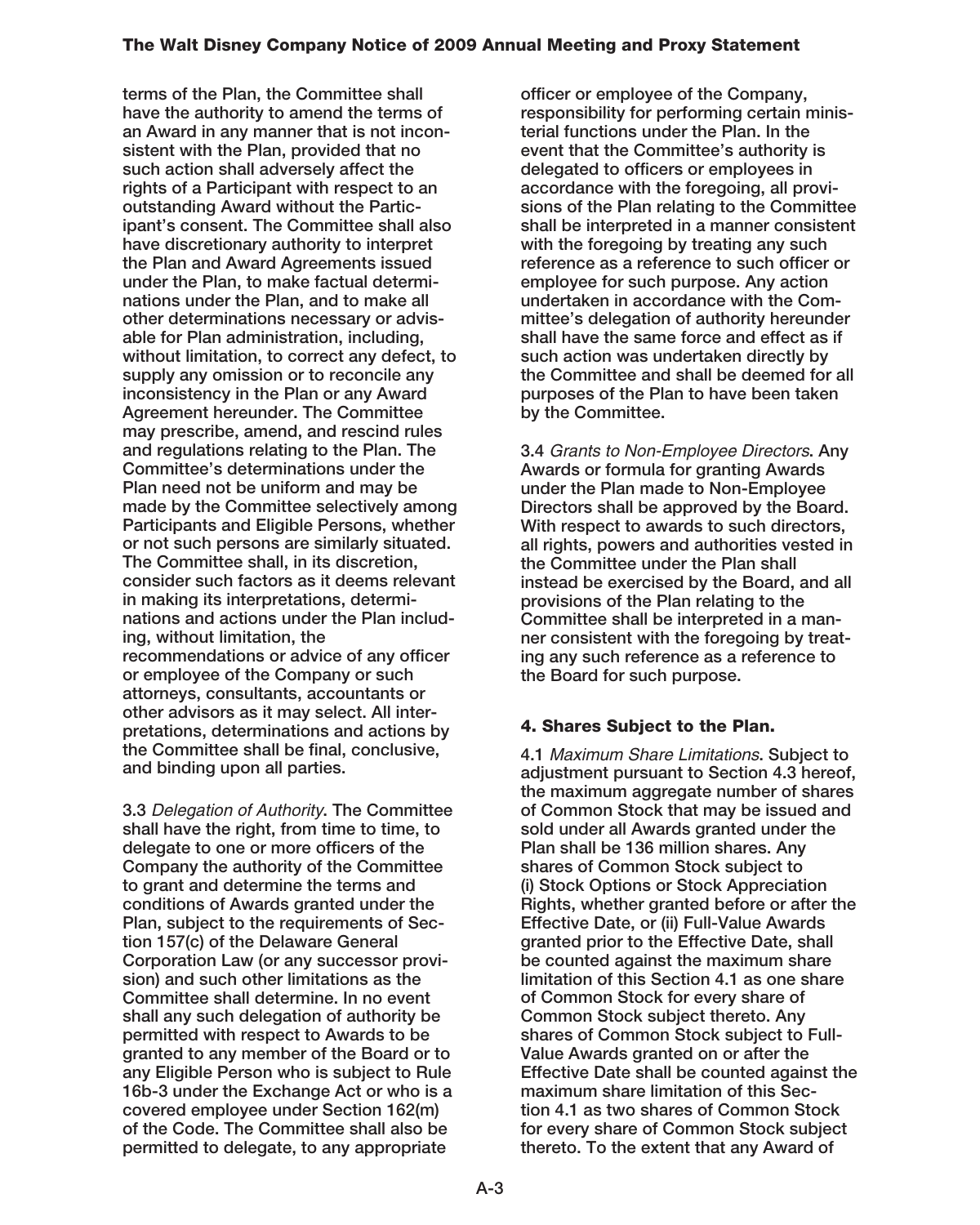terms of the Plan, the Committee shall have the authority to amend the terms of an Award in any manner that is not inconsistent with the Plan, provided that no such action shall adversely affect the rights of a Participant with respect to an outstanding Award without the Participant's consent. The Committee shall also have discretionary authority to interpret the Plan and Award Agreements issued under the Plan, to make factual determinations under the Plan, and to make all other determinations necessary or advisable for Plan administration, including, without limitation, to correct any defect, to supply any omission or to reconcile any inconsistency in the Plan or any Award Agreement hereunder. The Committee may prescribe, amend, and rescind rules and regulations relating to the Plan. The Committee's determinations under the Plan need not be uniform and may be made by the Committee selectively among Participants and Eligible Persons, whether or not such persons are similarly situated. The Committee shall, in its discretion, consider such factors as it deems relevant in making its interpretations, determinations and actions under the Plan including, without limitation, the recommendations or advice of any officer or employee of the Company or such attorneys, consultants, accountants or other advisors as it may select. All interpretations, determinations and actions by the Committee shall be final, conclusive, and binding upon all parties.

3.3 *Delegation of Authority*. The Committee shall have the right, from time to time, to delegate to one or more officers of the Company the authority of the Committee to grant and determine the terms and conditions of Awards granted under the Plan, subject to the requirements of Section 157(c) of the Delaware General Corporation Law (or any successor provision) and such other limitations as the Committee shall determine. In no event shall any such delegation of authority be permitted with respect to Awards to be granted to any member of the Board or to any Eligible Person who is subject to Rule 16b-3 under the Exchange Act or who is a covered employee under Section 162(m) of the Code. The Committee shall also be permitted to delegate, to any appropriate officer or employee of the Company, responsibility for performing certain ministerial functions under the Plan. In the event that the Committee's authority is delegated to officers or employees in accordance with the foregoing, all provisions of the Plan relating to the Committee shall be interpreted in a manner consistent with the foregoing by treating any such reference as a reference to such officer or employee for such purpose. Any action undertaken in accordance with the Committee's delegation of authority hereunder shall have the same force and effect as if such action was undertaken directly by the Committee and shall be deemed for all purposes of the Plan to have been taken by the Committee.

3.4 *Grants to Non-Employee Directors*. Any Awards or formula for granting Awards under the Plan made to Non-Employee Directors shall be approved by the Board. With respect to awards to such directors, all rights, powers and authorities vested in the Committee under the Plan shall instead be exercised by the Board, and all provisions of the Plan relating to the Committee shall be interpreted in a manner consistent with the foregoing by treating any such reference as a reference to the Board for such purpose.

### 4. Shares Subject to the Plan.

4.1 *Maximum Share Limitations*. Subject to adjustment pursuant to Section 4.3 hereof, the maximum aggregate number of shares of Common Stock that may be issued and sold under all Awards granted under the Plan shall be 136 million shares. Any shares of Common Stock subject to (i) Stock Options or Stock Appreciation Rights, whether granted before or after the Effective Date, or (ii) Full-Value Awards granted prior to the Effective Date, shall be counted against the maximum share limitation of this Section 4.1 as one share of Common Stock for every share of Common Stock subject thereto. Any shares of Common Stock subject to Full-Value Awards granted on or after the Effective Date shall be counted against the maximum share limitation of this Section 4.1 as two shares of Common Stock for every share of Common Stock subject thereto. To the extent that any Award of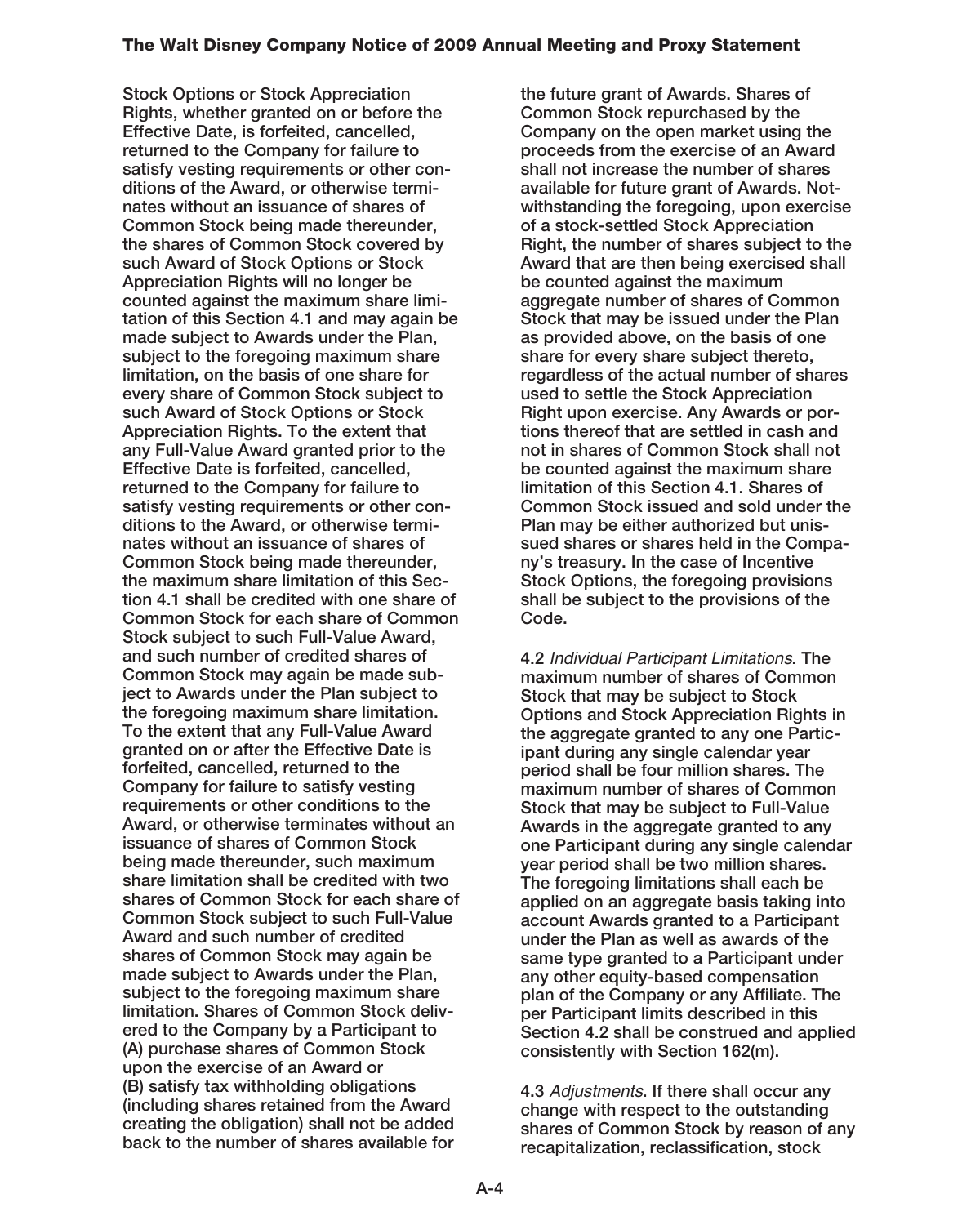Stock Options or Stock Appreciation Rights, whether granted on or before the Effective Date, is forfeited, cancelled, returned to the Company for failure to satisfy vesting requirements or other conditions of the Award, or otherwise terminates without an issuance of shares of Common Stock being made thereunder, the shares of Common Stock covered by such Award of Stock Options or Stock Appreciation Rights will no longer be counted against the maximum share limitation of this Section 4.1 and may again be made subject to Awards under the Plan, subject to the foregoing maximum share limitation, on the basis of one share for every share of Common Stock subject to such Award of Stock Options or Stock Appreciation Rights. To the extent that any Full-Value Award granted prior to the Effective Date is forfeited, cancelled, returned to the Company for failure to satisfy vesting requirements or other conditions to the Award, or otherwise terminates without an issuance of shares of Common Stock being made thereunder, the maximum share limitation of this Section 4.1 shall be credited with one share of Common Stock for each share of Common Stock subject to such Full-Value Award, and such number of credited shares of Common Stock may again be made subject to Awards under the Plan subject to the foregoing maximum share limitation. To the extent that any Full-Value Award granted on or after the Effective Date is forfeited, cancelled, returned to the Company for failure to satisfy vesting requirements or other conditions to the Award, or otherwise terminates without an issuance of shares of Common Stock being made thereunder, such maximum share limitation shall be credited with two shares of Common Stock for each share of Common Stock subject to such Full-Value Award and such number of credited shares of Common Stock may again be made subject to Awards under the Plan, subject to the foregoing maximum share limitation. Shares of Common Stock delivered to the Company by a Participant to (A) purchase shares of Common Stock upon the exercise of an Award or (B) satisfy tax withholding obligations (including shares retained from the Award creating the obligation) shall not be added back to the number of shares available for the future grant of Awards. Shares of Common Stock repurchased by the Company on the open market using the proceeds from the exercise of an Award shall not increase the number of shares available for future grant of Awards. Notwithstanding the foregoing, upon exercise of a stock-settled Stock Appreciation Right, the number of shares subject to the Award that are then being exercised shall be counted against the maximum aggregate number of shares of Common Stock that may be issued under the Plan as provided above, on the basis of one share for every share subject thereto, regardless of the actual number of shares used to settle the Stock Appreciation Right upon exercise. Any Awards or portions thereof that are settled in cash and not in shares of Common Stock shall not be counted against the maximum share limitation of this Section 4.1. Shares of Common Stock issued and sold under the Plan may be either authorized but unissued shares or shares held in the Company's treasury. In the case of Incentive Stock Options, the foregoing provisions shall be subject to the provisions of the Code.

4.2 *Individual Participant Limitations*. The maximum number of shares of Common Stock that may be subject to Stock Options and Stock Appreciation Rights in the aggregate granted to any one Participant during any single calendar year period shall be four million shares. The maximum number of shares of Common Stock that may be subject to Full-Value Awards in the aggregate granted to any one Participant during any single calendar year period shall be two million shares. The foregoing limitations shall each be applied on an aggregate basis taking into account Awards granted to a Participant under the Plan as well as awards of the same type granted to a Participant under any other equity-based compensation plan of the Company or any Affiliate. The per Participant limits described in this Section 4.2 shall be construed and applied consistently with Section 162(m).

4.3 *Adjustments*. If there shall occur any change with respect to the outstanding shares of Common Stock by reason of any recapitalization, reclassification, stock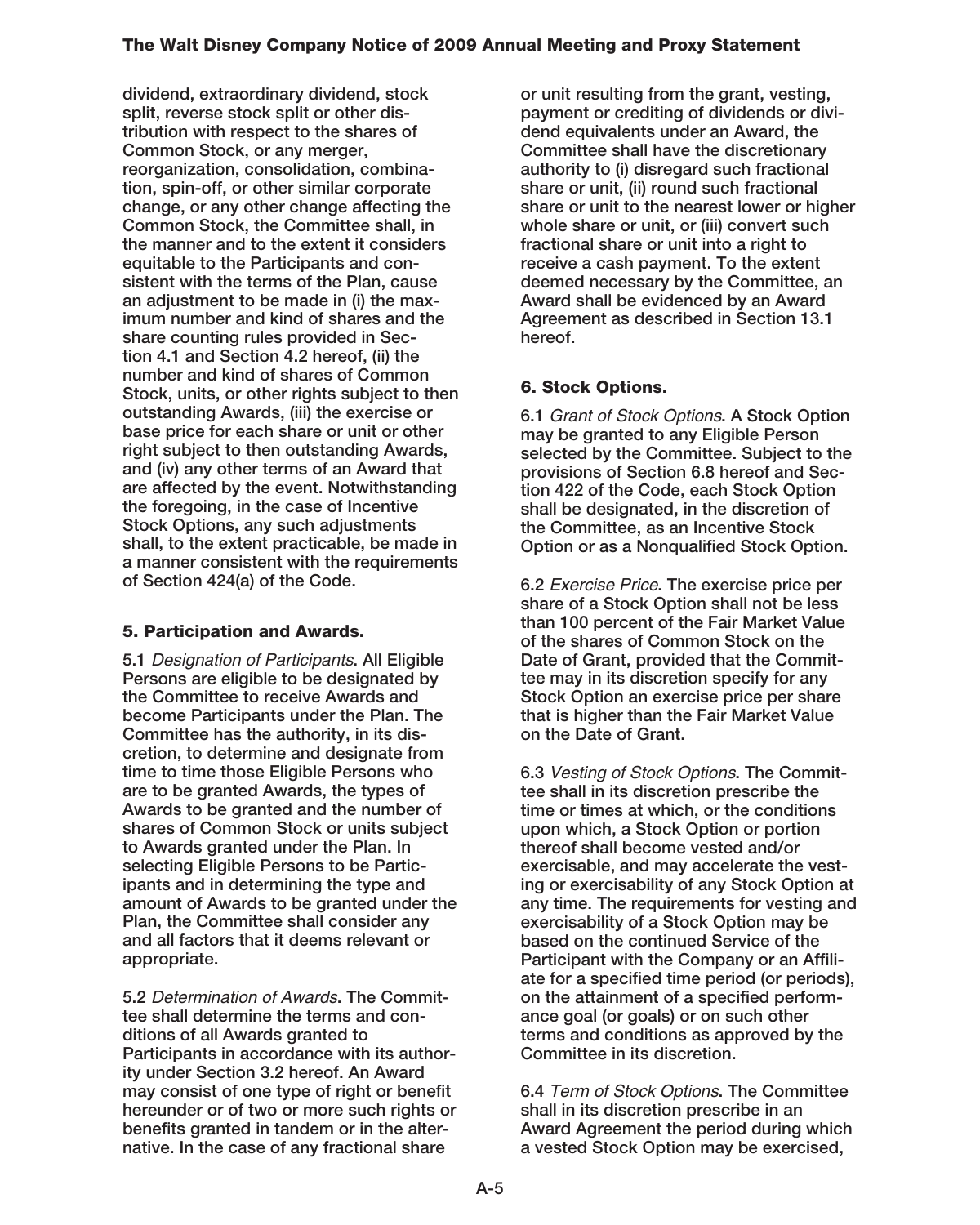dividend, extraordinary dividend, stock split, reverse stock split or other distribution with respect to the shares of Common Stock, or any merger, reorganization, consolidation, combination, spin-off, or other similar corporate change, or any other change affecting the Common Stock, the Committee shall, in the manner and to the extent it considers equitable to the Participants and consistent with the terms of the Plan, cause an adjustment to be made in (i) the maximum number and kind of shares and the share counting rules provided in Section 4.1 and Section 4.2 hereof, (ii) the number and kind of shares of Common Stock, units, or other rights subject to then outstanding Awards, (iii) the exercise or base price for each share or unit or other right subject to then outstanding Awards, and (iv) any other terms of an Award that are affected by the event. Notwithstanding the foregoing, in the case of Incentive Stock Options, any such adjustments shall, to the extent practicable, be made in a manner consistent with the requirements of Section 424(a) of the Code.

## 5. Participation and Awards.

5.1 *Designation of Participants*. All Eligible Persons are eligible to be designated by the Committee to receive Awards and become Participants under the Plan. The Committee has the authority, in its discretion, to determine and designate from time to time those Eligible Persons who are to be granted Awards, the types of Awards to be granted and the number of shares of Common Stock or units subject to Awards granted under the Plan. In selecting Eligible Persons to be Participants and in determining the type and amount of Awards to be granted under the Plan, the Committee shall consider any and all factors that it deems relevant or appropriate.

5.2 *Determination of Awards*. The Committee shall determine the terms and conditions of all Awards granted to Participants in accordance with its authority under Section 3.2 hereof. An Award may consist of one type of right or benefit hereunder or of two or more such rights or benefits granted in tandem or in the alternative. In the case of any fractional share or unit resulting from the grant, vesting, payment or crediting of dividends or dividend equivalents under an Award, the Committee shall have the discretionary authority to (i) disregard such fractional share or unit, (ii) round such fractional share or unit to the nearest lower or higher whole share or unit, or (iii) convert such fractional share or unit into a right to receive a cash payment. To the extent deemed necessary by the Committee, an Award shall be evidenced by an Award Agreement as described in Section 13.1 hereof.

## 6. Stock Options.

6.1 *Grant of Stock Options*. A Stock Option may be granted to any Eligible Person selected by the Committee. Subject to the provisions of Section 6.8 hereof and Section 422 of the Code, each Stock Option shall be designated, in the discretion of the Committee, as an Incentive Stock Option or as a Nonqualified Stock Option.

6.2 *Exercise Price*. The exercise price per share of a Stock Option shall not be less than 100 percent of the Fair Market Value of the shares of Common Stock on the Date of Grant, provided that the Committee may in its discretion specify for any Stock Option an exercise price per share that is higher than the Fair Market Value on the Date of Grant.

6.3 *Vesting of Stock Options*. The Committee shall in its discretion prescribe the time or times at which, or the conditions upon which, a Stock Option or portion thereof shall become vested and/or exercisable, and may accelerate the vesting or exercisability of any Stock Option at any time. The requirements for vesting and exercisability of a Stock Option may be based on the continued Service of the Participant with the Company or an Affiliate for a specified time period (or periods), on the attainment of a specified performance goal (or goals) or on such other terms and conditions as approved by the Committee in its discretion.

6.4 *Term of Stock Options*. The Committee shall in its discretion prescribe in an Award Agreement the period during which a vested Stock Option may be exercised,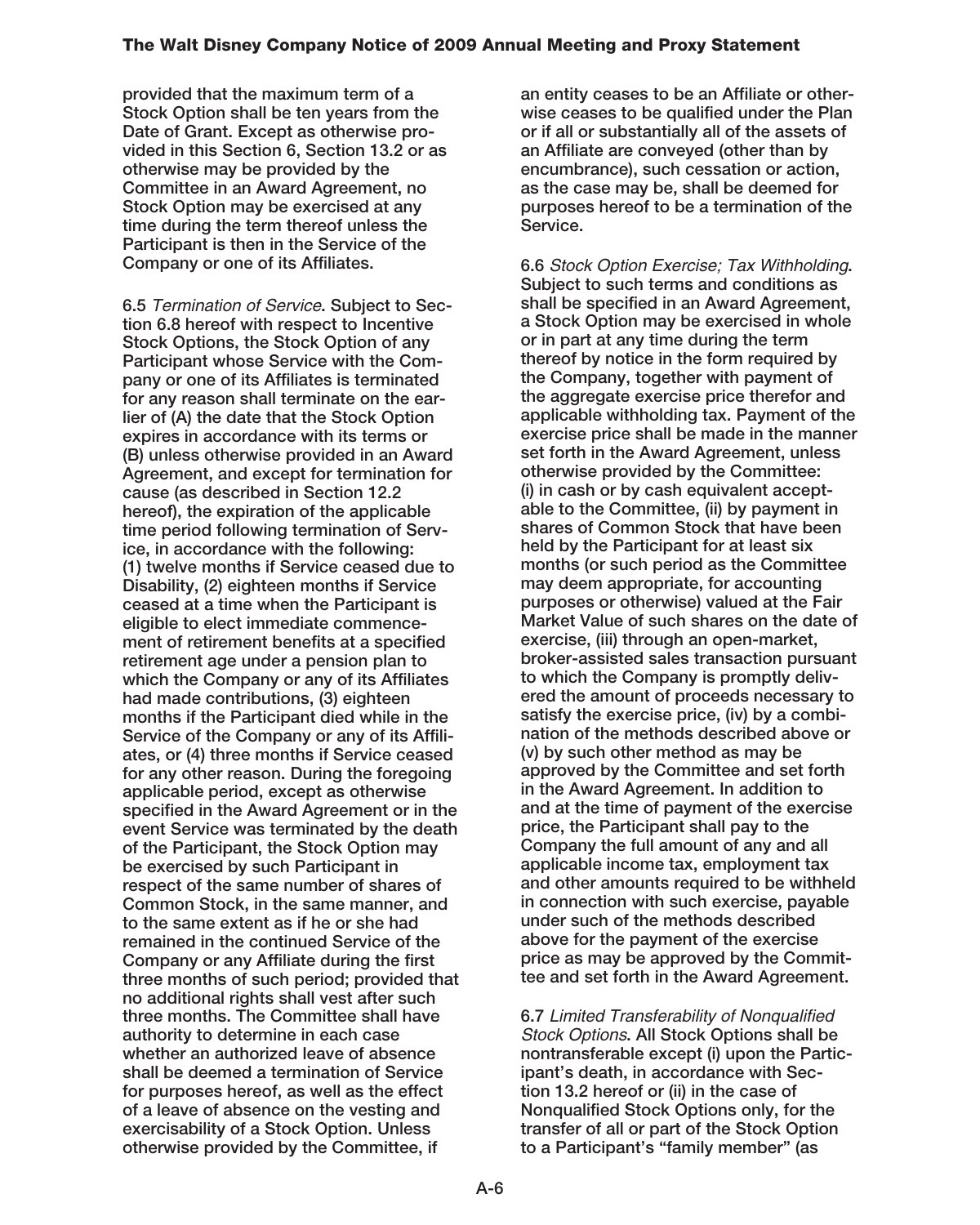provided that the maximum term of a Stock Option shall be ten years from the Date of Grant. Except as otherwise provided in this Section 6, Section 13.2 or as otherwise may be provided by the Committee in an Award Agreement, no Stock Option may be exercised at any time during the term thereof unless the Participant is then in the Service of the Company or one of its Affiliates.

6.5 *Termination of Service*. Subject to Section 6.8 hereof with respect to Incentive Stock Options, the Stock Option of any Participant whose Service with the Company or one of its Affiliates is terminated for any reason shall terminate on the earlier of (A) the date that the Stock Option expires in accordance with its terms or (B) unless otherwise provided in an Award Agreement, and except for termination for cause (as described in Section 12.2 hereof), the expiration of the applicable time period following termination of Service, in accordance with the following: (1) twelve months if Service ceased due to Disability, (2) eighteen months if Service ceased at a time when the Participant is eligible to elect immediate commencement of retirement benefits at a specified retirement age under a pension plan to which the Company or any of its Affiliates had made contributions, (3) eighteen months if the Participant died while in the Service of the Company or any of its Affiliates, or (4) three months if Service ceased for any other reason. During the foregoing applicable period, except as otherwise specified in the Award Agreement or in the event Service was terminated by the death of the Participant, the Stock Option may be exercised by such Participant in respect of the same number of shares of Common Stock, in the same manner, and to the same extent as if he or she had remained in the continued Service of the Company or any Affiliate during the first three months of such period; provided that no additional rights shall vest after such three months. The Committee shall have authority to determine in each case whether an authorized leave of absence shall be deemed a termination of Service for purposes hereof, as well as the effect of a leave of absence on the vesting and exercisability of a Stock Option. Unless otherwise provided by the Committee, if an entity ceases to be an Affiliate or otherwise ceases to be qualified under the Plan or if all or substantially all of the assets of an Affiliate are conveyed (other than by encumbrance), such cessation or action, as the case may be, shall be deemed for purposes hereof to be a termination of the Service.

6.6 *Stock Option Exercise; Tax Withholding*. Subject to such terms and conditions as shall be specified in an Award Agreement, a Stock Option may be exercised in whole or in part at any time during the term thereof by notice in the form required by the Company, together with payment of the aggregate exercise price therefor and applicable withholding tax. Payment of the exercise price shall be made in the manner set forth in the Award Agreement, unless otherwise provided by the Committee: (i) in cash or by cash equivalent acceptable to the Committee, (ii) by payment in shares of Common Stock that have been held by the Participant for at least six months (or such period as the Committee may deem appropriate, for accounting purposes or otherwise) valued at the Fair Market Value of such shares on the date of exercise, (iii) through an open-market, broker-assisted sales transaction pursuant to which the Company is promptly delivered the amount of proceeds necessary to satisfy the exercise price, (iv) by a combination of the methods described above or (v) by such other method as may be approved by the Committee and set forth in the Award Agreement. In addition to and at the time of payment of the exercise price, the Participant shall pay to the Company the full amount of any and all applicable income tax, employment tax and other amounts required to be withheld in connection with such exercise, payable under such of the methods described above for the payment of the exercise price as may be approved by the Committee and set forth in the Award Agreement.

6.7 *Limited Transferability of Nonqualified Stock Options*. All Stock Options shall be nontransferable except (i) upon the Participant's death, in accordance with Section 13.2 hereof or (ii) in the case of Nonqualified Stock Options only, for the transfer of all or part of the Stock Option to a Participant's "family member" (as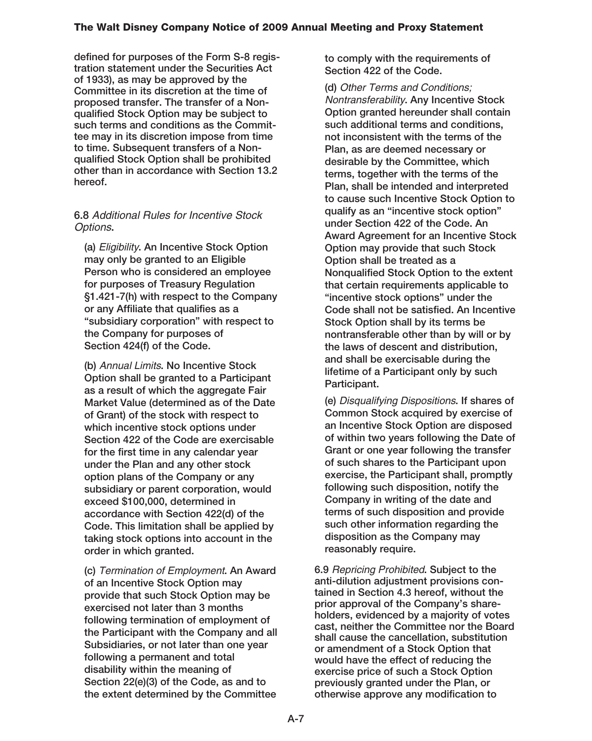defined for purposes of the Form S-8 registration statement under the Securities Act of 1933), as may be approved by the Committee in its discretion at the time of proposed transfer. The transfer of a Nonqualified Stock Option may be subject to such terms and conditions as the Committee may in its discretion impose from time to time. Subsequent transfers of a Nonqualified Stock Option shall be prohibited other than in accordance with Section 13.2 hereof.

6.8 *Additional Rules for Incentive Stock Options*.

(a) *Eligibility*. An Incentive Stock Option may only be granted to an Eligible Person who is considered an employee for purposes of Treasury Regulation §1.421-7(h) with respect to the Company or any Affiliate that qualifies as a "subsidiary corporation" with respect to the Company for purposes of Section 424(f) of the Code.

(b) *Annual Limits*. No Incentive Stock Option shall be granted to a Participant as a result of which the aggregate Fair Market Value (determined as of the Date of Grant) of the stock with respect to which incentive stock options under Section 422 of the Code are exercisable for the first time in any calendar year under the Plan and any other stock option plans of the Company or any subsidiary or parent corporation, would exceed $100,000, determined in accordance with Section 422(d) of the Code. This limitation shall be applied by taking stock options into account in the order in which granted.

(c) *Termination of Employment*. An Award of an Incentive Stock Option may provide that such Stock Option may be exercised not later than 3 months following termination of employment of the Participant with the Company and all Subsidiaries, or not later than one year following a permanent and total disability within the meaning of Section 22(e)(3) of the Code, as and to the extent determined by the Committee to comply with the requirements of Section 422 of the Code.

(d) *Other Terms and Conditions; Nontransferability*. Any Incentive Stock Option granted hereunder shall contain such additional terms and conditions, not inconsistent with the terms of the Plan, as are deemed necessary or desirable by the Committee, which terms, together with the terms of the Plan, shall be intended and interpreted to cause such Incentive Stock Option to qualify as an "incentive stock option" under Section 422 of the Code. An Award Agreement for an Incentive Stock Option may provide that such Stock Option shall be treated as a Nonqualified Stock Option to the extent that certain requirements applicable to "incentive stock options" under the Code shall not be satisfied. An Incentive Stock Option shall by its terms be nontransferable other than by will or by the laws of descent and distribution, and shall be exercisable during the lifetime of a Participant only by such Participant.

(e) *Disqualifying Dispositions*. If shares of Common Stock acquired by exercise of an Incentive Stock Option are disposed of within two years following the Date of Grant or one year following the transfer of such shares to the Participant upon exercise, the Participant shall, promptly following such disposition, notify the Company in writing of the date and terms of such disposition and provide such other information regarding the disposition as the Company may reasonably require.

6.9 *Repricing Prohibited*. Subject to the anti-dilution adjustment provisions contained in Section 4.3 hereof, without the prior approval of the Company's shareholders, evidenced by a majority of votes cast, neither the Committee nor the Board shall cause the cancellation, substitution or amendment of a Stock Option that would have the effect of reducing the exercise price of such a Stock Option previously granted under the Plan, or otherwise approve any modification to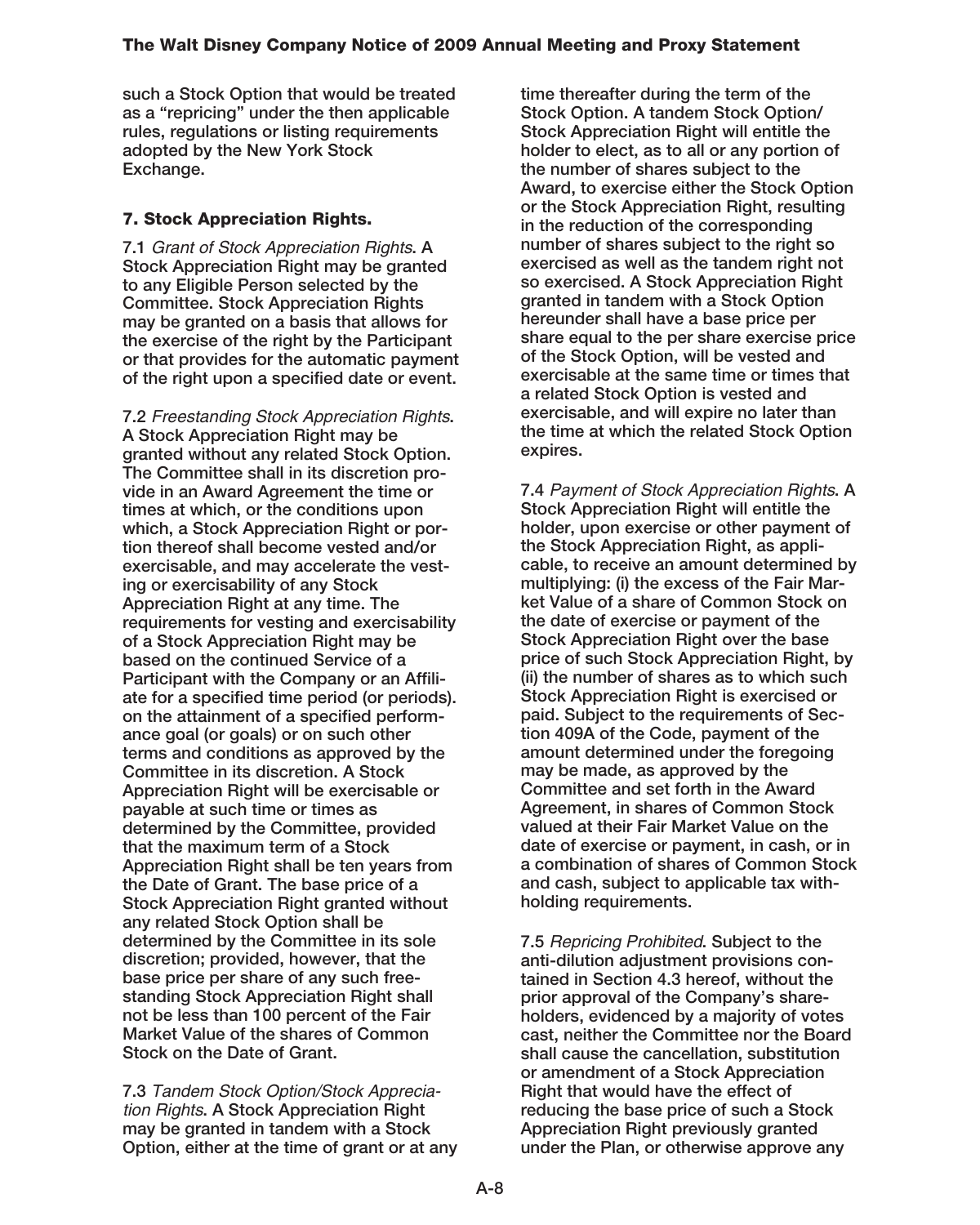such a Stock Option that would be treated as a "repricing" under the then applicable rules, regulations or listing requirements adopted by the New York Stock Exchange.

### 7. Stock Appreciation Rights.

7.1 *Grant of Stock Appreciation Rights*. A Stock Appreciation Right may be granted to any Eligible Person selected by the Committee. Stock Appreciation Rights may be granted on a basis that allows for the exercise of the right by the Participant or that provides for the automatic payment of the right upon a specified date or event.

7.2 *Freestanding Stock Appreciation Rights*. A Stock Appreciation Right may be granted without any related Stock Option. The Committee shall in its discretion provide in an Award Agreement the time or times at which, or the conditions upon which, a Stock Appreciation Right or portion thereof shall become vested and/or exercisable, and may accelerate the vesting or exercisability of any Stock Appreciation Right at any time. The requirements for vesting and exercisability of a Stock Appreciation Right may be based on the continued Service of a Participant with the Company or an Affiliate for a specified time period (or periods). on the attainment of a specified performance goal (or goals) or on such other terms and conditions as approved by the Committee in its discretion. A Stock Appreciation Right will be exercisable or payable at such time or times as determined by the Committee, provided that the maximum term of a Stock Appreciation Right shall be ten years from the Date of Grant. The base price of a Stock Appreciation Right granted without any related Stock Option shall be determined by the Committee in its sole discretion; provided, however, that the base price per share of any such freestanding Stock Appreciation Right shall not be less than 100 percent of the Fair Market Value of the shares of Common Stock on the Date of Grant.

7.3 *Tandem Stock Option/Stock Appreciation Rights*. A Stock Appreciation Right may be granted in tandem with a Stock Option, either at the time of grant or at any time thereafter during the term of the Stock Option. A tandem Stock Option/Stock Appreciation Right will entitle the holder to elect, as to all or any portion of the number of shares subject to the Award, to exercise either the Stock Option or the Stock Appreciation Right, resulting in the reduction of the corresponding number of shares subject to the right so exercised as well as the tandem right not so exercised. A Stock Appreciation Right granted in tandem with a Stock Option hereunder shall have a base price per share equal to the per share exercise price of the Stock Option, will be vested and exercisable at the same time or times that a related Stock Option is vested and exercisable, and will expire no later than the time at which the related Stock Option expires.

7.4 *Payment of Stock Appreciation Rights*. A Stock Appreciation Right will entitle the holder, upon exercise or other payment of the Stock Appreciation Right, as applicable, to receive an amount determined by multiplying: (i) the excess of the Fair Market Value of a share of Common Stock on the date of exercise or payment of the Stock Appreciation Right over the base price of such Stock Appreciation Right, by (ii) the number of shares as to which such Stock Appreciation Right is exercised or paid. Subject to the requirements of Section 409A of the Code, payment of the amount determined under the foregoing may be made, as approved by the Committee and set forth in the Award Agreement, in shares of Common Stock valued at their Fair Market Value on the date of exercise or payment, in cash, or in a combination of shares of Common Stock and cash, subject to applicable tax withholding requirements.

7.5 *Repricing Prohibited*. Subject to the anti-dilution adjustment provisions contained in Section 4.3 hereof, without the prior approval of the Company's shareholders, evidenced by a majority of votes cast, neither the Committee nor the Board shall cause the cancellation, substitution or amendment of a Stock Appreciation Right that would have the effect of reducing the base price of such a Stock Appreciation Right previously granted under the Plan, or otherwise approve any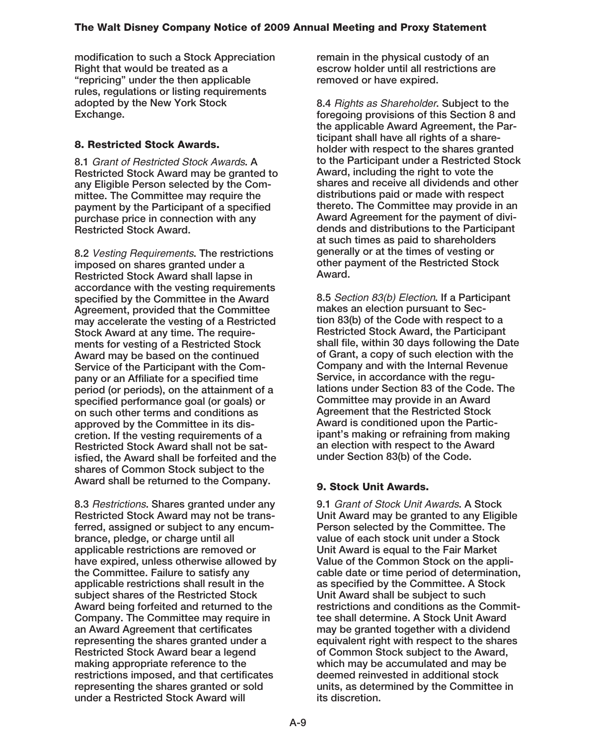modification to such a Stock Appreciation Right that would be treated as a "repricing" under the then applicable rules, regulations or listing requirements adopted by the New York Stock Exchange.

## 8. Restricted Stock Awards.

8.1 *Grant of Restricted Stock Awards*. A Restricted Stock Award may be granted to any Eligible Person selected by the Committee. The Committee may require the payment by the Participant of a specified purchase price in connection with any Restricted Stock Award.

8.2 *Vesting Requirements*. The restrictions imposed on shares granted under a Restricted Stock Award shall lapse in accordance with the vesting requirements specified by the Committee in the Award Agreement, provided that the Committee may accelerate the vesting of a Restricted Stock Award at any time. The requirements for vesting of a Restricted Stock Award may be based on the continued Service of the Participant with the Company or an Affiliate for a specified time period (or periods), on the attainment of a specified performance goal (or goals) or on such other terms and conditions as approved by the Committee in its discretion. If the vesting requirements of a Restricted Stock Award shall not be satisfied, the Award shall be forfeited and the shares of Common Stock subject to the Award shall be returned to the Company.

8.3 *Restrictions*. Shares granted under any Restricted Stock Award may not be transferred, assigned or subject to any encumbrance, pledge, or charge until all applicable restrictions are removed or have expired, unless otherwise allowed by the Committee. Failure to satisfy any applicable restrictions shall result in the subject shares of the Restricted Stock Award being forfeited and returned to the Company. The Committee may require in an Award Agreement that certificates representing the shares granted under a Restricted Stock Award bear a legend making appropriate reference to the restrictions imposed, and that certificates representing the shares granted or sold under a Restricted Stock Award will remain in the physical custody of an escrow holder until all restrictions are removed or have expired.

8.4 *Rights as Shareholder*. Subject to the foregoing provisions of this Section 8 and the applicable Award Agreement, the Participant shall have all rights of a shareholder with respect to the shares granted to the Participant under a Restricted Stock Award, including the right to vote the shares and receive all dividends and other distributions paid or made with respect thereto. The Committee may provide in an Award Agreement for the payment of dividends and distributions to the Participant at such times as paid to shareholders generally or at the times of vesting or other payment of the Restricted Stock Award.

8.5 *Section 83(b) Election*. If a Participant makes an election pursuant to Section 83(b) of the Code with respect to a Restricted Stock Award, the Participant shall file, within 30 days following the Date of Grant, a copy of such election with the Company and with the Internal Revenue Service, in accordance with the regulations under Section 83 of the Code. The Committee may provide in an Award Agreement that the Restricted Stock Award is conditioned upon the Participant's making or refraining from making an election with respect to the Award under Section 83(b) of the Code.

## 9. Stock Unit Awards.

9.1 *Grant of Stock Unit Awards*. A Stock Unit Award may be granted to any Eligible Person selected by the Committee. The value of each stock unit under a Stock Unit Award is equal to the Fair Market Value of the Common Stock on the applicable date or time period of determination, as specified by the Committee. A Stock Unit Award shall be subject to such restrictions and conditions as the Committee shall determine. A Stock Unit Award may be granted together with a dividend equivalent right with respect to the shares of Common Stock subject to the Award, which may be accumulated and may be deemed reinvested in additional stock units, as determined by the Committee in its discretion.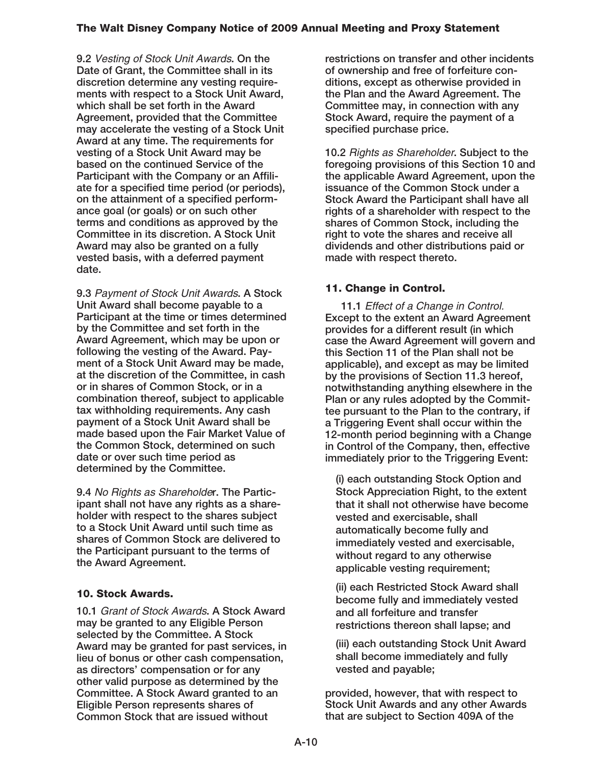9.2 *Vesting of Stock Unit Awards*. On the Date of Grant, the Committee shall in its discretion determine any vesting requirements with respect to a Stock Unit Award, which shall be set forth in the Award Agreement, provided that the Committee may accelerate the vesting of a Stock Unit Award at any time. The requirements for vesting of a Stock Unit Award may be based on the continued Service of the Participant with the Company or an Affiliate for a specified time period (or periods), on the attainment of a specified performance goal (or goals) or on such other terms and conditions as approved by the Committee in its discretion. A Stock Unit Award may also be granted on a fully vested basis, with a deferred payment date.

9.3 *Payment of Stock Unit Awards*. A Stock Unit Award shall become payable to a Participant at the time or times determined by the Committee and set forth in the Award Agreement, which may be upon or following the vesting of the Award. Payment of a Stock Unit Award may be made, at the discretion of the Committee, in cash or in shares of Common Stock, or in a combination thereof, subject to applicable tax withholding requirements. Any cash payment of a Stock Unit Award shall be made based upon the Fair Market Value of the Common Stock, determined on such date or over such time period as determined by the Committee.

9.4 *No Rights as Shareholder*. The Participant shall not have any rights as a shareholder with respect to the shares subject to a Stock Unit Award until such time as shares of Common Stock are delivered to the Participant pursuant to the terms of the Award Agreement.

### 10. Stock Awards.

10.1 *Grant of Stock Awards*. A Stock Award may be granted to any Eligible Person selected by the Committee. A Stock Award may be granted for past services, in lieu of bonus or other cash compensation, as directors' compensation or for any other valid purpose as determined by the Committee. A Stock Award granted to an Eligible Person represents shares of Common Stock that are issued without restrictions on transfer and other incidents of ownership and free of forfeiture conditions, except as otherwise provided in the Plan and the Award Agreement. The Committee may, in connection with any Stock Award, require the payment of a specified purchase price.

10.2 *Rights as Shareholder*. Subject to the foregoing provisions of this Section 10 and the applicable Award Agreement, upon the issuance of the Common Stock under a Stock Award the Participant shall have all rights of a shareholder with respect to the shares of Common Stock, including the right to vote the shares and receive all dividends and other distributions paid or made with respect thereto.

### 11. Change in Control.

11.1 *Effect of a Change in Control.* Except to the extent an Award Agreement provides for a different result (in which case the Award Agreement will govern and this Section 11 of the Plan shall not be applicable), and except as may be limited by the provisions of Section 11.3 hereof, notwithstanding anything elsewhere in the Plan or any rules adopted by the Committee pursuant to the Plan to the contrary, if a Triggering Event shall occur within the 12-month period beginning with a Change in Control of the Company, then, effective immediately prior to the Triggering Event:

(i) each outstanding Stock Option and Stock Appreciation Right, to the extent that it shall not otherwise have become vested and exercisable, shall automatically become fully and immediately vested and exercisable, without regard to any otherwise applicable vesting requirement;

(ii) each Restricted Stock Award shall become fully and immediately vested and all forfeiture and transfer restrictions thereon shall lapse; and

(iii) each outstanding Stock Unit Award shall become immediately and fully vested and payable;

provided, however, that with respect to Stock Unit Awards and any other Awards that are subject to Section 409A of the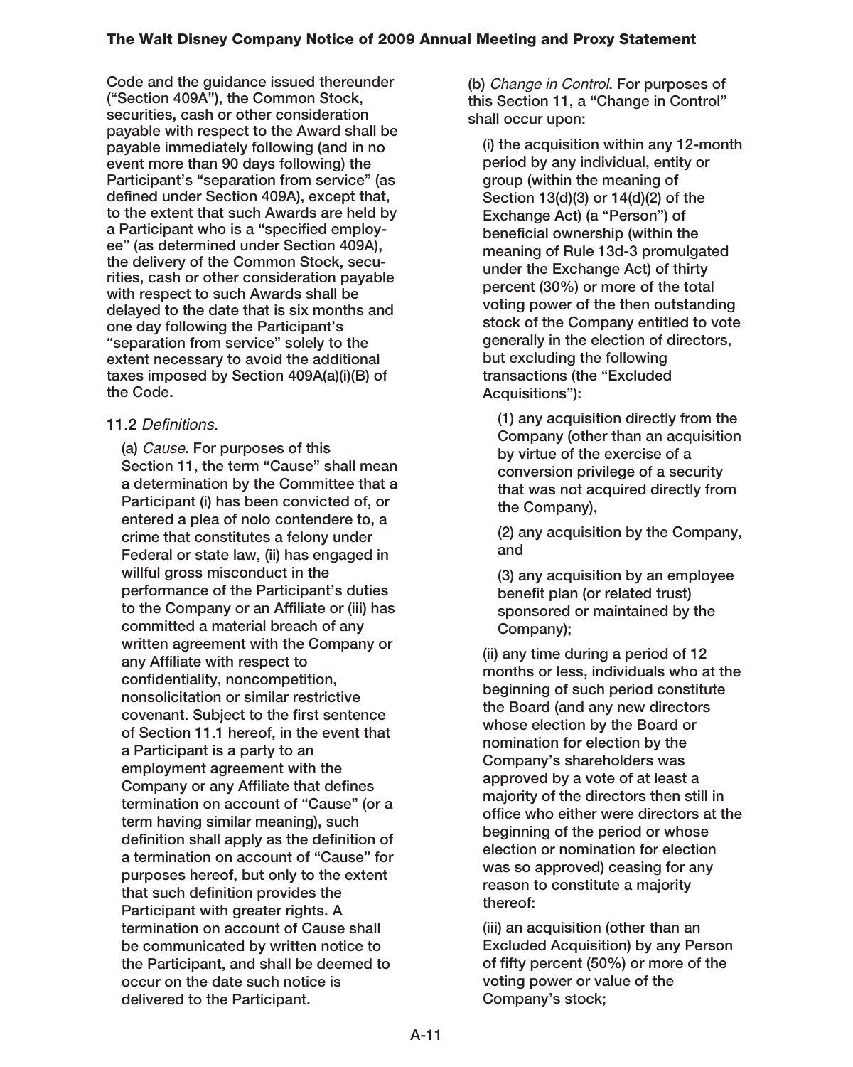Code and the guidance issued thereunder ("Section 409A"), the Common Stock, securities, cash or other consideration payable with respect to the Award shall be payable immediately following (and in no event more than 90 days following) the Participant's "separation from service" (as defined under Section 409A), except that, to the extent that such Awards are held by a Participant who is a "specified employee" (as determined under Section 409A), the delivery of the Common Stock, securities, cash or other consideration payable with respect to such Awards shall be delayed to the date that is six months and one day following the Participant's "separation from service" solely to the extent necessary to avoid the additional taxes imposed by Section 409A(a)(i)(B) of the Code.

11.2 *Definitions*.

(a) *Cause*. For purposes of this Section 11, the term "Cause" shall mean a determination by the Committee that a Participant (i) has been convicted of, or entered a plea of nolo contendere to, a crime that constitutes a felony under Federal or state law, (ii) has engaged in willful gross misconduct in the performance of the Participant's duties to the Company or an Affiliate or (iii) has committed a material breach of any written agreement with the Company or any Affiliate with respect to confidentiality, noncompetition, nonsolicitation or similar restrictive covenant. Subject to the first sentence of Section 11.1 hereof, in the event that a Participant is a party to an employment agreement with the Company or any Affiliate that defines termination on account of "Cause" (or a term having similar meaning), such definition shall apply as the definition of a termination on account of "Cause" for purposes hereof, but only to the extent that such definition provides the Participant with greater rights. A termination on account of Cause shall be communicated by written notice to the Participant, and shall be deemed to occur on the date such notice is delivered to the Participant.

(b) *Change in Control*. For purposes of this Section 11, a "Change in Control" shall occur upon:

(i) the acquisition within any 12-month period by any individual, entity or group (within the meaning of Section 13(d)(3) or 14(d)(2) of the Exchange Act) (a "Person") of beneficial ownership (within the meaning of Rule 13d-3 promulgated under the Exchange Act) of thirty percent (30%) or more of the total voting power of the then outstanding stock of the Company entitled to vote generally in the election of directors, but excluding the following transactions (the "Excluded Acquisitions"):

(1) any acquisition directly from the Company (other than an acquisition by virtue of the exercise of a conversion privilege of a security that was not acquired directly from the Company),

(2) any acquisition by the Company, and

(3) any acquisition by an employee benefit plan (or related trust) sponsored or maintained by the Company);

(ii) any time during a period of 12 months or less, individuals who at the beginning of such period constitute the Board (and any new directors whose election by the Board or nomination for election by the Company's shareholders was approved by a vote of at least a majority of the directors then still in office who either were directors at the beginning of the period or whose election or nomination for election was so approved) ceasing for any reason to constitute a majority thereof:

(iii) an acquisition (other than an Excluded Acquisition) by any Person of fifty percent (50%) or more of the voting power or value of the Company's stock;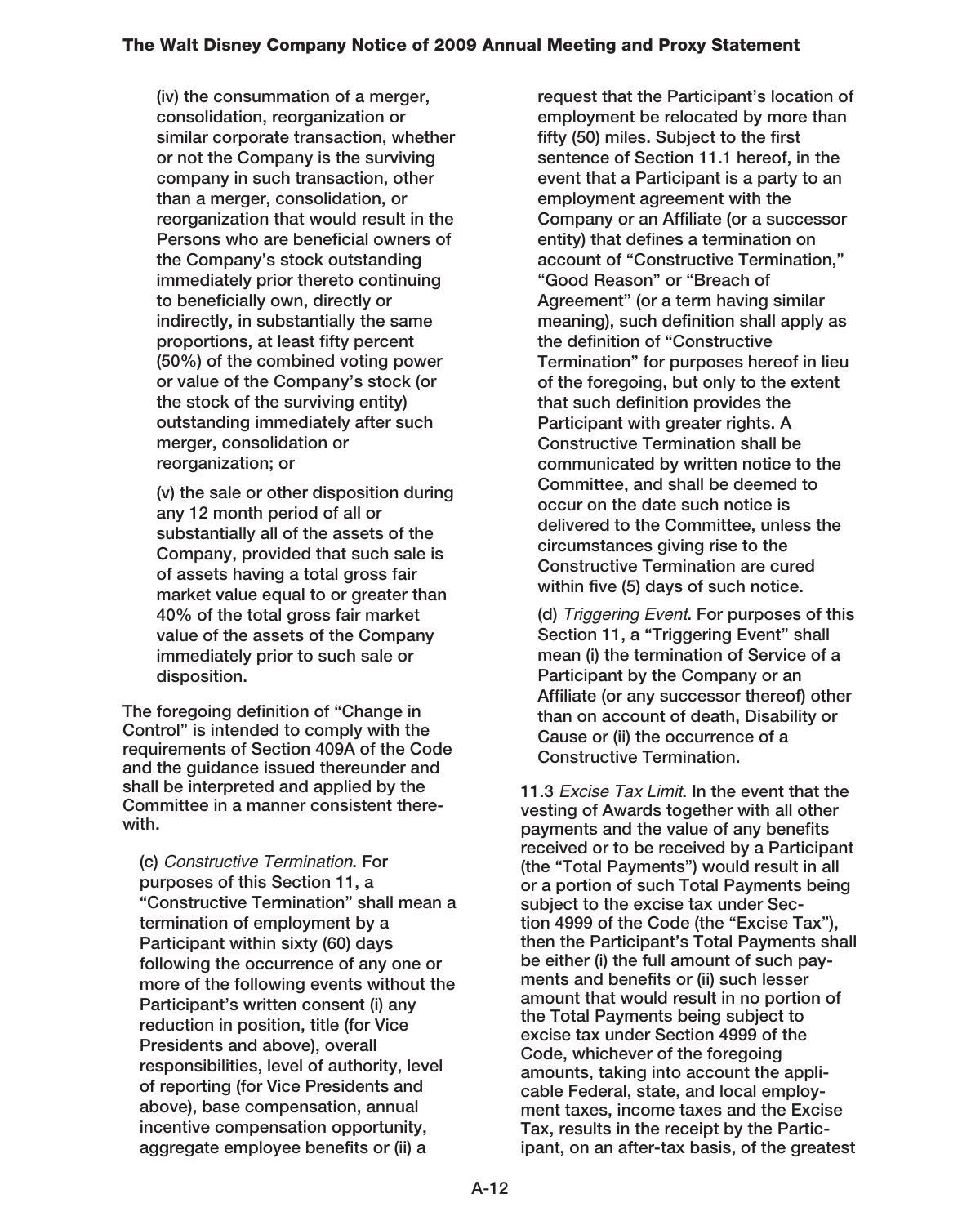(iv) the consummation of a merger, consolidation, reorganization or similar corporate transaction, whether or not the Company is the surviving company in such transaction, other than a merger, consolidation, or reorganization that would result in the Persons who are beneficial owners of the Company's stock outstanding immediately prior thereto continuing to beneficially own, directly or indirectly, in substantially the same proportions, at least fifty percent (50%) of the combined voting power or value of the Company's stock (or the stock of the surviving entity) outstanding immediately after such merger, consolidation or reorganization; or

(v) the sale or other disposition during any 12 month period of all or substantially all of the assets of the Company, provided that such sale is of assets having a total gross fair market value equal to or greater than 40% of the total gross fair market value of the assets of the Company immediately prior to such sale or disposition.

The foregoing definition of "Change in Control" is intended to comply with the requirements of Section 409A of the Code and the guidance issued thereunder and shall be interpreted and applied by the Committee in a manner consistent therewith.

(c) *Constructive Termination*. For purposes of this Section 11, a "Constructive Termination" shall mean a termination of employment by a Participant within sixty (60) days following the occurrence of any one or more of the following events without the Participant's written consent (i) any reduction in position, title (for Vice Presidents and above), overall responsibilities, level of authority, level of reporting (for Vice Presidents and above), base compensation, annual incentive compensation opportunity, aggregate employee benefits or (ii) a request that the Participant's location of employment be relocated by more than fifty (50) miles. Subject to the first sentence of Section 11.1 hereof, in the event that a Participant is a party to an employment agreement with the Company or an Affiliate (or a successor entity) that defines a termination on account of "Constructive Termination," "Good Reason" or "Breach of Agreement" (or a term having similar meaning), such definition shall apply as the definition of "Constructive Termination" for purposes hereof in lieu of the foregoing, but only to the extent that such definition provides the Participant with greater rights. A Constructive Termination shall be communicated by written notice to the Committee, and shall be deemed to occur on the date such notice is delivered to the Committee, unless the circumstances giving rise to the Constructive Termination are cured within five (5) days of such notice.

(d) *Triggering Event*. For purposes of this Section 11, a "Triggering Event" shall mean (i) the termination of Service of a Participant by the Company or an Affiliate (or any successor thereof) other than on account of death, Disability or Cause or (ii) the occurrence of a Constructive Termination.

11.3 *Excise Tax Limit*. In the event that the vesting of Awards together with all other payments and the value of any benefits received or to be received by a Participant (the "Total Payments") would result in all or a portion of such Total Payments being subject to the excise tax under Section 4999 of the Code (the "Excise Tax"), then the Participant's Total Payments shall be either (i) the full amount of such payments and benefits or (ii) such lesser amount that would result in no portion of the Total Payments being subject to excise tax under Section 4999 of the Code, whichever of the foregoing amounts, taking into account the applicable Federal, state, and local employment taxes, income taxes and the Excise Tax, results in the receipt by the Participant, on an after-tax basis, of the greatest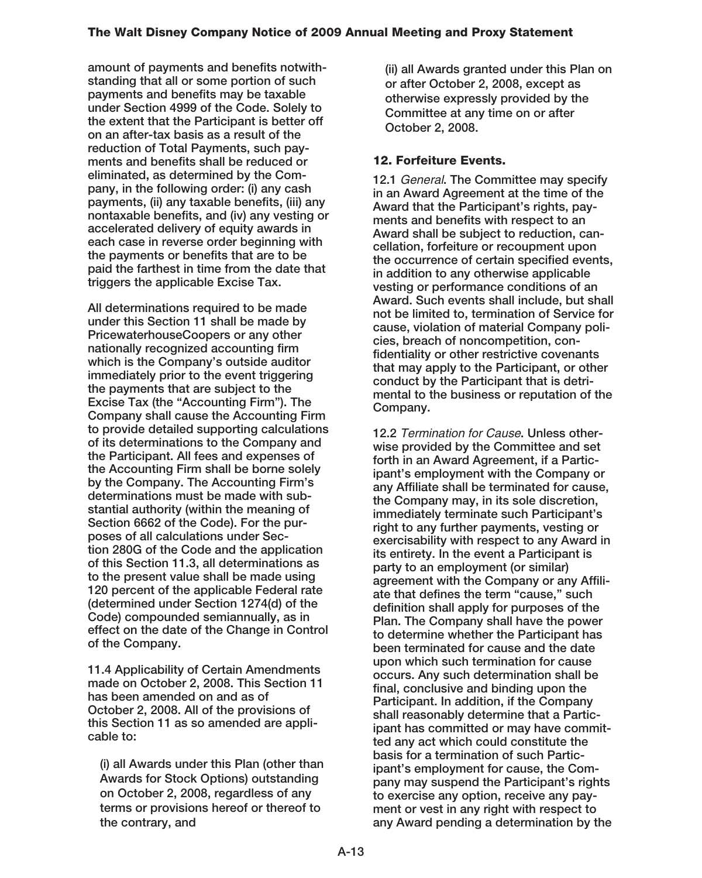amount of payments and benefits notwithstanding that all or some portion of such payments and benefits may be taxable under Section 4999 of the Code. Solely to the extent that the Participant is better off on an after-tax basis as a result of the reduction of Total Payments, such payments and benefits shall be reduced or eliminated, as determined by the Company, in the following order: (i) any cash payments, (ii) any taxable benefits, (iii) any nontaxable benefits, and (iv) any vesting or accelerated delivery of equity awards in each case in reverse order beginning with the payments or benefits that are to be paid the farthest in time from the date that triggers the applicable Excise Tax.

All determinations required to be made under this Section 11 shall be made by PricewaterhouseCoopers or any other nationally recognized accounting firm which is the Company's outside auditor immediately prior to the event triggering the payments that are subject to the Excise Tax (the "Accounting Firm"). The Company shall cause the Accounting Firm to provide detailed supporting calculations of its determinations to the Company and the Participant. All fees and expenses of the Accounting Firm shall be borne solely by the Company. The Accounting Firm's determinations must be made with substantial authority (within the meaning of Section 6662 of the Code). For the purposes of all calculations under Section 280G of the Code and the application of this Section 11.3, all determinations as to the present value shall be made using 120 percent of the applicable Federal rate (determined under Section 1274(d) of the Code) compounded semiannually, as in effect on the date of the Change in Control of the Company.

11.4 Applicability of Certain Amendments made on October 2, 2008. This Section 11 has been amended on and as of October 2, 2008. All of the provisions of this Section 11 as so amended are applicable to:

(i) all Awards under this Plan (other than Awards for Stock Options) outstanding on October 2, 2008, regardless of any terms or provisions hereof or thereof to the contrary, and

(ii) all Awards granted under this Plan on or after October 2, 2008, except as otherwise expressly provided by the Committee at any time on or after October 2, 2008.

### 12. Forfeiture Events.

12.1 *General*. The Committee may specify in an Award Agreement at the time of the Award that the Participant's rights, payments and benefits with respect to an Award shall be subject to reduction, cancellation, forfeiture or recoupment upon the occurrence of certain specified events, in addition to any otherwise applicable vesting or performance conditions of an Award. Such events shall include, but shall not be limited to, termination of Service for cause, violation of material Company policies, breach of noncompetition, confidentiality or other restrictive covenants that may apply to the Participant, or other conduct by the Participant that is detrimental to the business or reputation of the Company.

12.2 *Termination for Cause*. Unless otherwise provided by the Committee and set forth in an Award Agreement, if a Participant's employment with the Company or any Affiliate shall be terminated for cause, the Company may, in its sole discretion, immediately terminate such Participant's right to any further payments, vesting or exercisability with respect to any Award in its entirety. In the event a Participant is party to an employment (or similar) agreement with the Company or any Affiliate that defines the term "cause," such definition shall apply for purposes of the Plan. The Company shall have the power to determine whether the Participant has been terminated for cause and the date upon which such termination for cause occurs. Any such determination shall be final, conclusive and binding upon the Participant. In addition, if the Company shall reasonably determine that a Participant has committed or may have committed any act which could constitute the basis for a termination of such Participant's employment for cause, the Company may suspend the Participant's rights to exercise any option, receive any payment or vest in any right with respect to any Award pending a determination by the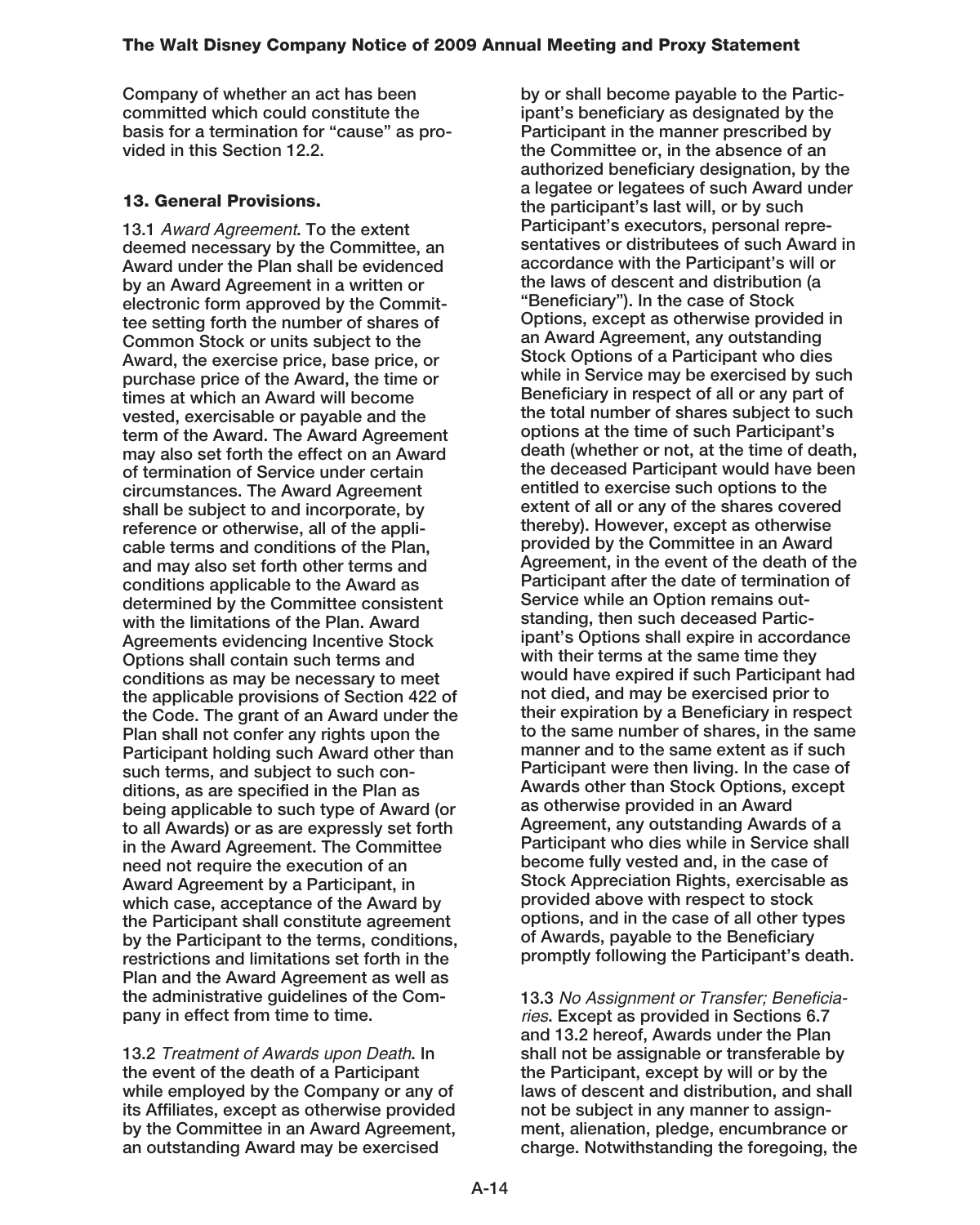Company of whether an act has been committed which could constitute the basis for a termination for "cause" as provided in this Section 12.2.

### 13. General Provisions.

13.1 *Award Agreement*. To the extent deemed necessary by the Committee, an Award under the Plan shall be evidenced by an Award Agreement in a written or electronic form approved by the Committee setting forth the number of shares of Common Stock or units subject to the Award, the exercise price, base price, or purchase price of the Award, the time or times at which an Award will become vested, exercisable or payable and the term of the Award. The Award Agreement may also set forth the effect on an Award of termination of Service under certain circumstances. The Award Agreement shall be subject to and incorporate, by reference or otherwise, all of the applicable terms and conditions of the Plan, and may also set forth other terms and conditions applicable to the Award as determined by the Committee consistent with the limitations of the Plan. Award Agreements evidencing Incentive Stock Options shall contain such terms and conditions as may be necessary to meet the applicable provisions of Section 422 of the Code. The grant of an Award under the Plan shall not confer any rights upon the Participant holding such Award other than such terms, and subject to such conditions, as are specified in the Plan as being applicable to such type of Award (or to all Awards) or as are expressly set forth in the Award Agreement. The Committee need not require the execution of an Award Agreement by a Participant, in which case, acceptance of the Award by the Participant shall constitute agreement by the Participant to the terms, conditions, restrictions and limitations set forth in the Plan and the Award Agreement as well as the administrative guidelines of the Company in effect from time to time.

13.2 *Treatment of Awards upon Death*. In the event of the death of a Participant while employed by the Company or any of its Affiliates, except as otherwise provided by the Committee in an Award Agreement, an outstanding Award may be exercised by or shall become payable to the Participant's beneficiary as designated by the Participant in the manner prescribed by the Committee or, in the absence of an authorized beneficiary designation, by the a legatee or legatees of such Award under the participant's last will, or by such Participant's executors, personal representatives or distributees of such Award in accordance with the Participant's will or the laws of descent and distribution (a "Beneficiary"). In the case of Stock Options, except as otherwise provided in an Award Agreement, any outstanding Stock Options of a Participant who dies while in Service may be exercised by such Beneficiary in respect of all or any part of the total number of shares subject to such options at the time of such Participant's death (whether or not, at the time of death, the deceased Participant would have been entitled to exercise such options to the extent of all or any of the shares covered thereby). However, except as otherwise provided by the Committee in an Award Agreement, in the event of the death of the Participant after the date of termination of Service while an Option remains outstanding, then such deceased Participant's Options shall expire in accordance with their terms at the same time they would have expired if such Participant had not died, and may be exercised prior to their expiration by a Beneficiary in respect to the same number of shares, in the same manner and to the same extent as if such Participant were then living. In the case of Awards other than Stock Options, except as otherwise provided in an Award Agreement, any outstanding Awards of a Participant who dies while in Service shall become fully vested and, in the case of Stock Appreciation Rights, exercisable as provided above with respect to stock options, and in the case of all other types of Awards, payable to the Beneficiary promptly following the Participant's death.

13.3 *No Assignment or Transfer; Beneficiaries*. Except as provided in Sections 6.7 and 13.2 hereof, Awards under the Plan shall not be assignable or transferable by the Participant, except by will or by the laws of descent and distribution, and shall not be subject in any manner to assignment, alienation, pledge, encumbrance or charge. Notwithstanding the foregoing, the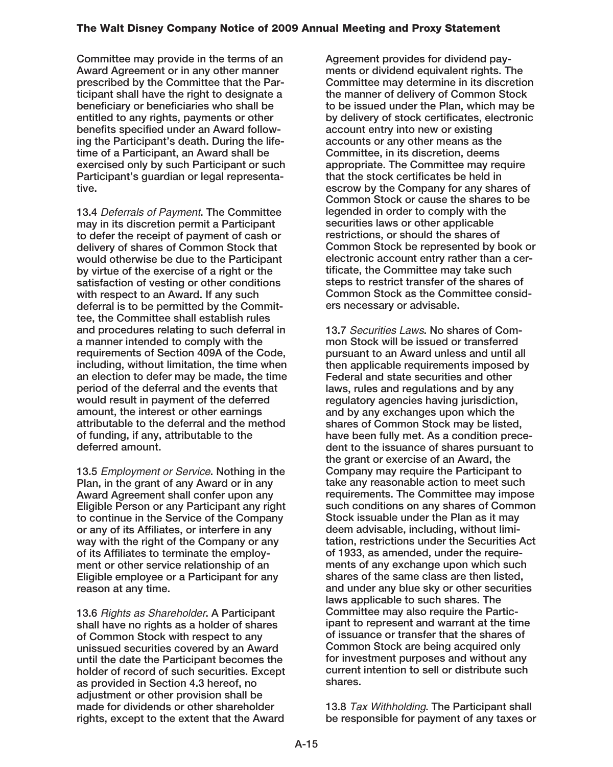Committee may provide in the terms of an Award Agreement or in any other manner prescribed by the Committee that the Participant shall have the right to designate a beneficiary or beneficiaries who shall be entitled to any rights, payments or other benefits specified under an Award following the Participant's death. During the lifetime of a Participant, an Award shall be exercised only by such Participant or such Participant's guardian or legal representative.

13.4 *Deferrals of Payment*. The Committee may in its discretion permit a Participant to defer the receipt of payment of cash or delivery of shares of Common Stock that would otherwise be due to the Participant by virtue of the exercise of a right or the satisfaction of vesting or other conditions with respect to an Award. If any such deferral is to be permitted by the Committee, the Committee shall establish rules and procedures relating to such deferral in a manner intended to comply with the requirements of Section 409A of the Code, including, without limitation, the time when an election to defer may be made, the time period of the deferral and the events that would result in payment of the deferred amount, the interest or other earnings attributable to the deferral and the method of funding, if any, attributable to the deferred amount.

13.5 *Employment or Service*. Nothing in the Plan, in the grant of any Award or in any Award Agreement shall confer upon any Eligible Person or any Participant any right to continue in the Service of the Company or any of its Affiliates, or interfere in any way with the right of the Company or any of its Affiliates to terminate the employment or other service relationship of an Eligible employee or a Participant for any reason at any time.

13.6 *Rights as Shareholder*. A Participant shall have no rights as a holder of shares of Common Stock with respect to any unissued securities covered by an Award until the date the Participant becomes the holder of record of such securities. Except as provided in Section 4.3 hereof, no adjustment or other provision shall be made for dividends or other shareholder rights, except to the extent that the Award Agreement provides for dividend payments or dividend equivalent rights. The Committee may determine in its discretion the manner of delivery of Common Stock to be issued under the Plan, which may be by delivery of stock certificates, electronic account entry into new or existing accounts or any other means as the Committee, in its discretion, deems appropriate. The Committee may require that the stock certificates be held in escrow by the Company for any shares of Common Stock or cause the shares to be legended in order to comply with the securities laws or other applicable restrictions, or should the shares of Common Stock be represented by book or electronic account entry rather than a certificate, the Committee may take such steps to restrict transfer of the shares of Common Stock as the Committee considers necessary or advisable.

13.7 *Securities Laws*. No shares of Common Stock will be issued or transferred pursuant to an Award unless and until all then applicable requirements imposed by Federal and state securities and other laws, rules and regulations and by any regulatory agencies having jurisdiction, and by any exchanges upon which the shares of Common Stock may be listed, have been fully met. As a condition precedent to the issuance of shares pursuant to the grant or exercise of an Award, the Company may require the Participant to take any reasonable action to meet such requirements. The Committee may impose such conditions on any shares of Common Stock issuable under the Plan as it may deem advisable, including, without limitation, restrictions under the Securities Act of 1933, as amended, under the requirements of any exchange upon which such shares of the same class are then listed, and under any blue sky or other securities laws applicable to such shares. The Committee may also require the Participant to represent and warrant at the time of issuance or transfer that the shares of Common Stock are being acquired only for investment purposes and without any current intention to sell or distribute such shares.

13.8 *Tax Withholding*. The Participant shall be responsible for payment of any taxes or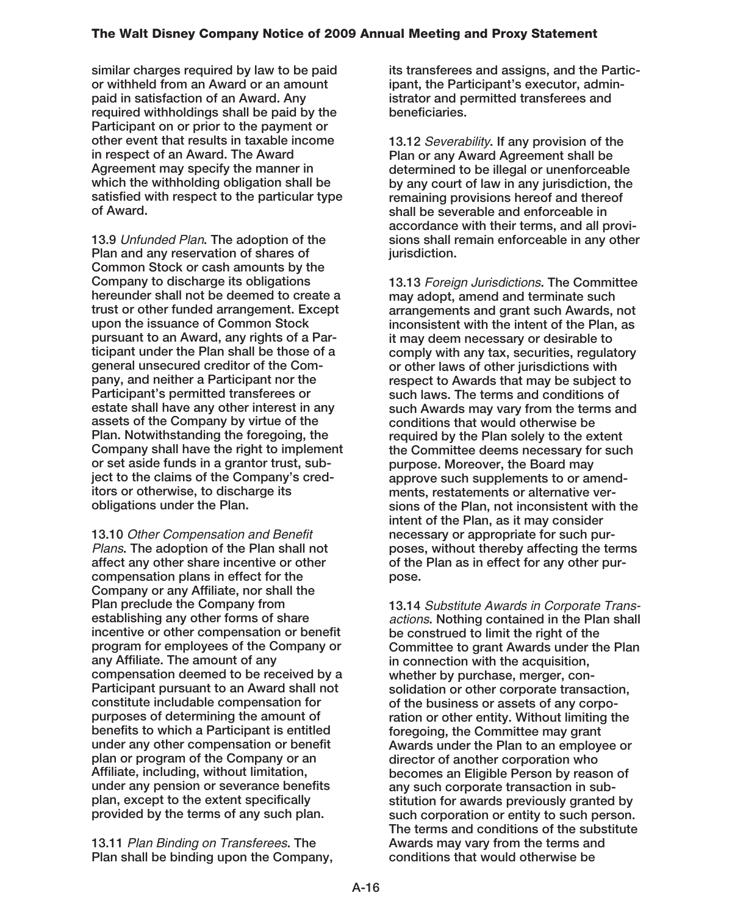similar charges required by law to be paid or withheld from an Award or an amount paid in satisfaction of an Award. Any required withholdings shall be paid by the Participant on or prior to the payment or other event that results in taxable income in respect of an Award. The Award Agreement may specify the manner in which the withholding obligation shall be satisfied with respect to the particular type of Award.

13.9 *Unfunded Plan*. The adoption of the Plan and any reservation of shares of Common Stock or cash amounts by the Company to discharge its obligations hereunder shall not be deemed to create a trust or other funded arrangement. Except upon the issuance of Common Stock pursuant to an Award, any rights of a Participant under the Plan shall be those of a general unsecured creditor of the Company, and neither a Participant nor the Participant's permitted transferees or estate shall have any other interest in any assets of the Company by virtue of the Plan. Notwithstanding the foregoing, the Company shall have the right to implement or set aside funds in a grantor trust, subject to the claims of the Company's creditors or otherwise, to discharge its obligations under the Plan.

13.10 *Other Compensation and Benefit Plans*. The adoption of the Plan shall not affect any other share incentive or other compensation plans in effect for the Company or any Affiliate, nor shall the Plan preclude the Company from establishing any other forms of share incentive or other compensation or benefit program for employees of the Company or any Affiliate. The amount of any compensation deemed to be received by a Participant pursuant to an Award shall not constitute includable compensation for purposes of determining the amount of benefits to which a Participant is entitled under any other compensation or benefit plan or program of the Company or an Affiliate, including, without limitation, under any pension or severance benefits plan, except to the extent specifically provided by the terms of any such plan.

13.11 *Plan Binding on Transferees*. The Plan shall be binding upon the Company, its transferees and assigns, and the Participant, the Participant's executor, administrator and permitted transferees and beneficiaries.

13.12 *Severability*. If any provision of the Plan or any Award Agreement shall be determined to be illegal or unenforceable by any court of law in any jurisdiction, the remaining provisions hereof and thereof shall be severable and enforceable in accordance with their terms, and all provisions shall remain enforceable in any other jurisdiction.

13.13 *Foreign Jurisdictions*. The Committee may adopt, amend and terminate such arrangements and grant such Awards, not inconsistent with the intent of the Plan, as it may deem necessary or desirable to comply with any tax, securities, regulatory or other laws of other jurisdictions with respect to Awards that may be subject to such laws. The terms and conditions of such Awards may vary from the terms and conditions that would otherwise be required by the Plan solely to the extent the Committee deems necessary for such purpose. Moreover, the Board may approve such supplements to or amendments, restatements or alternative versions of the Plan, not inconsistent with the intent of the Plan, as it may consider necessary or appropriate for such purposes, without thereby affecting the terms of the Plan as in effect for any other purpose.

13.14 *Substitute Awards in Corporate Transactions*. Nothing contained in the Plan shall be construed to limit the right of the Committee to grant Awards under the Plan in connection with the acquisition, whether by purchase, merger, consolidation or other corporate transaction, of the business or assets of any corporation or other entity. Without limiting the foregoing, the Committee may grant Awards under the Plan to an employee or director of another corporation who becomes an Eligible Person by reason of any such corporate transaction in substitution for awards previously granted by such corporation or entity to such person. The terms and conditions of the substitute Awards may vary from the terms and conditions that would otherwise be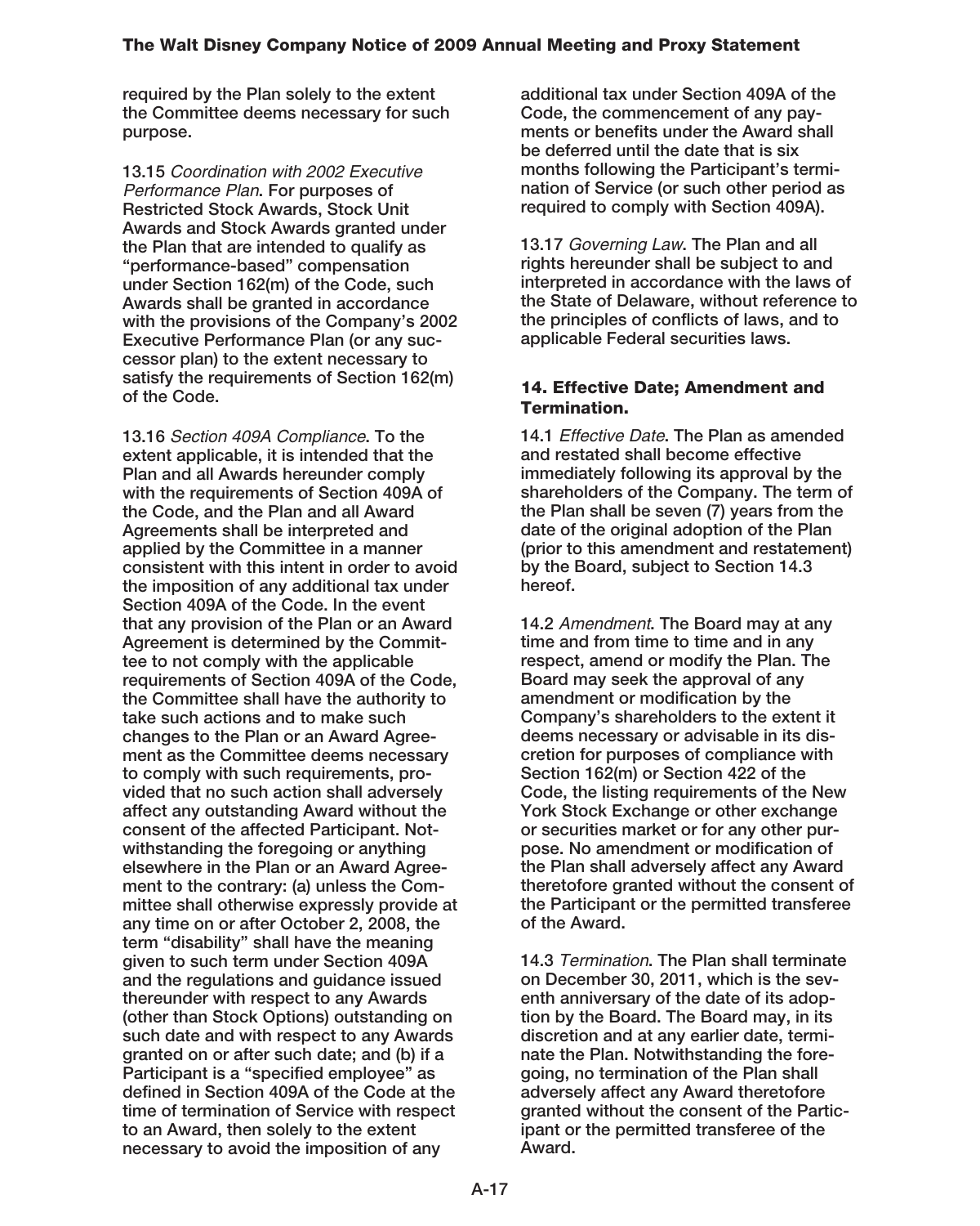required by the Plan solely to the extent the Committee deems necessary for such purpose.

13.15 *Coordination with 2002 Executive Performance Plan*. For purposes of Restricted Stock Awards, Stock Unit Awards and Stock Awards granted under the Plan that are intended to qualify as "performance-based" compensation under Section 162(m) of the Code, such Awards shall be granted in accordance with the provisions of the Company's 2002 Executive Performance Plan (or any successor plan) to the extent necessary to satisfy the requirements of Section 162(m) of the Code.

13.16 *Section 409A Compliance*. To the extent applicable, it is intended that the Plan and all Awards hereunder comply with the requirements of Section 409A of the Code, and the Plan and all Award Agreements shall be interpreted and applied by the Committee in a manner consistent with this intent in order to avoid the imposition of any additional tax under Section 409A of the Code. In the event that any provision of the Plan or an Award Agreement is determined by the Committee to not comply with the applicable requirements of Section 409A of the Code, the Committee shall have the authority to take such actions and to make such changes to the Plan or an Award Agreement as the Committee deems necessary to comply with such requirements, provided that no such action shall adversely affect any outstanding Award without the consent of the affected Participant. Notwithstanding the foregoing or anything elsewhere in the Plan or an Award Agreement to the contrary: (a) unless the Committee shall otherwise expressly provide at any time on or after October 2, 2008, the term "disability" shall have the meaning given to such term under Section 409A and the regulations and guidance issued thereunder with respect to any Awards (other than Stock Options) outstanding on such date and with respect to any Awards granted on or after such date; and (b) if a Participant is a "specified employee" as defined in Section 409A of the Code at the time of termination of Service with respect to an Award, then solely to the extent necessary to avoid the imposition of any additional tax under Section 409A of the Code, the commencement of any payments or benefits under the Award shall be deferred until the date that is six months following the Participant's termination of Service (or such other period as required to comply with Section 409A).

13.17 *Governing Law*. The Plan and all rights hereunder shall be subject to and interpreted in accordance with the laws of the State of Delaware, without reference to the principles of conflicts of laws, and to applicable Federal securities laws.

## 14. Effective Date; Amendment and Termination.

14.1 *Effective Date*. The Plan as amended and restated shall become effective immediately following its approval by the shareholders of the Company. The term of the Plan shall be seven (7) years from the date of the original adoption of the Plan (prior to this amendment and restatement) by the Board, subject to Section 14.3 hereof.

14.2 *Amendment*. The Board may at any time and from time to time and in any respect, amend or modify the Plan. The Board may seek the approval of any amendment or modification by the Company's shareholders to the extent it deems necessary or advisable in its discretion for purposes of compliance with Section 162(m) or Section 422 of the Code, the listing requirements of the New York Stock Exchange or other exchange or securities market or for any other purpose. No amendment or modification of the Plan shall adversely affect any Award theretofore granted without the consent of the Participant or the permitted transferee of the Award.

14.3 *Termination*. The Plan shall terminate on December 30, 2011, which is the seventh anniversary of the date of its adoption by the Board. The Board may, in its discretion and at any earlier date, terminate the Plan. Notwithstanding the foregoing, no termination of the Plan shall adversely affect any Award theretofore granted without the consent of the Participant or the permitted transferee of the Award.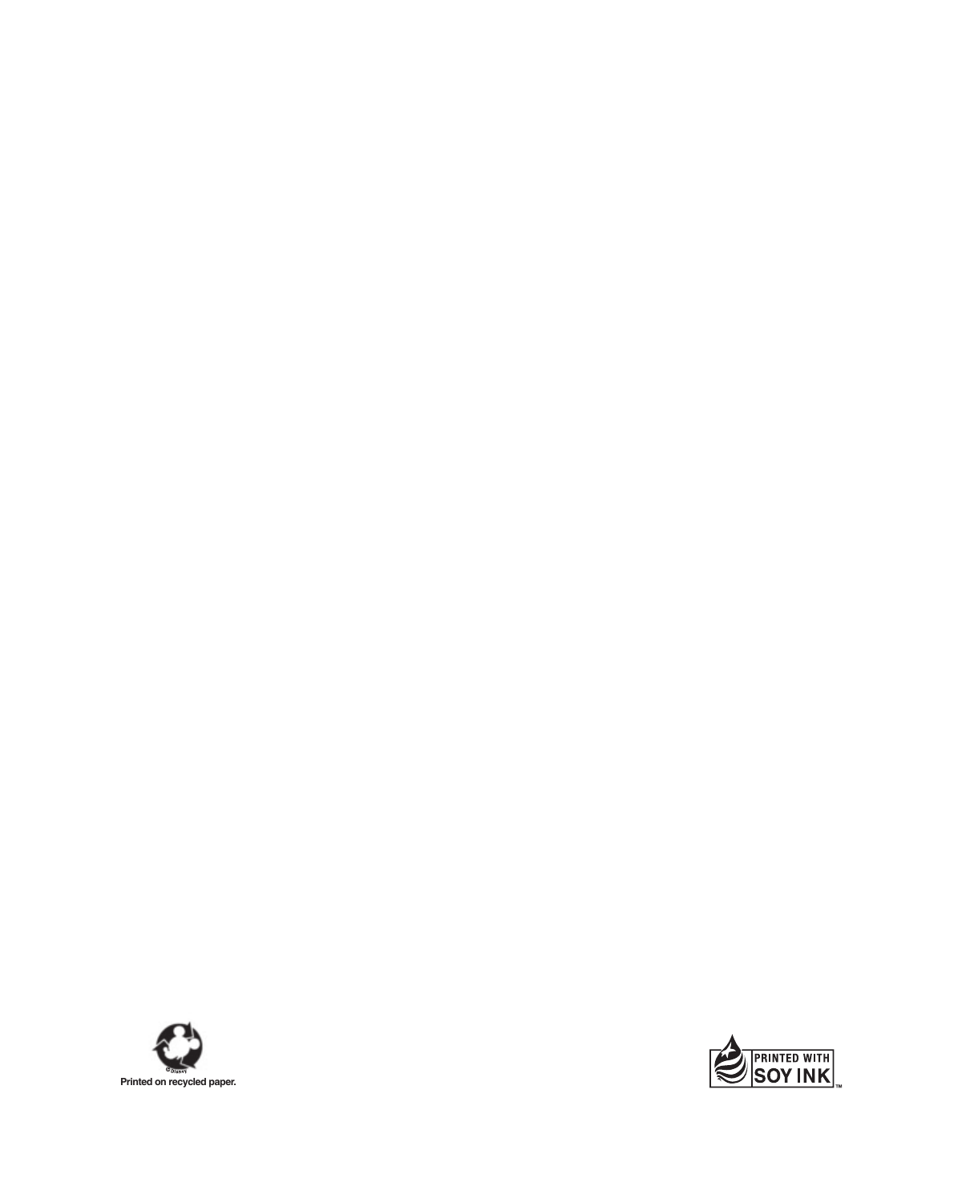© Disney

Printed on recycled paper.

PRINTED WITH SOY INK ™